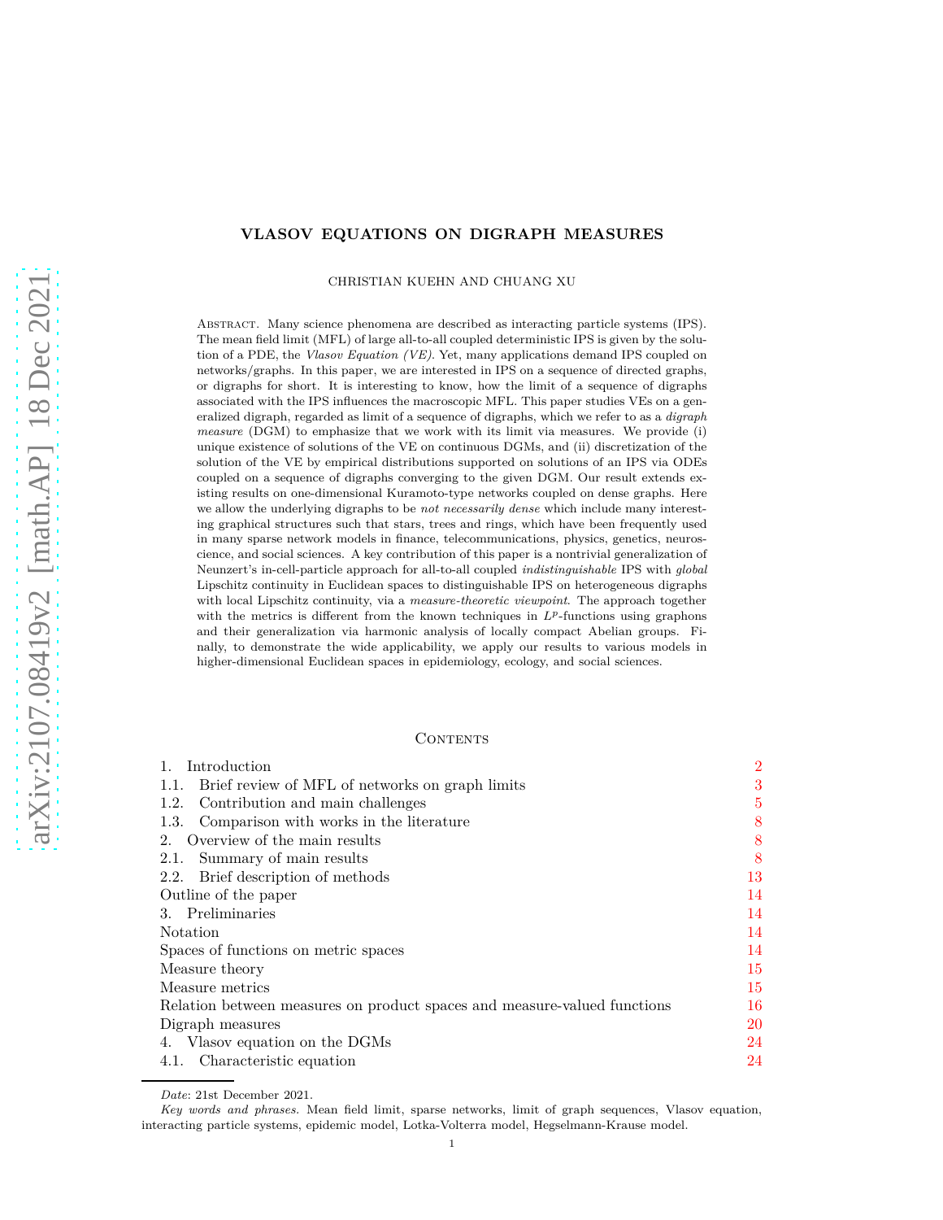# VLASOV EQUATIONS ON DIGRAPH MEASURES

CHRISTIAN KUEHN AND CHUANG XU

ABSTRACT. Many science phenomena are described as interacting particle systems (IPS). The mean field limit (MFL) of large all-to-all coupled deterministic IPS is given by the solution of a PDE, the *Vlasov Equation (VE)*. Yet, many applications demand IPS coupled on networks/graphs. In this paper, we are interested in IPS on a sequence of directed graphs, or digraphs for short. It is interesting to know, how the limit of a sequence of digraphs associated with the IPS influences the macroscopic MFL. This paper studies VEs on a generalized digraph, regarded as limit of a sequence of digraphs, which we refer to as a *digraph measure* (DGM) to emphasize that we work with its limit via measures. We provide (i) unique existence of solutions of the VE on continuous DGMs, and (ii) discretization of the solution of the VE by empirical distributions supported on solutions of an IPS via ODEs coupled on a sequence of digraphs converging to the given DGM. Our result extends existing results on one-dimensional Kuramoto-type networks coupled on dense graphs. Here we allow the underlying digraphs to be *not necessarily dense* which include many interesting graphical structures such that stars, trees and rings, which have been frequently used in many sparse network models in finance, telecommunications, physics, genetics, neuroscience, and social sciences. A key contribution of this paper is a nontrivial generalization of Neunzert's in-cell-particle approach for all-to-all coupled *indistinguishable* IPS with *global* Lipschitz continuity in Euclidean spaces to distinguishable IPS on heterogeneous digraphs with local Lipschitz continuity, via a *measure-theoretic viewpoint*. The approach together with the metrics is different from the known techniques in $L^p$-functions using graphons and their generalization via harmonic analysis of locally compact Abelian groups. Finally, to demonstrate the wide applicability, we apply our results to various models in higher-dimensional Euclidean spaces in epidemiology, ecology, and social sciences.

## CONTENTS

1. Introduction — 2
1.1. Brief review of MFL of networks on graph limits — 3
1.2. Contribution and main challenges — 5
1.3. Comparison with works in the literature — 8
2. Overview of the main results — 8
2.1. Summary of main results — 8
2.2. Brief description of methods — 13
Outline of the paper — 14
3. Preliminaries — 14
Notation — 14
Spaces of functions on metric spaces — 14
Measure theory — 15
Measure metrics — 15
Relation between measures on product spaces and measure-valued functions — 16
Digraph measures — 20
4. Vlasov equation on the DGMs — 24
4.1. Characteristic equation — 24

*Date*: 21st December 2021.

*Key words and phrases.* Mean field limit, sparse networks, limit of graph sequences, Vlasov equation, interacting particle systems, epidemic model, Lotka-Volterra model, Hegselmann-Krause model.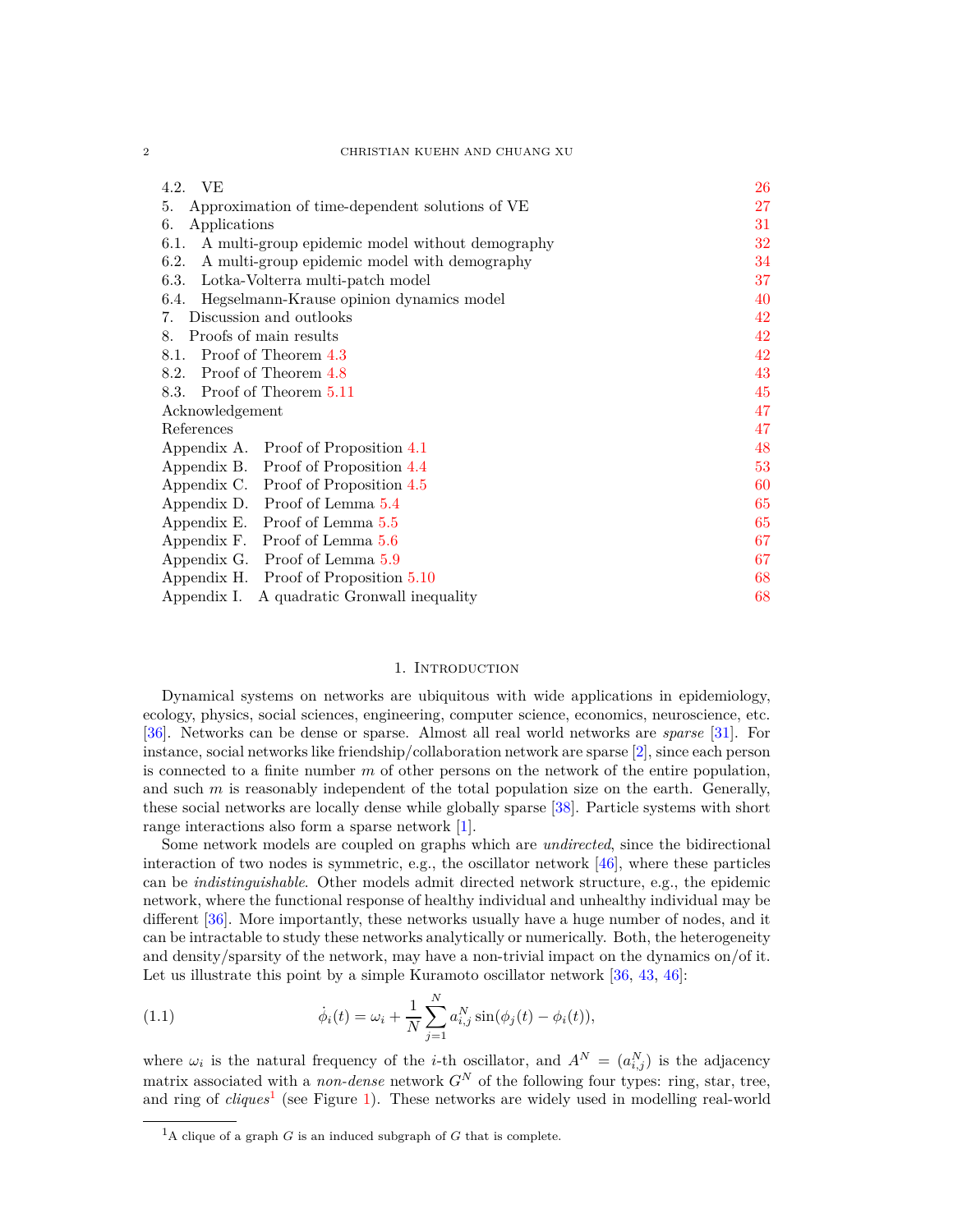4.2. VE 26
5. Approximation of time-dependent solutions of VE 27
6. Applications 31
6.1. A multi-group epidemic model without demography 32
6.2. A multi-group epidemic model with demography 34
6.3. Lotka-Volterra multi-patch model 37
6.4. Hegselmann-Krause opinion dynamics model 40
7. Discussion and outlooks 42
8. Proofs of main results 42
8.1. Proof of Theorem 4.3 42
8.2. Proof of Theorem 4.8 43
8.3. Proof of Theorem 5.11 45
Acknowledgement 47
References 47
Appendix A. Proof of Proposition 4.1 48
Appendix B. Proof of Proposition 4.4 53
Appendix C. Proof of Proposition 4.5 60
Appendix D. Proof of Lemma 5.4 65
Appendix E. Proof of Lemma 5.5 65
Appendix F. Proof of Lemma 5.6 67
Appendix G. Proof of Lemma 5.9 67
Appendix H. Proof of Proposition 5.10 68
Appendix I. A quadratic Gronwall inequality 68

## 1. Introduction

Dynamical systems on networks are ubiquitous with wide applications in epidemiology, ecology, physics, social sciences, engineering, computer science, economics, neuroscience, etc. [36]. Networks can be dense or sparse. Almost all real world networks are *sparse* [31]. For instance, social networks like friendship/collaboration network are sparse [2], since each person is connected to a finite number $m$ of other persons on the network of the entire population, and such $m$ is reasonably independent of the total population size on the earth. Generally, these social networks are locally dense while globally sparse [38]. Particle systems with short range interactions also form a sparse network [1].

Some network models are coupled on graphs which are *undirected*, since the bidirectional interaction of two nodes is symmetric, e.g., the oscillator network [46], where these particles can be *indistinguishable*. Other models admit directed network structure, e.g., the epidemic network, where the functional response of healthy individual and unhealthy individual may be different [36]. More importantly, these networks usually have a huge number of nodes, and it can be intractable to study these networks analytically or numerically. Both, the heterogeneity and density/sparsity of the network, may have a non-trivial impact on the dynamics on/of it. Let us illustrate this point by a simple Kuramoto oscillator network [36, 43, 46]:

$$\dot{\phi}_i(t) = \omega_i + \frac{1}{N}\sum_{j=1}^{N} a_{i,j}^N \sin(\phi_j(t) - \phi_i(t)), \tag{1.1}$$

where $\omega_i$ is the natural frequency of the $i$-th oscillator, and $A^N = (a_{i,j}^N)$ is the adjacency matrix associated with a *non-dense* network $G^N$ of the following four types: ring, star, tree, and ring of *cliques*[1] (see Figure 1). These networks are widely used in modelling real-world

[1] A clique of a graph $G$ is an induced subgraph of $G$ that is complete.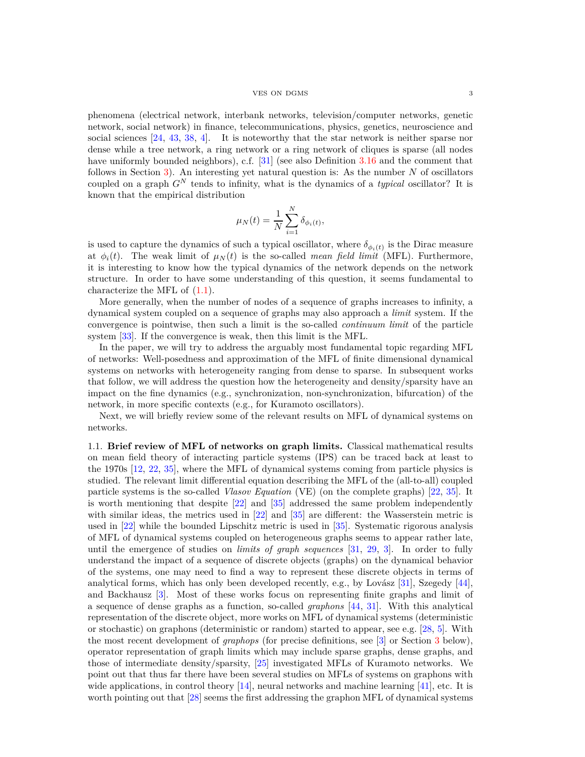phenomena (electrical network, interbank networks, television/computer networks, genetic network, social network) in finance, telecommunications, physics, genetics, neuroscience and social sciences [24, 43, 38, 4]. It is noteworthy that the star network is neither sparse nor dense while a tree network, a ring network or a ring network of cliques is sparse (all nodes have uniformly bounded neighbors), c.f. [31] (see also Definition 3.16 and the comment that follows in Section 3). An interesting yet natural question is: As the number $N$ of oscillators coupled on a graph $G^N$ tends to infinity, what is the dynamics of a *typical* oscillator? It is known that the empirical distribution

$$\mu_N(t) = \frac{1}{N}\sum_{i=1}^{N} \delta_{\phi_i(t)},$$

is used to capture the dynamics of such a typical oscillator, where $\delta_{\phi_i(t)}$ is the Dirac measure at $\phi_i(t)$. The weak limit of $\mu_N(t)$ is the so-called *mean field limit* (MFL). Furthermore, it is interesting to know how the typical dynamics of the network depends on the network structure. In order to have some understanding of this question, it seems fundamental to characterize the MFL of (1.1).

More generally, when the number of nodes of a sequence of graphs increases to infinity, a dynamical system coupled on a sequence of graphs may also approach a *limit* system. If the convergence is pointwise, then such a limit is the so-called *continuum limit* of the particle system [33]. If the convergence is weak, then this limit is the MFL.

In the paper, we will try to address the arguably most fundamental topic regarding MFL of networks: Well-posedness and approximation of the MFL of finite dimensional dynamical systems on networks with heterogeneity ranging from dense to sparse. In subsequent works that follow, we will address the question how the heterogeneity and density/sparsity have an impact on the fine dynamics (e.g., synchronization, non-synchronization, bifurcation) of the network, in more specific contexts (e.g., for Kuramoto oscillators).

Next, we will briefly review some of the relevant results on MFL of dynamical systems on networks.

1.1. **Brief review of MFL of networks on graph limits.** Classical mathematical results on mean field theory of interacting particle systems (IPS) can be traced back at least to the 1970s [12, 22, 35], where the MFL of dynamical systems coming from particle physics is studied. The relevant limit differential equation describing the MFL of the (all-to-all) coupled particle systems is the so-called *Vlasov Equation* (VE) (on the complete graphs) [22, 35]. It is worth mentioning that despite [22] and [35] addressed the same problem independently with similar ideas, the metrics used in [22] and [35] are different: the Wasserstein metric is used in [22] while the bounded Lipschitz metric is used in [35]. Systematic rigorous analysis of MFL of dynamical systems coupled on heterogeneous graphs seems to appear rather late, until the emergence of studies on *limits of graph sequences* [31, 29, 3]. In order to fully understand the impact of a sequence of discrete objects (graphs) on the dynamical behavior of the systems, one may need to find a way to represent these discrete objects in terms of analytical forms, which has only been developed recently, e.g., by Lovász [31], Szegedy [44], and Backhausz [3]. Most of these works focus on representing finite graphs and limit of a sequence of dense graphs as a function, so-called *graphons* [44, 31]. With this analytical representation of the discrete object, more works on MFL of dynamical systems (deterministic or stochastic) on graphons (deterministic or random) started to appear, see e.g. [28, 5]. With the most recent development of *graphops* (for precise definitions, see [3] or Section 3 below), operator representation of graph limits which may include sparse graphs, dense graphs, and those of intermediate density/sparsity, [25] investigated MFLs of Kuramoto networks. We point out that thus far there have been several studies on MFLs of systems on graphons with wide applications, in control theory [14], neural networks and machine learning [41], etc. It is worth pointing out that [28] seems the first addressing the graphon MFL of dynamical systems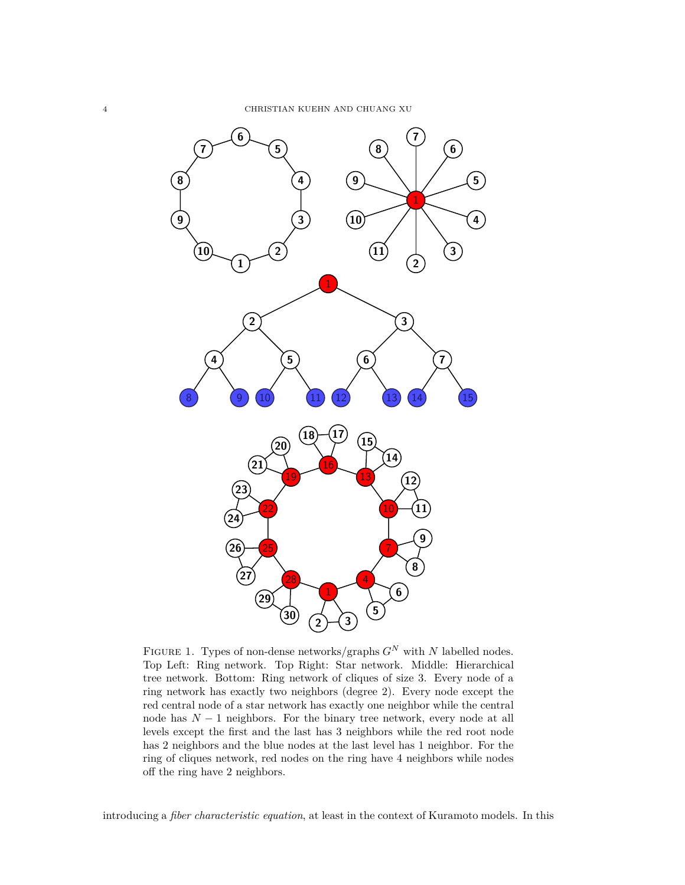Figure 1. Types of non-dense networks/graphs $G^N$ with $N$ labelled nodes. Top Left: Ring network. Top Right: Star network. Middle: Hierarchical tree network. Bottom: Ring network of cliques of size 3. Every node of a ring network has exactly two neighbors (degree 2). Every node except the red central node of a star network has exactly one neighbor while the central node has $N-1$ neighbors. For the binary tree network, every node at all levels except the first and the last has 3 neighbors while the red root node has 2 neighbors and the blue nodes at the last level has 1 neighbor. For the ring of cliques network, red nodes on the ring have 4 neighbors while nodes off the ring have 2 neighbors.

introducing a *fiber characteristic equation*, at least in the context of Kuramoto models. In this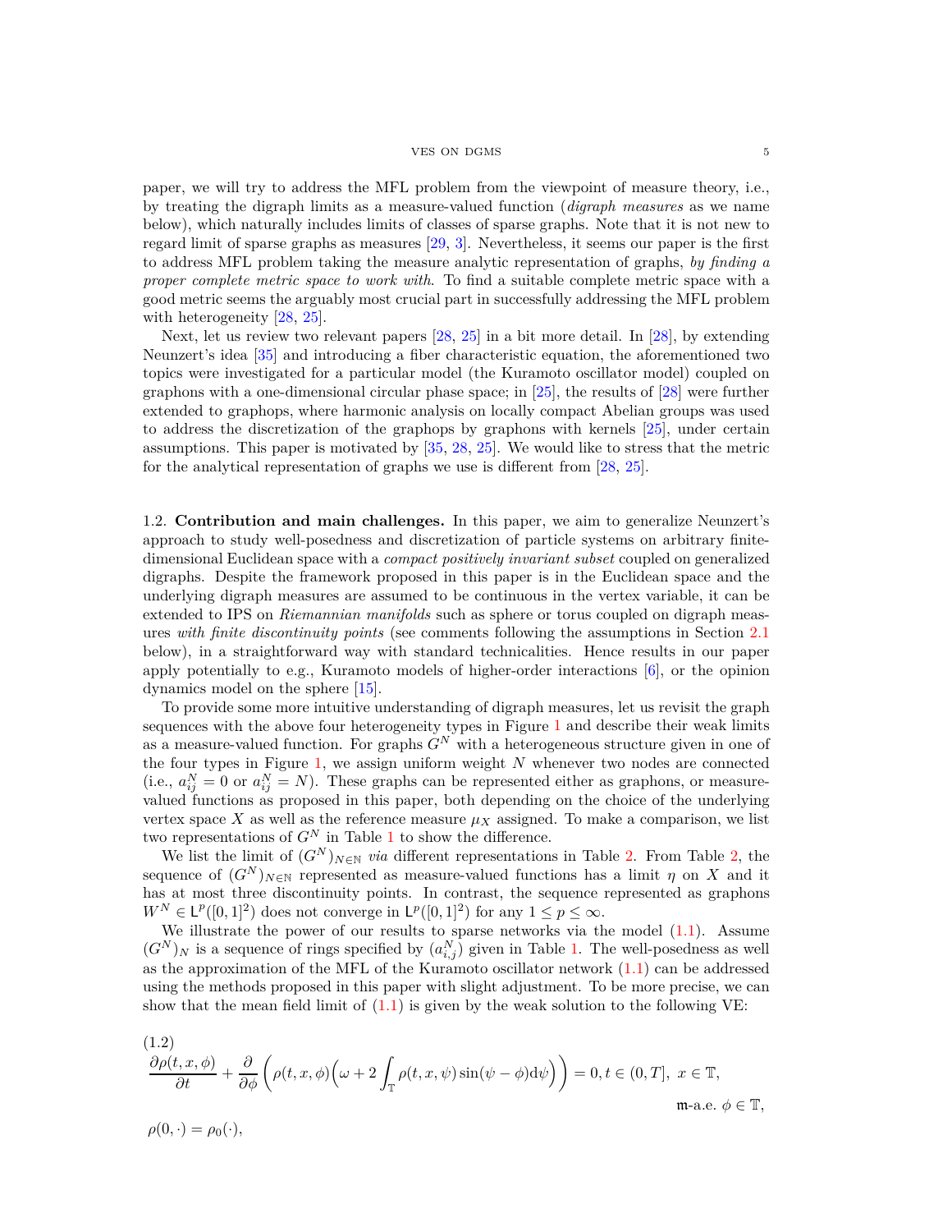paper, we will try to address the MFL problem from the viewpoint of measure theory, i.e., by treating the digraph limits as a measure-valued function (*digraph measures* as we name below), which naturally includes limits of classes of sparse graphs. Note that it is not new to regard limit of sparse graphs as measures [29, 3]. Nevertheless, it seems our paper is the first to address MFL problem taking the measure analytic representation of graphs, *by finding a proper complete metric space to work with*. To find a suitable complete metric space with a good metric seems the arguably most crucial part in successfully addressing the MFL problem with heterogeneity [28, 25].

Next, let us review two relevant papers [28, 25] in a bit more detail. In [28], by extending Neunzert's idea [35] and introducing a fiber characteristic equation, the aforementioned two topics were investigated for a particular model (the Kuramoto oscillator model) coupled on graphons with a one-dimensional circular phase space; in [25], the results of [28] were further extended to graphops, where harmonic analysis on locally compact Abelian groups was used to address the discretization of the graphops by graphons with kernels [25], under certain assumptions. This paper is motivated by [35, 28, 25]. We would like to stress that the metric for the analytical representation of graphs we use is different from [28, 25].

## 1.2. Contribution and main challenges.

In this paper, we aim to generalize Neunzert's approach to study well-posedness and discretization of particle systems on arbitrary finite-dimensional Euclidean space with a *compact positively invariant subset* coupled on generalized digraphs. Despite the framework proposed in this paper is in the Euclidean space and the underlying digraph measures are assumed to be continuous in the vertex variable, it can be extended to IPS on *Riemannian manifolds* such as sphere or torus coupled on digraph measures *with finite discontinuity points* (see comments following the assumptions in Section 2.1 below), in a straightforward way with standard technicalities. Hence results in our paper apply potentially to e.g., Kuramoto models of higher-order interactions [6], or the opinion dynamics model on the sphere [15].

To provide some more intuitive understanding of digraph measures, let us revisit the graph sequences with the above four heterogeneity types in Figure 1 and describe their weak limits as a measure-valued function. For graphs $G^N$ with a heterogeneous structure given in one of the four types in Figure 1, we assign uniform weight $N$ whenever two nodes are connected (i.e., $a_{ij}^N = 0$ or $a_{ij}^N = N$). These graphs can be represented either as graphons, or measure-valued functions as proposed in this paper, both depending on the choice of the underlying vertex space $X$ as well as the reference measure $\mu_X$ assigned. To make a comparison, we list two representations of $G^N$ in Table 1 to show the difference.

We list the limit of $(G^N)_{N\in\mathbb{N}}$ *via* different representations in Table 2. From Table 2, the sequence of $(G^N)_{N\in\mathbb{N}}$ represented as measure-valued functions has a limit $\eta$ on $X$ and it has at most three discontinuity points. In contrast, the sequence represented as graphons $W^N \in \mathsf{L}^p([0,1]^2)$ does not converge in $\mathsf{L}^p([0,1]^2)$ for any $1 \le p \le \infty$.

We illustrate the power of our results to sparse networks via the model (1.1). Assume $(G^N)_N$ is a sequence of rings specified by $(a_{i,j}^N)$ given in Table 1. The well-posedness as well as the approximation of the MFL of the Kuramoto oscillator network (1.1) can be addressed using the methods proposed in this paper with slight adjustment. To be more precise, we can show that the mean field limit of (1.1) is given by the weak solution to the following VE:

$$
\frac{\partial \rho(t,x,\phi)}{\partial t} + \frac{\partial}{\partial \phi}\left(\rho(t,x,\phi)\Big(\omega + 2\int_{\mathbb{T}} \rho(t,x,\psi)\sin(\psi-\phi)\mathrm{d}\psi\Big)\right) = 0, t \in (0,T],\ x \in \mathbb{T}, \quad \mathfrak{m}\text{-a.e. } \phi \in \mathbb{T},
\tag{1.2}
$$

$$
\rho(0,\cdot) = \rho_0(\cdot),
$$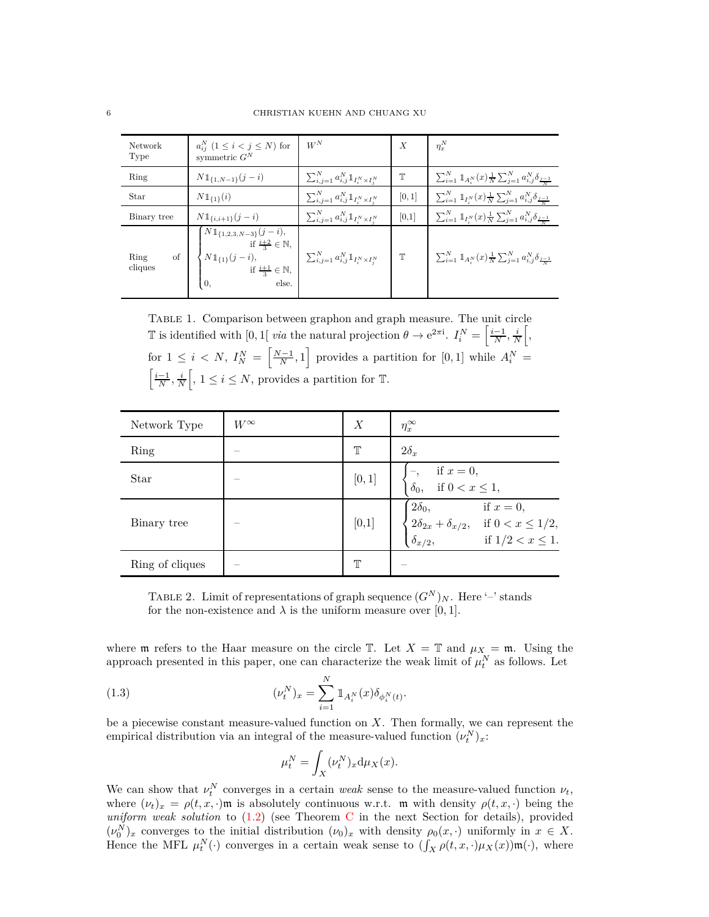| Network Type | $a_{ij}^N$ $(1 \le i < j \le N)$ for symmetric $G^N$ | $W^N$ | $X$ | $\eta_x^N$ |
|---|---|---|---|---|
| Ring | $N\mathbb{1}_{\{1,N-1\}}(j-i)$ | $\sum_{i,j=1}^N a_{i,j}^N \mathbb{1}_{I_i^N\times I_j^N}$ | $\mathbb{T}$ | $\sum_{i=1}^N \mathbb{1}_{A_i^N}(x)\frac{1}{N}\sum_{j=1}^N a_{i,j}^N \delta_{\frac{j-1}{N}}$ |
| Star | $N\mathbb{1}_{\{1\}}(i)$ | $\sum_{i,j=1}^N a_{i,j}^N \mathbb{1}_{I_i^N\times I_j^N}$ | $[0,1]$ | $\sum_{i=1}^N \mathbb{1}_{I_i^N}(x)\frac{1}{N}\sum_{j=1}^N a_{i,j}^N \delta_{\frac{j-1}{N}}$ |
| Binary tree | $N\mathbb{1}_{\{i,i+1\}}(j-i)$ | $\sum_{i,j=1}^N a_{i,j}^N \mathbb{1}_{I_i^N\times I_j^N}$ | $[0,1]$ | $\sum_{i=1}^N \mathbb{1}_{I_i^N}(x)\frac{1}{N}\sum_{j=1}^N a_{i,j}^N \delta_{\frac{j-1}{N}}$ |
| Ring of cliques | $\begin{cases} N\mathbb{1}_{\{1,2,3,N-3\}}(j-i), & \text{if } \frac{i+2}{3}\in\mathbb{N}, \\ N\mathbb{1}_{\{1\}}(j-i), & \text{if } \frac{i+1}{3}\in\mathbb{N}, \\ 0, & \text{else.} \end{cases}$ | $\sum_{i,j=1}^N a_{i,j}^N \mathbb{1}_{I_i^N\times I_j^N}$ | $\mathbb{T}$ | $\sum_{i=1}^N \mathbb{1}_{A_i^N}(x)\frac{1}{N}\sum_{j=1}^N a_{i,j}^N \delta_{\frac{j-1}{N}}$ |

Table 1. Comparison between graphon and graph measure. The unit circle $\mathbb{T}$ is identified with $[0,1[$ *via* the natural projection $\theta \to e^{2\pi i}$. $I_i^N = \left[\frac{i-1}{N}, \frac{i}{N}\right[$, for $1 \le i < N$, $I_N^N = \left[\frac{N-1}{N}, 1\right]$ provides a partition for $[0,1]$ while $A_i^N = \left[\frac{i-1}{N}, \frac{i}{N}\right[$, $1 \le i \le N$, provides a partition for $\mathbb{T}$.

| Network Type | $W^\infty$ | $X$ | $\eta_x^\infty$ |
|---|---|---|---|
| Ring | – | $\mathbb{T}$ | $2\delta_x$ |
| Star | – | $[0,1]$ | $\begin{cases} -, & \text{if } x=0, \\ \delta_0, & \text{if } 0<x\le 1, \end{cases}$ |
| Binary tree | – | $[0,1]$ | $\begin{cases} 2\delta_0, & \text{if } x=0, \\ 2\delta_{2x}+\delta_{x/2}, & \text{if } 0<x\le 1/2, \\ \delta_{x/2}, & \text{if } 1/2<x\le 1. \end{cases}$ |
| Ring of cliques | – | $\mathbb{T}$ | – |

Table 2. Limit of representations of graph sequence $(G^N)_N$. Here '–' stands for the non-existence and $\lambda$ is the uniform measure over $[0,1]$.

where $\mathfrak{m}$ refers to the Haar measure on the circle $\mathbb{T}$. Let $X = \mathbb{T}$ and $\mu_X = \mathfrak{m}$. Using the approach presented in this paper, one can characterize the weak limit of $\mu_t^N$ as follows. Let

$$(\nu_t^N)_x = \sum_{i=1}^N \mathbb{1}_{A_i^N}(x)\delta_{\phi_i^N(t)}. \tag{1.3}$$

be a piecewise constant measure-valued function on $X$. Then formally, we can represent the empirical distribution via an integral of the measure-valued function $(\nu_t^N)_x$:

$$\mu_t^N = \int_X (\nu_t^N)_x \mathrm{d}\mu_X(x).$$

We can show that $\nu_t^N$ converges in a certain *weak* sense to the measure-valued function $\nu_t$, where $(\nu_t)_x = \rho(t,x,\cdot)\mathfrak{m}$ is absolutely continuous w.r.t. $\mathfrak{m}$ with density $\rho(t,x,\cdot)$ being the *uniform weak solution* to (1.2) (see Theorem C in the next Section for details), provided $(\nu_0^N)_x$ converges to the initial distribution $(\nu_0)_x$ with density $\rho_0(x,\cdot)$ uniformly in $x \in X$. Hence the MFL $\mu_t^N(\cdot)$ converges in a certain weak sense to $(\int_X \rho(t,x,\cdot)\mu_X(x))\mathfrak{m}(\cdot)$, where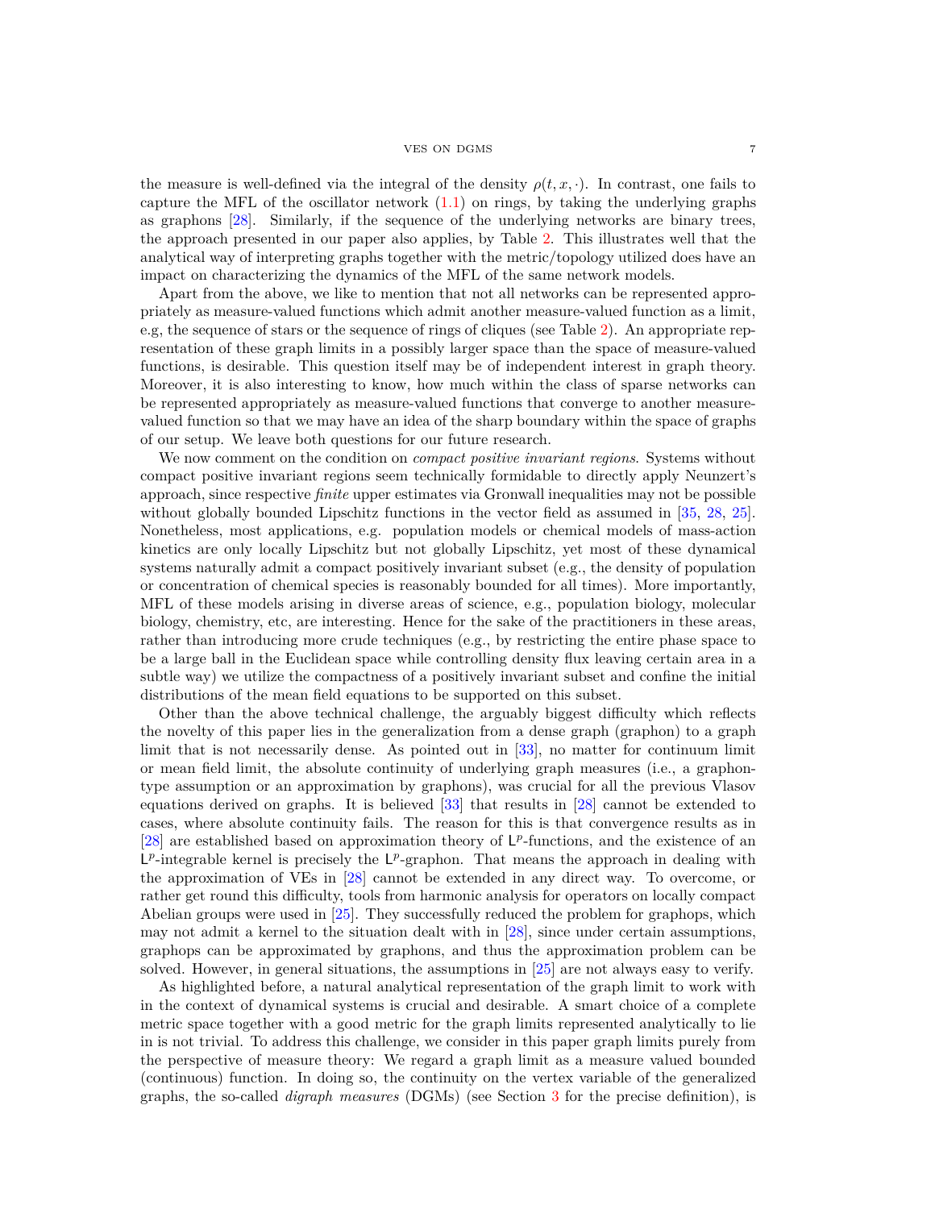the measure is well-defined via the integral of the density $\rho(t, x, \cdot)$. In contrast, one fails to capture the MFL of the oscillator network (1.1) on rings, by taking the underlying graphs as graphons [28]. Similarly, if the sequence of the underlying networks are binary trees, the approach presented in our paper also applies, by Table 2. This illustrates well that the analytical way of interpreting graphs together with the metric/topology utilized does have an impact on characterizing the dynamics of the MFL of the same network models.

Apart from the above, we like to mention that not all networks can be represented appropriately as measure-valued functions which admit another measure-valued function as a limit, e.g, the sequence of stars or the sequence of rings of cliques (see Table 2). An appropriate representation of these graph limits in a possibly larger space than the space of measure-valued functions, is desirable. This question itself may be of independent interest in graph theory. Moreover, it is also interesting to know, how much within the class of sparse networks can be represented appropriately as measure-valued functions that converge to another measure-valued function so that we may have an idea of the sharp boundary within the space of graphs of our setup. We leave both questions for our future research.

We now comment on the condition on *compact positive invariant regions*. Systems without compact positive invariant regions seem technically formidable to directly apply Neunzert's approach, since respective *finite* upper estimates via Gronwall inequalities may not be possible without globally bounded Lipschitz functions in the vector field as assumed in [35, 28, 25]. Nonetheless, most applications, e.g. population models or chemical models of mass-action kinetics are only locally Lipschitz but not globally Lipschitz, yet most of these dynamical systems naturally admit a compact positively invariant subset (e.g., the density of population or concentration of chemical species is reasonably bounded for all times). More importantly, MFL of these models arising in diverse areas of science, e.g., population biology, molecular biology, chemistry, etc, are interesting. Hence for the sake of the practitioners in these areas, rather than introducing more crude techniques (e.g., by restricting the entire phase space to be a large ball in the Euclidean space while controlling density flux leaving certain area in a subtle way) we utilize the compactness of a positively invariant subset and confine the initial distributions of the mean field equations to be supported on this subset.

Other than the above technical challenge, the arguably biggest difficulty which reflects the novelty of this paper lies in the generalization from a dense graph (graphon) to a graph limit that is not necessarily dense. As pointed out in [33], no matter for continuum limit or mean field limit, the absolute continuity of underlying graph measures (i.e., a graphon-type assumption or an approximation by graphons), was crucial for all the previous Vlasov equations derived on graphs. It is believed [33] that results in [28] cannot be extended to cases, where absolute continuity fails. The reason for this is that convergence results as in [28] are established based on approximation theory of $\mathsf{L}^p$-functions, and the existence of an $\mathsf{L}^p$-integrable kernel is precisely the $\mathsf{L}^p$-graphon. That means the approach in dealing with the approximation of VEs in [28] cannot be extended in any direct way. To overcome, or rather get round this difficulty, tools from harmonic analysis for operators on locally compact Abelian groups were used in [25]. They successfully reduced the problem for graphops, which may not admit a kernel to the situation dealt with in [28], since under certain assumptions, graphops can be approximated by graphons, and thus the approximation problem can be solved. However, in general situations, the assumptions in [25] are not always easy to verify.

As highlighted before, a natural analytical representation of the graph limit to work with in the context of dynamical systems is crucial and desirable. A smart choice of a complete metric space together with a good metric for the graph limits represented analytically to lie in is not trivial. To address this challenge, we consider in this paper graph limits purely from the perspective of measure theory: We regard a graph limit as a measure valued bounded (continuous) function. In doing so, the continuity on the vertex variable of the generalized graphs, the so-called *digraph measures* (DGMs) (see Section 3 for the precise definition), is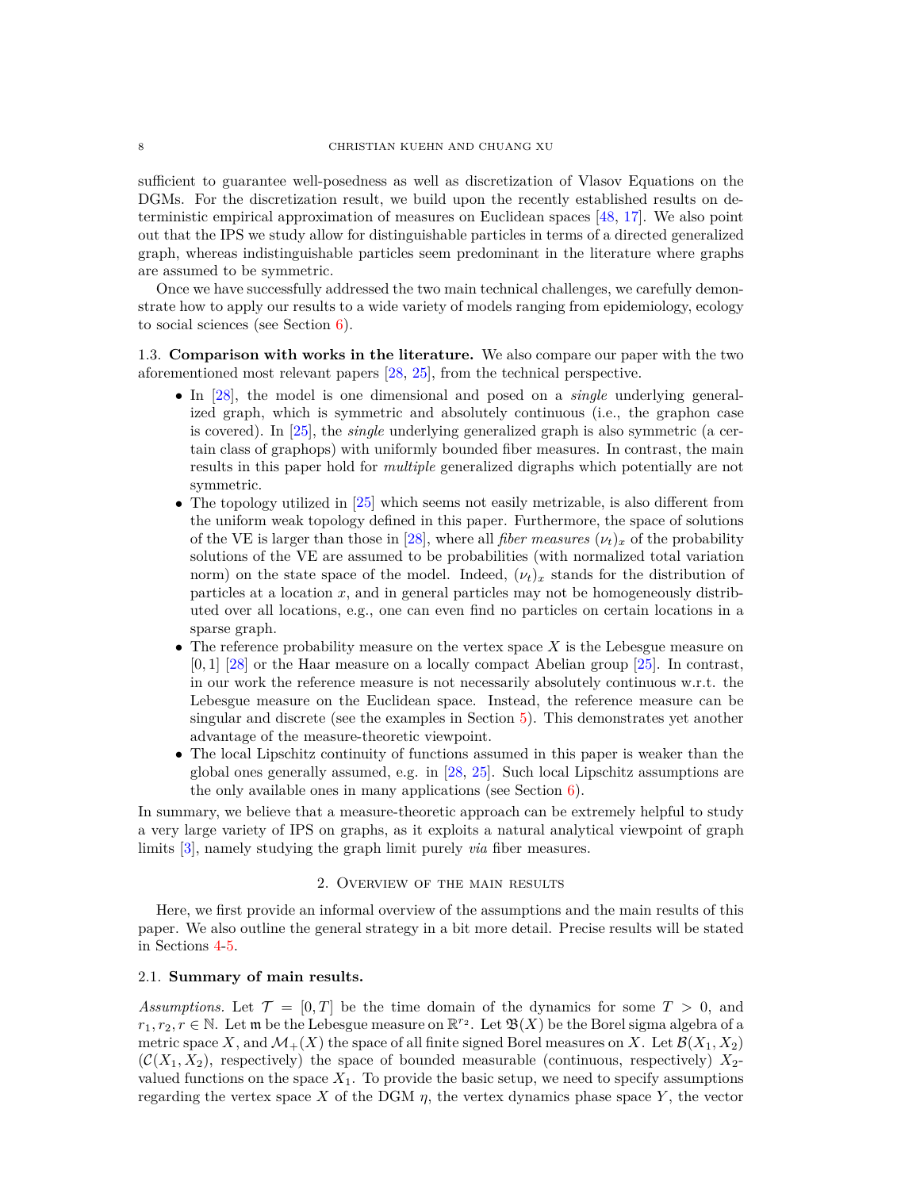sufficient to guarantee well-posedness as well as discretization of Vlasov Equations on the DGMs. For the discretization result, we build upon the recently established results on deterministic empirical approximation of measures on Euclidean spaces [48, 17]. We also point out that the IPS we study allow for distinguishable particles in terms of a directed generalized graph, whereas indistinguishable particles seem predominant in the literature where graphs are assumed to be symmetric.

Once we have successfully addressed the two main technical challenges, we carefully demonstrate how to apply our results to a wide variety of models ranging from epidemiology, ecology to social sciences (see Section 6).

### 1.3. Comparison with works in the literature.

We also compare our paper with the two aforementioned most relevant papers [28, 25], from the technical perspective.

- In [28], the model is one dimensional and posed on a *single* underlying generalized graph, which is symmetric and absolutely continuous (i.e., the graphon case is covered). In [25], the *single* underlying generalized graph is also symmetric (a certain class of graphops) with uniformly bounded fiber measures. In contrast, the main results in this paper hold for *multiple* generalized digraphs which potentially are not symmetric.
- The topology utilized in [25] which seems not easily metrizable, is also different from the uniform weak topology defined in this paper. Furthermore, the space of solutions of the VE is larger than those in [28], where all *fiber measures* $(\nu_t)_x$ of the probability solutions of the VE are assumed to be probabilities (with normalized total variation norm) on the state space of the model. Indeed, $(\nu_t)_x$ stands for the distribution of particles at a location $x$, and in general particles may not be homogeneously distributed over all locations, e.g., one can even find no particles on certain locations in a sparse graph.
- The reference probability measure on the vertex space $X$ is the Lebesgue measure on $[0,1]$ [28] or the Haar measure on a locally compact Abelian group [25]. In contrast, in our work the reference measure is not necessarily absolutely continuous w.r.t. the Lebesgue measure on the Euclidean space. Instead, the reference measure can be singular and discrete (see the examples in Section 5). This demonstrates yet another advantage of the measure-theoretic viewpoint.
- The local Lipschitz continuity of functions assumed in this paper is weaker than the global ones generally assumed, e.g. in [28, 25]. Such local Lipschitz assumptions are the only available ones in many applications (see Section 6).

In summary, we believe that a measure-theoretic approach can be extremely helpful to study a very large variety of IPS on graphs, as it exploits a natural analytical viewpoint of graph limits [3], namely studying the graph limit purely *via* fiber measures.

## 2. Overview of the main results

Here, we first provide an informal overview of the assumptions and the main results of this paper. We also outline the general strategy in a bit more detail. Precise results will be stated in Sections 4-5.

### 2.1. Summary of main results.

*Assumptions.* Let $\mathcal{T}=[0,T]$ be the time domain of the dynamics for some $T>0$, and $r_1,r_2,r\in\mathbb{N}$. Let $\mathfrak{m}$ be the Lebesgue measure on $\mathbb{R}^{r_2}$. Let $\mathfrak{B}(X)$ be the Borel sigma algebra of a metric space $X$, and $\mathcal{M}_+(X)$ the space of all finite signed Borel measures on $X$. Let $\mathcal{B}(X_1,X_2)$ ($\mathcal{C}(X_1,X_2)$, respectively) the space of bounded measurable (continuous, respectively) $X_2$-valued functions on the space $X_1$. To provide the basic setup, we need to specify assumptions regarding the vertex space $X$ of the DGM $\eta$, the vertex dynamics phase space $Y$, the vector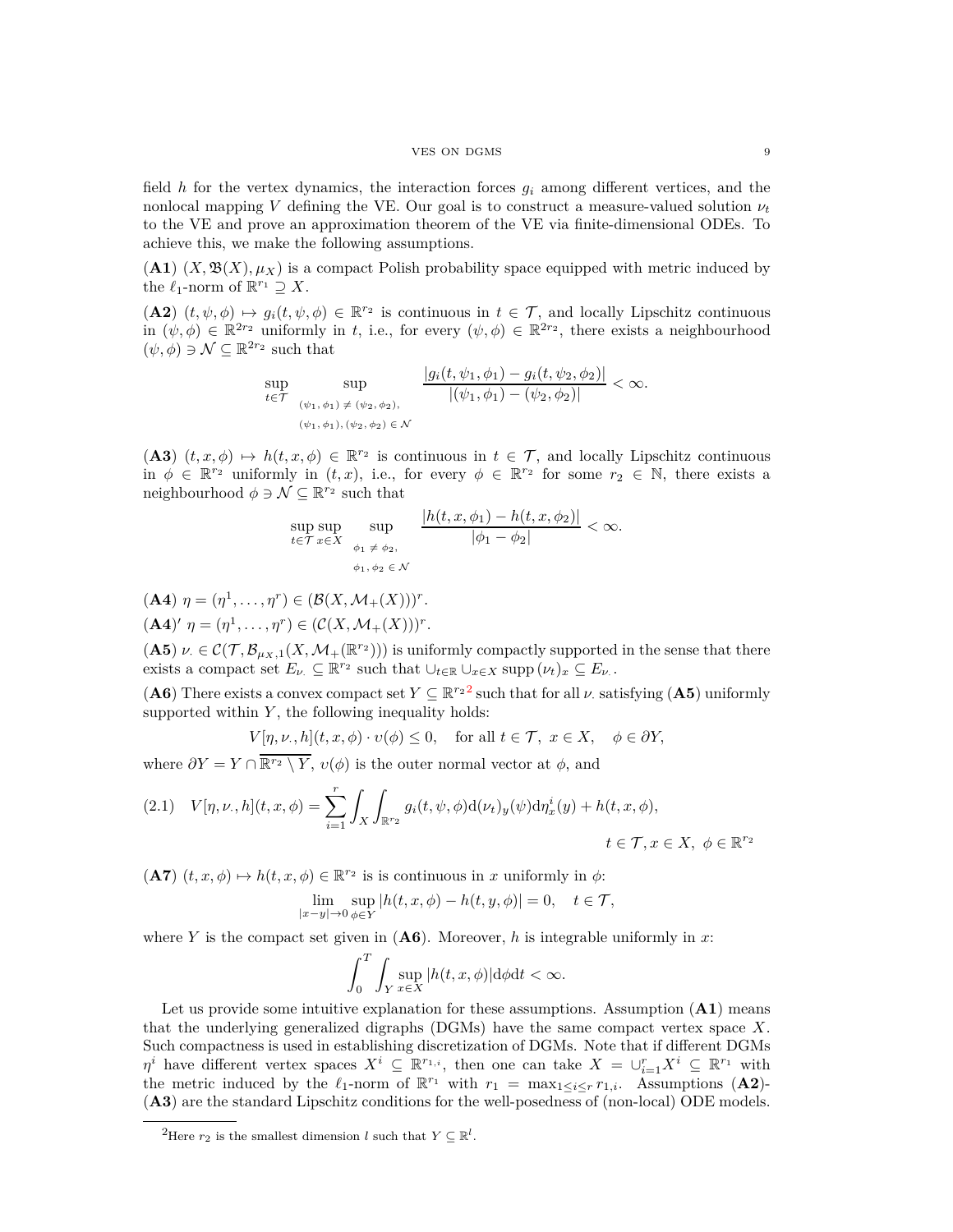field $h$ for the vertex dynamics, the interaction forces $g_i$ among different vertices, and the nonlocal mapping $V$ defining the VE. Our goal is to construct a measure-valued solution $\nu_t$ to the VE and prove an approximation theorem of the VE via finite-dimensional ODEs. To achieve this, we make the following assumptions.

**(A1)** $(X, \mathfrak{B}(X), \mu_X)$ is a compact Polish probability space equipped with metric induced by the $\ell_1$-norm of $\mathbb{R}^{r_1} \supseteq X$.

**(A2)** $(t, \psi, \phi) \mapsto g_i(t, \psi, \phi) \in \mathbb{R}^{r_2}$ is continuous in $t \in \mathcal{T}$, and locally Lipschitz continuous in $(\psi, \phi) \in \mathbb{R}^{2r_2}$ uniformly in $t$, i.e., for every $(\psi, \phi) \in \mathbb{R}^{2r_2}$, there exists a neighbourhood $(\psi, \phi) \ni \mathcal{N} \subseteq \mathbb{R}^{2r_2}$ such that

$$\sup_{t\in\mathcal{T}} \sup_{\substack{(\psi_1,\phi_1)\neq(\psi_2,\phi_2),\\ (\psi_1,\phi_1),(\psi_2,\phi_2)\in\mathcal{N}}} \frac{|g_i(t,\psi_1,\phi_1) - g_i(t,\psi_2,\phi_2)|}{|(\psi_1,\phi_1)-(\psi_2,\phi_2)|} < \infty.$$

**(A3)** $(t, x, \phi) \mapsto h(t, x, \phi) \in \mathbb{R}^{r_2}$ is continuous in $t \in \mathcal{T}$, and locally Lipschitz continuous in $\phi \in \mathbb{R}^{r_2}$ uniformly in $(t, x)$, i.e., for every $\phi \in \mathbb{R}^{r_2}$ for some $r_2 \in \mathbb{N}$, there exists a neighbourhood $\phi \ni \mathcal{N} \subseteq \mathbb{R}^{r_2}$ such that

$$\sup_{t\in\mathcal{T}} \sup_{x\in X} \sup_{\substack{\phi_1\neq\phi_2,\\ \phi_1,\phi_2\in\mathcal{N}}} \frac{|h(t,x,\phi_1) - h(t,x,\phi_2)|}{|\phi_1-\phi_2|} < \infty.$$

**(A4)** $\eta = (\eta^1, \ldots, \eta^r) \in (\mathcal{B}(X, \mathcal{M}_+(X)))^r$.

**(A4)′** $\eta = (\eta^1, \ldots, \eta^r) \in (\mathcal{C}(X, \mathcal{M}_+(X)))^r$.

**(A5)** $\nu_\cdot \in \mathcal{C}(\mathcal{T}, \mathcal{B}_{\mu_X,1}(X, \mathcal{M}_+(\mathbb{R}^{r_2})))$ is uniformly compactly supported in the sense that there exists a compact set $E_{\nu_\cdot} \subseteq \mathbb{R}^{r_2}$ such that $\cup_{t\in\mathbb{R}} \cup_{x\in X} \operatorname{supp}(\nu_t)_x \subseteq E_{\nu_\cdot}$.

**(A6)** There exists a convex compact set $Y \subseteq \mathbb{R}^{r_2}$[2] such that for all $\nu_\cdot$ satisfying **(A5)** uniformly supported within $Y$, the following inequality holds:

$$V[\nu_\cdot, h](t, x, \phi) \cdot \upsilon(\phi) \le 0, \quad \text{for all } t \in \mathcal{T},\ x \in X, \quad \phi \in \partial Y,$$

where $\partial Y = Y \cap \overline{\mathbb{R}^{r_2} \setminus Y}$, $\upsilon(\phi)$ is the outer normal vector at $\phi$, and

$$V[\eta, \nu_\cdot, h](t, x, \phi) = \sum_{i=1}^r \int_X \int_{\mathbb{R}^{r_2}} g_i(t, \psi, \phi) \mathrm{d}(\nu_t)_y(\psi) \mathrm{d}\eta^i_x(y) + h(t, x, \phi), \tag{2.1}$$

$$t \in \mathcal{T}, x \in X,\ \phi \in \mathbb{R}^{r_2}$$

**(A7)** $(t, x, \phi) \mapsto h(t, x, \phi) \in \mathbb{R}^{r_2}$ is is continuous in $x$ uniformly in $\phi$:

$$\lim_{|x-y|\to 0} \sup_{\phi\in Y} |h(t, x, \phi) - h(t, y, \phi)| = 0, \quad t \in \mathcal{T},$$

where $Y$ is the compact set given in **(A6)**. Moreover, $h$ is integrable uniformly in $x$:

$$\int_0^T \int_Y \sup_{x\in X} |h(t, x, \phi)| \mathrm{d}\phi \mathrm{d}t < \infty.$$

Let us provide some intuitive explanation for these assumptions. Assumption **(A1)** means that the underlying generalized digraphs (DGMs) have the same compact vertex space $X$. Such compactness is used in establishing discretization of DGMs. Note that if different DGMs $\eta^i$ have different vertex spaces $X^i \subseteq \mathbb{R}^{r_{1,i}}$, then one can take $X = \cup_{i=1}^r X^i \subseteq \mathbb{R}^{r_1}$ with the metric induced by the $\ell_1$-norm of $\mathbb{R}^{r_1}$ with $r_1 = \max_{1\le i\le r} r_{1,i}$. Assumptions **(A2)**-**(A3)** are the standard Lipschitz conditions for the well-posedness of (non-local) ODE models.

[2] Here $r_2$ is the smallest dimension $l$ such that $Y \subseteq \mathbb{R}^l$.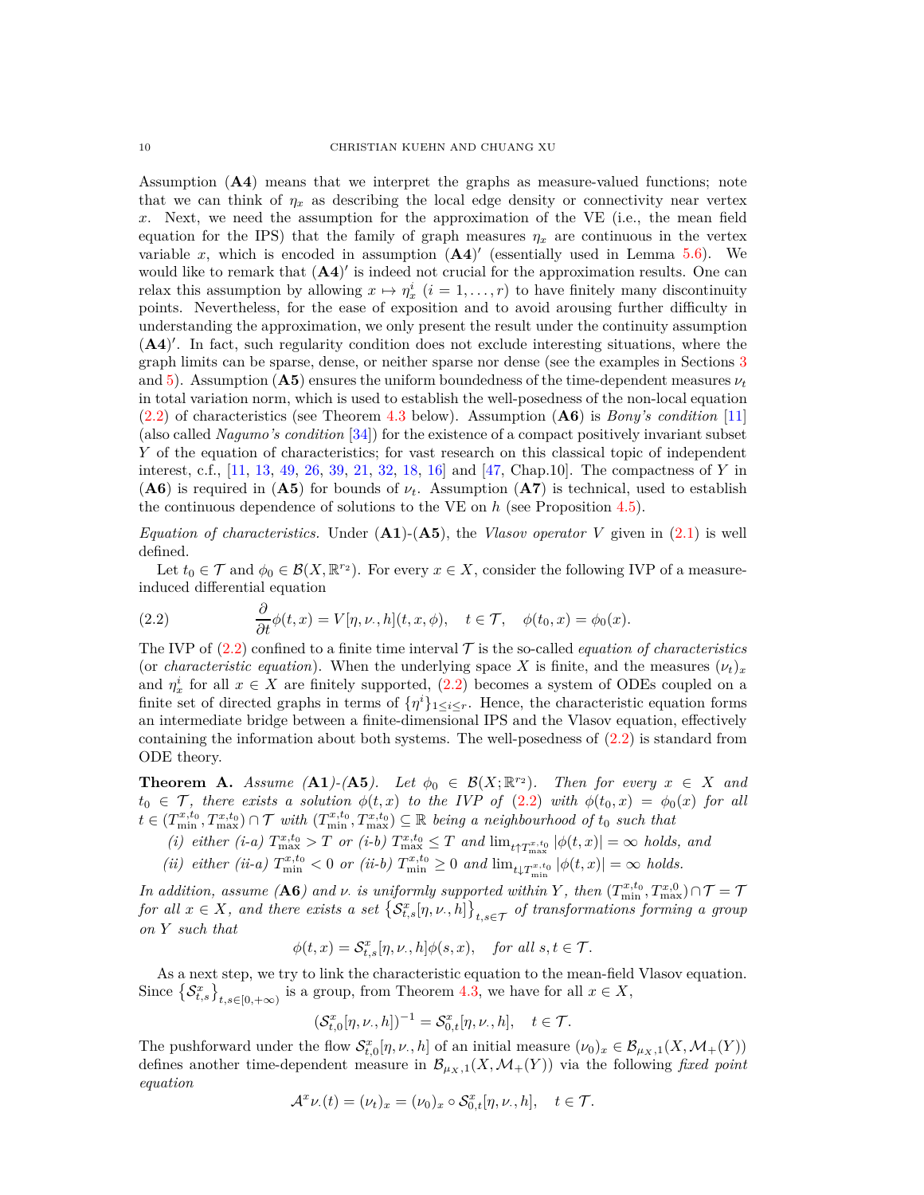Assumption (**A4**) means that we interpret the graphs as measure-valued functions; note that we can think of $\eta_x$ as describing the local edge density or connectivity near vertex $x$. Next, we need the assumption for the approximation of the VE (i.e., the mean field equation for the IPS) that the family of graph measures $\eta_x$ are continuous in the vertex variable $x$, which is encoded in assumption (**A4**)$'$ (essentially used in Lemma 5.6). We would like to remark that (**A4**)$'$ is indeed not crucial for the approximation results. One can relax this assumption by allowing $x \mapsto \eta_x^i$ $(i = 1, \dots, r)$ to have finitely many discontinuity points. Nevertheless, for the ease of exposition and to avoid arousing further difficulty in understanding the approximation, we only present the result under the continuity assumption (**A4**)$'$. In fact, such regularity condition does not exclude interesting situations, where the graph limits can be sparse, dense, or neither sparse nor dense (see the examples in Sections 3 and 5). Assumption (**A5**) ensures the uniform boundedness of the time-dependent measures $\nu_t$ in total variation norm, which is used to establish the well-posedness of the non-local equation (2.2) of characteristics (see Theorem 4.3 below). Assumption (**A6**) is *Bony's condition* [11] (also called *Nagumo's condition* [34]) for the existence of a compact positively invariant subset $Y$ of the equation of characteristics; for vast research on this classical topic of independent interest, c.f., [11, 13, 49, 26, 39, 21, 32, 18, 16] and [47, Chap.10]. The compactness of $Y$ in (**A6**) is required in (**A5**) for bounds of $\nu_t$. Assumption (**A7**) is technical, used to establish the continuous dependence of solutions to the VE on $h$ (see Proposition 4.5).

*Equation of characteristics.* Under (**A1**)-(**A5**), the *Vlasov operator* $V$ given in (2.1) is well defined.

Let $t_0 \in \mathcal{T}$ and $\phi_0 \in \mathcal{B}(X, \mathbb{R}^{r_2})$. For every $x \in X$, consider the following IVP of a measure-induced differential equation

$$\frac{\partial}{\partial t}\phi(t,x) = V[\eta, \nu_\cdot, h](t, x, \phi), \quad t \in \mathcal{T}, \quad \phi(t_0, x) = \phi_0(x). \tag{2.2}$$

The IVP of (2.2) confined to a finite time interval $\mathcal{T}$ is the so-called *equation of characteristics* (or *characteristic equation*). When the underlying space $X$ is finite, and the measures $(\nu_t)_x$ and $\eta_x^i$ for all $x \in X$ are finitely supported, (2.2) becomes a system of ODEs coupled on a finite set of directed graphs in terms of $\{\eta^i\}_{1 \le i \le r}$. Hence, the characteristic equation forms an intermediate bridge between a finite-dimensional IPS and the Vlasov equation, effectively containing the information about both systems. The well-posedness of (2.2) is standard from ODE theory.

**Theorem A.** *Assume (**A1**)-(**A5**). Let $\phi_0 \in \mathcal{B}(X; \mathbb{R}^{r_2})$. Then for every $x \in X$ and $t_0 \in \mathcal{T}$, there exists a solution $\phi(t,x)$ to the IVP of (2.2) with $\phi(t_0, x) = \phi_0(x)$ for all $t \in (T_{\min}^{x,t_0}, T_{\max}^{x,t_0}) \cap \mathcal{T}$ with $(T_{\min}^{x,t_0}, T_{\max}^{x,t_0}) \subseteq \mathbb{R}$ being a neighbourhood of $t_0$ such that*

- *(i) either (i-a) $T_{\max}^{x,t_0} > T$ or (i-b) $T_{\max}^{x,t_0} \le T$ and $\lim_{t \uparrow T_{\max}^{x,t_0}} |\phi(t,x)| = \infty$ holds, and*
- *(ii) either (ii-a) $T_{\min}^{x,t_0} < 0$ or (ii-b) $T_{\min}^{x,t_0} \ge 0$ and $\lim_{t \downarrow T_{\min}^{x,t_0}} |\phi(t,x)| = \infty$ holds.*

*In addition, assume (**A6**) and $\nu_\cdot$ is uniformly supported within $Y$, then $(T_{\min}^{x,t_0}, T_{\max}^{x,0}) \cap \mathcal{T} = \mathcal{T}$ for all $x \in X$, and there exists a set $\left\{\mathcal{S}_{t,s}^x[\eta, \nu_\cdot, h]\right\}_{t,s \in \mathcal{T}}$ of transformations forming a group on $Y$ such that*

$$\phi(t,x) = \mathcal{S}_{t,s}^x[\eta, \nu_\cdot, h]\phi(s,x), \quad \text{for all } s, t \in \mathcal{T}.$$

As a next step, we try to link the characteristic equation to the mean-field Vlasov equation. Since $\left\{\mathcal{S}_{t,s}^x\right\}_{t,s \in [0,+\infty)}$ is a group, from Theorem 4.3, we have for all $x \in X$,

$$(\mathcal{S}_{t,0}^x[\eta, \nu_\cdot, h])^{-1} = \mathcal{S}_{0,t}^x[\eta, \nu_\cdot, h], \quad t \in \mathcal{T}.$$

The pushforward under the flow $\mathcal{S}_{t,0}^x[\eta, \nu_\cdot, h]$ of an initial measure $(\nu_0)_x \in \mathcal{B}_{\mu_X,1}(X, \mathcal{M}_+(Y))$ defines another time-dependent measure in $\mathcal{B}_{\mu_X,1}(X, \mathcal{M}_+(Y))$ via the following *fixed point equation*

$$\mathcal{A}^x \nu_\cdot(t) = (\nu_t)_x = (\nu_0)_x \circ \mathcal{S}_{0,t}^x[\eta, \nu_\cdot, h], \quad t \in \mathcal{T}.$$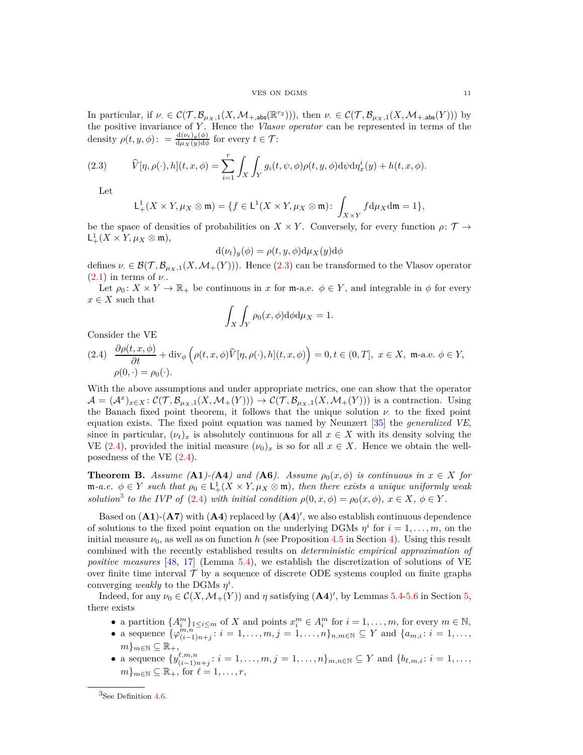In particular, if $\nu_\cdot \in \mathcal{C}(\mathcal{T}, \mathcal{B}_{\mu_X,1}(X, \mathcal{M}_{+,\mathsf{abs}}(\mathbb{R}^{r_2})))$, then $\nu_\cdot \in \mathcal{C}(\mathcal{T}, \mathcal{B}_{\mu_X,1}(X, \mathcal{M}_{+,\mathsf{abs}}(Y)))$ by the positive invariance of $Y$. Hence the *Vlasov operator* can be represented in terms of the density $\rho(t, y, \phi) := \frac{\mathrm{d}(\nu_t)_y(\phi)}{\mathrm{d}\mu_X(y)\mathrm{d}\phi}$ for every $t \in \mathcal{T}$:

$$\widehat{V}[\eta, \rho(\cdot), h](t, x, \phi) = \sum_{i=1}^{r} \int_X \int_Y g_i(t, \psi, \phi)\rho(t, y, \phi)\mathrm{d}\psi \mathrm{d}\eta^i_x(y) + h(t, x, \phi). \tag{2.3}$$

Let

$$\mathsf{L}^1_+(X \times Y, \mu_X \otimes \mathfrak{m}) = \{f \in \mathsf{L}^1(X \times Y, \mu_X \otimes \mathfrak{m}) \colon \int_{X\times Y} f \mathrm{d}\mu_X \mathrm{d}\mathfrak{m} = 1\},$$

be the space of densities of probabilities on $X \times Y$. Conversely, for every function $\rho \colon \mathcal{T} \to \mathsf{L}^1_+(X \times Y, \mu_X \otimes \mathfrak{m})$,

$$\mathrm{d}(\nu_t)_y(\phi) = \rho(t, y, \phi)\mathrm{d}\mu_X(y)\mathrm{d}\phi$$

defines $\nu_\cdot \in \mathcal{B}(\mathcal{T}, \mathcal{B}_{\mu_X,1}(X, \mathcal{M}_+(Y)))$. Hence (2.3) can be transformed to the Vlasov operator (2.1) in terms of $\nu_\cdot$.

Let $\rho_0 \colon X \times Y \to \mathbb{R}_+$ be continuous in $x$ for $\mathfrak{m}$-a.e. $\phi \in Y$, and integrable in $\phi$ for every $x \in X$ such that

$$\int_X \int_Y \rho_0(x, \phi)\mathrm{d}\phi \mathrm{d}\mu_X = 1.$$

Consider the VE

$$\begin{aligned} &\frac{\partial \rho(t, x, \phi)}{\partial t} + \mathrm{div}_\phi \left(\rho(t, x, \phi)\widehat{V}[\eta, \rho(\cdot), h](t, x, \phi)\right) = 0, t \in (0, T],\ x \in X,\ \mathfrak{m}\text{-a.e. } \phi \in Y, \\ &\rho(0, \cdot) = \rho_0(\cdot). \end{aligned} \tag{2.4}$$

With the above assumptions and under appropriate metrics, one can show that the operator $\mathcal{A} = (\mathcal{A}^x)_{x\in X} \colon \mathcal{C}(\mathcal{T}, \mathcal{B}_{\mu_X,1}(X, \mathcal{M}_+(Y))) \to \mathcal{C}(\mathcal{T}, \mathcal{B}_{\mu_X,1}(X, \mathcal{M}_+(Y)))$ is a contraction. Using the Banach fixed point theorem, it follows that the unique solution $\nu_\cdot$ to the fixed point equation exists. The fixed point equation was named by Neunzert [35] the *generalized VE*, since in particular, $(\nu_t)_x$ is absolutely continuous for all $x \in X$ with its density solving the VE (2.4), provided the initial measure $(\nu_0)_x$ is so for all $x \in X$. Hence we obtain the well-posedness of the VE (2.4).

**Theorem B.** *Assume* (**A1**)*-*(**A4**) *and* (**A6**)*. Assume $\rho_0(x, \phi)$ is continuous in $x \in X$ for $\mathfrak{m}$-a.e. $\phi \in Y$ such that $\rho_0 \in \mathsf{L}^1_+(X \times Y, \mu_X \otimes \mathfrak{m})$, then there exists a unique uniformly weak solution*[3] *to the IVP of* (2.4) *with initial condition $\rho(0, x, \phi) = \rho_0(x, \phi)$, $x \in X$, $\phi \in Y$.*

Based on (**A1**)-(**A7**) with (**A4**) replaced by (**A4**)$'$, we also establish continuous dependence of solutions to the fixed point equation on the underlying DGMs $\eta^i$ for $i = 1, \ldots, m$, on the initial measure $\nu_0$, as well as on function $h$ (see Proposition 4.5 in Section 4). Using this result combined with the recently established results on *deterministic empirical approximation of positive measures* [48, 17] (Lemma 5.4), we establish the discretization of solutions of VE over finite time interval $\mathcal{T}$ by a sequence of discrete ODE systems coupled on finite graphs converging *weakly* to the DGMs $\eta^i$.

Indeed, for any $\nu_0 \in \mathcal{C}(X, \mathcal{M}_+(Y))$ and $\eta$ satisfying (**A4**)$'$, by Lemmas 5.4-5.6 in Section 5, there exists

- a partition $\{A^m_i\}_{1\le i\le m}$ of $X$ and points $x^m_i \in A^m_i$ for $i = 1, \ldots, m$, for every $m \in \mathbb{N}$,
- a sequence $\{\varphi^{m,n}_{(i-1)n+j} \colon i = 1, \ldots, m, j = 1, \ldots, n\}_{n,m\in\mathbb{N}} \subseteq Y$ and $\{a_{m,i} \colon i = 1, \ldots, m\}_{m\in\mathbb{N}} \subseteq \mathbb{R}_+$,
- a sequence $\{y^{\ell,m,n}_{(i-1)n+j} \colon i = 1, \ldots, m, j = 1, \ldots, n\}_{m,n\in\mathbb{N}} \subseteq Y$ and $\{b_{\ell,m,i} \colon i = 1, \ldots, m\}_{m\in\mathbb{N}} \subseteq \mathbb{R}_+$, for $\ell = 1, \ldots, r$,

[3] See Definition 4.6.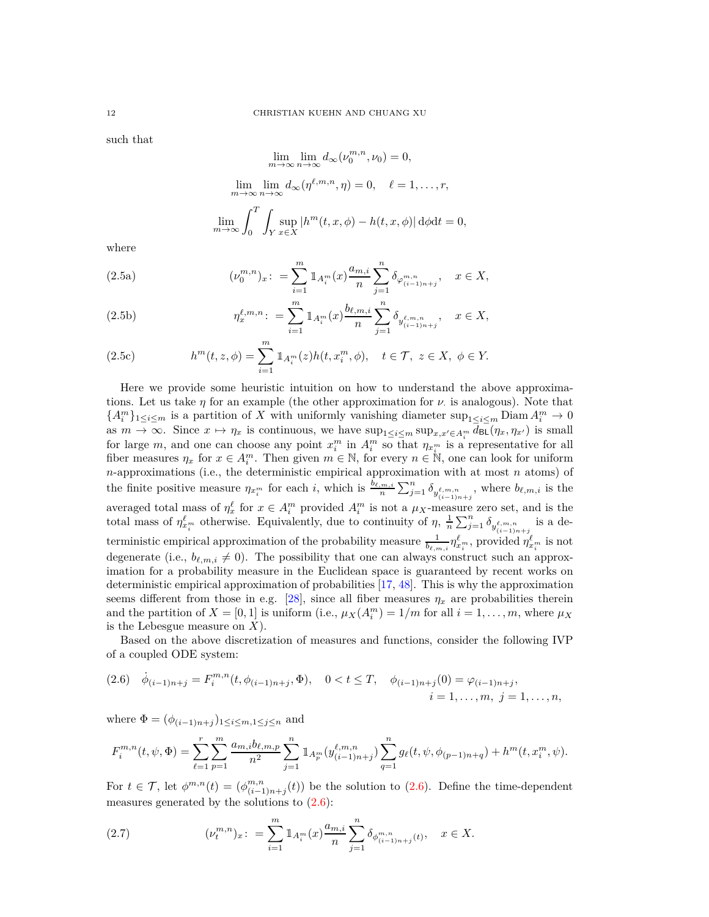such that

$$\lim_{m\to\infty}\lim_{n\to\infty} d_\infty(\nu_0^{m,n},\nu_0)=0,$$

$$\lim_{m\to\infty}\lim_{n\to\infty} d_\infty(\eta^{\ell,m,n},\eta)=0,\quad \ell=1,\ldots,r,$$

$$\lim_{m\to\infty}\int_0^T\int_Y \sup_{x\in X}|h^m(t,x,\phi)-h(t,x,\phi)|\,\mathrm{d}\phi\mathrm{d}t=0,$$

where

$$(\nu_0^{m,n})_x\colon=\sum_{i=1}^m \mathbb{1}_{A_i^m}(x)\frac{a_{m,i}}{n}\sum_{j=1}^n \delta_{\varphi^{m,n}_{(i-1)n+j}},\quad x\in X, \tag{2.5a}$$

$$\eta_x^{\ell,m,n}\colon=\sum_{i=1}^m \mathbb{1}_{A_i^m}(x)\frac{b_{\ell,m,i}}{n}\sum_{j=1}^n \delta_{y^{\ell,m,n}_{(i-1)n+j}},\quad x\in X, \tag{2.5b}$$

$$h^m(t,z,\phi)=\sum_{i=1}^m \mathbb{1}_{A_i^m}(z)h(t,x_i^m,\phi),\quad t\in\mathcal{T},\ z\in X,\ \phi\in Y. \tag{2.5c}$$

Here we provide some heuristic intuition on how to understand the above approximations. Let us take $\eta$ for an example (the other approximation for $\nu_\cdot$ is analogous). Note that $\{A_i^m\}_{1\le i\le m}$ is a partition of $X$ with uniformly vanishing diameter $\sup_{1\le i\le m}\mathrm{Diam}\,A_i^m\to 0$ as $m\to\infty$. Since $x\mapsto\eta_x$ is continuous, we have $\sup_{1\le i\le m}\sup_{x,x'\in A_i^m} d_{\mathsf{BL}}(\eta_x,\eta_{x'})$ is small for large $m$, and one can choose any point $x_i^m$ in $A_i^m$ so that $\eta_{x_i^m}$ is a representative for all fiber measures $\eta_x$ for $x\in A_i^m$. Then given $m\in\mathbb{N}$, for every $n\in\mathbb{N}$, one can look for uniform $n$-approximations (i.e., the deterministic empirical approximation with at most $n$ atoms) of the finite positive measure $\eta_{x_i^m}$ for each $i$, which is $\frac{b_{\ell,m,i}}{n}\sum_{j=1}^n\delta_{y^{\ell,m,n}_{(i-1)n+j}}$, where $b_{\ell,m,i}$ is the averaged total mass of $\eta_x^\ell$ for $x\in A_i^m$ provided $A_i^m$ is not a $\mu_X$-measure zero set, and is the total mass of $\eta^\ell_{x_i^m}$ otherwise. Equivalently, due to continuity of $\eta$, $\frac{1}{n}\sum_{j=1}^n\delta_{y^{\ell,m,n}_{(i-1)n+j}}$ is a deterministic empirical approximation of the probability measure $\frac{1}{b_{\ell,m,i}}\eta^\ell_{x_i^m}$, provided $\eta^\ell_{x_i^m}$ is not degenerate (i.e., $b_{\ell,m,i}\neq 0$). The possibility that one can always construct such an approximation for a probability measure in the Euclidean space is guaranteed by recent works on deterministic empirical approximation of probabilities [17, 48]. This is why the approximation seems different from those in e.g. [28], since all fiber measures $\eta_x$ are probabilities therein and the partition of $X=[0,1]$ is uniform (i.e., $\mu_X(A_i^m)=1/m$ for all $i=1,\ldots,m$, where $\mu_X$ is the Lebesgue measure on $X$).

Based on the above discretization of measures and functions, consider the following IVP of a coupled ODE system:

$$\dot\phi_{(i-1)n+j}=F_i^{m,n}(t,\phi_{(i-1)n+j},\Phi),\quad 0<t\le T,\quad \phi_{(i-1)n+j}(0)=\varphi_{(i-1)n+j},\quad i=1,\ldots,m,\ j=1,\ldots,n, \tag{2.6}$$

where $\Phi=(\phi_{(i-1)n+j})_{1\le i\le m,1\le j\le n}$ and

$$F_i^{m,n}(t,\psi,\Phi)=\sum_{\ell=1}^r\sum_{p=1}^m\frac{a_{m,i}b_{\ell,m,p}}{n^2}\sum_{j=1}^n \mathbb{1}_{A_p^m}(y^{\ell,m,n}_{(i-1)n+j})\sum_{q=1}^n g_\ell(t,\psi,\phi_{(p-1)n+q})+h^m(t,x_i^m,\psi).$$

For $t\in\mathcal{T}$, let $\phi^{m,n}(t)=(\phi^{m,n}_{(i-1)n+j}(t))$ be the solution to (2.6). Define the time-dependent measures generated by the solutions to (2.6):

$$(\nu_t^{m,n})_x\colon=\sum_{i=1}^m \mathbb{1}_{A_i^m}(x)\frac{a_{m,i}}{n}\sum_{j=1}^n\delta_{\phi^{m,n}_{(i-1)n+j}(t)},\quad x\in X. \tag{2.7}$$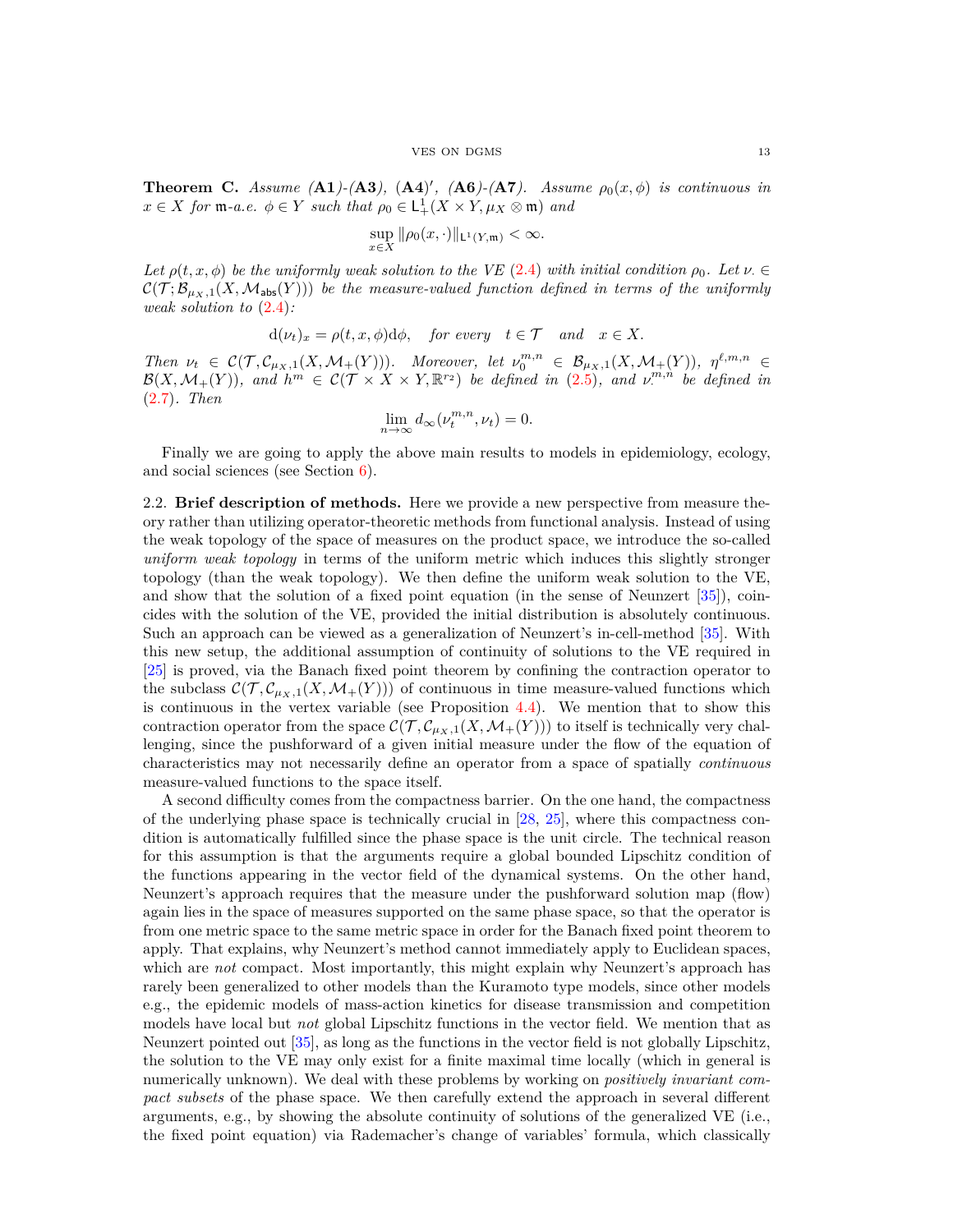**Theorem C.** *Assume* **(A1)**-**(A3)**, **(A4)**$'$, **(A6)**-**(A7)**. *Assume $\rho_0(x,\phi)$ is continuous in $x \in X$ for $\mathfrak{m}$-a.e. $\phi \in Y$ such that $\rho_0 \in \mathsf{L}^1_+(X \times Y, \mu_X \otimes \mathfrak{m})$ and*

$$\sup_{x\in X} \|\rho_0(x,\cdot)\|_{\mathsf{L}^1(Y,\mathfrak{m})} < \infty.$$

*Let $\rho(t,x,\phi)$ be the uniformly weak solution to the VE (2.4) with initial condition $\rho_0$. Let $\nu_\cdot \in \mathcal{C}(\mathcal{T};\mathcal{B}_{\mu_X,1}(X,\mathcal{M}_{\mathsf{abs}}(Y)))$ be the measure-valued function defined in terms of the uniformly weak solution to (2.4):*

$$\mathrm{d}(\nu_t)_x = \rho(t,x,\phi)\mathrm{d}\phi, \quad \textit{for every} \quad t \in \mathcal{T} \quad \textit{and} \quad x \in X.$$

*Then $\nu_t \in \mathcal{C}(\mathcal{T},\mathcal{C}_{\mu_X,1}(X,\mathcal{M}_+(Y)))$. Moreover, let $\nu_0^{m,n} \in \mathcal{B}_{\mu_X,1}(X,\mathcal{M}_+(Y))$, $\eta^{\ell,m,n} \in \mathcal{B}(X,\mathcal{M}_+(Y))$, and $h^m \in \mathcal{C}(\mathcal{T}\times X \times Y, \mathbb{R}^{r_2})$ be defined in (2.5), and $\nu_\cdot^{m,n}$ be defined in (2.7). Then*

$$\lim_{n\to\infty} d_\infty(\nu_t^{m,n},\nu_t) = 0.$$

Finally we are going to apply the above main results to models in epidemiology, ecology, and social sciences (see Section 6).

## 2.2. Brief description of methods.

Here we provide a new perspective from measure theory rather than utilizing operator-theoretic methods from functional analysis. Instead of using the weak topology of the space of measures on the product space, we introduce the so-called *uniform weak topology* in terms of the uniform metric which induces this slightly stronger topology (than the weak topology). We then define the uniform weak solution to the VE, and show that the solution of a fixed point equation (in the sense of Neunzert [35]), coincides with the solution of the VE, provided the initial distribution is absolutely continuous. Such an approach can be viewed as a generalization of Neunzert's in-cell-method [35]. With this new setup, the additional assumption of continuity of solutions to the VE required in [25] is proved, via the Banach fixed point theorem by confining the contraction operator to the subclass $\mathcal{C}(\mathcal{T},\mathcal{C}_{\mu_X,1}(X,\mathcal{M}_+(Y)))$ of continuous in time measure-valued functions which is continuous in the vertex variable (see Proposition 4.4). We mention that to show this contraction operator from the space $\mathcal{C}(\mathcal{T},\mathcal{C}_{\mu_X,1}(X,\mathcal{M}_+(Y)))$ to itself is technically very challenging, since the pushforward of a given initial measure under the flow of the equation of characteristics may not necessarily define an operator from a space of spatially *continuous* measure-valued functions to the space itself.

A second difficulty comes from the compactness barrier. On the one hand, the compactness of the underlying phase space is technically crucial in [28, 25], where this compactness condition is automatically fulfilled since the phase space is the unit circle. The technical reason for this assumption is that the arguments require a global bounded Lipschitz condition of the functions appearing in the vector field of the dynamical systems. On the other hand, Neunzert's approach requires that the measure under the pushforward solution map (flow) again lies in the space of measures supported on the same phase space, so that the operator is from one metric space to the same metric space in order for the Banach fixed point theorem to apply. That explains, why Neunzert's method cannot immediately apply to Euclidean spaces, which are *not* compact. Most importantly, this might explain why Neunzert's approach has rarely been generalized to other models than the Kuramoto type models, since other models e.g., the epidemic models of mass-action kinetics for disease transmission and competition models have local but *not* global Lipschitz functions in the vector field. We mention that as Neunzert pointed out [35], as long as the functions in the vector field is not globally Lipschitz, the solution to the VE may only exist for a finite maximal time locally (which in general is numerically unknown). We deal with these problems by working on *positively invariant compact subsets* of the phase space. We then carefully extend the approach in several different arguments, e.g., by showing the absolute continuity of solutions of the generalized VE (i.e., the fixed point equation) via Rademacher's change of variables' formula, which classically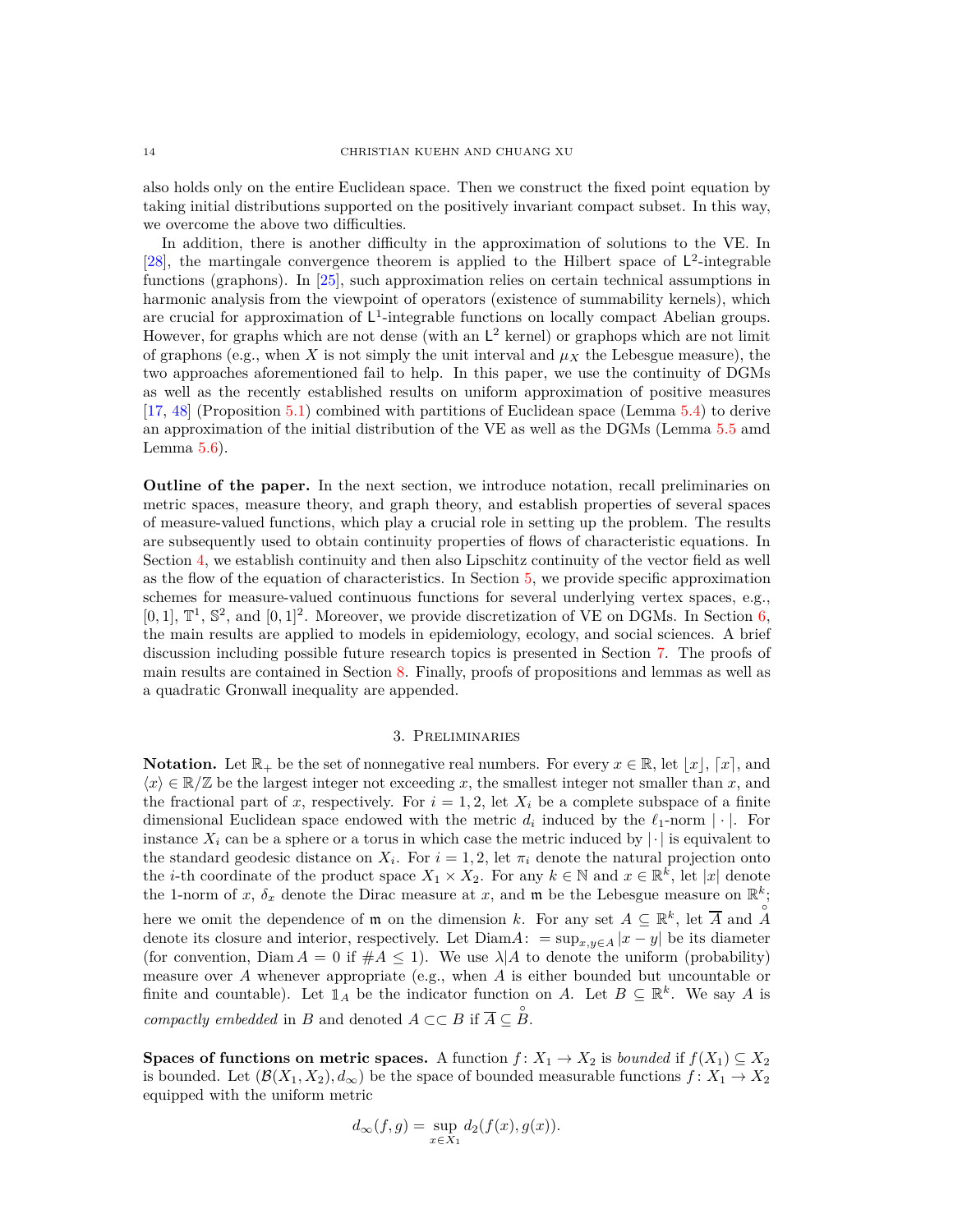also holds only on the entire Euclidean space. Then we construct the fixed point equation by taking initial distributions supported on the positively invariant compact subset. In this way, we overcome the above two difficulties.

In addition, there is another difficulty in the approximation of solutions to the VE. In [28], the martingale convergence theorem is applied to the Hilbert space of $\mathsf{L}^2$-integrable functions (graphons). In [25], such approximation relies on certain technical assumptions in harmonic analysis from the viewpoint of operators (existence of summability kernels), which are crucial for approximation of $\mathsf{L}^1$-integrable functions on locally compact Abelian groups. However, for graphs which are not dense (with an $\mathsf{L}^2$ kernel) or graphops which are not limit of graphons (e.g., when $X$ is not simply the unit interval and $\mu_X$ the Lebesgue measure), the two approaches aforementioned fail to help. In this paper, we use the continuity of DGMs as well as the recently established results on uniform approximation of positive measures [17, 48] (Proposition 5.1) combined with partitions of Euclidean space (Lemma 5.4) to derive an approximation of the initial distribution of the VE as well as the DGMs (Lemma 5.5 amd Lemma 5.6).

**Outline of the paper.** In the next section, we introduce notation, recall preliminaries on metric spaces, measure theory, and graph theory, and establish properties of several spaces of measure-valued functions, which play a crucial role in setting up the problem. The results are subsequently used to obtain continuity properties of flows of characteristic equations. In Section 4, we establish continuity and then also Lipschitz continuity of the vector field as well as the flow of the equation of characteristics. In Section 5, we provide specific approximation schemes for measure-valued continuous functions for several underlying vertex spaces, e.g., $[0,1]$, $\mathbb{T}^1$, $\mathbb{S}^2$, and $[0,1]^2$. Moreover, we provide discretization of VE on DGMs. In Section 6, the main results are applied to models in epidemiology, ecology, and social sciences. A brief discussion including possible future research topics is presented in Section 7. The proofs of main results are contained in Section 8. Finally, proofs of propositions and lemmas as well as a quadratic Gronwall inequality are appended.

## 3. Preliminaries

**Notation.** Let $\mathbb{R}_+$ be the set of nonnegative real numbers. For every $x\in\mathbb{R}$, let $\lfloor x\rfloor$, $\lceil x\rceil$, and $\langle x\rangle\in\mathbb{R}/\mathbb{Z}$ be the largest integer not exceeding $x$, the smallest integer not smaller than $x$, and the fractional part of $x$, respectively. For $i=1,2$, let $X_i$ be a complete subspace of a finite dimensional Euclidean space endowed with the metric $d_i$ induced by the $\ell_1$-norm $|\cdot|$. For instance $X_i$ can be a sphere or a torus in which case the metric induced by $|\cdot|$ is equivalent to the standard geodesic distance on $X_i$. For $i=1,2$, let $\pi_i$ denote the natural projection onto the $i$-th coordinate of the product space $X_1\times X_2$. For any $k\in\mathbb{N}$ and $x\in\mathbb{R}^k$, let $|x|$ denote the 1-norm of $x$, $\delta_x$ denote the Dirac measure at $x$, and $\mathfrak{m}$ be the Lebesgue measure on $\mathbb{R}^k$; here we omit the dependence of $\mathfrak{m}$ on the dimension $k$. For any set $A\subseteq\mathbb{R}^k$, let $\overline{A}$ and $\mathring{A}$ denote its closure and interior, respectively. Let $\operatorname{Diam}A\colon=\sup_{x,y\in A}|x-y|$ be its diameter (for convention, $\operatorname{Diam}A=0$ if $\#A\le 1$). We use $\lambda|A$ to denote the uniform (probability) measure over $A$ whenever appropriate (e.g., when $A$ is either bounded but uncountable or finite and countable). Let $\mathbb{1}_A$ be the indicator function on $A$. Let $B\subseteq\mathbb{R}^k$. We say $A$ is *compactly embedded* in $B$ and denoted $A\subset\subset B$ if $\overline{A}\subseteq\mathring{B}$.

**Spaces of functions on metric spaces.** A function $f\colon X_1\to X_2$ is *bounded* if $f(X_1)\subseteq X_2$ is bounded. Let $(\mathcal{B}(X_1,X_2),d_\infty)$ be the space of bounded measurable functions $f\colon X_1\to X_2$ equipped with the uniform metric

$$d_\infty(f,g)=\sup_{x\in X_1}d_2(f(x),g(x)).$$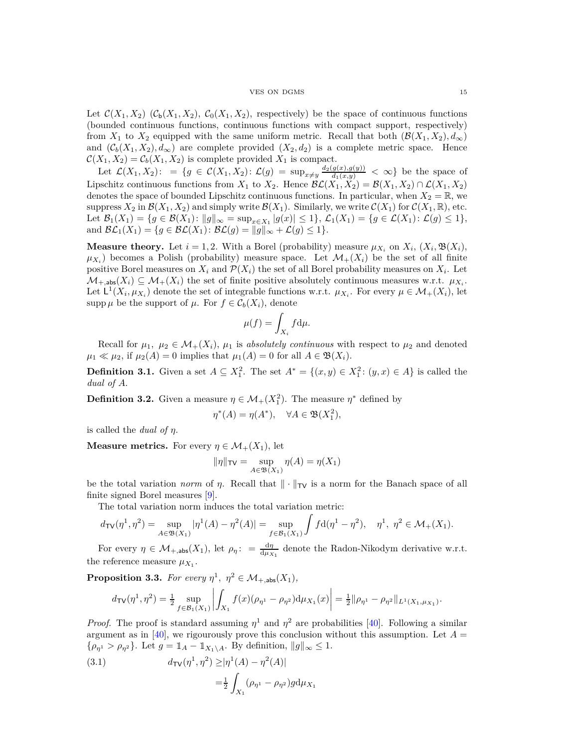Let $\mathcal{C}(X_1, X_2)$ ($\mathcal{C}_\mathsf{b}(X_1, X_2)$, $\mathcal{C}_0(X_1, X_2)$, respectively) be the space of continuous functions (bounded continuous functions, continuous functions with compact support, respectively) from $X_1$ to $X_2$ equipped with the same uniform metric. Recall that both $(\mathcal{B}(X_1, X_2), d_\infty)$ and $(\mathcal{C}_b(X_1, X_2), d_\infty)$ are complete provided $(X_2, d_2)$ is a complete metric space. Hence $\mathcal{C}(X_1, X_2) = \mathcal{C}_b(X_1, X_2)$ is complete provided $X_1$ is compact.

Let $\mathcal{L}(X_1, X_2) \colon = \{g \in \mathcal{C}(X_1, X_2) \colon \mathcal{L}(g) = \sup_{x\neq y} \frac{d_2(g(x),g(y))}{d_1(x,y)} < \infty\}$ be the space of Lipschitz continuous functions from $X_1$ to $X_2$. Hence $\mathcal{BL}(X_1, X_2) = \mathcal{B}(X_1, X_2) \cap \mathcal{L}(X_1, X_2)$ denotes the space of bounded Lipschitz continuous functions. In particular, when $X_2 = \mathbb{R}$, we suppress $X_2$ in $\mathcal{B}(X_1, X_2)$ and simply write $\mathcal{B}(X_1)$. Similarly, we write $\mathcal{C}(X_1)$ for $\mathcal{C}(X_1, \mathbb{R})$, etc. Let $\mathcal{B}_1(X_1) = \{g \in \mathcal{B}(X_1) \colon \|g\|_\infty = \sup_{x\in X_1} |g(x)| \le 1\}$, $\mathcal{L}_1(X_1) = \{g \in \mathcal{L}(X_1) \colon \mathcal{L}(g) \le 1\}$, and $\mathcal{BL}_1(X_1) = \{g \in \mathcal{BL}(X_1) \colon \mathcal{BL}(g) = \|g\|_\infty + \mathcal{L}(g) \le 1\}$.

**Measure theory.** Let $i = 1, 2$. With a Borel (probability) measure $\mu_{X_i}$ on $X_i$, $(X_i, \mathfrak{B}(X_i), \mu_{X_i})$ becomes a Polish (probability) measure space. Let $\mathcal{M}_+(X_i)$ be the set of all finite positive Borel measures on $X_i$ and $\mathcal{P}(X_i)$ the set of all Borel probability measures on $X_i$. Let $\mathcal{M}_{+,\mathsf{abs}}(X_i) \subseteq \mathcal{M}_+(X_i)$ the set of finite positive absolutely continuous measures w.r.t. $\mu_{X_i}$. Let $\mathsf{L}^1(X_i, \mu_{X_i})$ denote the set of integrable functions w.r.t. $\mu_{X_i}$. For every $\mu \in \mathcal{M}_+(X_i)$, let $\operatorname{supp}\mu$ be the support of $\mu$. For $f \in \mathcal{C}_b(X_i)$, denote

$$\mu(f) = \int_{X_i} f \mathrm{d}\mu.$$

Recall for $\mu_1,\ \mu_2 \in \mathcal{M}_+(X_i)$, $\mu_1$ is *absolutely continuous* with respect to $\mu_2$ and denoted $\mu_1 \ll \mu_2$, if $\mu_2(A) = 0$ implies that $\mu_1(A) = 0$ for all $A \in \mathfrak{B}(X_i)$.

**Definition 3.1.** Given a set $A \subseteq X_1^2$. The set $A^* = \{(x, y) \in X_1^2 \colon (y, x) \in A\}$ is called the *dual of* $A$.

**Definition 3.2.** Given a measure $\eta \in \mathcal{M}_+(X_1^2)$. The measure $\eta^*$ defined by

$$\eta^*(A) = \eta(A^*), \quad \forall A \in \mathfrak{B}(X_1^2),$$

is called the *dual of* $\eta$.

**Measure metrics.** For every $\eta \in \mathcal{M}_+(X_1)$, let

$$\|\eta\|_{\mathsf{TV}} = \sup_{A\in\mathfrak{B}(X_1)} \eta(A) = \eta(X_1)$$

be the total variation *norm* of $\eta$. Recall that $\|\cdot\|_{\mathsf{TV}}$ is a norm for the Banach space of all finite signed Borel measures [9].

The total variation norm induces the total variation metric:

$$d_{\mathsf{TV}}(\eta^1, \eta^2) = \sup_{A\in\mathfrak{B}(X_1)} |\eta^1(A) - \eta^2(A)| = \sup_{f\in\mathcal{B}_1(X_1)} \int f \mathrm{d}(\eta^1 - \eta^2), \quad \eta^1,\ \eta^2 \in \mathcal{M}_+(X_1).$$

For every $\eta \in \mathcal{M}_{+,\mathsf{abs}}(X_1)$, let $\rho_\eta \colon = \frac{\mathrm{d}\eta}{\mathrm{d}\mu_{X_1}}$ denote the Radon-Nikodym derivative w.r.t. the reference measure $\mu_{X_1}$.

**Proposition 3.3.** *For every* $\eta^1,\ \eta^2 \in \mathcal{M}_{+,\mathsf{abs}}(X_1)$,

$$d_{\mathsf{TV}}(\eta^1, \eta^2) = \tfrac{1}{2} \sup_{f\in\mathcal{B}_1(X_1)} \left| \int_{X_1} f(x)(\rho_{\eta^1} - \rho_{\eta^2}) \mathrm{d}\mu_{X_1}(x) \right| = \tfrac{1}{2} \|\rho_{\eta^1} - \rho_{\eta^2}\|_{L^1(X_1,\mu_{X_1})}.$$

*Proof.* The proof is standard assuming $\eta^1$ and $\eta^2$ are probabilities [40]. Following a similar argument as in [40], we rigourously prove this conclusion without this assumption. Let $A = \{\rho_{\eta^1} > \rho_{\eta^2}\}$. Let $g = \mathbb{1}_A - \mathbb{1}_{X_1\setminus A}$. By definition, $\|g\|_\infty \le 1$.

$$\begin{aligned} d_{\mathsf{TV}}(\eta^1, \eta^2) \ge& |\eta^1(A) - \eta^2(A)| \\ =& \tfrac{1}{2} \int_{X_1} (\rho_{\eta^1} - \rho_{\eta^2}) g \mathrm{d}\mu_{X_1} \end{aligned} \tag{3.1}$$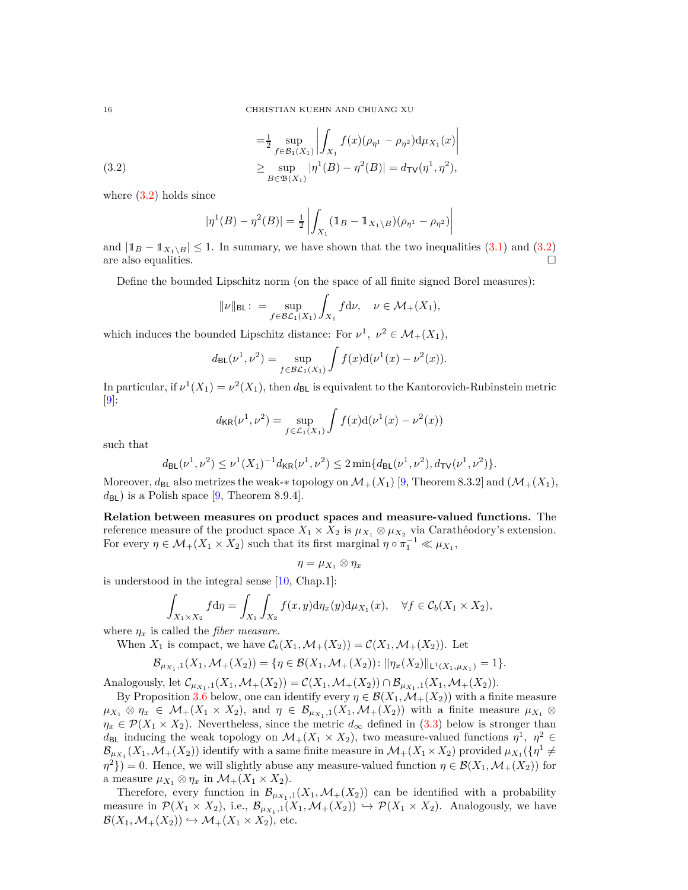$$
\begin{aligned}
&=\tfrac{1}{2}\sup_{f\in\mathcal{B}_1(X_1)}\left|\int_{X_1} f(x)(\rho_{\eta^1}-\rho_{\eta^2})\mathrm{d}\mu_{X_1}(x)\right| \\
&\geq \sup_{B\in\mathfrak{B}(X_1)}|\eta^1(B)-\eta^2(B)| = d_{\mathsf{TV}}(\eta^1,\eta^2), \qquad (3.2)
\end{aligned}
$$

where (3.2) holds since

$$
|\eta^1(B)-\eta^2(B)| = \tfrac{1}{2}\left|\int_{X_1}(\mathbb{1}_B-\mathbb{1}_{X_1\setminus B})(\rho_{\eta^1}-\rho_{\eta^2})\right|
$$

and $|\mathbb{1}_B-\mathbb{1}_{X_1\setminus B}|\leq 1$. In summary, we have shown that the two inequalities (3.1) and (3.2) are also equalities. □

Define the bounded Lipschitz norm (on the space of all finite signed Borel measures):

$$
\|\nu\|_{\mathsf{BL}} \colon = \sup_{f\in\mathcal{BL}_1(X_1)}\int_{X_1} f\mathrm{d}\nu, \quad \nu\in\mathcal{M}_+(X_1),
$$

which induces the bounded Lipschitz distance: For $\nu^1,\ \nu^2\in\mathcal{M}_+(X_1)$,

$$
d_{\mathsf{BL}}(\nu^1,\nu^2) = \sup_{f\in\mathcal{BL}_1(X_1)}\int f(x)\mathrm{d}(\nu^1(x)-\nu^2(x)).
$$

In particular, if $\nu^1(X_1)=\nu^2(X_1)$, then $d_{\mathsf{BL}}$ is equivalent to the Kantorovich-Rubinstein metric [9]:

$$
d_{\mathsf{KR}}(\nu^1,\nu^2) = \sup_{f\in\mathcal{L}_1(X_1)}\int f(x)\mathrm{d}(\nu^1(x)-\nu^2(x))
$$

such that

$$
d_{\mathsf{BL}}(\nu^1,\nu^2)\leq \nu^1(X_1)^{-1}d_{\mathsf{KR}}(\nu^1,\nu^2)\leq 2\min\{d_{\mathsf{BL}}(\nu^1,\nu^2), d_{\mathsf{TV}}(\nu^1,\nu^2)\}.
$$

Moreover, $d_{\mathsf{BL}}$ also metrizes the weak-$*$ topology on $\mathcal{M}_+(X_1)$ [9, Theorem 8.3.2] and $(\mathcal{M}_+(X_1), d_{\mathsf{BL}})$ is a Polish space [9, Theorem 8.9.4].

**Relation between measures on product spaces and measure-valued functions.** The reference measure of the product space $X_1\times X_2$ is $\mu_{X_1}\otimes\mu_{X_2}$ via Carathéodory's extension. For every $\eta\in\mathcal{M}_+(X_1\times X_2)$ such that its first marginal $\eta\circ\pi_1^{-1}\ll\mu_{X_1}$,

$$
\eta=\mu_{X_1}\otimes\eta_x
$$

is understood in the integral sense [10, Chap.1]:

$$
\int_{X_1\times X_2} f\mathrm{d}\eta = \int_{X_1}\int_{X_2} f(x,y)\mathrm{d}\eta_x(y)\mathrm{d}\mu_{X_1}(x), \quad \forall f\in\mathcal{C}_b(X_1\times X_2),
$$

where $\eta_x$ is called the *fiber measure*.

When $X_1$ is compact, we have $\mathcal{C}_b(X_1,\mathcal{M}_+(X_2))=\mathcal{C}(X_1,\mathcal{M}_+(X_2))$. Let

$$
\mathcal{B}_{\mu_{X_1},1}(X_1,\mathcal{M}_+(X_2)) = \{\eta\in\mathcal{B}(X_1,\mathcal{M}_+(X_2))\colon \|\eta_x(X_2)\|_{\mathsf{L}^1(X_1,\mu_{X_1})}=1\}.
$$

Analogously, let $\mathcal{C}_{\mu_{X_1},1}(X_1,\mathcal{M}_+(X_2))=\mathcal{C}(X_1,\mathcal{M}_+(X_2))\cap\mathcal{B}_{\mu_{X_1},1}(X_1,\mathcal{M}_+(X_2))$.

By Proposition 3.6 below, one can identify every $\eta\in\mathcal{B}(X_1,\mathcal{M}_+(X_2))$ with a finite measure $\mu_{X_1}\otimes\eta_x\in\mathcal{M}_+(X_1\times X_2)$, and $\eta\in\mathcal{B}_{\mu_{X_1},1}(X_1,\mathcal{M}_+(X_2))$ with a finite measure $\mu_{X_1}\otimes\eta_x\in\mathcal{P}(X_1\times X_2)$. Nevertheless, since the metric $d_\infty$ defined in (3.3) below is stronger than $d_{\mathsf{BL}}$ inducing the weak topology on $\mathcal{M}_+(X_1\times X_2)$, two measure-valued functions $\eta^1,\ \eta^2\in\mathcal{B}_{\mu_{X_1}}(X_1,\mathcal{M}_+(X_2))$ identify with a same finite measure in $\mathcal{M}_+(X_1\times X_2)$ provided $\mu_{X_1}(\{\eta^1\neq\eta^2\})=0$. Hence, we will slightly abuse any measure-valued function $\eta\in\mathcal{B}(X_1,\mathcal{M}_+(X_2))$ for a measure $\mu_{X_1}\otimes\eta_x$ in $\mathcal{M}_+(X_1\times X_2)$.

Therefore, every function in $\mathcal{B}_{\mu_{X_1},1}(X_1,\mathcal{M}_+(X_2))$ can be identified with a probability measure in $\mathcal{P}(X_1\times X_2)$, i.e., $\mathcal{B}_{\mu_{X_1},1}(X_1,\mathcal{M}_+(X_2))\hookrightarrow\mathcal{P}(X_1\times X_2)$. Analogously, we have $\mathcal{B}(X_1,\mathcal{M}_+(X_2))\hookrightarrow\mathcal{M}_+(X_1\times X_2)$, etc.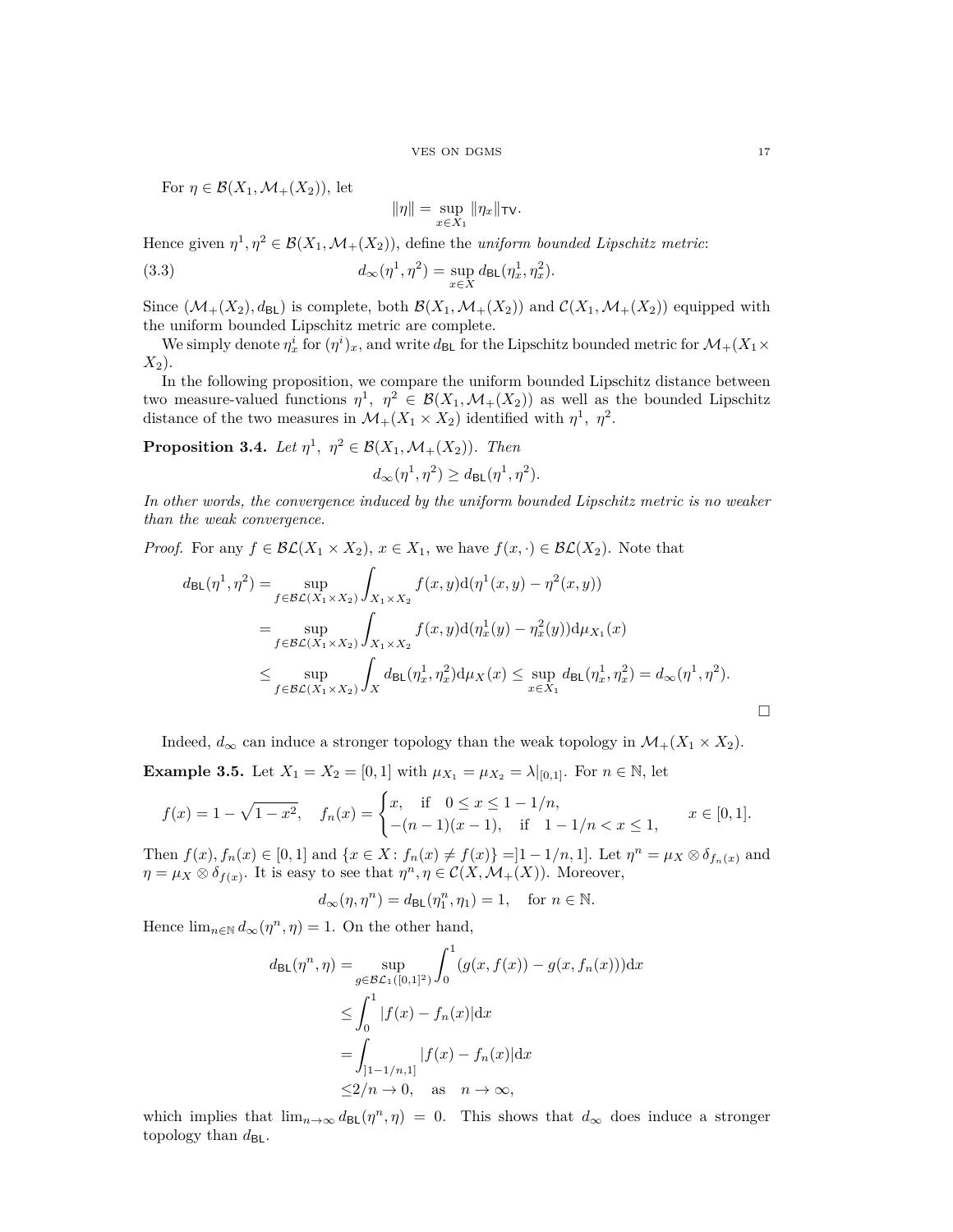For $\eta \in \mathcal{B}(X_1, \mathcal{M}_+(X_2))$, let

$$\|\eta\| = \sup_{x\in X_1} \|\eta_x\|_{\mathsf{TV}}.$$

Hence given $\eta^1, \eta^2 \in \mathcal{B}(X_1, \mathcal{M}_+(X_2))$, define the *uniform bounded Lipschitz metric*:

$$d_\infty(\eta^1, \eta^2) = \sup_{x\in X} d_{\mathsf{BL}}(\eta^1_x, \eta^2_x). \tag{3.3}$$

Since $(\mathcal{M}_+(X_2), d_{\mathsf{BL}})$ is complete, both $\mathcal{B}(X_1, \mathcal{M}_+(X_2))$ and $\mathcal{C}(X_1, \mathcal{M}_+(X_2))$ equipped with the uniform bounded Lipschitz metric are complete.

We simply denote $\eta^i_x$ for $(\eta^i)_x$, and write $d_{\mathsf{BL}}$ for the Lipschitz bounded metric for $\mathcal{M}_+(X_1 \times X_2)$.

In the following proposition, we compare the uniform bounded Lipschitz distance between two measure-valued functions $\eta^1, \ \eta^2 \in \mathcal{B}(X_1, \mathcal{M}_+(X_2))$ as well as the bounded Lipschitz distance of the two measures in $\mathcal{M}_+(X_1 \times X_2)$ identified with $\eta^1, \ \eta^2$.

**Proposition 3.4.** *Let $\eta^1, \ \eta^2 \in \mathcal{B}(X_1, \mathcal{M}_+(X_2))$. Then*

$$d_\infty(\eta^1, \eta^2) \geq d_{\mathsf{BL}}(\eta^1, \eta^2).$$

*In other words, the convergence induced by the uniform bounded Lipschitz metric is no weaker than the weak convergence.*

*Proof.* For any $f \in \mathcal{BL}(X_1 \times X_2)$, $x \in X_1$, we have $f(x, \cdot) \in \mathcal{BL}(X_2)$. Note that

$$\begin{aligned}
d_{\mathsf{BL}}(\eta^1, \eta^2) =& \sup_{f\in\mathcal{BL}(X_1\times X_2)} \int_{X_1\times X_2} f(x,y)\mathrm{d}(\eta^1(x,y) - \eta^2(x,y))\\
=& \sup_{f\in\mathcal{BL}(X_1\times X_2)} \int_{X_1\times X_2} f(x,y)\mathrm{d}(\eta^1_x(y) - \eta^2_x(y))\mathrm{d}\mu_{X_1}(x)\\
\leq& \sup_{f\in\mathcal{BL}(X_1\times X_2)} \int_{X} d_{\mathsf{BL}}(\eta^1_x, \eta^2_x)\mathrm{d}\mu_X(x) \leq \sup_{x\in X_1} d_{\mathsf{BL}}(\eta^1_x, \eta^2_x) = d_\infty(\eta^1, \eta^2).
\end{aligned}$$

$\square$

Indeed, $d_\infty$ can induce a stronger topology than the weak topology in $\mathcal{M}_+(X_1 \times X_2)$.

**Example 3.5.** Let $X_1 = X_2 = [0, 1]$ with $\mu_{X_1} = \mu_{X_2} = \lambda|_{[0,1]}$. For $n \in \mathbb{N}$, let

$$f(x) = 1 - \sqrt{1-x^2}, \quad f_n(x) = \begin{cases} x, & \text{if} \quad 0 \leq x \leq 1 - 1/n,\\ -(n-1)(x-1), & \text{if} \quad 1 - 1/n < x \leq 1, \end{cases} \qquad x \in [0, 1].$$

Then $f(x), f_n(x) \in [0, 1]$ and $\{x \in X \colon f_n(x) \neq f(x)\} = ]1 - 1/n, 1]$. Let $\eta^n = \mu_X \otimes \delta_{f_n(x)}$ and $\eta = \mu_X \otimes \delta_{f(x)}$. It is easy to see that $\eta^n, \eta \in \mathcal{C}(X, \mathcal{M}_+(X))$. Moreover,

$$d_\infty(\eta, \eta^n) = d_{\mathsf{BL}}(\eta^n_1, \eta_1) = 1, \quad \text{for } n \in \mathbb{N}.$$

Hence $\lim_{n\in\mathbb{N}} d_\infty(\eta^n, \eta) = 1$. On the other hand,

$$\begin{aligned}
d_{\mathsf{BL}}(\eta^n, \eta) =& \sup_{g\in\mathcal{BL}_1([0,1]^2)} \int_0^1 (g(x, f(x)) - g(x, f_n(x)))\mathrm{d}x\\
\leq& \int_0^1 |f(x) - f_n(x)|\mathrm{d}x\\
=& \int_{]1-1/n,1]} |f(x) - f_n(x)|\mathrm{d}x\\
\leq& 2/n \to 0, \quad \text{as} \quad n \to \infty,
\end{aligned}$$

which implies that $\lim_{n\to\infty} d_{\mathsf{BL}}(\eta^n, \eta) = 0$. This shows that $d_\infty$ does induce a stronger topology than $d_{\mathsf{BL}}$.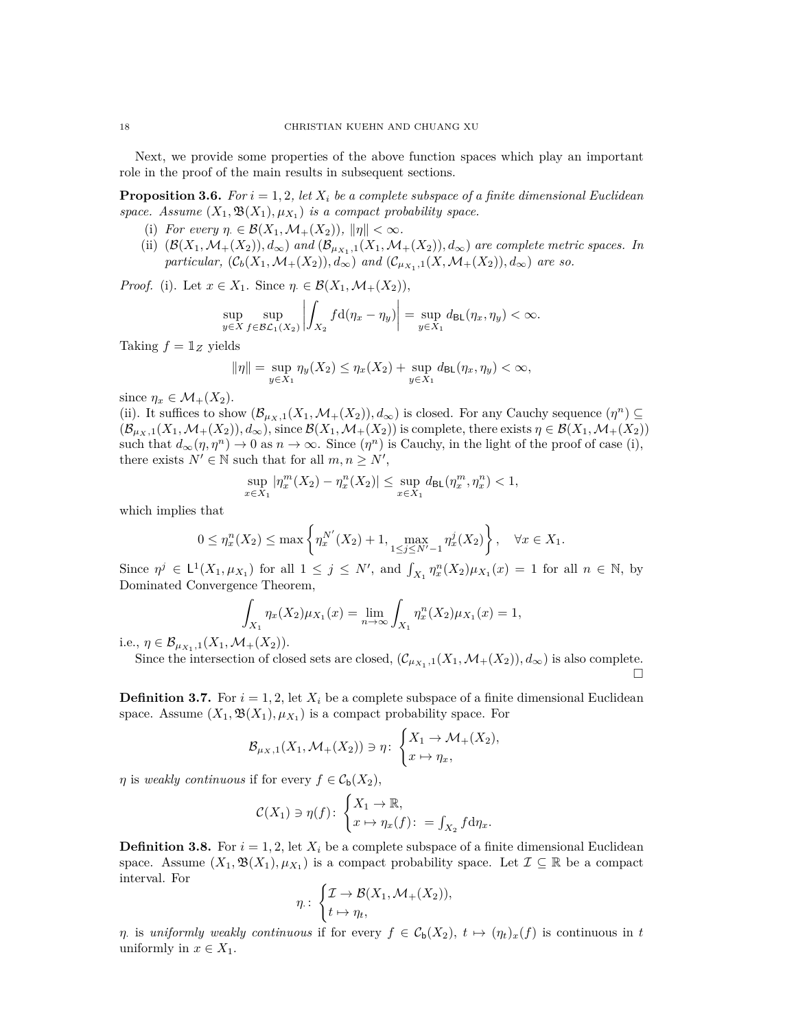Next, we provide some properties of the above function spaces which play an important role in the proof of the main results in subsequent sections.

**Proposition 3.6.** *For $i = 1, 2$, let $X_i$ be a complete subspace of a finite dimensional Euclidean space. Assume $(X_1, \mathfrak{B}(X_1), \mu_{X_1})$ is a compact probability space.*

(i) *For every $\eta_\cdot \in \mathcal{B}(X_1, \mathcal{M}_+(X_2))$, $\|\eta\| < \infty$.*

(ii) *$(\mathcal{B}(X_1, \mathcal{M}_+(X_2)), d_\infty)$ and $(\mathcal{B}_{\mu_{X_1},1}(X_1, \mathcal{M}_+(X_2)), d_\infty)$ are complete metric spaces. In particular, $(\mathcal{C}_b(X_1, \mathcal{M}_+(X_2)), d_\infty)$ and $(\mathcal{C}_{\mu_{X_1},1}(X, \mathcal{M}_+(X_2)), d_\infty)$ are so.*

*Proof.* (i). Let $x \in X_1$. Since $\eta_\cdot \in \mathcal{B}(X_1, \mathcal{M}_+(X_2))$,

$$\sup_{y \in X} \sup_{f \in \mathcal{BL}_1(X_2)} \left| \int_{X_2} f \mathrm{d}(\eta_x - \eta_y) \right| = \sup_{y \in X_1} d_{\mathsf{BL}}(\eta_x, \eta_y) < \infty.$$

Taking $f = \mathbb{1}_Z$ yields

$$\|\eta\| = \sup_{y \in X_1} \eta_y(X_2) \le \eta_x(X_2) + \sup_{y \in X_1} d_{\mathsf{BL}}(\eta_x, \eta_y) < \infty,$$

since $\eta_x \in \mathcal{M}_+(X_2)$.

(ii). It suffices to show $(\mathcal{B}_{\mu_X,1}(X_1, \mathcal{M}_+(X_2)), d_\infty)$ is closed. For any Cauchy sequence $(\eta^n) \subseteq (\mathcal{B}_{\mu_X,1}(X_1, \mathcal{M}_+(X_2)), d_\infty)$, since $\mathcal{B}(X_1, \mathcal{M}_+(X_2))$ is complete, there exists $\eta \in \mathcal{B}(X_1, \mathcal{M}_+(X_2))$ such that $d_\infty(\eta, \eta^n) \to 0$ as $n \to \infty$. Since $(\eta^n)$ is Cauchy, in the light of the proof of case (i), there exists $N' \in \mathbb{N}$ such that for all $m, n \ge N'$,

$$\sup_{x \in X_1} |\eta_x^m(X_2) - \eta_x^n(X_2)| \le \sup_{x \in X_1} d_{\mathsf{BL}}(\eta_x^m, \eta_x^n) < 1,$$

which implies that

$$0 \le \eta_x^n(X_2) \le \max\left\{ \eta_x^{N'}(X_2) + 1, \max_{1 \le j \le N'-1} \eta_x^j(X_2) \right\}, \quad \forall x \in X_1.$$

Since $\eta^j \in \mathsf{L}^1(X_1, \mu_{X_1})$ for all $1 \le j \le N'$, and $\int_{X_1} \eta_x^n(X_2) \mu_{X_1}(x) = 1$ for all $n \in \mathbb{N}$, by Dominated Convergence Theorem,

$$\int_{X_1} \eta_x(X_2) \mu_{X_1}(x) = \lim_{n \to \infty} \int_{X_1} \eta_x^n(X_2) \mu_{X_1}(x) = 1,$$

i.e., $\eta \in \mathcal{B}_{\mu_{X_1},1}(X_1, \mathcal{M}_+(X_2))$.

Since the intersection of closed sets are closed, $(\mathcal{C}_{\mu_{X_1},1}(X_1, \mathcal{M}_+(X_2)), d_\infty)$ is also complete. $\square$

**Definition 3.7.** For $i = 1, 2$, let $X_i$ be a complete subspace of a finite dimensional Euclidean space. Assume $(X_1, \mathfrak{B}(X_1), \mu_{X_1})$ is a compact probability space. For

$$\mathcal{B}_{\mu_X,1}(X_1, \mathcal{M}_+(X_2)) \ni \eta \colon \begin{cases} X_1 \to \mathcal{M}_+(X_2), \\ x \mapsto \eta_x, \end{cases}$$

$\eta$ is *weakly continuous* if for every $f \in \mathcal{C}_{\mathsf{b}}(X_2)$,

$$\mathcal{C}(X_1) \ni \eta(f) \colon \begin{cases} X_1 \to \mathbb{R}, \\ x \mapsto \eta_x(f) \colon = \int_{X_2} f \mathrm{d}\eta_x. \end{cases}$$

**Definition 3.8.** For $i = 1, 2$, let $X_i$ be a complete subspace of a finite dimensional Euclidean space. Assume $(X_1, \mathfrak{B}(X_1), \mu_{X_1})$ is a compact probability space. Let $\mathcal{I} \subseteq \mathbb{R}$ be a compact interval. For

$$\eta_\cdot \colon \begin{cases} \mathcal{I} \to \mathcal{B}(X_1, \mathcal{M}_+(X_2)), \\ t \mapsto \eta_t, \end{cases}$$

$\eta_\cdot$ is *uniformly weakly continuous* if for every $f \in \mathcal{C}_{\mathsf{b}}(X_2)$, $t \mapsto (\eta_t)_x(f)$ is continuous in $t$ uniformly in $x \in X_1$.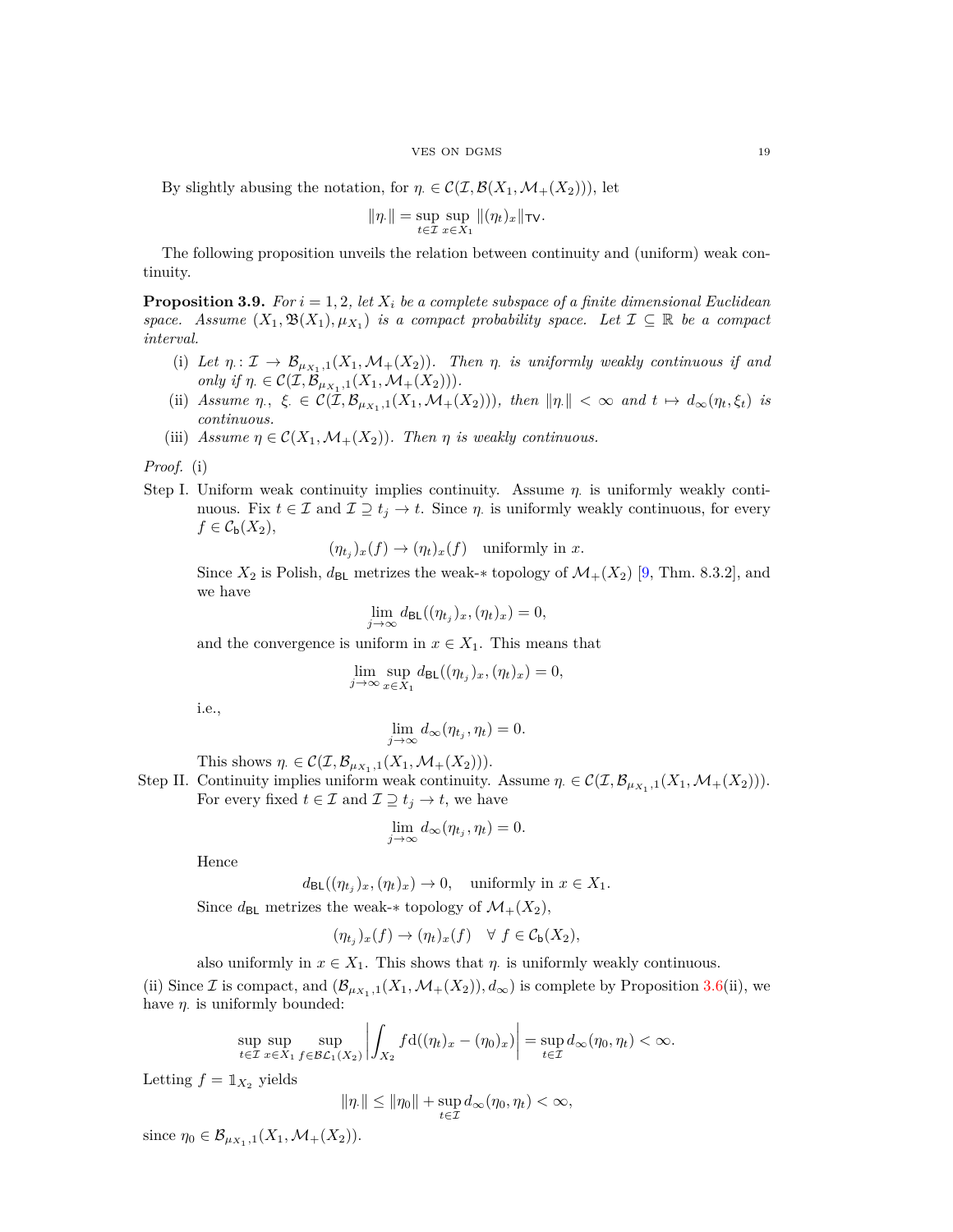By slightly abusing the notation, for $\eta_\cdot \in \mathcal{C}(\mathcal{I}, \mathcal{B}(X_1, \mathcal{M}_+(X_2)))$, let

$$\|\eta_\cdot\| = \sup_{t\in\mathcal{I}} \sup_{x\in X_1} \|(\eta_t)_x\|_{\mathsf{TV}}.$$

The following proposition unveils the relation between continuity and (uniform) weak continuity.

**Proposition 3.9.** *For $i = 1, 2$, let $X_i$ be a complete subspace of a finite dimensional Euclidean space. Assume $(X_1, \mathfrak{B}(X_1), \mu_{X_1})$ is a compact probability space. Let $\mathcal{I} \subseteq \mathbb{R}$ be a compact interval.*

- (i) *Let $\eta_\cdot : \mathcal{I} \to \mathcal{B}_{\mu_{X_1},1}(X_1, \mathcal{M}_+(X_2))$. Then $\eta_\cdot$ is uniformly weakly continuous if and only if $\eta_\cdot \in \mathcal{C}(\mathcal{I}, \mathcal{B}_{\mu_{X_1},1}(X_1, \mathcal{M}_+(X_2)))$.*
- (ii) *Assume $\eta_\cdot,\ \xi_\cdot \in \mathcal{C}(\mathcal{I}, \mathcal{B}_{\mu_{X_1},1}(X_1, \mathcal{M}_+(X_2)))$, then $\|\eta_\cdot\| < \infty$ and $t \mapsto d_\infty(\eta_t, \xi_t)$ is continuous.*
- (iii) *Assume $\eta \in \mathcal{C}(X_1, \mathcal{M}_+(X_2))$. Then $\eta$ is weakly continuous.*

*Proof.* (i)

Step I. Uniform weak continuity implies continuity. Assume $\eta_\cdot$ is uniformly weakly continuous. Fix $t \in \mathcal{I}$ and $\mathcal{I} \supseteq t_j \to t$. Since $\eta_\cdot$ is uniformly weakly continuous, for every $f \in \mathcal{C}_{\mathsf{b}}(X_2)$,

$$(\eta_{t_j})_x(f) \to (\eta_t)_x(f) \quad \text{uniformly in } x.$$

Since $X_2$ is Polish, $d_{\mathsf{BL}}$ metrizes the weak-$*$ topology of $\mathcal{M}_+(X_2)$ [9, Thm. 8.3.2], and we have

$$\lim_{j\to\infty} d_{\mathsf{BL}}((\eta_{t_j})_x, (\eta_t)_x) = 0,$$

and the convergence is uniform in $x \in X_1$. This means that

$$\lim_{j\to\infty} \sup_{x\in X_1} d_{\mathsf{BL}}((\eta_{t_j})_x, (\eta_t)_x) = 0,$$

i.e.,

$$\lim_{j\to\infty} d_\infty(\eta_{t_j}, \eta_t) = 0.$$

This shows $\eta_\cdot \in \mathcal{C}(\mathcal{I}, \mathcal{B}_{\mu_{X_1},1}(X_1, \mathcal{M}_+(X_2)))$.

Step II. Continuity implies uniform weak continuity. Assume $\eta_\cdot \in \mathcal{C}(\mathcal{I}, \mathcal{B}_{\mu_{X_1},1}(X_1, \mathcal{M}_+(X_2)))$. For every fixed $t \in \mathcal{I}$ and $\mathcal{I} \supseteq t_j \to t$, we have

$$\lim_{j\to\infty} d_\infty(\eta_{t_j}, \eta_t) = 0.$$

Hence

$$d_{\mathsf{BL}}((\eta_{t_j})_x, (\eta_t)_x) \to 0, \quad \text{uniformly in } x \in X_1.$$

Since $d_{\mathsf{BL}}$ metrizes the weak-$*$ topology of $\mathcal{M}_+(X_2)$,

$$(\eta_{t_j})_x(f) \to (\eta_t)_x(f) \quad \forall\ f \in \mathcal{C}_{\mathsf{b}}(X_2),$$

also uniformly in $x \in X_1$. This shows that $\eta_\cdot$ is uniformly weakly continuous.

(ii) Since $\mathcal{I}$ is compact, and $(\mathcal{B}_{\mu_{X_1},1}(X_1, \mathcal{M}_+(X_2)), d_\infty)$ is complete by Proposition 3.6(ii), we have $\eta_\cdot$ is uniformly bounded:

$$\sup_{t\in\mathcal{I}} \sup_{x\in X_1} \sup_{f\in\mathcal{BL}_1(X_2)} \left| \int_{X_2} f \mathrm{d}((\eta_t)_x - (\eta_0)_x) \right| = \sup_{t\in\mathcal{I}} d_\infty(\eta_0, \eta_t) < \infty.$$

Letting $f = \mathbb{1}_{X_2}$ yields

$$\|\eta_\cdot\| \le \|\eta_0\| + \sup_{t\in\mathcal{I}} d_\infty(\eta_0, \eta_t) < \infty,$$

since $\eta_0 \in \mathcal{B}_{\mu_{X_1},1}(X_1, \mathcal{M}_+(X_2))$.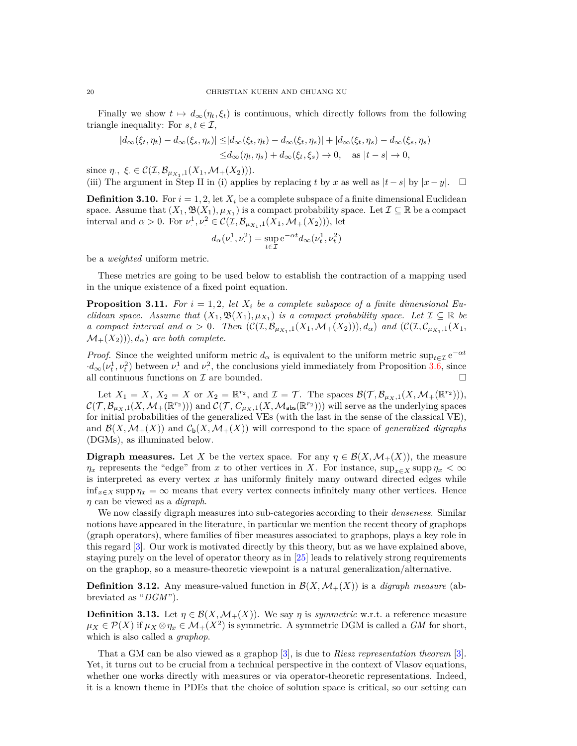Finally we show $t \mapsto d_\infty(\eta_t, \xi_t)$ is continuous, which directly follows from the following triangle inequality: For $s, t \in \mathcal{I}$,

$$
\begin{aligned}
|d_\infty(\xi_t, \eta_t) - d_\infty(\xi_s, \eta_s)| \leq & |d_\infty(\xi_t, \eta_t) - d_\infty(\xi_t, \eta_s)| + |d_\infty(\xi_t, \eta_s) - d_\infty(\xi_s, \eta_s)| \\
\leq & d_\infty(\eta_t, \eta_s) + d_\infty(\xi_t, \xi_s) \to 0, \quad \text{as } |t-s| \to 0,
\end{aligned}
$$

since $\eta_\cdot,\ \xi_\cdot \in \mathcal{C}(\mathcal{I}, \mathcal{B}_{\mu_{X_1},1}(X_1, \mathcal{M}_+(X_2)))$.

(iii) The argument in Step II in (i) applies by replacing $t$ by $x$ as well as $|t-s|$ by $|x-y|$. $\square$

**Definition 3.10.** For $i = 1, 2$, let $X_i$ be a complete subspace of a finite dimensional Euclidean space. Assume that $(X_1, \mathfrak{B}(X_1), \mu_{X_1})$ is a compact probability space. Let $\mathcal{I} \subseteq \mathbb{R}$ be a compact interval and $\alpha > 0$. For $\nu^1_\cdot, \nu^2_\cdot \in \mathcal{C}(\mathcal{I}, \mathcal{B}_{\mu_{X_1},1}(X_1, \mathcal{M}_+(X_2)))$, let

$$
d_\alpha(\nu^1_\cdot, \nu^2_\cdot) = \sup_{t\in\mathcal{I}} \mathrm{e}^{-\alpha t} d_\infty(\nu^1_t, \nu^2_t)
$$

be a *weighted* uniform metric.

These metrics are going to be used below to establish the contraction of a mapping used in the unique existence of a fixed point equation.

**Proposition 3.11.** *For $i = 1, 2$, let $X_i$ be a complete subspace of a finite dimensional Euclidean space. Assume that $(X_1, \mathfrak{B}(X_1), \mu_{X_1})$ is a compact probability space. Let $\mathcal{I} \subseteq \mathbb{R}$ be a compact interval and $\alpha > 0$. Then $(\mathcal{C}(\mathcal{I}, \mathcal{B}_{\mu_{X_1},1}(X_1, \mathcal{M}_+(X_2))), d_\alpha)$ and $(\mathcal{C}(\mathcal{I}, \mathcal{C}_{\mu_{X_1},1}(X_1, \mathcal{M}_+(X_2))), d_\alpha)$ are both complete.*

*Proof.* Since the weighted uniform metric $d_\alpha$ is equivalent to the uniform metric $\sup_{t\in\mathcal{I}} \mathrm{e}^{-\alpha t} \cdot d_\infty(\nu^1_t, \nu^2_t)$ between $\nu^1_\cdot$ and $\nu^2_\cdot$, the conclusions yield immediately from Proposition 3.6, since all continuous functions on $\mathcal{I}$ are bounded. $\square$

Let $X_1 = X$, $X_2 = X$ or $X_2 = \mathbb{R}^{r_2}$, and $\mathcal{I} = \mathcal{T}$. The spaces $\mathcal{B}(\mathcal{T}, \mathcal{B}_{\mu_X,1}(X, \mathcal{M}_+(\mathbb{R}^{r_2})))$, $\mathcal{C}(\mathcal{T}, \mathcal{B}_{\mu_X,1}(X, \mathcal{M}_+(\mathbb{R}^{r_2})))$ and $\mathcal{C}(\mathcal{T}, C_{\mu_X,1}(X, \mathcal{M}_{\mathsf{abs}}(\mathbb{R}^{r_2})))$ will serve as the underlying spaces for initial probabilities of the generalized VEs (with the last in the sense of the classical VE), and $\mathcal{B}(X, \mathcal{M}_+(X))$ and $\mathcal{C}_{\mathsf{b}}(X, \mathcal{M}_+(X))$ will correspond to the space of *generalized digraphs* (DGMs), as illuminated below.

**Digraph measures.** Let $X$ be the vertex space. For any $\eta \in \mathcal{B}(X, \mathcal{M}_+(X))$, the measure $\eta_x$ represents the "edge" from $x$ to other vertices in $X$. For instance, $\sup_{x\in X} \operatorname{supp} \eta_x < \infty$ is interpreted as every vertex $x$ has uniformly finitely many outward directed edges while $\inf_{x\in X} \operatorname{supp} \eta_x = \infty$ means that every vertex connects infinitely many other vertices. Hence $\eta$ can be viewed as a *digraph*.

We now classify digraph measures into sub-categories according to their *denseness*. Similar notions have appeared in the literature, in particular we mention the recent theory of graphops (graph operators), where families of fiber measures associated to graphops, plays a key role in this regard [3]. Our work is motivated directly by this theory, but as we have explained above, staying purely on the level of operator theory as in [25] leads to relatively strong requirements on the graphop, so a measure-theoretic viewpoint is a natural generalization/alternative.

**Definition 3.12.** Any measure-valued function in $\mathcal{B}(X, \mathcal{M}_+(X))$ is a *digraph measure* (abbreviated as "*DGM*").

**Definition 3.13.** Let $\eta \in \mathcal{B}(X, \mathcal{M}_+(X))$. We say $\eta$ is *symmetric* w.r.t. a reference measure $\mu_X \in \mathcal{P}(X)$ if $\mu_X \otimes \eta_x \in \mathcal{M}_+(X^2)$ is symmetric. A symmetric DGM is called a *GM* for short, which is also called a *graphop*.

That a GM can be also viewed as a graphop [3], is due to *Riesz representation theorem* [3]. Yet, it turns out to be crucial from a technical perspective in the context of Vlasov equations, whether one works directly with measures or via operator-theoretic representations. Indeed, it is a known theme in PDEs that the choice of solution space is critical, so our setting can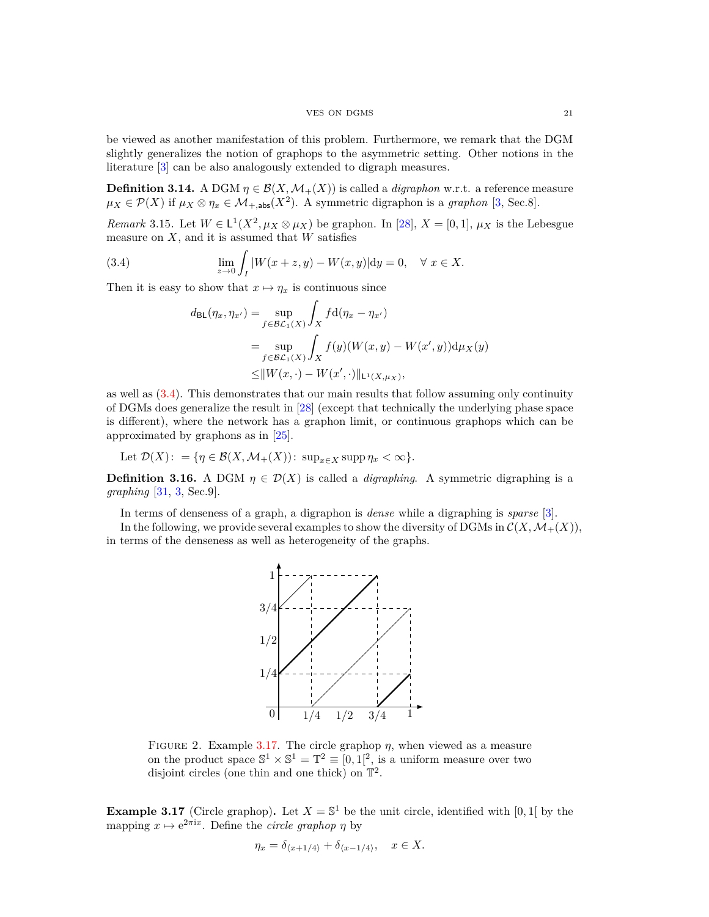be viewed as another manifestation of this problem. Furthermore, we remark that the DGM slightly generalizes the notion of graphops to the asymmetric setting. Other notions in the literature [3] can be also analogously extended to digraph measures.

**Definition 3.14.** A DGM $\eta \in \mathcal{B}(X, \mathcal{M}_+(X))$ is called a *digraphon* w.r.t. a reference measure $\mu_X \in \mathcal{P}(X)$ if $\mu_X \otimes \eta_x \in \mathcal{M}_{+,\mathsf{abs}}(X^2)$. A symmetric digraphon is a *graphon* [3, Sec.8].

*Remark* 3.15. Let $W \in \mathsf{L}^1(X^2, \mu_X \otimes \mu_X)$ be graphon. In [28], $X = [0,1]$, $\mu_X$ is the Lebesgue measure on $X$, and it is assumed that $W$ satisfies

$$\lim_{z \to 0} \int_I |W(x+z, y) - W(x,y)| \mathrm{d}y = 0, \quad \forall\, x \in X. \tag{3.4}$$

Then it is easy to show that $x \mapsto \eta_x$ is continuous since

$$\begin{aligned} d_{\mathsf{BL}}(\eta_x, \eta_{x'}) &= \sup_{f \in \mathcal{BL}_1(X)} \int_X f \mathrm{d}(\eta_x - \eta_{x'}) \\ &= \sup_{f \in \mathcal{BL}_1(X)} \int_X f(y)(W(x,y) - W(x',y)) \mathrm{d}\mu_X(y) \\ &\leq \|W(x,\cdot) - W(x',\cdot)\|_{\mathsf{L}^1(X,\mu_X)}, \end{aligned}$$

as well as (3.4). This demonstrates that our main results that follow assuming only continuity of DGMs does generalize the result in [28] (except that technically the underlying phase space is different), where the network has a graphon limit, or continuous graphops which can be approximated by graphons as in [25].

Let $\mathcal{D}(X) \colon = \{\eta \in \mathcal{B}(X, \mathcal{M}_+(X)) \colon \sup_{x \in X} \operatorname{supp} \eta_x < \infty\}$.

**Definition 3.16.** A DGM $\eta \in \mathcal{D}(X)$ is called a *digraphing*. A symmetric digraphing is a *graphing* [31, 3, Sec.9].

In terms of denseness of a graph, a digraphon is *dense* while a digraphing is *sparse* [3].

In the following, we provide several examples to show the diversity of DGMs in $\mathcal{C}(X, \mathcal{M}_+(X))$, in terms of the denseness as well as heterogeneity of the graphs.

Figure 2. Example 3.17. The circle graphop $\eta$, when viewed as a measure on the product space $\mathbb{S}^1 \times \mathbb{S}^1 = \mathbb{T}^2 \equiv [0,1[^2$, is a uniform measure over two disjoint circles (one thin and one thick) on $\mathbb{T}^2$.

**Example 3.17** (Circle graphop)**.** Let $X = \mathbb{S}^1$ be the unit circle, identified with $[0,1[$ by the mapping $x \mapsto \mathrm{e}^{2\pi \mathrm{i} x}$. Define the *circle graphop* $\eta$ by

$$\eta_x = \delta_{\langle x+1/4 \rangle} + \delta_{\langle x-1/4 \rangle}, \quad x \in X.$$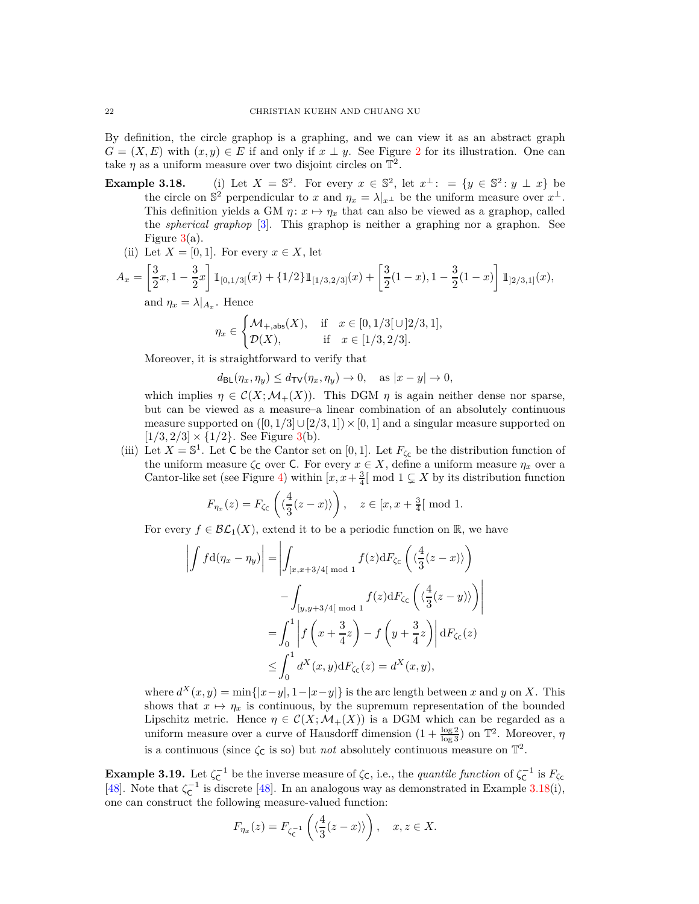By definition, the circle graphop is a graphing, and we can view it as an abstract graph $G = (X, E)$ with $(x, y) \in E$ if and only if $x \perp y$. See Figure 2 for its illustration. One can take $\eta$ as a uniform measure over two disjoint circles on $\mathbb{T}^2$.

**Example 3.18.** (i) Let $X = \mathbb{S}^2$. For every $x \in \mathbb{S}^2$, let $x^\perp :\ = \{y \in \mathbb{S}^2 : y \perp x\}$ be the circle on $\mathbb{S}^2$ perpendicular to $x$ and $\eta_x = \lambda|_{x^\perp}$ be the uniform measure over $x^\perp$. This definition yields a GM $\eta : x \mapsto \eta_x$ that can also be viewed as a graphop, called the *spherical graphop* [3]. This graphop is neither a graphing nor a graphon. See Figure 3(a).

(ii) Let $X = [0, 1]$. For every $x \in X$, let

$$A_x = \left[\frac{3}{2}x, 1 - \frac{3}{2}x\right] \mathbb{1}_{[0,1/3[}(x) + \{1/2\}\mathbb{1}_{[1/3,2/3]}(x) + \left[\frac{3}{2}(1-x), 1 - \frac{3}{2}(1-x)\right] \mathbb{1}_{]2/3,1]}(x),$$

and $\eta_x = \lambda|_{A_x}$. Hence

$$\eta_x \in \begin{cases} \mathcal{M}_{+,\mathsf{abs}}(X), & \text{if} \quad x \in [0, 1/3[\cup]2/3, 1], \\ \mathcal{D}(X), & \text{if} \quad x \in [1/3, 2/3]. \end{cases}$$

Moreover, it is straightforward to verify that

$$d_{\mathsf{BL}}(\eta_x, \eta_y) \le d_{\mathsf{TV}}(\eta_x, \eta_y) \to 0, \quad \text{as } |x - y| \to 0,$$

which implies $\eta \in \mathcal{C}(X; \mathcal{M}_+(X))$. This DGM $\eta$ is again neither dense nor sparse, but can be viewed as a measure–a linear combination of an absolutely continuous measure supported on $([0, 1/3] \cup [2/3, 1]) \times [0, 1]$ and a singular measure supported on $[1/3, 2/3] \times \{1/2\}$. See Figure 3(b).

(iii) Let $X = \mathbb{S}^1$. Let $\mathsf{C}$ be the Cantor set on $[0, 1]$. Let $F_{\zeta_\mathsf{C}}$ be the distribution function of the uniform measure $\zeta_\mathsf{C}$ over $\mathsf{C}$. For every $x \in X$, define a uniform measure $\eta_x$ over a Cantor-like set (see Figure 4) within $[x, x + \frac{3}{4}[ \mod 1 \subsetneq X$ by its distribution function

$$F_{\eta_x}(z) = F_{\zeta_\mathsf{C}}\left(\langle \frac{4}{3}(z - x)\rangle\right), \quad z \in [x, x + \tfrac{3}{4}[ \mod 1.$$

For every $f \in \mathcal{BL}_1(X)$, extend it to be a periodic function on $\mathbb{R}$, we have

$$\begin{aligned} \left|\int f \mathrm{d}(\eta_x - \eta_y)\right| &= \left|\int_{[x,x+3/4[ \bmod 1} f(z) \mathrm{d}F_{\zeta_\mathsf{C}}\left(\langle \frac{4}{3}(z-x)\rangle\right)\right. \\ &\qquad \left. - \int_{[y,y+3/4[ \bmod 1} f(z) \mathrm{d}F_{\zeta_\mathsf{C}}\left(\langle \frac{4}{3}(z-y)\rangle\right)\right| \\ &= \int_0^1 \left| f\left(x + \frac{3}{4}z\right) - f\left(y + \frac{3}{4}z\right)\right| \mathrm{d}F_{\zeta_\mathsf{C}}(z) \\ &\le \int_0^1 d^X(x, y) \mathrm{d}F_{\zeta_\mathsf{C}}(z) = d^X(x, y), \end{aligned}$$

where $d^X(x, y) = \min\{|x-y|, 1-|x-y|\}$ is the arc length between $x$ and $y$ on $X$. This shows that $x \mapsto \eta_x$ is continuous, by the supremum representation of the bounded Lipschitz metric. Hence $\eta \in \mathcal{C}(X; \mathcal{M}_+(X))$ is a DGM which can be regarded as a uniform measure over a curve of Hausdorff dimension $(1 + \frac{\log 2}{\log 3})$ on $\mathbb{T}^2$. Moreover, $\eta$ is a continuous (since $\zeta_\mathsf{C}$ is so) but *not* absolutely continuous measure on $\mathbb{T}^2$.

**Example 3.19.** Let $\zeta_\mathsf{C}^{-1}$ be the inverse measure of $\zeta_\mathsf{C}$, i.e., the *quantile function* of $\zeta_\mathsf{C}^{-1}$ is $F_{\zeta_\mathsf{C}}$ [48]. Note that $\zeta_\mathsf{C}^{-1}$ is discrete [48]. In an analogous way as demonstrated in Example 3.18(i), one can construct the following measure-valued function:

$$F_{\eta_x}(z) = F_{\zeta_\mathsf{C}^{-1}}\left(\langle \frac{4}{3}(z - x)\rangle\right), \quad x, z \in X.$$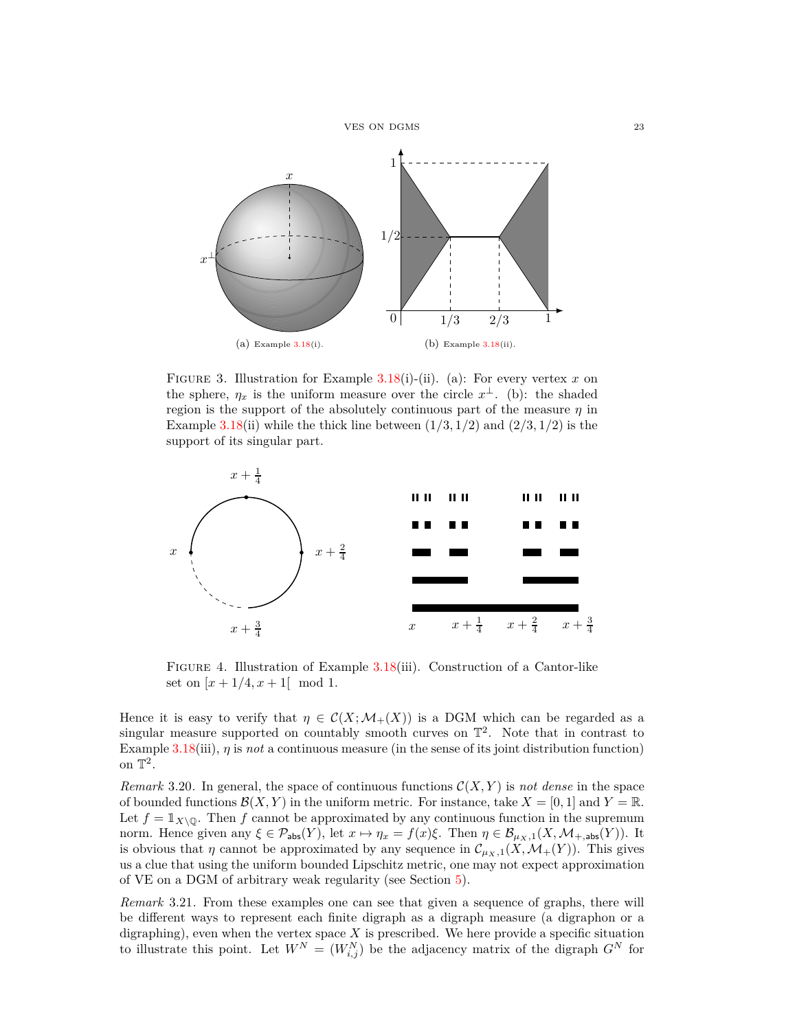(a) Example 3.18(i).

(b) Example 3.18(ii).

FIGURE 3. Illustration for Example 3.18(i)-(ii). (a): For every vertex $x$ on the sphere, $\eta_x$ is the uniform measure over the circle $x^\perp$. (b): the shaded region is the support of the absolutely continuous part of the measure $\eta$ in Example 3.18(ii) while the thick line between $(1/3, 1/2)$ and $(2/3, 1/2)$ is the support of its singular part.

FIGURE 4. Illustration of Example 3.18(iii). Construction of a Cantor-like set on $[x + 1/4, x + 1[ \mod 1$.

Hence it is easy to verify that $\eta \in \mathcal{C}(X; \mathcal{M}_+(X))$ is a DGM which can be regarded as a singular measure supported on countably smooth curves on $\mathbb{T}^2$. Note that in contrast to Example 3.18(iii), $\eta$ is *not* a continuous measure (in the sense of its joint distribution function) on $\mathbb{T}^2$.

*Remark* 3.20. In general, the space of continuous functions $\mathcal{C}(X, Y)$ is *not dense* in the space of bounded functions $\mathcal{B}(X, Y)$ in the uniform metric. For instance, take $X = [0, 1]$ and $Y = \mathbb{R}$. Let $f = \mathbb{1}_{X \setminus \mathbb{Q}}$. Then $f$ cannot be approximated by any continuous function in the supremum norm. Hence given any $\xi \in \mathcal{P}_{\mathsf{abs}}(Y)$, let $x \mapsto \eta_x = f(x)\xi$. Then $\eta \in \mathcal{B}_{\mu_X,1}(X, \mathcal{M}_{+,\mathsf{abs}}(Y))$. It is obvious that $\eta$ cannot be approximated by any sequence in $\mathcal{C}_{\mu_X,1}(X, \mathcal{M}_+(Y))$. This gives us a clue that using the uniform bounded Lipschitz metric, one may not expect approximation of VE on a DGM of arbitrary weak regularity (see Section 5).

*Remark* 3.21. From these examples one can see that given a sequence of graphs, there will be different ways to represent each finite digraph as a digraph measure (a digraphon or a digraphing), even when the vertex space $X$ is prescribed. We here provide a specific situation to illustrate this point. Let $W^N = (W^N_{i,j})$ be the adjacency matrix of the digraph $G^N$ for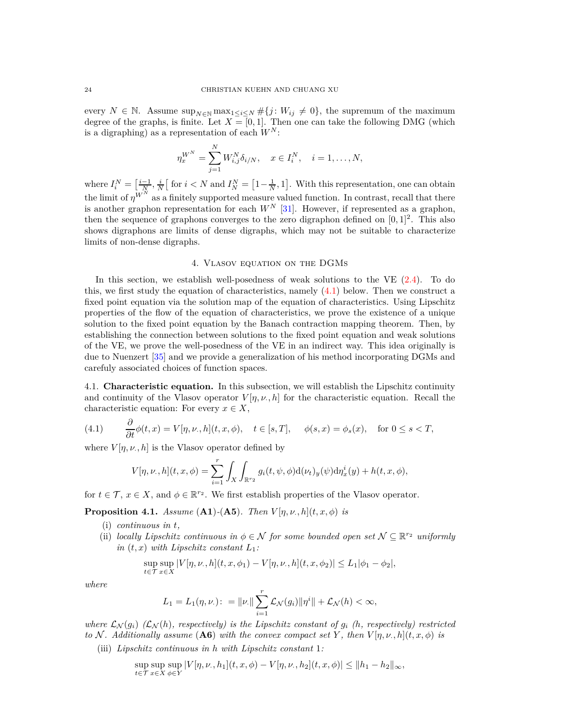every $N \in \mathbb{N}$. Assume $\sup_{N\in\mathbb{N}} \max_{1\le i\le N} \#\{j\colon W_{ij} \neq 0\}$, the supremum of the maximum degree of the graphs, is finite. Let $X = [0,1]$. Then one can take the following DMG (which is a digraphing) as a representation of each $W^N$:

$$\eta_x^{W^N} = \sum_{j=1}^{N} W_{i,j}^N \delta_{i/N}, \quad x \in I_i^N, \quad i = 1, \ldots, N,$$

where $I_i^N = \left[\frac{i-1}{N}, \frac{i}{N}\right[$ for $i < N$ and $I_N^N = \left[1-\frac{1}{N}, 1\right]$. With this representation, one can obtain the limit of $\eta^{W^N}$ as a finitely supported measure valued function. In contrast, recall that there is another graphon representation for each $W^N$ [31]. However, if represented as a graphon, then the sequence of graphons converges to the zero digraphon defined on $[0,1]^2$. This also shows digraphons are limits of dense digraphs, which may not be suitable to characterize limits of non-dense digraphs.

## 4. Vlasov equation on the DGMs

In this section, we establish well-posedness of weak solutions to the VE (2.4). To do this, we first study the equation of characteristics, namely (4.1) below. Then we construct a fixed point equation via the solution map of the equation of characteristics. Using Lipschitz properties of the flow of the equation of characteristics, we prove the existence of a unique solution to the fixed point equation by the Banach contraction mapping theorem. Then, by establishing the connection between solutions to the fixed point equation and weak solutions of the VE, we prove the well-posedness of the VE in an indirect way. This idea originally is due to Nuenzert [35] and we provide a generalization of his method incorporating DGMs and carefuly associated choices of function spaces.

### 4.1. Characteristic equation.

In this subsection, we will establish the Lipschitz continuity and continuity of the Vlasov operator $V[\eta, \nu_\cdot, h]$ for the characteristic equation. Recall the characteristic equation: For every $x \in X$,

$$\frac{\partial}{\partial t}\phi(t,x) = V[\eta, \nu_\cdot, h](t, x, \phi), \quad t \in [s,T], \qquad \phi(s,x) = \phi_s(x), \quad \text{for } 0 \le s < T, \tag{4.1}$$

where $V[\eta, \nu_\cdot, h]$ is the Vlasov operator defined by

$$V[\eta, \nu_\cdot, h](t, x, \phi) = \sum_{i=1}^{r} \int_X \int_{\mathbb{R}^{r_2}} g_i(t, \psi, \phi) \mathrm{d}(\nu_t)_y(\psi) \mathrm{d}\eta_x^i(y) + h(t, x, \phi),$$

for $t \in \mathcal{T}$, $x \in X$, and $\phi \in \mathbb{R}^{r_2}$. We first establish properties of the Vlasov operator.

**Proposition 4.1.** *Assume* **(A1)**-**(A5)**. *Then $V[\eta, \nu_\cdot, h](t, x, \phi)$ is*

(i) *continuous in $t$,*

(ii) *locally Lipschitz continuous in $\phi \in \mathcal{N}$ for some bounded open set $\mathcal{N} \subseteq \mathbb{R}^{r_2}$ uniformly in $(t,x)$ with Lipschitz constant $L_1$:*

$$\sup_{t\in\mathcal{T}} \sup_{x\in X} |V[\eta, \nu_\cdot, h](t, x, \phi_1) - V[\eta, \nu_\cdot, h](t, x, \phi_2)| \le L_1 |\phi_1 - \phi_2|,$$

*where*

$$L_1 = L_1(\eta, \nu_\cdot) \colon = \|\nu_\cdot\| \sum_{i=1}^{r} \mathcal{L}_{\mathcal{N}}(g_i) \|\eta^i\| + \mathcal{L}_{\mathcal{N}}(h) < \infty,$$

*where $\mathcal{L}_{\mathcal{N}}(g_i)$ ($\mathcal{L}_{\mathcal{N}}(h)$, respectively) is the Lipschitz constant of $g_i$ ($h$, respectively) restricted to $\mathcal{N}$. Additionally assume* **(A6)** *with the convex compact set $Y$, then $V[\eta, \nu_\cdot, h](t, x, \phi)$ is*

(iii) *Lipschitz continuous in $h$ with Lipschitz constant 1:*

$$\sup_{t\in\mathcal{T}} \sup_{x\in X} \sup_{\phi\in Y} |V[\eta, \nu_\cdot, h_1](t, x, \phi) - V[\eta, \nu_\cdot, h_2](t, x, \phi)| \le \|h_1 - h_2\|_\infty,$$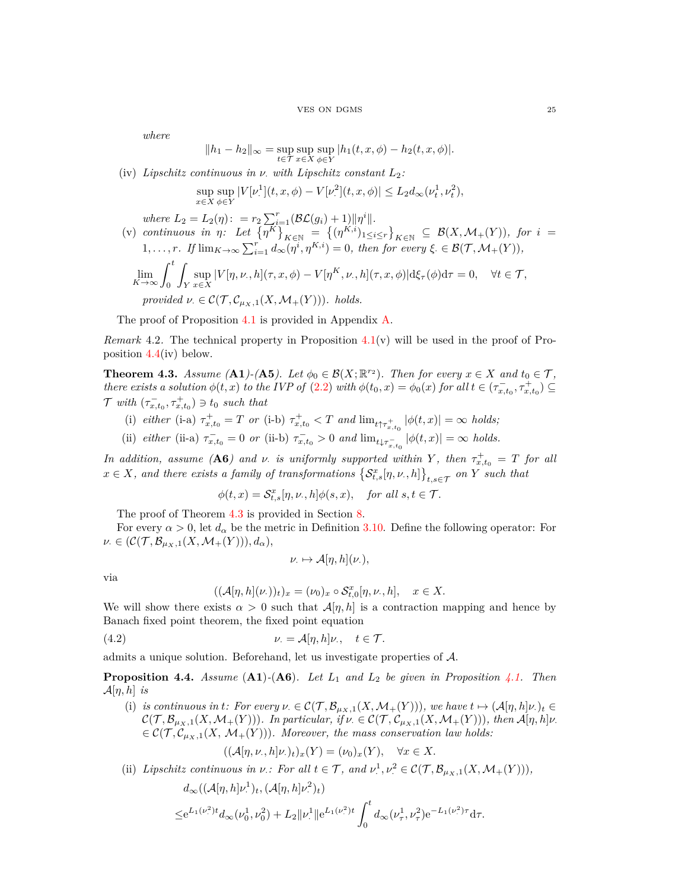*where*

$$\|h_1 - h_2\|_\infty = \sup_{t\in\mathcal{T}} \sup_{x\in X} \sup_{\phi\in Y} |h_1(t,x,\phi) - h_2(t,x,\phi)|.$$

(iv) *Lipschitz continuous in* $\nu_\cdot$ *with Lipschitz constant* $L_2$*:*

$$\sup_{x\in X} \sup_{\phi\in Y} |V[\nu_\cdot^1](t,x,\phi) - V[\nu_\cdot^2](t,x,\phi)| \le L_2 d_\infty(\nu_t^1, \nu_t^2),$$

*where* $L_2 = L_2(\eta){:}\ = r_2 \sum_{i=1}^{r}(\mathcal{BL}(g_i)+1)\|\eta^i\|$.

(v) *continuous in* $\eta$*: Let* $\left\{\eta^K\right\}_{K\in\mathbb{N}} = \left\{(\eta^{K,i})_{1\le i\le r}\right\}_{K\in\mathbb{N}} \subseteq \mathcal{B}(X,\mathcal{M}_+(Y))$*, for* $i = 1,\dots,r$*. If* $\lim_{K\to\infty}\sum_{i=1}^r d_\infty(\eta^i,\eta^{K,i}) = 0$*, then for every* $\xi_\cdot \in \mathcal{B}(\mathcal{T},\mathcal{M}_+(Y))$*,*

$$\lim_{K\to\infty}\int_0^t \int_Y \sup_{x\in X} |V[\eta,\nu_\cdot,h](\tau,x,\phi) - V[\eta^K,\nu_\cdot,h](\tau,x,\phi)| \mathrm{d}\xi_\tau(\phi)\mathrm{d}\tau = 0, \quad \forall t\in\mathcal{T},$$

*provided* $\nu_\cdot \in \mathcal{C}(\mathcal{T},\mathcal{C}_{\mu_X,1}(X,\mathcal{M}_+(Y)))$*. holds.*

The proof of Proposition 4.1 is provided in Appendix A.

*Remark* 4.2. The technical property in Proposition 4.1(v) will be used in the proof of Proposition 4.4(iv) below.

**Theorem 4.3.** *Assume (***A1***)-(***A5***). Let* $\phi_0 \in \mathcal{B}(X;\mathbb{R}^{r_2})$*. Then for every* $x\in X$ *and* $t_0\in\mathcal{T}$*, there exists a solution* $\phi(t,x)$ *to the IVP of (2.2) with* $\phi(t_0,x) = \phi_0(x)$ *for all* $t\in(\tau_{x,t_0}^-,\tau_{x,t_0}^+)\subseteq\mathcal{T}$ *with* $(\tau_{x,t_0}^-,\tau_{x,t_0}^+)\ni t_0$ *such that*

(i) *either* (i-a) $\tau_{x,t_0}^+ = T$ *or* (i-b) $\tau_{x,t_0}^+ < T$ *and* $\lim_{t\uparrow\tau_{x,t_0}^+}|\phi(t,x)| = \infty$ *holds;*

(ii) *either* (ii-a) $\tau_{x,t_0}^- = 0$ *or* (ii-b) $\tau_{x,t_0}^- > 0$ *and* $\lim_{t\downarrow\tau_{x,t_0}^-}|\phi(t,x)| = \infty$ *holds.*

*In addition, assume (***A6***) and* $\nu_\cdot$ *is uniformly supported within* $Y$*, then* $\tau_{x,t_0}^+ = T$ *for all* $x\in X$*, and there exists a family of transformations* $\left\{\mathcal{S}_{t,s}^x[\eta,\nu_\cdot,h]\right\}_{t,s\in\mathcal{T}}$ *on* $Y$ *such that*

$$\phi(t,x) = \mathcal{S}_{t,s}^x[\eta,\nu_\cdot,h]\phi(s,x), \quad \text{for all } s,t\in\mathcal{T}.$$

The proof of Theorem 4.3 is provided in Section 8.

For every $\alpha>0$, let $d_\alpha$ be the metric in Definition 3.10. Define the following operator: For $\nu_\cdot \in (\mathcal{C}(\mathcal{T},\mathcal{B}_{\mu_X,1}(X,\mathcal{M}_+(Y))),d_\alpha)$,

$$\nu_\cdot \mapsto \mathcal{A}[\eta,h](\nu_\cdot),$$

via

$$((\mathcal{A}[\eta,h](\nu_\cdot))_t)_x = (\nu_0)_x\circ\mathcal{S}_{t,0}^x[\eta,\nu_\cdot,h], \quad x\in X.$$

We will show there exists $\alpha>0$ such that $\mathcal{A}[\eta,h]$ is a contraction mapping and hence by Banach fixed point theorem, the fixed point equation

$$\nu_\cdot = \mathcal{A}[\eta,h]\nu_\cdot, \quad t\in\mathcal{T}. \tag{4.2}$$

admits a unique solution. Beforehand, let us investigate properties of $\mathcal{A}$.

**Proposition 4.4.** *Assume* (**A1**)-(**A6**)*. Let* $L_1$ *and* $L_2$ *be given in Proposition 4.1. Then* $\mathcal{A}[\eta,h]$ *is*

(i) *is continuous in* $t$*: For every* $\nu_\cdot\in\mathcal{C}(\mathcal{T},\mathcal{B}_{\mu_X,1}(X,\mathcal{M}_+(Y)))$*, we have* $t\mapsto(\mathcal{A}[\eta,h]\nu_\cdot)_t\in\mathcal{C}(\mathcal{T},\mathcal{B}_{\mu_X,1}(X,\mathcal{M}_+(Y)))$*. In particular, if* $\nu_\cdot\in\mathcal{C}(\mathcal{T},\mathcal{C}_{\mu_X,1}(X,\mathcal{M}_+(Y)))$*, then* $\mathcal{A}[\eta,h]\nu_\cdot\in\mathcal{C}(\mathcal{T},\mathcal{C}_{\mu_X,1}(X,\ \mathcal{M}_+(Y)))$*. Moreover, the mass conservation law holds:*

$$((\mathcal{A}[\eta,\nu_\cdot,h]\nu_\cdot)_t)_x(Y) = (\nu_0)_x(Y), \quad \forall x\in X.$$

(ii) *Lipschitz continuous in* $\nu_\cdot$*: For all* $t\in\mathcal{T}$*, and* $\nu_\cdot^1,\nu_\cdot^2\in\mathcal{C}(\mathcal{T},\mathcal{B}_{\mu_X,1}(X,\mathcal{M}_+(Y)))$*,*

$$\begin{aligned}
&d_\infty((\mathcal{A}[\eta,h]\nu_\cdot^1)_t,(\mathcal{A}[\eta,h]\nu_\cdot^2)_t)\\
\le&\mathrm{e}^{L_1(\nu_\cdot^2)t}d_\infty(\nu_0^1,\nu_0^2) + L_2\|\nu_\cdot^1\|\mathrm{e}^{L_1(\nu_\cdot^2)t}\int_0^t d_\infty(\nu_\tau^1,\nu_\tau^2)\mathrm{e}^{-L_1(\nu_\cdot^2)\tau}\mathrm{d}\tau.
\end{aligned}$$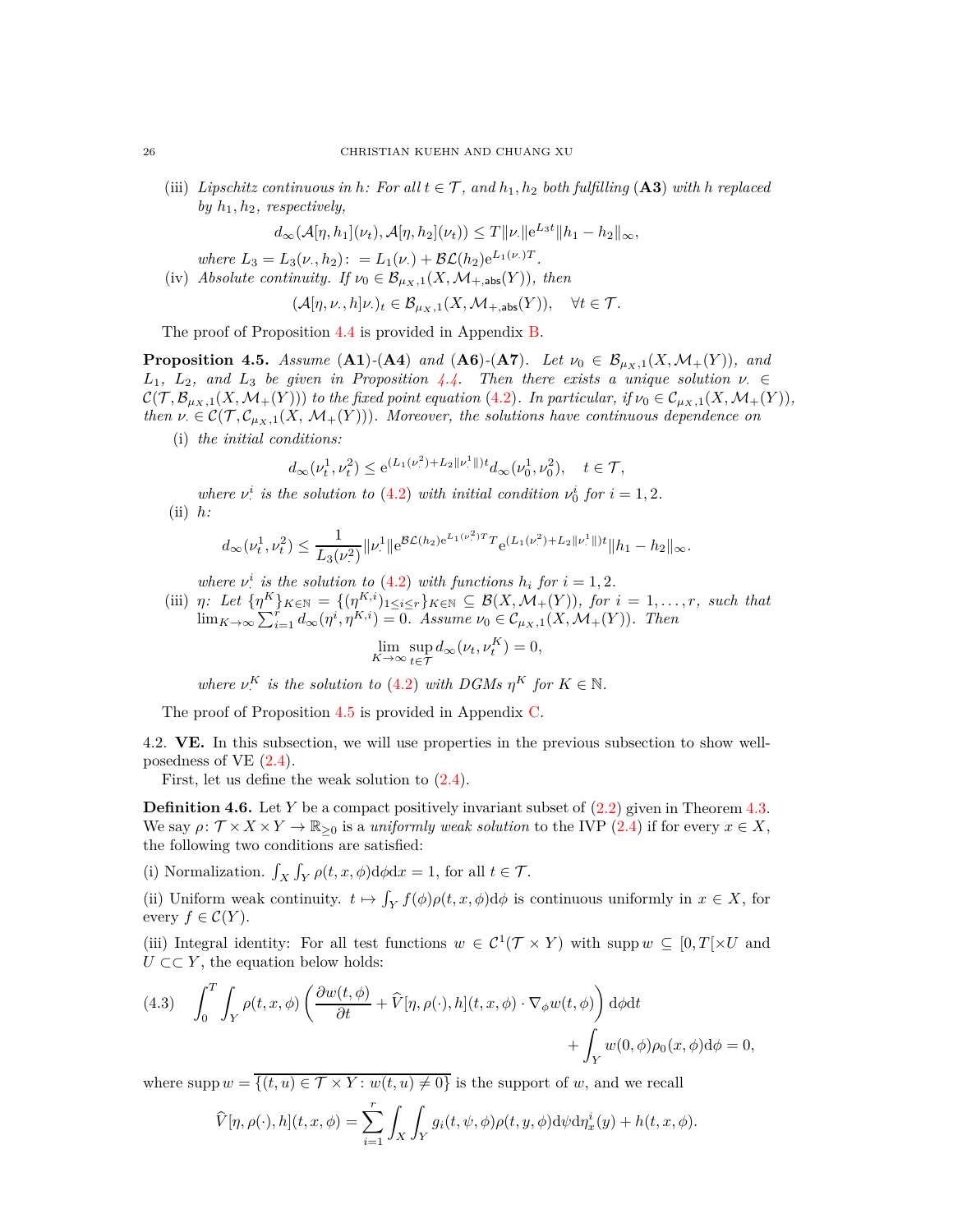(iii) *Lipschitz continuous in $h$: For all $t \in \mathcal{T}$, and $h_1, h_2$ both fulfilling* (**A3**) *with $h$ replaced by $h_1, h_2$, respectively,*

$$d_\infty(\mathcal{A}[\eta, h_1](\nu_t), \mathcal{A}[\eta, h_2](\nu_t)) \le T\|\nu_\cdot\|\mathrm{e}^{L_3 t}\|h_1 - h_2\|_\infty,$$

*where $L_3 = L_3(\nu_\cdot, h_2) := L_1(\nu_\cdot) + \mathcal{BL}(h_2)\mathrm{e}^{L_1(\nu_\cdot)T}$.*

(iv) *Absolute continuity. If $\nu_0 \in \mathcal{B}_{\mu_X,1}(X, \mathcal{M}_{+,\mathsf{abs}}(Y))$, then*

$$(\mathcal{A}[\eta, \nu_\cdot, h]\nu_\cdot)_t \in \mathcal{B}_{\mu_X,1}(X, \mathcal{M}_{+,\mathsf{abs}}(Y)), \quad \forall t \in \mathcal{T}.$$

The proof of Proposition 4.4 is provided in Appendix B.

**Proposition 4.5.** *Assume* (**A1**)*-*(**A4**) *and* (**A6**)*-*(**A7**)*. Let $\nu_0 \in \mathcal{B}_{\mu_X,1}(X, \mathcal{M}_+(Y))$, and $L_1$, $L_2$, and $L_3$ be given in Proposition 4.4. Then there exists a unique solution $\nu_\cdot \in \mathcal{C}(\mathcal{T}, \mathcal{B}_{\mu_X,1}(X, \mathcal{M}_+(Y)))$ to the fixed point equation* (4.2)*. In particular, if $\nu_0 \in \mathcal{C}_{\mu_X,1}(X, \mathcal{M}_+(Y))$, then $\nu_\cdot \in \mathcal{C}(\mathcal{T}, \mathcal{C}_{\mu_X,1}(X, \mathcal{M}_+(Y)))$. Moreover, the solutions have continuous dependence on*

(i) *the initial conditions:*

$$d_\infty(\nu_t^1, \nu_t^2) \le \mathrm{e}^{(L_1(\nu_\cdot^2) + L_2\|\nu_\cdot^1\|)t} d_\infty(\nu_0^1, \nu_0^2), \quad t \in \mathcal{T},$$

*where $\nu_\cdot^i$ is the solution to* (4.2) *with initial condition $\nu_0^i$ for $i = 1, 2$.*

(ii) *$h$:*

$$d_\infty(\nu_t^1, \nu_t^2) \le \frac{1}{L_3(\nu_\cdot^2)}\|\nu_\cdot^1\|\mathrm{e}^{\mathcal{BL}(h_2)\mathrm{e}^{L_1(\nu_\cdot^2)T}T}\mathrm{e}^{(L_1(\nu_\cdot^2) + L_2\|\nu_\cdot^1\|)t}\|h_1 - h_2\|_\infty.$$

*where $\nu_\cdot^i$ is the solution to* (4.2) *with functions $h_i$ for $i = 1, 2$.*

(iii) *$\eta$: Let $\{\eta^K\}_{K\in\mathbb{N}} = \{(\eta^{K,i})_{1\le i\le r}\}_{K\in\mathbb{N}} \subseteq \mathcal{B}(X, \mathcal{M}_+(Y))$, for $i = 1, \ldots, r$, such that $\lim_{K\to\infty}\sum_{i=1}^r d_\infty(\eta^i, \eta^{K,i}) = 0$. Assume $\nu_0 \in \mathcal{C}_{\mu_X,1}(X, \mathcal{M}_+(Y))$. Then*

$$\lim_{K\to\infty}\sup_{t\in\mathcal{T}} d_\infty(\nu_t, \nu_t^K) = 0,$$

*where $\nu_\cdot^K$ is the solution to* (4.2) *with DGMs $\eta^K$ for $K \in \mathbb{N}$.*

The proof of Proposition 4.5 is provided in Appendix C.

4.2. **VE.** In this subsection, we will use properties in the previous subsection to show well-posedness of VE (2.4).

First, let us define the weak solution to (2.4).

**Definition 4.6.** Let $Y$ be a compact positively invariant subset of (2.2) given in Theorem 4.3. We say $\rho\colon \mathcal{T} \times X \times Y \to \mathbb{R}_{\ge 0}$ is a *uniformly weak solution* to the IVP (2.4) if for every $x \in X$, the following two conditions are satisfied:

(i) Normalization. $\int_X \int_Y \rho(t, x, \phi)\mathrm{d}\phi\mathrm{d}x = 1$, for all $t \in \mathcal{T}$.

(ii) Uniform weak continuity. $t \mapsto \int_Y f(\phi)\rho(t, x, \phi)\mathrm{d}\phi$ is continuous uniformly in $x \in X$, for every $f \in \mathcal{C}(Y)$.

(iii) Integral identity: For all test functions $w \in \mathcal{C}^1(\mathcal{T} \times Y)$ with $\operatorname{supp} w \subseteq [0, T[\times U$ and $U \subset\subset Y$, the equation below holds:

$$\begin{aligned}(4.3) \quad \int_0^T \int_Y \rho(t, x, \phi)\left(\frac{\partial w(t, \phi)}{\partial t} + \widehat{V}[\eta, \rho(\cdot), h](t, x, \phi) \cdot \nabla_\phi w(t, \phi)\right)\mathrm{d}\phi\mathrm{d}t \\ + \int_Y w(0, \phi)\rho_0(x, \phi)\mathrm{d}\phi = 0,\end{aligned}$$

where $\operatorname{supp} w = \overline{\{(t, u) \in \mathcal{T} \times Y : w(t, u) \neq 0\}}$ is the support of $w$, and we recall

$$\widehat{V}[\eta, \rho(\cdot), h](t, x, \phi) = \sum_{i=1}^r \int_X \int_Y g_i(t, \psi, \phi)\rho(t, y, \phi)\mathrm{d}\psi\mathrm{d}\eta_x^i(y) + h(t, x, \phi).$$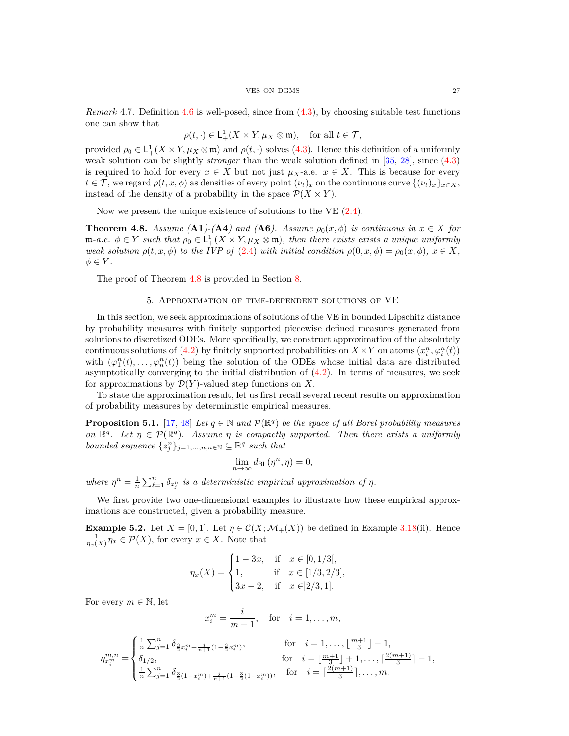*Remark* 4.7. Definition 4.6 is well-posed, since from (4.3), by choosing suitable test functions one can show that

$$\rho(t,\cdot)\in \mathsf{L}^1_+(X\times Y,\mu_X\otimes\mathfrak{m}),\quad \text{for all } t\in\mathcal{T},$$

provided $\rho_0\in \mathsf{L}^1_+(X\times Y,\mu_X\otimes\mathfrak{m})$ and $\rho(t,\cdot)$ solves (4.3). Hence this definition of a uniformly weak solution can be slightly *stronger* than the weak solution defined in [35, 28], since (4.3) is required to hold for every $x\in X$ but not just $\mu_X$-a.e. $x\in X$. This is because for every $t\in\mathcal{T}$, we regard $\rho(t,x,\phi)$ as densities of every point $(\nu_t)_x$ on the continuous curve $\{(\nu_t)_x\}_{x\in X}$, instead of the density of a probability in the space $\mathcal{P}(X\times Y)$.

Now we present the unique existence of solutions to the VE (2.4).

**Theorem 4.8.** *Assume* (**A1**)*-*(**A4**) *and* (**A6**)*. Assume $\rho_0(x,\phi)$ is continuous in $x\in X$ for $\mathfrak{m}$-a.e. $\phi\in Y$ such that $\rho_0\in \mathsf{L}^1_+(X\times Y,\mu_X\otimes\mathfrak{m})$, then there exists exists a unique uniformly weak solution $\rho(t,x,\phi)$ to the IVP of* (2.4) *with initial condition $\rho(0,x,\phi)=\rho_0(x,\phi)$, $x\in X$, $\phi\in Y$.*

The proof of Theorem 4.8 is provided in Section 8.

## 5. Approximation of time-dependent solutions of VE

In this section, we seek approximations of solutions of the VE in bounded Lipschitz distance by probability measures with finitely supported piecewise defined measures generated from solutions to discretized ODEs. More specifically, we construct approximation of the absolutely continuous solutions of (4.2) by finitely supported probabilities on $X\times Y$ on atoms $(x_i^n,\varphi_i^n(t))$ with $(\varphi_1^n(t),\ldots,\varphi_n^n(t))$ being the solution of the ODEs whose initial data are distributed asymptotically converging to the initial distribution of (4.2). In terms of measures, we seek for approximations by $\mathcal{D}(Y)$-valued step functions on $X$.

To state the approximation result, let us first recall several recent results on approximation of probability measures by deterministic empirical measures.

**Proposition 5.1.** [17, 48] *Let $q\in\mathbb{N}$ and $\mathcal{P}(\mathbb{R}^q)$ be the space of all Borel probability measures on $\mathbb{R}^q$. Let $\eta\in\mathcal{P}(\mathbb{R}^q)$. Assume $\eta$ is compactly supported. Then there exists a uniformly bounded sequence $\{z_j^n\}_{j=1,\ldots,n;n\in\mathbb{N}}\subseteq\mathbb{R}^q$ such that*

$$\lim_{n\to\infty} d_{\mathsf{BL}}(\eta^n,\eta)=0,$$

*where $\eta^n=\frac{1}{n}\sum_{\ell=1}^n\delta_{z_j^n}$ is a deterministic empirical approximation of $\eta$.*

We first provide two one-dimensional examples to illustrate how these empirical approximations are constructed, given a probability measure.

**Example 5.2.** Let $X=[0,1]$. Let $\eta\in\mathcal{C}(X;\mathcal{M}_+(X))$ be defined in Example 3.18(ii). Hence $\frac{1}{\eta_x(X)}\eta_x\in\mathcal{P}(X)$, for every $x\in X$. Note that

$$\eta_x(X)=\begin{cases}1-3x, & \text{if} \quad x\in[0,1/3[,\\ 1, & \text{if} \quad x\in[1/3,2/3],\\ 3x-2, & \text{if} \quad x\in]2/3,1].\end{cases}$$

For every $m\in\mathbb{N}$, let

$$x_i^m=\frac{i}{m+1},\quad \text{for} \quad i=1,\ldots,m,$$

$$\eta^{m,n}_{x_i^m}=\begin{cases}\frac{1}{n}\sum_{j=1}^n\delta_{\frac32 x_i^m+\frac{j}{n+1}(1-\frac32 x_i^m)}, & \text{for} \quad i=1,\ldots,\lfloor\frac{m+1}{3}\rfloor-1,\\ \delta_{1/2}, & \text{for} \quad i=\lfloor\frac{m+1}{3}\rfloor+1,\ldots,\lceil\frac{2(m+1)}{3}\rceil-1,\\ \frac{1}{n}\sum_{j=1}^n\delta_{\frac32(1-x_i^m)+\frac{j}{n+1}(1-\frac32(1-x_i^m))}, & \text{for} \quad i=\lceil\frac{2(m+1)}{3}\rceil,\ldots,m.\end{cases}$$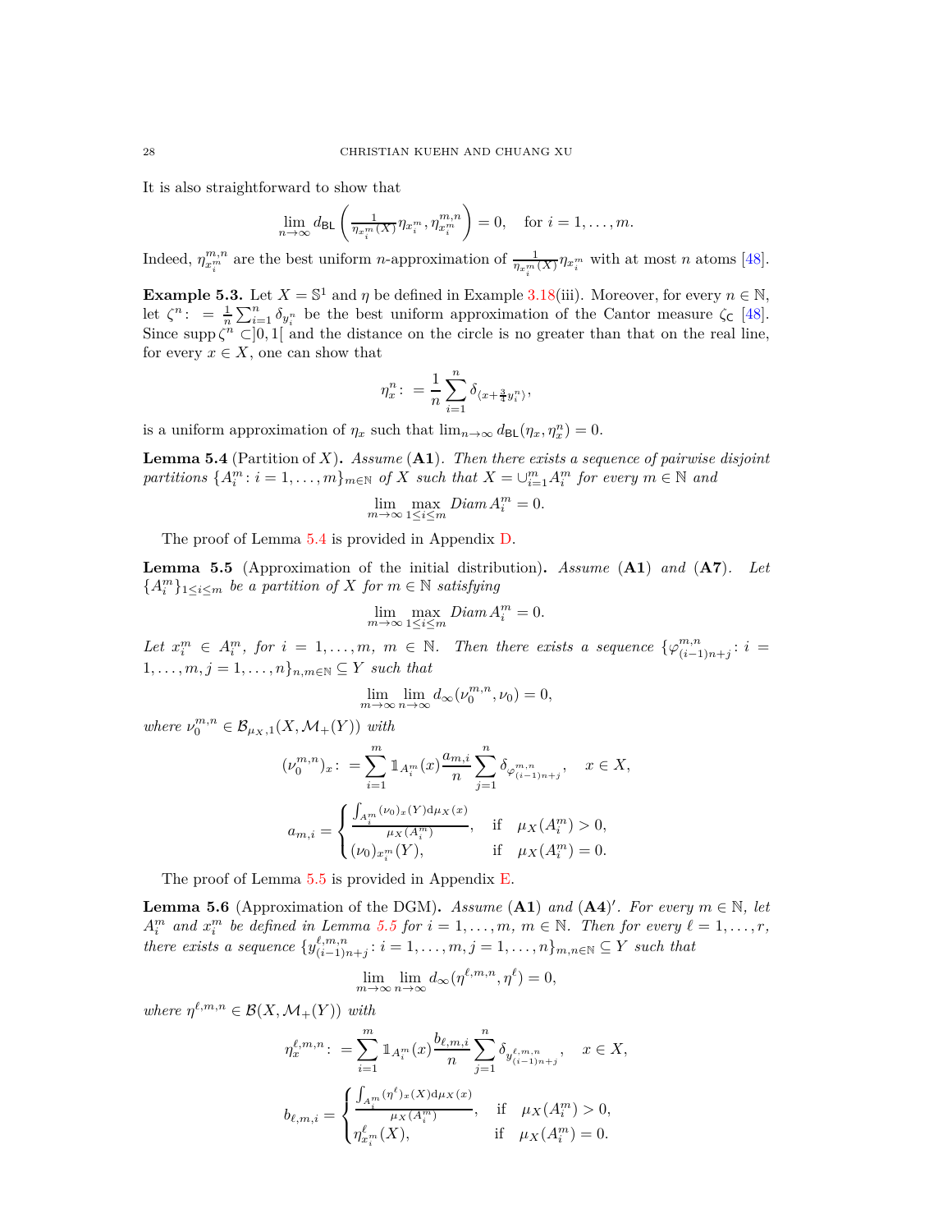It is also straightforward to show that

$$\lim_{n\to\infty} d_{\mathsf{BL}}\left(\tfrac{1}{\eta_{x_i^m}(X)}\eta_{x_i^m}, \eta_{x_i^m}^{m,n}\right) = 0, \quad \text{for } i = 1,\dots,m.$$

Indeed, $\eta_{x_i^m}^{m,n}$ are the best uniform $n$-approximation of $\frac{1}{\eta_{x_i^m}(X)}\eta_{x_i^m}$ with at most $n$ atoms [48].

**Example 5.3.** Let $X = \mathbb{S}^1$ and $\eta$ be defined in Example 3.18(iii). Moreover, for every $n \in \mathbb{N}$, let $\zeta^n \colon = \frac{1}{n}\sum_{i=1}^n \delta_{y_i^n}$ be the best uniform approximation of the Cantor measure $\zeta_{\mathsf{C}}$ [48]. Since $\operatorname{supp}\zeta^n \subset ]0,1[$ and the distance on the circle is no greater than that on the real line, for every $x \in X$, one can show that

$$\eta_x^n \colon = \frac{1}{n}\sum_{i=1}^n \delta_{\langle x + \frac{3}{4}y_i^n\rangle},$$

is a uniform approximation of $\eta_x$ such that $\lim_{n\to\infty} d_{\mathsf{BL}}(\eta_x, \eta_x^n) = 0$.

**Lemma 5.4** (Partition of $X$)**.** *Assume* (**A1**)*. Then there exists a sequence of pairwise disjoint partitions $\{A_i^m \colon i = 1,\dots,m\}_{m\in\mathbb{N}}$ of $X$ such that $X = \cup_{i=1}^m A_i^m$ for every $m \in \mathbb{N}$ and*

$$\lim_{m\to\infty} \max_{1\le i\le m} \mathit{Diam}\, A_i^m = 0.$$

The proof of Lemma 5.4 is provided in Appendix D.

**Lemma 5.5** (Approximation of the initial distribution)**.** *Assume* (**A1**) *and* (**A7**)*. Let $\{A_i^m\}_{1\le i\le m}$ be a partition of $X$ for $m \in \mathbb{N}$ satisfying*

$$\lim_{m\to\infty} \max_{1\le i\le m} \mathit{Diam}\, A_i^m = 0.$$

*Let $x_i^m \in A_i^m$, for $i = 1,\dots,m$, $m \in \mathbb{N}$. Then there exists a sequence $\{\varphi_{(i-1)n+j}^{m,n} \colon i = 1,\dots,m, j = 1,\dots,n\}_{n,m\in\mathbb{N}} \subseteq Y$ such that*

$$\lim_{m\to\infty}\lim_{n\to\infty} d_\infty(\nu_0^{m,n}, \nu_0) = 0,$$

*where $\nu_0^{m,n} \in \mathcal{B}_{\mu_X,1}(X, \mathcal{M}_+(Y))$ with*

$$(\nu_0^{m,n})_x \colon = \sum_{i=1}^m \mathbb{1}_{A_i^m}(x)\frac{a_{m,i}}{n}\sum_{j=1}^n \delta_{\varphi_{(i-1)n+j}^{m,n}}, \quad x \in X,$$

$$a_{m,i} = \begin{cases} \dfrac{\int_{A_i^m}(\nu_0)_x(Y)\mathrm{d}\mu_X(x)}{\mu_X(A_i^m)}, & \text{if} \quad \mu_X(A_i^m) > 0,\\ (\nu_0)_{x_i^m}(Y), & \text{if} \quad \mu_X(A_i^m) = 0.\end{cases}$$

The proof of Lemma 5.5 is provided in Appendix E.

**Lemma 5.6** (Approximation of the DGM)**.** *Assume* (**A1**) *and* (**A4**)$'$*. For every $m \in \mathbb{N}$, let $A_i^m$ and $x_i^m$ be defined in Lemma 5.5 for $i = 1,\dots,m$, $m \in \mathbb{N}$. Then for every $\ell = 1,\dots,r$, there exists a sequence $\{y_{(i-1)n+j}^{\ell,m,n} \colon i = 1,\dots,m, j = 1,\dots,n\}_{m,n\in\mathbb{N}} \subseteq Y$ such that*

$$\lim_{m\to\infty}\lim_{n\to\infty} d_\infty(\eta^{\ell,m,n}, \eta^\ell) = 0,$$

*where $\eta^{\ell,m,n} \in \mathcal{B}(X, \mathcal{M}_+(Y))$ with*

$$\eta_x^{\ell,m,n} \colon = \sum_{i=1}^m \mathbb{1}_{A_i^m}(x)\frac{b_{\ell,m,i}}{n}\sum_{j=1}^n \delta_{y_{(i-1)n+j}^{\ell,m,n}}, \quad x \in X,$$

$$b_{\ell,m,i} = \begin{cases} \dfrac{\int_{A_i^m}(\eta^\ell)_x(X)\mathrm{d}\mu_X(x)}{\mu_X(A_i^m)}, & \text{if} \quad \mu_X(A_i^m) > 0,\\ \eta_{x_i^m}^\ell(X), & \text{if} \quad \mu_X(A_i^m) = 0.\end{cases}$$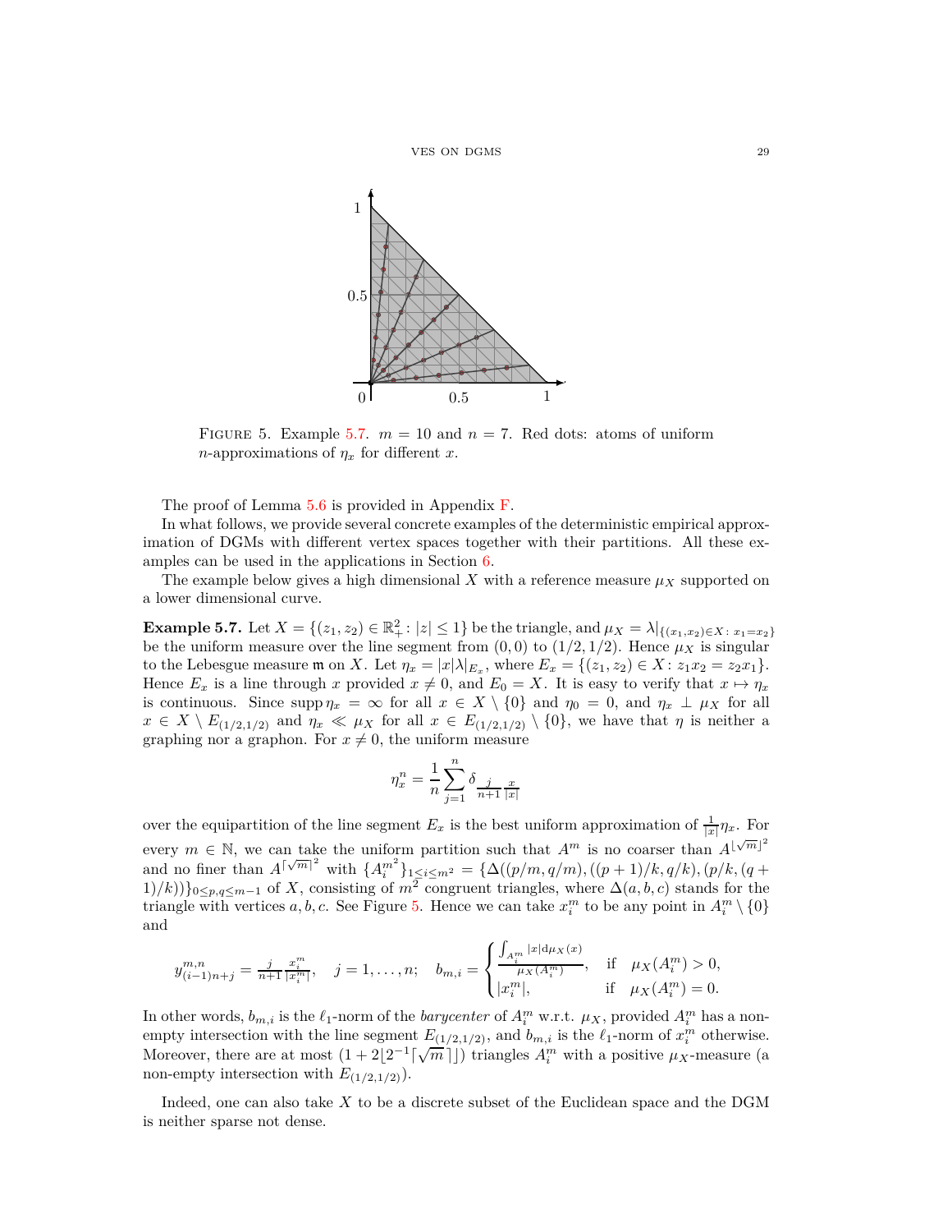FIGURE 5. Example 5.7. $m = 10$ and $n = 7$. Red dots: atoms of uniform $n$-approximations of $\eta_x$ for different $x$.

The proof of Lemma 5.6 is provided in Appendix F.

In what follows, we provide several concrete examples of the deterministic empirical approximation of DGMs with different vertex spaces together with their partitions. All these examples can be used in the applications in Section 6.

The example below gives a high dimensional $X$ with a reference measure $\mu_X$ supported on a lower dimensional curve.

**Example 5.7.** Let $X = \{(z_1, z_2) \in \mathbb{R}_+^2 \colon |z| \le 1\}$ be the triangle, and $\mu_X = \lambda|_{\{(x_1,x_2)\in X\colon x_1=x_2\}}$ be the uniform measure over the line segment from $(0,0)$ to $(1/2, 1/2)$. Hence $\mu_X$ is singular to the Lebesgue measure $\mathfrak{m}$ on $X$. Let $\eta_x = |x|\lambda|_{E_x}$, where $E_x = \{(z_1, z_2) \in X \colon z_1 x_2 = z_2 x_1\}$. Hence $E_x$ is a line through $x$ provided $x \neq 0$, and $E_0 = X$. It is easy to verify that $x \mapsto \eta_x$ is continuous. Since $\operatorname{supp} \eta_x = \infty$ for all $x \in X \setminus \{0\}$ and $\eta_0 = 0$, and $\eta_x \perp \mu_X$ for all $x \in X \setminus E_{(1/2,1/2)}$ and $\eta_x \ll \mu_X$ for all $x \in E_{(1/2,1/2)} \setminus \{0\}$, we have that $\eta$ is neither a graphing nor a graphon. For $x \neq 0$, the uniform measure

$$\eta_x^n = \frac{1}{n}\sum_{j=1}^{n} \delta_{\frac{j}{n+1}\frac{x}{|x|}}$$

over the equipartition of the line segment $E_x$ is the best uniform approximation of $\frac{1}{|x|}\eta_x$. For every $m \in \mathbb{N}$, we can take the uniform partition such that $A^m$ is no coarser than $A^{\lfloor\sqrt{m}\rfloor^2}$ and no finer than $A^{\lceil\sqrt{m}\rceil^2}$ with $\{A_i^{m^2}\}_{1\le i\le m^2} = \{\Delta((p/m, q/m), ((p+1)/k, q/k), (p/k, (q+1)/k))\}_{0\le p,q\le m-1}$ of $X$, consisting of $m^2$ congruent triangles, where $\Delta(a, b, c)$ stands for the triangle with vertices $a, b, c$. See Figure 5. Hence we can take $x_i^m$ to be any point in $A_i^m \setminus \{0\}$ and

$$y_{(i-1)n+j}^{m,n} = \tfrac{j}{n+1}\tfrac{x_i^m}{|x_i^m|}, \quad j = 1, \ldots, n; \quad b_{m,i} = \begin{cases} \frac{\int_{A_i^m} |x| \mathrm{d}\mu_X(x)}{\mu_X(A_i^m)}, & \text{if} \quad \mu_X(A_i^m) > 0, \\ |x_i^m|, & \text{if} \quad \mu_X(A_i^m) = 0. \end{cases}$$

In other words, $b_{m,i}$ is the $\ell_1$-norm of the *barycenter* of $A_i^m$ w.r.t. $\mu_X$, provided $A_i^m$ has a non-empty intersection with the line segment $E_{(1/2,1/2)}$, and $b_{m,i}$ is the $\ell_1$-norm of $x_i^m$ otherwise. Moreover, there are at most $(1 + 2\lfloor 2^{-1}\lceil\sqrt{m}\rceil\rfloor)$ triangles $A_i^m$ with a positive $\mu_X$-measure (a non-empty intersection with $E_{(1/2,1/2)}$).

Indeed, one can also take $X$ to be a discrete subset of the Euclidean space and the DGM is neither sparse not dense.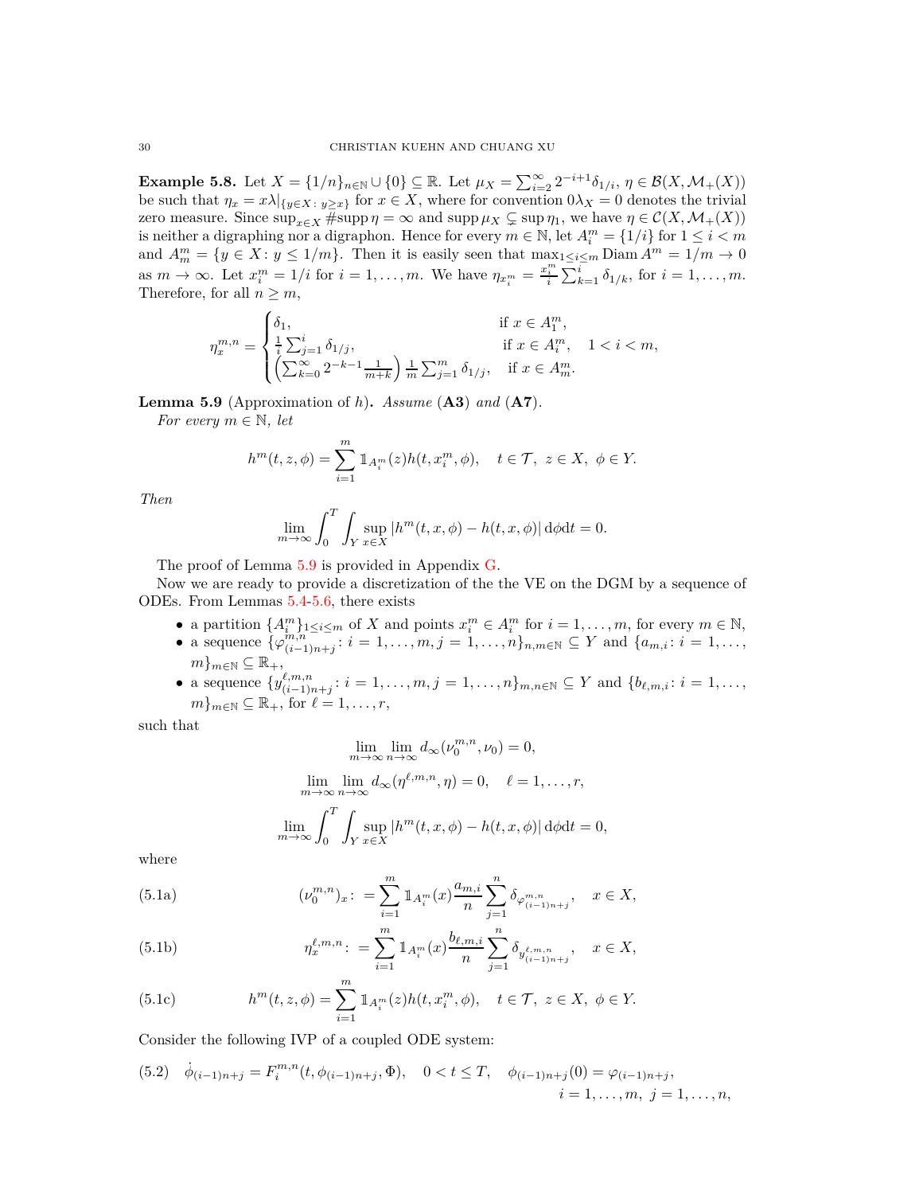**Example 5.8.** Let $X = \{1/n\}_{n\in\mathbb{N}} \cup \{0\} \subseteq \mathbb{R}$. Let $\mu_X = \sum_{i=2}^{\infty} 2^{-i+1}\delta_{1/i}$, $\eta \in \mathcal{B}(X, \mathcal{M}_+(X))$ be such that $\eta_x = x\lambda|_{\{y\in X\colon y\geq x\}}$ for $x \in X$, where for convention $0\lambda_X = 0$ denotes the trivial zero measure. Since $\sup_{x\in X} \#\mathrm{supp}\,\eta = \infty$ and $\mathrm{supp}\,\mu_X \subsetneq \sup \eta_1$, we have $\eta \in \mathcal{C}(X, \mathcal{M}_+(X))$ is neither a digraphing nor a digraphon. Hence for every $m \in \mathbb{N}$, let $A_i^m = \{1/i\}$ for $1 \leq i < m$ and $A_m^m = \{y \in X\colon y \leq 1/m\}$. Then it is easily seen that $\max_{1\leq i\leq m} \mathrm{Diam}\, A^m = 1/m \to 0$ as $m \to \infty$. Let $x_i^m = 1/i$ for $i = 1, \ldots, m$. We have $\eta_{x_i^m} = \frac{x_i^m}{i}\sum_{k=1}^{i} \delta_{1/k}$, for $i = 1, \ldots, m$. Therefore, for all $n \geq m$,

$$\eta_x^{m,n} = \begin{cases} \delta_1, & \text{if } x \in A_1^m, \\ \frac{1}{i}\sum_{j=1}^{i} \delta_{1/j}, & \text{if } x \in A_i^m, \quad 1 < i < m, \\ \left(\sum_{k=0}^{\infty} 2^{-k-1}\frac{1}{m+k}\right)\frac{1}{m}\sum_{j=1}^{m} \delta_{1/j}, & \text{if } x \in A_m^m. \end{cases}$$

**Lemma 5.9** (Approximation of $h$)**.** *Assume* (**A3**) *and* (**A7**).

*For every $m \in \mathbb{N}$, let*

$$h^m(t, z, \phi) = \sum_{i=1}^{m} \mathbb{1}_{A_i^m}(z) h(t, x_i^m, \phi), \quad t \in \mathcal{T},\ z \in X,\ \phi \in Y.$$

*Then*

$$\lim_{m\to\infty} \int_0^T \int_Y \sup_{x\in X} |h^m(t, x, \phi) - h(t, x, \phi)|\, \mathrm{d}\phi \mathrm{d}t = 0.$$

The proof of Lemma 5.9 is provided in Appendix G.

Now we are ready to provide a discretization of the the VE on the DGM by a sequence of ODEs. From Lemmas 5.4-5.6, there exists

- a partition $\{A_i^m\}_{1\leq i\leq m}$ of $X$ and points $x_i^m \in A_i^m$ for $i = 1, \ldots, m$, for every $m \in \mathbb{N}$,
- a sequence $\{\varphi_{(i-1)n+j}^{m,n}\colon i = 1, \ldots, m, j = 1, \ldots, n\}_{n,m\in\mathbb{N}} \subseteq Y$ and $\{a_{m,i}\colon i = 1, \ldots, m\}_{m\in\mathbb{N}} \subseteq \mathbb{R}_+$,
- a sequence $\{y_{(i-1)n+j}^{\ell,m,n}\colon i = 1, \ldots, m, j = 1, \ldots, n\}_{m,n\in\mathbb{N}} \subseteq Y$ and $\{b_{\ell,m,i}\colon i = 1, \ldots, m\}_{m\in\mathbb{N}} \subseteq \mathbb{R}_+$, for $\ell = 1, \ldots, r$,

such that

$$\lim_{m\to\infty}\lim_{n\to\infty} d_\infty(\nu_0^{m,n}, \nu_0) = 0,$$

$$\lim_{m\to\infty}\lim_{n\to\infty} d_\infty(\eta^{\ell,m,n}, \eta) = 0, \quad \ell = 1, \ldots, r,$$

$$\lim_{m\to\infty} \int_0^T \int_Y \sup_{x\in X} |h^m(t, x, \phi) - h(t, x, \phi)|\, \mathrm{d}\phi \mathrm{d}t = 0,$$

where

$$(\nu_0^{m,n})_x \colon = \sum_{i=1}^{m} \mathbb{1}_{A_i^m}(x)\frac{a_{m,i}}{n}\sum_{j=1}^{n} \delta_{\varphi_{(i-1)n+j}^{m,n}}, \quad x \in X, \tag{5.1a}$$

$$\eta_x^{\ell,m,n} \colon = \sum_{i=1}^{m} \mathbb{1}_{A_i^m}(x)\frac{b_{\ell,m,i}}{n}\sum_{j=1}^{n} \delta_{y_{(i-1)n+j}^{\ell,m,n}}, \quad x \in X, \tag{5.1b}$$

$$h^m(t, z, \phi) = \sum_{i=1}^{m} \mathbb{1}_{A_i^m}(z) h(t, x_i^m, \phi), \quad t \in \mathcal{T},\ z \in X,\ \phi \in Y. \tag{5.1c}$$

Consider the following IVP of a coupled ODE system:

$$\dot{\phi}_{(i-1)n+j} = F_i^{m,n}(t, \phi_{(i-1)n+j}, \Phi), \quad 0 < t \leq T, \quad \phi_{(i-1)n+j}(0) = \varphi_{(i-1)n+j}, \tag{5.2}$$
$$i = 1, \ldots, m,\ j = 1, \ldots, n,$$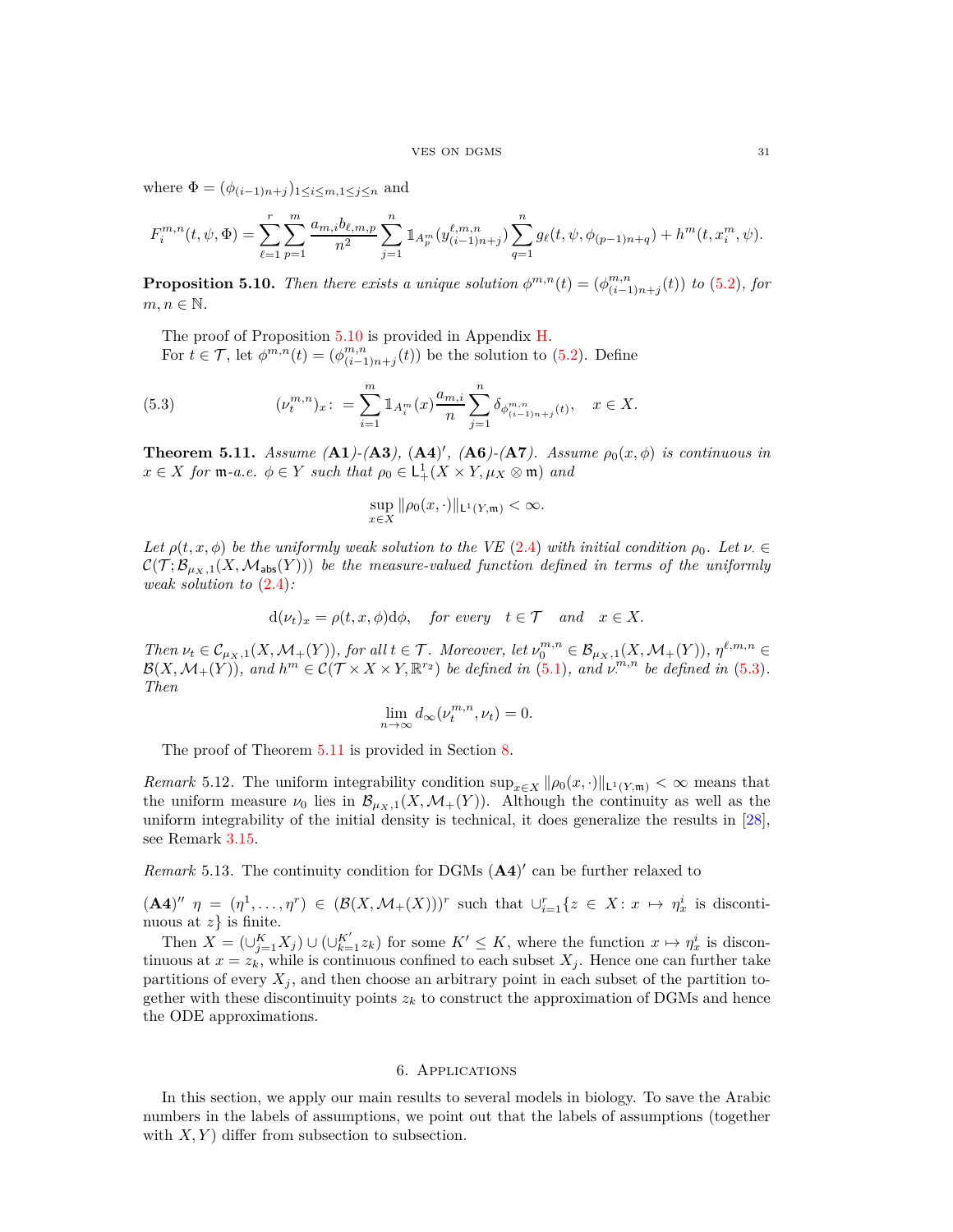where $\Phi = (\phi_{(i-1)n+j})_{1\le i\le m, 1\le j\le n}$ and

$$F_i^{m,n}(t,\psi,\Phi) = \sum_{\ell=1}^{r}\sum_{p=1}^{m}\frac{a_{m,i}b_{\ell,m,p}}{n^2}\sum_{j=1}^{n}\mathbb{1}_{A_p^m}(y_{(i-1)n+j}^{\ell,m,n})\sum_{q=1}^{n}g_\ell(t,\psi,\phi_{(p-1)n+q}) + h^m(t,x_i^m,\psi).$$

**Proposition 5.10.** *Then there exists a unique solution $\phi^{m,n}(t) = (\phi_{(i-1)n+j}^{m,n}(t))$ to (5.2), for $m,n\in\mathbb{N}$.*

The proof of Proposition 5.10 is provided in Appendix H.

For $t\in\mathcal{T}$, let $\phi^{m,n}(t) = (\phi_{(i-1)n+j}^{m,n}(t))$ be the solution to (5.2). Define

$$(\nu_t^{m,n})_x\colon = \sum_{i=1}^{m}\mathbb{1}_{A_i^m}(x)\frac{a_{m,i}}{n}\sum_{j=1}^{n}\delta_{\phi_{(i-1)n+j}^{m,n}(t)},\quad x\in X. \tag{5.3}$$

**Theorem 5.11.** *Assume* (**A1**)*-*(**A3**)*,* (**A4**)$'$*,* (**A6**)*-*(**A7**)*. Assume $\rho_0(x,\phi)$ is continuous in $x\in X$ for $\mathfrak{m}$-a.e. $\phi\in Y$ such that $\rho_0\in \mathsf{L}_+^1(X\times Y,\mu_X\otimes\mathfrak{m})$ and*

$$\sup_{x\in X}\|\rho_0(x,\cdot)\|_{\mathsf{L}^1(Y,\mathfrak{m})}<\infty.$$

*Let $\rho(t,x,\phi)$ be the uniformly weak solution to the VE (2.4) with initial condition $\rho_0$. Let $\nu_\cdot\in\mathcal{C}(\mathcal{T};\mathcal{B}_{\mu_X,1}(X,\mathcal{M}_{\mathsf{abs}}(Y)))$ be the measure-valued function defined in terms of the uniformly weak solution to (2.4):*

$$\mathrm{d}(\nu_t)_x = \rho(t,x,\phi)\mathrm{d}\phi,\quad \text{for every}\quad t\in\mathcal{T}\quad\text{and}\quad x\in X.$$

*Then $\nu_t\in\mathcal{C}_{\mu_X,1}(X,\mathcal{M}_+(Y))$, for all $t\in\mathcal{T}$. Moreover, let $\nu_0^{m,n}\in\mathcal{B}_{\mu_X,1}(X,\mathcal{M}_+(Y))$, $\eta^{\ell,m,n}\in\mathcal{B}(X,\mathcal{M}_+(Y))$, and $h^m\in\mathcal{C}(\mathcal{T}\times X\times Y,\mathbb{R}^{r_2})$ be defined in (5.1), and $\nu_\cdot^{m,n}$ be defined in (5.3). Then*

$$\lim_{n\to\infty}d_\infty(\nu_t^{m,n},\nu_t)=0.$$

The proof of Theorem 5.11 is provided in Section 8.

*Remark* 5.12. The uniform integrability condition $\sup_{x\in X}\|\rho_0(x,\cdot)\|_{\mathsf{L}^1(Y,\mathfrak{m})}<\infty$ means that the uniform measure $\nu_0$ lies in $\mathcal{B}_{\mu_X,1}(X,\mathcal{M}_+(Y))$. Although the continuity as well as the uniform integrability of the initial density is technical, it does generalize the results in [28], see Remark 3.15.

*Remark* 5.13. The continuity condition for DGMs (**A4**)$'$ can be further relaxed to

(**A4**)$''$ $\eta = (\eta^1,\ldots,\eta^r)\in(\mathcal{B}(X,\mathcal{M}_+(X)))^r$ such that $\cup_{i=1}^r\{z\in X\colon x\mapsto\eta_x^i$ is discontinuous at $z\}$ is finite.

Then $X = (\cup_{j=1}^K X_j)\cup(\cup_{k=1}^{K'}z_k)$ for some $K'\le K$, where the function $x\mapsto\eta_x^i$ is discontinuous at $x=z_k$, while is continuous confined to each subset $X_j$. Hence one can further take partitions of every $X_j$, and then choose an arbitrary point in each subset of the partition together with these discontinuity points $z_k$ to construct the approximation of DGMs and hence the ODE approximations.

## 6. Applications

In this section, we apply our main results to several models in biology. To save the Arabic numbers in the labels of assumptions, we point out that the labels of assumptions (together with $X,Y$) differ from subsection to subsection.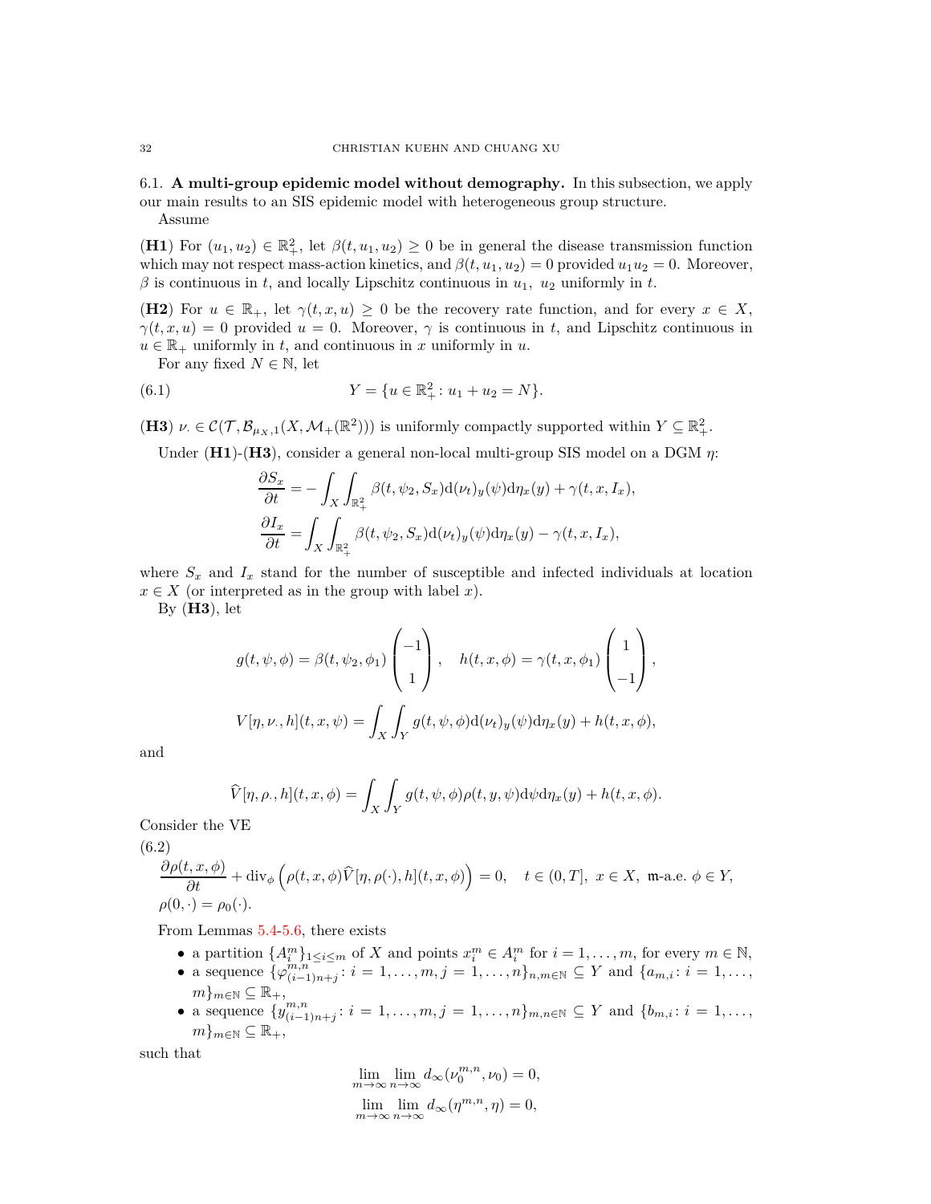6.1. **A multi-group epidemic model without demography.** In this subsection, we apply our main results to an SIS epidemic model with heterogeneous group structure.

Assume

**(H1)** For $(u_1, u_2) \in \mathbb{R}_+^2$, let $\beta(t, u_1, u_2) \geq 0$ be in general the disease transmission function which may not respect mass-action kinetics, and $\beta(t, u_1, u_2) = 0$ provided $u_1 u_2 = 0$. Moreover, $\beta$ is continuous in $t$, and locally Lipschitz continuous in $u_1$, $u_2$ uniformly in $t$.

**(H2)** For $u \in \mathbb{R}_+$, let $\gamma(t, x, u) \geq 0$ be the recovery rate function, and for every $x \in X$, $\gamma(t, x, u) = 0$ provided $u = 0$. Moreover, $\gamma$ is continuous in $t$, and Lipschitz continuous in $u \in \mathbb{R}_+$ uniformly in $t$, and continuous in $x$ uniformly in $u$.

For any fixed $N \in \mathbb{N}$, let

$$Y = \{u \in \mathbb{R}_+^2 \colon u_1 + u_2 = N\}. \tag{6.1}$$

**(H3)** $\nu_\cdot \in \mathcal{C}(\mathcal{T}, \mathcal{B}_{\mu_X,1}(X, \mathcal{M}_+(\mathbb{R}^2)))$ is uniformly compactly supported within $Y \subseteq \mathbb{R}_+^2$.

Under **(H1)**-**(H3)**, consider a general non-local multi-group SIS model on a DGM $\eta$:

$$\frac{\partial S_x}{\partial t} = -\int_X \int_{\mathbb{R}_+^2} \beta(t, \psi_2, S_x) \mathrm{d}(\nu_t)_y(\psi) \mathrm{d}\eta_x(y) + \gamma(t, x, I_x),$$

$$\frac{\partial I_x}{\partial t} = \int_X \int_{\mathbb{R}_+^2} \beta(t, \psi_2, S_x) \mathrm{d}(\nu_t)_y(\psi) \mathrm{d}\eta_x(y) - \gamma(t, x, I_x),$$

where $S_x$ and $I_x$ stand for the number of susceptible and infected individuals at location $x \in X$ (or interpreted as in the group with label $x$).

By **(H3)**, let

$$g(t, \psi, \phi) = \beta(t, \psi_2, \phi_1) \begin{pmatrix} -1 \\ 1 \end{pmatrix}, \quad h(t, x, \phi) = \gamma(t, x, \phi_1) \begin{pmatrix} 1 \\ -1 \end{pmatrix},$$

$$V[\eta, \nu_\cdot, h](t, x, \psi) = \int_X \int_Y g(t, \psi, \phi) \mathrm{d}(\nu_t)_y(\psi) \mathrm{d}\eta_x(y) + h(t, x, \phi),$$

and

$$\widehat{V}[\eta, \rho_\cdot, h](t, x, \phi) = \int_X \int_Y g(t, \psi, \phi) \rho(t, y, \psi) \mathrm{d}\psi \mathrm{d}\eta_x(y) + h(t, x, \phi).$$

Consider the VE

$$\begin{aligned} &\frac{\partial \rho(t, x, \phi)}{\partial t} + \operatorname{div}_\phi \left( \rho(t, x, \phi) \widehat{V}[\eta, \rho(\cdot), h](t, x, \phi) \right) = 0, \quad t \in (0, T], \ x \in X, \ \mathfrak{m}\text{-a.e. } \phi \in Y, \\ &\rho(0, \cdot) = \rho_0(\cdot). \end{aligned} \tag{6.2}$$

From Lemmas 5.4-5.6, there exists

- a partition $\{A_i^m\}_{1 \leq i \leq m}$ of $X$ and points $x_i^m \in A_i^m$ for $i = 1, \ldots, m$, for every $m \in \mathbb{N}$,
- a sequence $\{\varphi_{(i-1)n+j}^{m,n} \colon i = 1, \ldots, m, j = 1, \ldots, n\}_{n,m \in \mathbb{N}} \subseteq Y$ and $\{a_{m,i} \colon i = 1, \ldots, m\}_{m \in \mathbb{N}} \subseteq \mathbb{R}_+$,
- a sequence $\{y_{(i-1)n+j}^{m,n} \colon i = 1, \ldots, m, j = 1, \ldots, n\}_{m,n \in \mathbb{N}} \subseteq Y$ and $\{b_{m,i} \colon i = 1, \ldots, m\}_{m \in \mathbb{N}} \subseteq \mathbb{R}_+$,

such that

$$\lim_{m \to \infty} \lim_{n \to \infty} d_\infty(\nu_0^{m,n}, \nu_0) = 0,$$

$$\lim_{m \to \infty} \lim_{n \to \infty} d_\infty(\eta^{m,n}, \eta) = 0,$$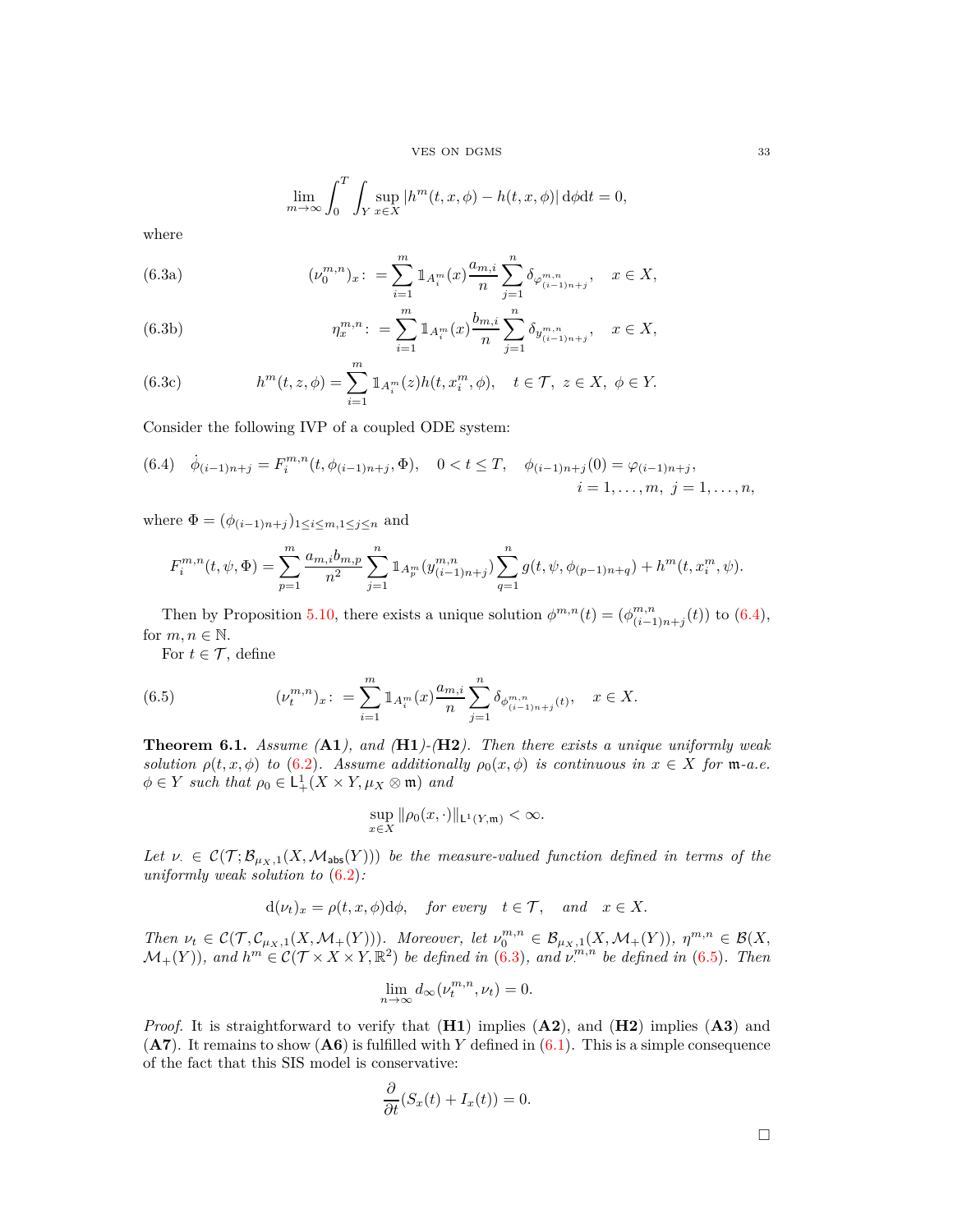$$\lim_{m\to\infty}\int_0^T\int_Y \sup_{x\in X}|h^m(t,x,\phi)-h(t,x,\phi)|\,\mathrm{d}\phi\mathrm{d}t=0,$$

where

$$(\nu_0^{m,n})_x\colon=\sum_{i=1}^m \mathbb{1}_{A_i^m}(x)\frac{a_{m,i}}{n}\sum_{j=1}^n \delta_{\varphi^{m,n}_{(i-1)n+j}},\quad x\in X, \tag{6.3a}$$

$$\eta_x^{m,n}\colon=\sum_{i=1}^m \mathbb{1}_{A_i^m}(x)\frac{b_{m,i}}{n}\sum_{j=1}^n \delta_{y^{m,n}_{(i-1)n+j}},\quad x\in X, \tag{6.3b}$$

$$h^m(t,z,\phi)=\sum_{i=1}^m \mathbb{1}_{A_i^m}(z)h(t,x_i^m,\phi),\quad t\in\mathcal{T},\ z\in X,\ \phi\in Y. \tag{6.3c}$$

Consider the following IVP of a coupled ODE system:

$$\dot{\phi}_{(i-1)n+j}=F_i^{m,n}(t,\phi_{(i-1)n+j},\Phi),\quad 0<t\le T,\quad \phi_{(i-1)n+j}(0)=\varphi_{(i-1)n+j},\quad i=1,\ldots,m,\ j=1,\ldots,n, \tag{6.4}$$

where $\Phi=(\phi_{(i-1)n+j})_{1\le i\le m,1\le j\le n}$ and

$$F_i^{m,n}(t,\psi,\Phi)=\sum_{p=1}^m\frac{a_{m,i}b_{m,p}}{n^2}\sum_{j=1}^n\mathbb{1}_{A_p^m}(y^{m,n}_{(i-1)n+j})\sum_{q=1}^n g(t,\psi,\phi_{(p-1)n+q})+h^m(t,x_i^m,\psi).$$

Then by Proposition 5.10, there exists a unique solution $\phi^{m,n}(t)=(\phi^{m,n}_{(i-1)n+j}(t))$ to (6.4), for $m,n\in\mathbb{N}$.

For $t\in\mathcal{T}$, define

$$(\nu_t^{m,n})_x\colon=\sum_{i=1}^m \mathbb{1}_{A_i^m}(x)\frac{a_{m,i}}{n}\sum_{j=1}^n \delta_{\phi^{m,n}_{(i-1)n+j}(t)},\quad x\in X. \tag{6.5}$$

**Theorem 6.1.** *Assume* (**A1**)*, and* (**H1**)*-*(**H2**)*. Then there exists a unique uniformly weak solution $\rho(t,x,\phi)$ to* (6.2)*. Assume additionally $\rho_0(x,\phi)$ is continuous in $x\in X$ for $\mathfrak{m}$-a.e. $\phi\in Y$ such that $\rho_0\in\mathsf{L}^1_+(X\times Y,\mu_X\otimes\mathfrak{m})$ and*

$$\sup_{x\in X}\|\rho_0(x,\cdot)\|_{\mathsf{L}^1(Y,\mathfrak{m})}<\infty.$$

*Let $\nu_\cdot\in\mathcal{C}(\mathcal{T};\mathcal{B}_{\mu_X,1}(X,\mathcal{M}_{\mathsf{abs}}(Y)))$ be the measure-valued function defined in terms of the uniformly weak solution to* (6.2)*:*

$$\mathrm{d}(\nu_t)_x=\rho(t,x,\phi)\mathrm{d}\phi,\quad \textit{for every}\quad t\in\mathcal{T},\quad \textit{and}\quad x\in X.$$

*Then $\nu_t\in\mathcal{C}(\mathcal{T},\mathcal{C}_{\mu_X,1}(X,\mathcal{M}_+(Y)))$. Moreover, let $\nu_0^{m,n}\in\mathcal{B}_{\mu_X,1}(X,\mathcal{M}_+(Y))$, $\eta^{m,n}\in\mathcal{B}(X,\mathcal{M}_+(Y))$, and $h^m\in\mathcal{C}(\mathcal{T}\times X\times Y,\mathbb{R}^2)$ be defined in* (6.3)*, and $\nu_\cdot^{m,n}$ be defined in* (6.5)*. Then*

$$\lim_{n\to\infty}d_\infty(\nu_t^{m,n},\nu_t)=0.$$

*Proof.* It is straightforward to verify that (**H1**) implies (**A2**), and (**H2**) implies (**A3**) and (**A7**). It remains to show (**A6**) is fulfilled with $Y$ defined in (6.1). This is a simple consequence of the fact that this SIS model is conservative:

$$\frac{\partial}{\partial t}(S_x(t)+I_x(t))=0.$$

$\square$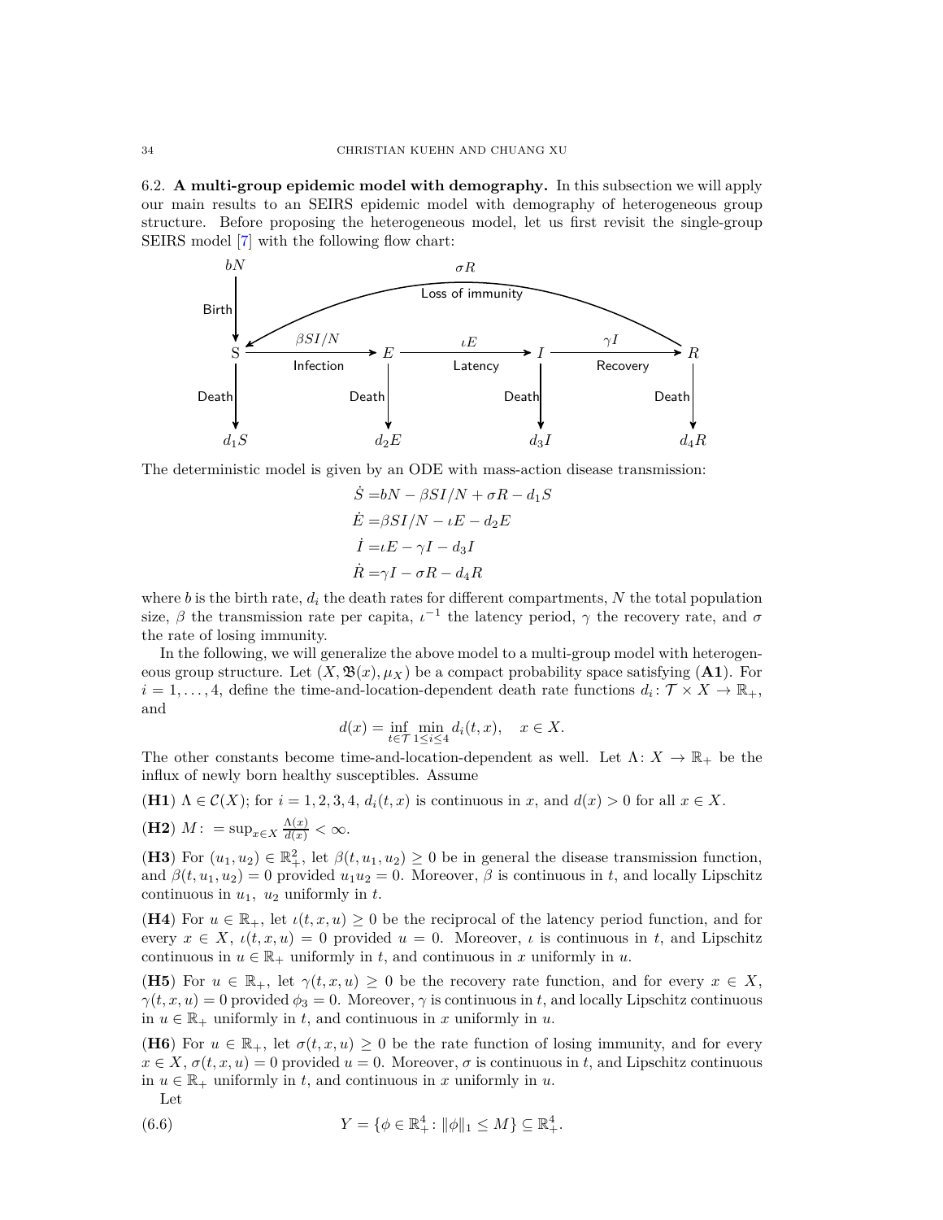6.2. **A multi-group epidemic model with demography.** In this subsection we will apply our main results to an SEIRS epidemic model with demography of heterogeneous group structure. Before proposing the heterogeneous model, let us first revisit the single-group SEIRS model [7] with the following flow chart:

$bN$ — Birth → S; $\sigma R$ Loss of immunity: R → S; S —$\beta SI/N$ Infection→ $E$ —$\iota E$ Latency→ $I$ —$\gamma I$ Recovery→ $R$; Death: $d_1 S$, $d_2 E$, $d_3 I$, $d_4 R$.

The deterministic model is given by an ODE with mass-action disease transmission:

$$\begin{aligned}
\dot{S} &= bN - \beta SI/N + \sigma R - d_1 S \\
\dot{E} &= \beta SI/N - \iota E - d_2 E \\
\dot{I} &= \iota E - \gamma I - d_3 I \\
\dot{R} &= \gamma I - \sigma R - d_4 R
\end{aligned}$$

where $b$ is the birth rate, $d_i$ the death rates for different compartments, $N$ the total population size, $\beta$ the transmission rate per capita, $\iota^{-1}$ the latency period, $\gamma$ the recovery rate, and $\sigma$ the rate of losing immunity.

In the following, we will generalize the above model to a multi-group model with heterogeneous group structure. Let $(X, \mathfrak{B}(x), \mu_X)$ be a compact probability space satisfying (**A1**). For $i = 1, \ldots, 4$, define the time-and-location-dependent death rate functions $d_i \colon \mathcal{T} \times X \to \mathbb{R}_+$, and

$$d(x) = \inf_{t \in \mathcal{T}} \min_{1 \le i \le 4} d_i(t, x), \quad x \in X.$$

The other constants become time-and-location-dependent as well. Let $\Lambda \colon X \to \mathbb{R}_+$ be the influx of newly born healthy susceptibles. Assume

(**H1**) $\Lambda \in \mathcal{C}(X)$; for $i = 1, 2, 3, 4$, $d_i(t, x)$ is continuous in $x$, and $d(x) > 0$ for all $x \in X$.

(**H2**) $M \colon = \sup_{x \in X} \frac{\Lambda(x)}{d(x)} < \infty$.

(**H3**) For $(u_1, u_2) \in \mathbb{R}_+^2$, let $\beta(t, u_1, u_2) \ge 0$ be in general the disease transmission function, and $\beta(t, u_1, u_2) = 0$ provided $u_1 u_2 = 0$. Moreover, $\beta$ is continuous in $t$, and locally Lipschitz continuous in $u_1$, $u_2$ uniformly in $t$.

(**H4**) For $u \in \mathbb{R}_+$, let $\iota(t, x, u) \ge 0$ be the reciprocal of the latency period function, and for every $x \in X$, $\iota(t, x, u) = 0$ provided $u = 0$. Moreover, $\iota$ is continuous in $t$, and Lipschitz continuous in $u \in \mathbb{R}_+$ uniformly in $t$, and continuous in $x$ uniformly in $u$.

(**H5**) For $u \in \mathbb{R}_+$, let $\gamma(t, x, u) \ge 0$ be the recovery rate function, and for every $x \in X$, $\gamma(t, x, u) = 0$ provided $\phi_3 = 0$. Moreover, $\gamma$ is continuous in $t$, and locally Lipschitz continuous in $u \in \mathbb{R}_+$ uniformly in $t$, and continuous in $x$ uniformly in $u$.

(**H6**) For $u \in \mathbb{R}_+$, let $\sigma(t, x, u) \ge 0$ be the rate function of losing immunity, and for every $x \in X$, $\sigma(t, x, u) = 0$ provided $u = 0$. Moreover, $\sigma$ is continuous in $t$, and Lipschitz continuous in $u \in \mathbb{R}_+$ uniformly in $t$, and continuous in $x$ uniformly in $u$.

Let

$$Y = \{\phi \in \mathbb{R}_+^4 \colon \|\phi\|_1 \le M\} \subseteq \mathbb{R}_+^4. \tag{6.6}$$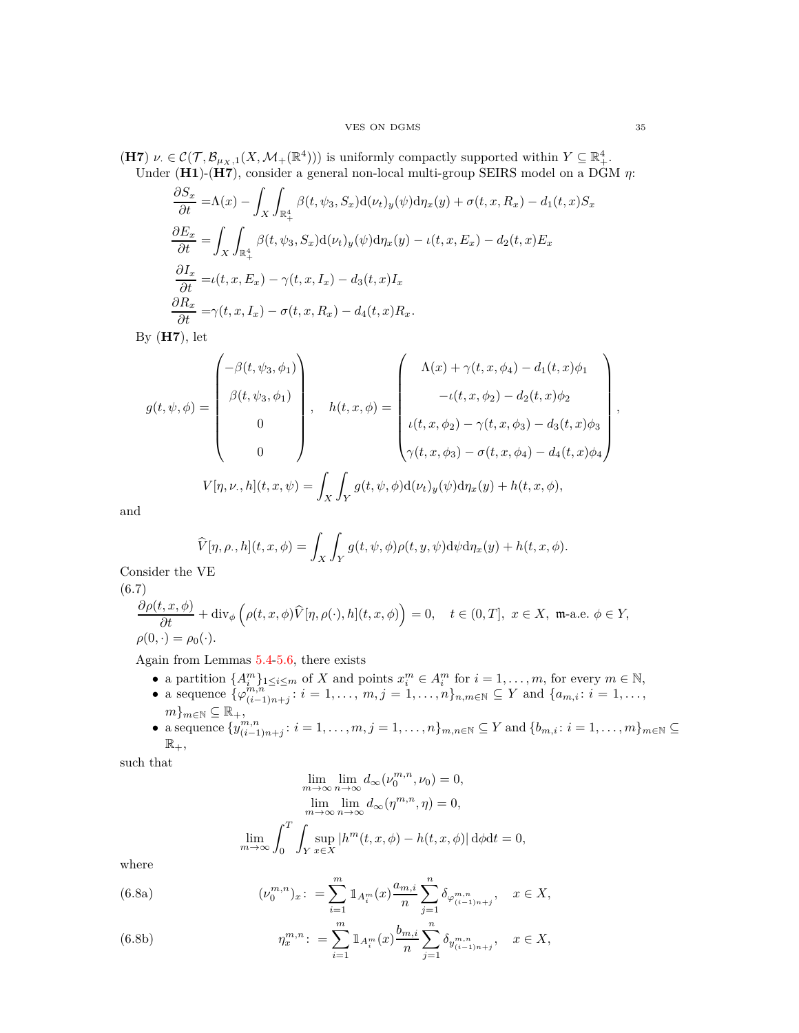**(H7)** $\nu_\cdot \in \mathcal{C}(\mathcal{T}, \mathcal{B}_{\mu_X,1}(X, \mathcal{M}_+(\mathbb{R}^4)))$ is uniformly compactly supported within $Y \subseteq \mathbb{R}^4_+$.

Under **(H1)**-**(H7)**, consider a general non-local multi-group SEIRS model on a DGM $\eta$:

$$
\begin{aligned}
\frac{\partial S_x}{\partial t} =& \Lambda(x) - \int_X \int_{\mathbb{R}^4_+} \beta(t, \psi_3, S_x) \mathrm{d}(\nu_t)_y(\psi) \mathrm{d}\eta_x(y) + \sigma(t, x, R_x) - d_1(t,x) S_x \\
\frac{\partial E_x}{\partial t} =& \int_X \int_{\mathbb{R}^4_+} \beta(t, \psi_3, S_x) \mathrm{d}(\nu_t)_y(\psi) \mathrm{d}\eta_x(y) - \iota(t, x, E_x) - d_2(t,x) E_x \\
\frac{\partial I_x}{\partial t} =& \iota(t, x, E_x) - \gamma(t, x, I_x) - d_3(t,x) I_x \\
\frac{\partial R_x}{\partial t} =& \gamma(t, x, I_x) - \sigma(t, x, R_x) - d_4(t,x) R_x.
\end{aligned}
$$

By **(H7)**, let

$$
g(t,\psi,\phi) = \begin{pmatrix} -\beta(t,\psi_3,\phi_1) \\ \beta(t,\psi_3,\phi_1) \\ 0 \\ 0 \end{pmatrix}, \quad h(t,x,\phi) = \begin{pmatrix} \Lambda(x) + \gamma(t,x,\phi_4) - d_1(t,x)\phi_1 \\ -\iota(t,x,\phi_2) - d_2(t,x)\phi_2 \\ \iota(t,x,\phi_2) - \gamma(t,x,\phi_3) - d_3(t,x)\phi_3 \\ \gamma(t,x,\phi_3) - \sigma(t,x,\phi_4) - d_4(t,x)\phi_4 \end{pmatrix},
$$

$$
V[\eta, \nu_\cdot, h](t,x,\psi) = \int_X \int_Y g(t,\psi,\phi) \mathrm{d}(\nu_t)_y(\psi) \mathrm{d}\eta_x(y) + h(t,x,\phi),
$$

and

$$
\widehat{V}[\eta, \rho_\cdot, h](t,x,\phi) = \int_X \int_Y g(t,\psi,\phi) \rho(t,y,\psi) \mathrm{d}\psi \mathrm{d}\eta_x(y) + h(t,x,\phi).
$$

Consider the VE

(6.7)
$$
\begin{aligned}
&\frac{\partial \rho(t,x,\phi)}{\partial t} + \mathrm{div}_\phi \left( \rho(t,x,\phi) \widehat{V}[\eta, \rho(\cdot), h](t,x,\phi) \right) = 0, \quad t \in (0,T], \ x \in X, \ \mathfrak{m}\text{-a.e. } \phi \in Y, \\
&\rho(0,\cdot) = \rho_0(\cdot).
\end{aligned}
$$

Again from Lemmas 5.4-5.6, there exists

- a partition $\{A_i^m\}_{1\le i\le m}$ of $X$ and points $x_i^m \in A_i^m$ for $i = 1, \ldots, m$, for every $m \in \mathbb{N}$,
- a sequence $\{\varphi^{m,n}_{(i-1)n+j} \colon i = 1, \ldots, m, j = 1, \ldots, n\}_{n,m\in\mathbb{N}} \subseteq Y$ and $\{a_{m,i} \colon i = 1, \ldots, m\}_{m\in\mathbb{N}} \subseteq \mathbb{R}_+$,
- a sequence $\{y^{m,n}_{(i-1)n+j} \colon i = 1, \ldots, m, j = 1, \ldots, n\}_{m,n\in\mathbb{N}} \subseteq Y$ and $\{b_{m,i} \colon i = 1, \ldots, m\}_{m\in\mathbb{N}} \subseteq \mathbb{R}_+$,

such that

$$
\lim_{m\to\infty} \lim_{n\to\infty} d_\infty(\nu_0^{m,n}, \nu_0) = 0,
$$
$$
\lim_{m\to\infty} \lim_{n\to\infty} d_\infty(\eta^{m,n}, \eta) = 0,
$$
$$
\lim_{m\to\infty} \int_0^T \int_Y \sup_{x\in X} |h^m(t,x,\phi) - h(t,x,\phi)| \mathrm{d}\phi \mathrm{d}t = 0,
$$

where

$$
(\nu_0^{m,n})_x \colon = \sum_{i=1}^m \mathbb{1}_{A_i^m}(x) \frac{a_{m,i}}{n} \sum_{j=1}^n \delta_{\varphi^{m,n}_{(i-1)n+j}}, \quad x \in X, \tag{6.8a}
$$

$$
\eta_x^{m,n} \colon = \sum_{i=1}^m \mathbb{1}_{A_i^m}(x) \frac{b_{m,i}}{n} \sum_{j=1}^n \delta_{y^{m,n}_{(i-1)n+j}}, \quad x \in X, \tag{6.8b}
$$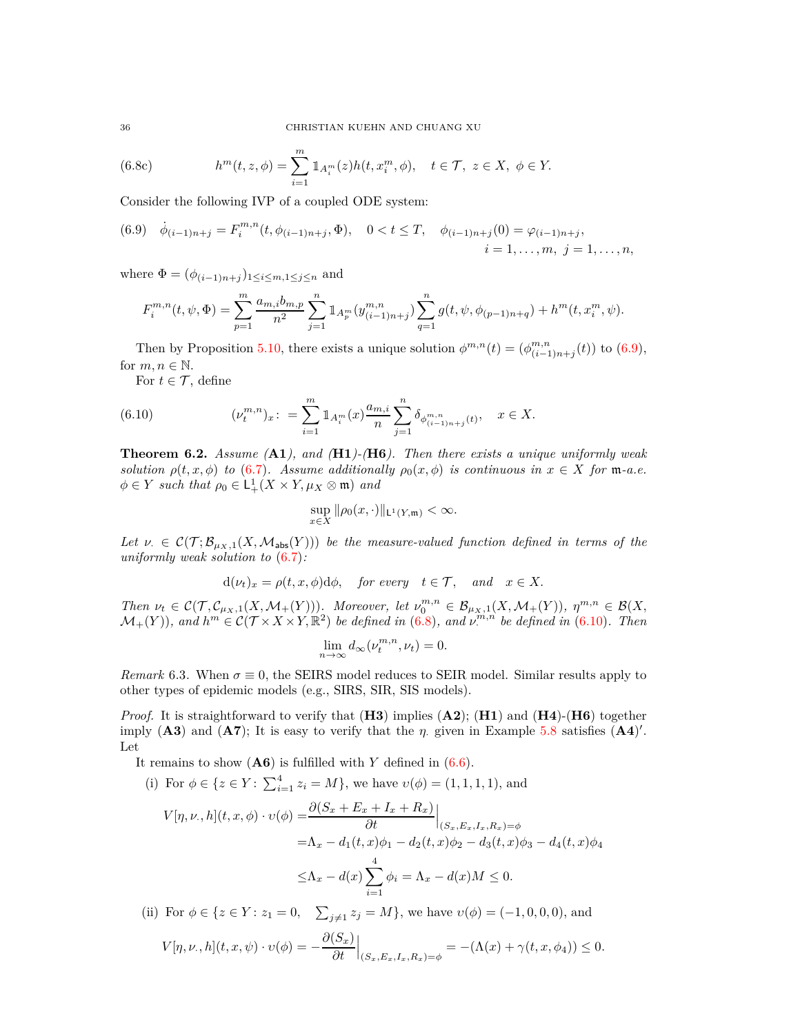$$h^m(t,z,\phi) = \sum_{i=1}^{m} \mathbb{1}_{A_i^m}(z) h(t, x_i^m, \phi), \quad t \in \mathcal{T},\ z \in X,\ \phi \in Y. \tag{6.8c}$$

Consider the following IVP of a coupled ODE system:

$$\dot{\phi}_{(i-1)n+j} = F_i^{m,n}(t, \phi_{(i-1)n+j}, \Phi), \quad 0 < t \le T, \quad \phi_{(i-1)n+j}(0) = \varphi_{(i-1)n+j}, \quad i = 1, \ldots, m,\ j = 1, \ldots, n, \tag{6.9}$$

where $\Phi = (\phi_{(i-1)n+j})_{1 \le i \le m, 1 \le j \le n}$ and

$$F_i^{m,n}(t, \psi, \Phi) = \sum_{p=1}^{m} \frac{a_{m,i} b_{m,p}}{n^2} \sum_{j=1}^{n} \mathbb{1}_{A_p^m}(y_{(i-1)n+j}^{m,n}) \sum_{q=1}^{n} g(t, \psi, \phi_{(p-1)n+q}) + h^m(t, x_i^m, \psi).$$

Then by Proposition 5.10, there exists a unique solution $\phi^{m,n}(t) = (\phi_{(i-1)n+j}^{m,n}(t))$ to (6.9), for $m, n \in \mathbb{N}$.

For $t \in \mathcal{T}$, define

$$(\nu_t^{m,n})_x :\, = \sum_{i=1}^{m} \mathbb{1}_{A_i^m}(x) \frac{a_{m,i}}{n} \sum_{j=1}^{n} \delta_{\phi_{(i-1)n+j}^{m,n}(t)}, \quad x \in X. \tag{6.10}$$

**Theorem 6.2.** *Assume* (**A1**)*, and* (**H1**)*-*(**H6**)*. Then there exists a unique uniformly weak solution $\rho(t,x,\phi)$ to* (6.7)*. Assume additionally $\rho_0(x,\phi)$ is continuous in $x \in X$ for $\mathfrak{m}$-a.e. $\phi \in Y$ such that $\rho_0 \in \mathsf{L}_+^1(X \times Y, \mu_X \otimes \mathfrak{m})$ and*

$$\sup_{x \in X} \|\rho_0(x,\cdot)\|_{\mathsf{L}^1(Y,\mathfrak{m})} < \infty.$$

*Let $\nu_\cdot \in \mathcal{C}(\mathcal{T}; \mathcal{B}_{\mu_X,1}(X, \mathcal{M}_{\mathsf{abs}}(Y)))$ be the measure-valued function defined in terms of the uniformly weak solution to* (6.7)*:*

$$\mathrm{d}(\nu_t)_x = \rho(t,x,\phi)\mathrm{d}\phi, \quad \textit{for every} \quad t \in \mathcal{T}, \quad \textit{and} \quad x \in X.$$

*Then $\nu_t \in \mathcal{C}(\mathcal{T}, \mathcal{C}_{\mu_X,1}(X, \mathcal{M}_+(Y)))$. Moreover, let $\nu_0^{m,n} \in \mathcal{B}_{\mu_X,1}(X, \mathcal{M}_+(Y))$, $\eta^{m,n} \in \mathcal{B}(X, \mathcal{M}_+(Y))$, and $h^m \in \mathcal{C}(\mathcal{T} \times X \times Y, \mathbb{R}^2)$ be defined in* (6.8)*, and $\nu^{m,n}$ be defined in* (6.10)*. Then*

$$\lim_{n \to \infty} d_\infty(\nu_t^{m,n}, \nu_t) = 0.$$

*Remark* 6.3. When $\sigma \equiv 0$, the SEIRS model reduces to SEIR model. Similar results apply to other types of epidemic models (e.g., SIRS, SIR, SIS models).

*Proof.* It is straightforward to verify that (**H3**) implies (**A2**); (**H1**) and (**H4**)-(**H6**) together imply (**A3**) and (**A7**); It is easy to verify that the $\eta_\cdot$ given in Example 5.8 satisfies (**A4**)$'$. Let

It remains to show (**A6**) is fulfilled with $Y$ defined in (6.6).

(i) For $\phi \in \{z \in Y \colon \sum_{i=1}^4 z_i = M\}$, we have $\upsilon(\phi) = (1,1,1,1)$, and

$$\begin{aligned} V[\eta, \nu_\cdot, h](t,x,\phi) \cdot \upsilon(\phi) =& \frac{\partial(S_x + E_x + I_x + R_x)}{\partial t}\Big|_{(S_x,E_x,I_x,R_x)=\phi} \\ =& \Lambda_x - d_1(t,x)\phi_1 - d_2(t,x)\phi_2 - d_3(t,x)\phi_3 - d_4(t,x)\phi_4 \\ \le& \Lambda_x - d(x) \sum_{i=1}^{4} \phi_i = \Lambda_x - d(x)M \le 0. \end{aligned}$$

(ii) For $\phi \in \{z \in Y \colon z_1 = 0, \quad \sum_{j \ne 1} z_j = M\}$, we have $\upsilon(\phi) = (-1,0,0,0)$, and

$$V[\eta, \nu_\cdot, h](t,x,\psi) \cdot \upsilon(\phi) = -\frac{\partial(S_x)}{\partial t}\Big|_{(S_x,E_x,I_x,R_x)=\phi} = -(\Lambda(x) + \gamma(t,x,\phi_4)) \le 0.$$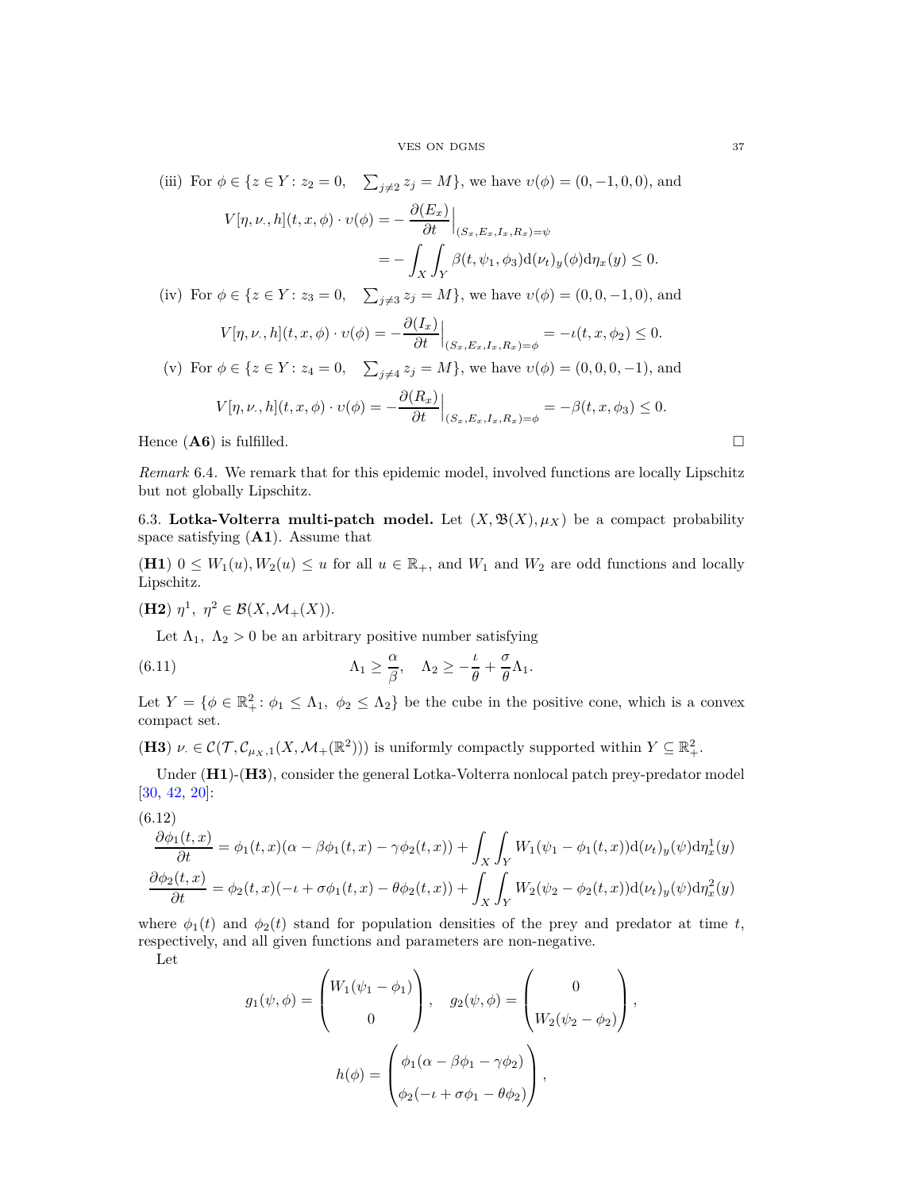(iii) For $\phi \in \{z \in Y : z_2 = 0, \quad \sum_{j\neq 2} z_j = M\}$, we have $\upsilon(\phi) = (0, -1, 0, 0)$, and

$$V[\eta, \nu_\cdot, h](t, x, \phi) \cdot \upsilon(\phi) = -\frac{\partial(E_x)}{\partial t}\Big|_{(S_x,E_x,I_x,R_x)=\psi}$$
$$= -\int_X \int_Y \beta(t, \psi_1, \phi_3)\mathrm{d}(\nu_t)_y(\phi)\mathrm{d}\eta_x(y) \leq 0.$$

(iv) For $\phi \in \{z \in Y : z_3 = 0, \quad \sum_{j\neq 3} z_j = M\}$, we have $\upsilon(\phi) = (0, 0, -1, 0)$, and

$$V[\eta, \nu_\cdot, h](t, x, \phi) \cdot \upsilon(\phi) = -\frac{\partial(I_x)}{\partial t}\Big|_{(S_x,E_x,I_x,R_x)=\phi} = -\iota(t, x, \phi_2) \leq 0.$$

(v) For $\phi \in \{z \in Y : z_4 = 0, \quad \sum_{j\neq 4} z_j = M\}$, we have $\upsilon(\phi) = (0, 0, 0, -1)$, and

$$V[\eta, \nu_\cdot, h](t, x, \phi) \cdot \upsilon(\phi) = -\frac{\partial(R_x)}{\partial t}\Big|_{(S_x,E_x,I_x,R_x)=\phi} = -\beta(t, x, \phi_3) \leq 0.$$

Hence (**A6**) is fulfilled. □

*Remark* 6.4. We remark that for this epidemic model, involved functions are locally Lipschitz but not globally Lipschitz.

6.3. **Lotka-Volterra multi-patch model.** Let $(X, \mathfrak{B}(X), \mu_X)$ be a compact probability space satisfying (**A1**). Assume that

(**H1**) $0 \leq W_1(u), W_2(u) \leq u$ for all $u \in \mathbb{R}_+$, and $W_1$ and $W_2$ are odd functions and locally Lipschitz.

(**H2**) $\eta^1,\ \eta^2 \in \mathcal{B}(X, \mathcal{M}_+(X))$.

Let $\Lambda_1,\ \Lambda_2 > 0$ be an arbitrary positive number satisfying

$$\Lambda_1 \geq \frac{\alpha}{\beta}, \quad \Lambda_2 \geq -\frac{\iota}{\theta} + \frac{\sigma}{\theta}\Lambda_1. \tag{6.11}$$

Let $Y = \{\phi \in \mathbb{R}^2_+ : \phi_1 \leq \Lambda_1,\ \phi_2 \leq \Lambda_2\}$ be the cube in the positive cone, which is a convex compact set.

(**H3**) $\nu_\cdot \in \mathcal{C}(\mathcal{T}, \mathcal{C}_{\mu_X,1}(X, \mathcal{M}_+(\mathbb{R}^2)))$ is uniformly compactly supported within $Y \subseteq \mathbb{R}^2_+$.

Under (**H1**)-(**H3**), consider the general Lotka-Volterra nonlocal patch prey-predator model [30, 42, 20]:

$$\begin{aligned}
\frac{\partial \phi_1(t,x)}{\partial t} &= \phi_1(t,x)(\alpha - \beta\phi_1(t,x) - \gamma\phi_2(t,x)) + \int_X \int_Y W_1(\psi_1 - \phi_1(t,x))\mathrm{d}(\nu_t)_y(\psi)\mathrm{d}\eta^1_x(y) \\
\frac{\partial \phi_2(t,x)}{\partial t} &= \phi_2(t,x)(-\iota + \sigma\phi_1(t,x) - \theta\phi_2(t,x)) + \int_X \int_Y W_2(\psi_2 - \phi_2(t,x))\mathrm{d}(\nu_t)_y(\psi)\mathrm{d}\eta^2_x(y)
\end{aligned} \tag{6.12}$$

where $\phi_1(t)$ and $\phi_2(t)$ stand for population densities of the prey and predator at time $t$, respectively, and all given functions and parameters are non-negative.

Let

$$g_1(\psi, \phi) = \begin{pmatrix} W_1(\psi_1 - \phi_1) \\ 0 \end{pmatrix}, \quad g_2(\psi, \phi) = \begin{pmatrix} 0 \\ W_2(\psi_2 - \phi_2) \end{pmatrix},$$

$$h(\phi) = \begin{pmatrix} \phi_1(\alpha - \beta\phi_1 - \gamma\phi_2) \\ \phi_2(-\iota + \sigma\phi_1 - \theta\phi_2) \end{pmatrix},$$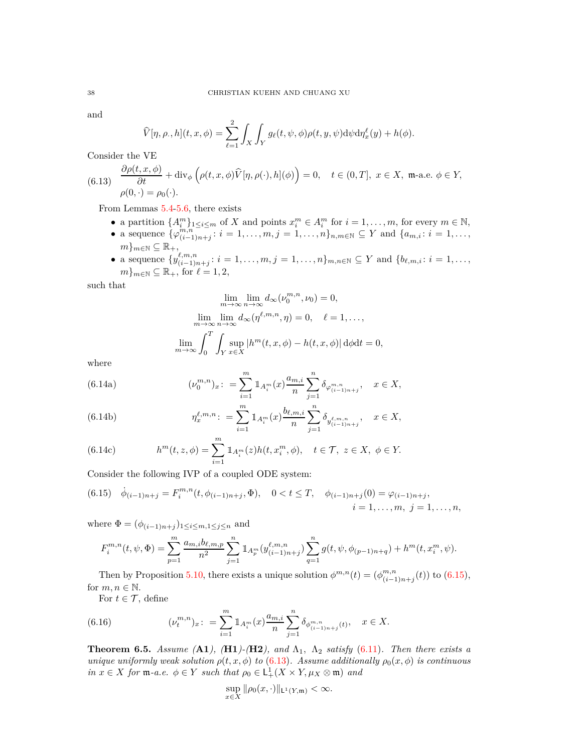and

$$\widehat{V}[\eta, \rho_\cdot, h](t,x,\phi) = \sum_{\ell=1}^{2} \int_X \int_Y g_\ell(t,\psi,\phi)\rho(t,y,\psi)\mathrm{d}\psi \mathrm{d}\eta_x^\ell(y) + h(\phi).$$

Consider the VE

$$\tag{6.13} \begin{aligned} &\frac{\partial \rho(t,x,\phi)}{\partial t} + \mathrm{div}_\phi \left(\rho(t,x,\phi)\widehat{V}[\eta, \rho(\cdot), h](\phi)\right) = 0, \quad t \in (0,T],\ x \in X,\ \mathfrak{m}\text{-a.e. } \phi \in Y,\\ &\rho(0,\cdot) = \rho_0(\cdot). \end{aligned}$$

From Lemmas 5.4-5.6, there exists

- a partition $\{A_i^m\}_{1\le i\le m}$ of $X$ and points $x_i^m \in A_i^m$ for $i=1,\ldots,m$, for every $m\in\mathbb{N}$,
- a sequence $\{\varphi_{(i-1)n+j}^{m,n}\colon i=1,\ldots,m, j=1,\ldots,n\}_{n,m\in\mathbb{N}} \subseteq Y$ and $\{a_{m,i}\colon i=1,\ldots,m\}_{m\in\mathbb{N}} \subseteq \mathbb{R}_+$,
- a sequence $\{y_{(i-1)n+j}^{\ell,m,n}\colon i=1,\ldots,m, j=1,\ldots,n\}_{m,n\in\mathbb{N}} \subseteq Y$ and $\{b_{\ell,m,i}\colon i=1,\ldots,m\}_{m\in\mathbb{N}} \subseteq \mathbb{R}_+$, for $\ell=1,2$,

such that

$$\lim_{m\to\infty}\lim_{n\to\infty} d_\infty(\nu_0^{m,n},\nu_0) = 0,$$

$$\lim_{m\to\infty}\lim_{n\to\infty} d_\infty(\eta^{\ell,m,n},\eta) = 0, \quad \ell=1,\ldots,$$

$$\lim_{m\to\infty}\int_0^T\int_Y \sup_{x\in X}|h^m(t,x,\phi)-h(t,x,\phi)|\,\mathrm{d}\phi\mathrm{d}t = 0,$$

where

$$\tag{6.14a} (\nu_0^{m,n})_x\colon = \sum_{i=1}^m \mathbb{1}_{A_i^m}(x)\frac{a_{m,i}}{n}\sum_{j=1}^n \delta_{\varphi_{(i-1)n+j}^{m,n}}, \quad x\in X,$$

$$\tag{6.14b} \eta_x^{\ell,m,n}\colon = \sum_{i=1}^m \mathbb{1}_{A_i^m}(x)\frac{b_{\ell,m,i}}{n}\sum_{j=1}^n \delta_{y_{(i-1)n+j}^{\ell,m,n}}, \quad x\in X,$$

$$\tag{6.14c} h^m(t,z,\phi) = \sum_{i=1}^m \mathbb{1}_{A_i^m}(z)h(t,x_i^m,\phi), \quad t\in\mathcal{T},\ z\in X,\ \phi\in Y.$$

Consider the following IVP of a coupled ODE system:

$$\tag{6.15} \dot{\phi}_{(i-1)n+j} = F_i^{m,n}(t,\phi_{(i-1)n+j},\Phi), \quad 0<t\le T, \quad \phi_{(i-1)n+j}(0) = \varphi_{(i-1)n+j}, \quad i=1,\ldots,m,\ j=1,\ldots,n,$$

where $\Phi = (\phi_{(i-1)n+j})_{1\le i\le m, 1\le j\le n}$ and

$$F_i^{m,n}(t,\psi,\Phi) = \sum_{p=1}^m \frac{a_{m,i}b_{\ell,m,p}}{n^2}\sum_{j=1}^n \mathbb{1}_{A_p^m}(y_{(i-1)n+j}^{\ell,m,n})\sum_{q=1}^n g(t,\psi,\phi_{(p-1)n+q}) + h^m(t,x_i^m,\psi).$$

Then by Proposition 5.10, there exists a unique solution $\phi^{m,n}(t) = (\phi_{(i-1)n+j}^{m,n}(t))$ to (6.15), for $m,n\in\mathbb{N}$.

For $t\in\mathcal{T}$, define

$$\tag{6.16} (\nu_t^{m,n})_x\colon = \sum_{i=1}^m \mathbb{1}_{A_i^m}(x)\frac{a_{m,i}}{n}\sum_{j=1}^n \delta_{\phi_{(i-1)n+j}^{m,n}(t)}, \quad x\in X.$$

**Theorem 6.5.** *Assume* (**A1**)*,* (**H1**)*-*(**H2**)*, and* $\Lambda_1$*,* $\Lambda_2$ *satisfy* (6.11)*. Then there exists a unique uniformly weak solution* $\rho(t,x,\phi)$ *to* (6.13)*. Assume additionally* $\rho_0(x,\phi)$ *is continuous in* $x\in X$ *for* $\mathfrak{m}$*-a.e.* $\phi\in Y$ *such that* $\rho_0\in \mathsf{L}^1_+(X\times Y,\mu_X\otimes\mathfrak{m})$ *and*

$$\sup_{x\in X}\|\rho_0(x,\cdot)\|_{\mathsf{L}^1(Y,\mathfrak{m})} < \infty.$$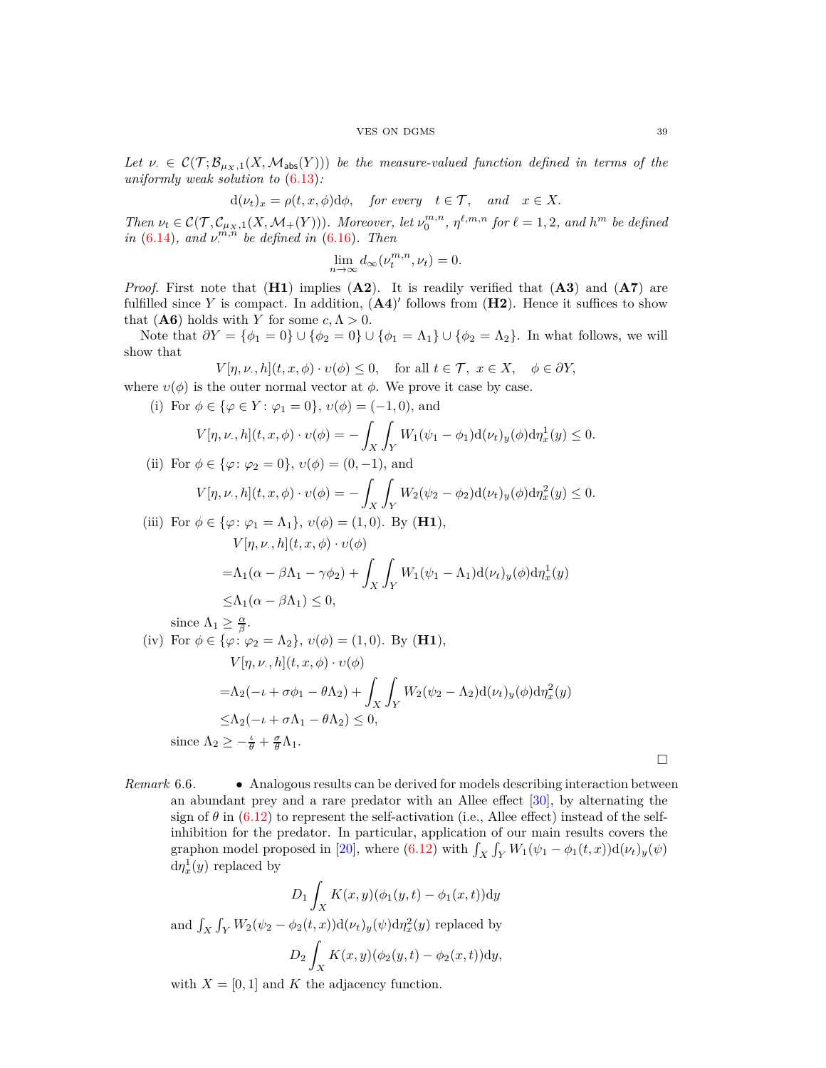*Let $\nu_\cdot \in \mathcal{C}(\mathcal{T};\mathcal{B}_{\mu_X,1}(X,\mathcal{M}_{\mathsf{abs}}(Y)))$ be the measure-valued function defined in terms of the uniformly weak solution to* (6.13)*:*

$$\mathrm{d}(\nu_t)_x = \rho(t,x,\phi)\mathrm{d}\phi, \quad \textit{for every} \quad t \in \mathcal{T}, \quad \textit{and} \quad x \in X.$$

*Then $\nu_t \in \mathcal{C}(\mathcal{T},\mathcal{C}_{\mu_X,1}(X,\mathcal{M}_+(Y)))$. Moreover, let $\nu_0^{m,n}$, $\eta^{\ell,m,n}$ for $\ell = 1,2$, and $h^m$ be defined in* (6.14)*, and $\nu_\cdot^{m,n}$ be defined in* (6.16)*. Then*

$$\lim_{n\to\infty} d_\infty(\nu_t^{m,n},\nu_t) = 0.$$

*Proof.* First note that (**H1**) implies (**A2**). It is readily verified that (**A3**) and (**A7**) are fulfilled since $Y$ is compact. In addition, (**A4**)$'$ follows from (**H2**). Hence it suffices to show that (**A6**) holds with $Y$ for some $c,\Lambda>0$.

Note that $\partial Y = \{\phi_1 = 0\} \cup \{\phi_2 = 0\} \cup \{\phi_1 = \Lambda_1\} \cup \{\phi_2 = \Lambda_2\}$. In what follows, we will show that

$$V[\eta,\nu_\cdot,h](t,x,\phi)\cdot\upsilon(\phi) \le 0, \quad \text{for all } t\in\mathcal{T},\ x\in X, \quad \phi\in\partial Y,$$

where $\upsilon(\phi)$ is the outer normal vector at $\phi$. We prove it case by case.

(i) For $\phi \in \{\varphi \in Y \colon \varphi_1 = 0\}$, $\upsilon(\phi) = (-1,0)$, and

$$V[\eta,\nu_\cdot,h](t,x,\phi)\cdot\upsilon(\phi) = -\int_X\int_Y W_1(\psi_1-\phi_1)\mathrm{d}(\nu_t)_y(\phi)\mathrm{d}\eta_x^1(y) \le 0.$$

(ii) For $\phi \in \{\varphi \colon \varphi_2 = 0\}$, $\upsilon(\phi) = (0,-1)$, and

$$V[\eta,\nu_\cdot,h](t,x,\phi)\cdot\upsilon(\phi) = -\int_X\int_Y W_2(\psi_2-\phi_2)\mathrm{d}(\nu_t)_y(\phi)\mathrm{d}\eta_x^2(y) \le 0.$$

(iii) For $\phi \in \{\varphi \colon \varphi_1 = \Lambda_1\}$, $\upsilon(\phi) = (1,0)$. By (**H1**),

$$\begin{aligned}
&V[\eta,\nu_\cdot,h](t,x,\phi)\cdot\upsilon(\phi)\\
=&\Lambda_1(\alpha-\beta\Lambda_1-\gamma\phi_2) + \int_X\int_Y W_1(\psi_1-\Lambda_1)\mathrm{d}(\nu_t)_y(\phi)\mathrm{d}\eta_x^1(y)\\
\le&\Lambda_1(\alpha-\beta\Lambda_1)\le 0,
\end{aligned}$$

since $\Lambda_1 \ge \frac{\alpha}{\beta}$.

(iv) For $\phi \in \{\varphi \colon \varphi_2 = \Lambda_2\}$, $\upsilon(\phi) = (1,0)$. By (**H1**),

$$\begin{aligned}
&V[\eta,\nu_\cdot,h](t,x,\phi)\cdot\upsilon(\phi)\\
=&\Lambda_2(-\iota+\sigma\phi_1-\theta\Lambda_2) + \int_X\int_Y W_2(\psi_2-\Lambda_2)\mathrm{d}(\nu_t)_y(\phi)\mathrm{d}\eta_x^2(y)\\
\le&\Lambda_2(-\iota+\sigma\Lambda_1-\theta\Lambda_2)\le 0,
\end{aligned}$$

since $\Lambda_2 \ge -\frac{\iota}{\theta}+\frac{\sigma}{\theta}\Lambda_1$.

□

*Remark* 6.6.
- Analogous results can be derived for models describing interaction between an abundant prey and a rare predator with an Allee effect [30], by alternating the sign of $\theta$ in (6.12) to represent the self-activation (i.e., Allee effect) instead of the self-inhibition for the predator. In particular, application of our main results covers the graphon model proposed in [20], where (6.12) with $\int_X\int_Y W_1(\psi_1-\phi_1(t,x))\mathrm{d}(\nu_t)_y(\psi)$ $\mathrm{d}\eta_x^1(y)$ replaced by

$$D_1\int_X K(x,y)(\phi_1(y,t)-\phi_1(x,t))\mathrm{d}y$$

and $\int_X\int_Y W_2(\psi_2-\phi_2(t,x))\mathrm{d}(\nu_t)_y(\psi)\mathrm{d}\eta_x^2(y)$ replaced by

$$D_2\int_X K(x,y)(\phi_2(y,t)-\phi_2(x,t))\mathrm{d}y,$$

with $X=[0,1]$ and $K$ the adjacency function.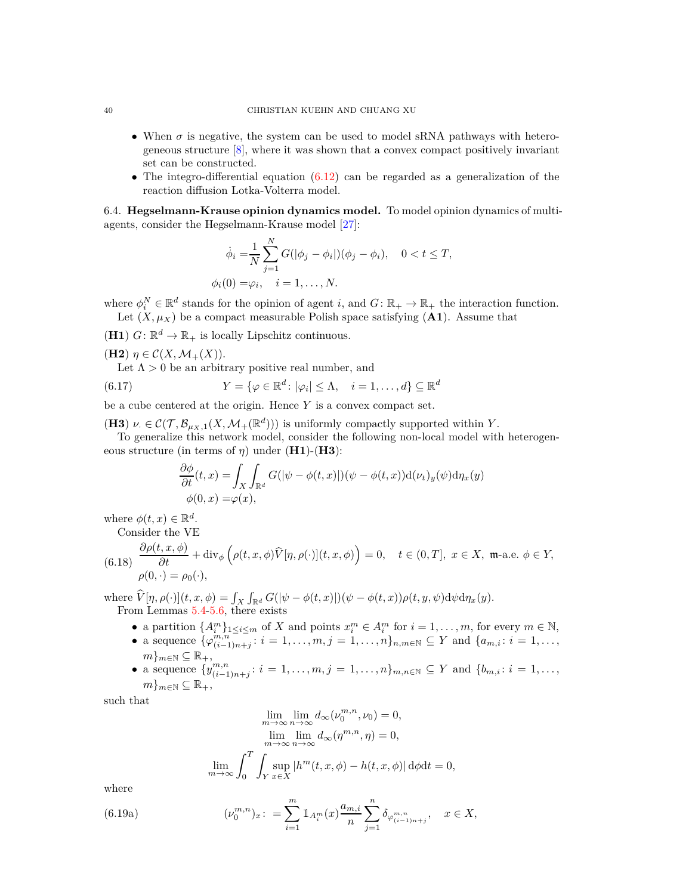- When $\sigma$ is negative, the system can be used to model sRNA pathways with heterogeneous structure [8], where it was shown that a convex compact positively invariant set can be constructed.
- The integro-differential equation (6.12) can be regarded as a generalization of the reaction diffusion Lotka-Volterra model.

### 6.4. Hegselmann-Krause opinion dynamics model.

To model opinion dynamics of multi-agents, consider the Hegselmann-Krause model [27]:

$$
\begin{aligned}
\dot{\phi}_i =& \frac{1}{N}\sum_{j=1}^{N} G(|\phi_j-\phi_i|)(\phi_j-\phi_i), \quad 0<t\le T,\\
\phi_i(0) =& \varphi_i, \quad i=1,\ldots,N.
\end{aligned}
$$

where $\phi_i^N \in \mathbb{R}^d$ stands for the opinion of agent $i$, and $G\colon \mathbb{R}_+ \to \mathbb{R}_+$ the interaction function.

Let $(X,\mu_X)$ be a compact measurable Polish space satisfying (**A1**). Assume that

(**H1**) $G\colon \mathbb{R}^d \to \mathbb{R}_+$ is locally Lipschitz continuous.

(**H2**) $\eta \in \mathcal{C}(X, \mathcal{M}_+(X))$.

Let $\Lambda>0$ be an arbitrary positive real number, and

$$
Y=\{\varphi\in\mathbb{R}^d\colon |\varphi_i|\le\Lambda, \quad i=1,\ldots,d\}\subseteq\mathbb{R}^d \tag{6.17}
$$

be a cube centered at the origin. Hence $Y$ is a convex compact set.

(**H3**) $\nu_\cdot \in \mathcal{C}(\mathcal{T}, \mathcal{B}_{\mu_X,1}(X,\mathcal{M}_+(\mathbb{R}^d)))$ is uniformly compactly supported within $Y$.

To generalize this network model, consider the following non-local model with heterogeneous structure (in terms of $\eta$) under (**H1**)-(**H3**):

$$
\begin{aligned}
\frac{\partial\phi}{\partial t}(t,x) =& \int_X\int_{\mathbb{R}^d} G(|\psi-\phi(t,x)|)(\psi-\phi(t,x))\mathrm{d}(\nu_t)_y(\psi)\mathrm{d}\eta_x(y)\\
\phi(0,x) =& \varphi(x),
\end{aligned}
$$

where $\phi(t,x)\in\mathbb{R}^d$.

Consider the VE

$$
\begin{aligned}
&\frac{\partial \rho(t,x,\phi)}{\partial t} + \mathrm{div}_\phi\left(\rho(t,x,\phi)\widehat{V}[\eta,\rho(\cdot)](t,x,\phi)\right)=0, \quad t\in(0,T],\ x\in X,\ \mathfrak{m}\text{-a.e. } \phi\in Y,\\
&\rho(0,\cdot)=\rho_0(\cdot),
\end{aligned} \tag{6.18}
$$

where $\widehat{V}[\eta,\rho(\cdot)](t,x,\phi)=\int_X\int_{\mathbb{R}^d} G(|\psi-\phi(t,x)|)(\psi-\phi(t,x))\rho(t,y,\psi)\mathrm{d}\psi\mathrm{d}\eta_x(y)$.

From Lemmas 5.4-5.6, there exists

- a partition $\{A_i^m\}_{1\le i\le m}$ of $X$ and points $x_i^m\in A_i^m$ for $i=1,\ldots,m$, for every $m\in\mathbb{N}$,
- a sequence $\{\varphi^{m,n}_{(i-1)n+j}\colon i=1,\ldots,m, j=1,\ldots,n\}_{n,m\in\mathbb{N}}\subseteq Y$ and $\{a_{m,i}\colon i=1,\ldots,m\}_{m\in\mathbb{N}}\subseteq\mathbb{R}_+$,
- a sequence $\{y^{m,n}_{(i-1)n+j}\colon i=1,\ldots,m, j=1,\ldots,n\}_{m,n\in\mathbb{N}}\subseteq Y$ and $\{b_{m,i}\colon i=1,\ldots,m\}_{m\in\mathbb{N}}\subseteq\mathbb{R}_+$,

such that

$$
\begin{aligned}
\lim_{m\to\infty}\lim_{n\to\infty} d_\infty(\nu_0^{m,n},\nu_0)=0,\\
\lim_{m\to\infty}\lim_{n\to\infty} d_\infty(\eta^{m,n},\eta)=0,\\
\lim_{m\to\infty}\int_0^T\int_Y\sup_{x\in X}|h^m(t,x,\phi)-h(t,x,\phi)|\,\mathrm{d}\phi\mathrm{d}t=0,
\end{aligned}
$$

where

$$
(\nu_0^{m,n})_x\colon=\sum_{i=1}^m \mathbb{1}_{A_i^m}(x)\frac{a_{m,i}}{n}\sum_{j=1}^n\delta_{\varphi^{m,n}_{(i-1)n+j}}, \quad x\in X, \tag{6.19a}
$$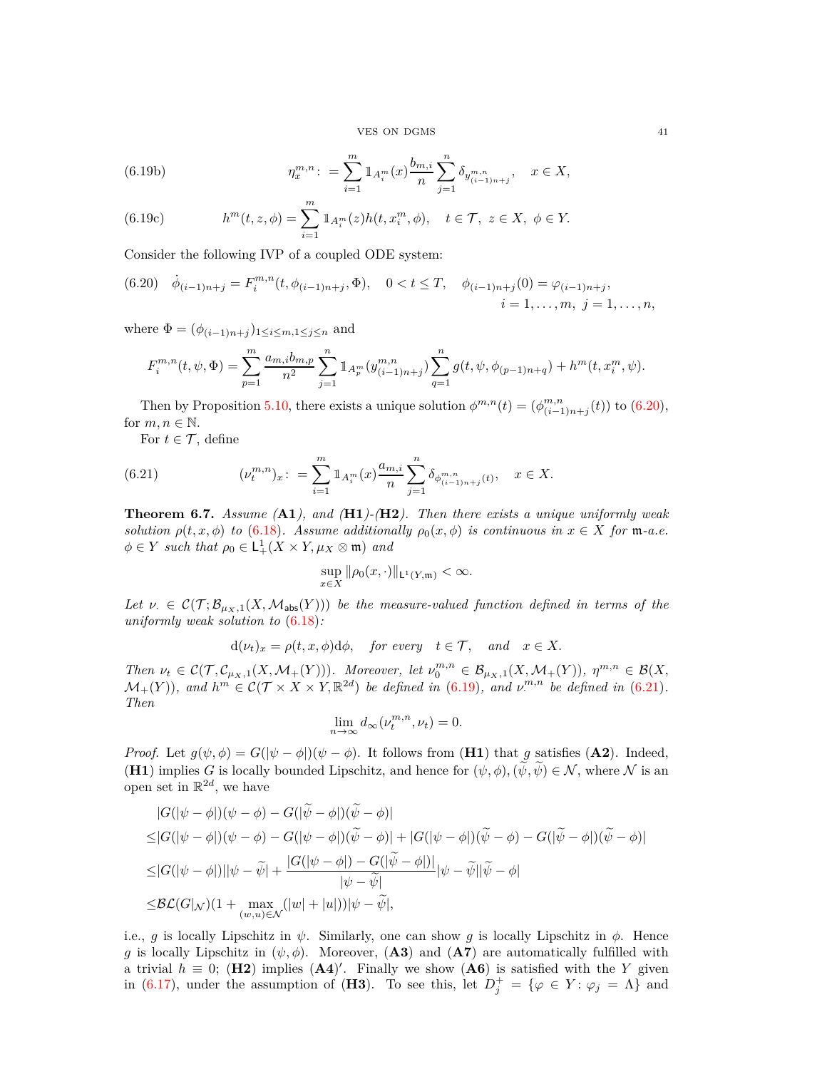$$\eta^{m,n}_x:=\sum_{i=1}^m \mathbb{1}_{A_i^m}(x)\frac{b_{m,i}}{n}\sum_{j=1}^n \delta_{y^{m,n}_{(i-1)n+j}},\quad x\in X, \tag{6.19b}$$

$$h^m(t,z,\phi)=\sum_{i=1}^m \mathbb{1}_{A_i^m}(z)h(t,x_i^m,\phi),\quad t\in\mathcal{T},\ z\in X,\ \phi\in Y. \tag{6.19c}$$

Consider the following IVP of a coupled ODE system:

$$\dot{\phi}_{(i-1)n+j}=F_i^{m,n}(t,\phi_{(i-1)n+j},\Phi),\quad 0<t\le T,\quad \phi_{(i-1)n+j}(0)=\varphi_{(i-1)n+j}, \tag{6.20}$$
$$i=1,\ldots,m,\ j=1,\ldots,n,$$

where $\Phi=(\phi_{(i-1)n+j})_{1\le i\le m,1\le j\le n}$ and

$$F_i^{m,n}(t,\psi,\Phi)=\sum_{p=1}^m\frac{a_{m,i}b_{m,p}}{n^2}\sum_{j=1}^n \mathbb{1}_{A_p^m}(y^{m,n}_{(i-1)n+j})\sum_{q=1}^n g(t,\psi,\phi_{(p-1)n+q})+h^m(t,x_i^m,\psi).$$

Then by Proposition 5.10, there exists a unique solution $\phi^{m,n}(t)=(\phi^{m,n}_{(i-1)n+j}(t))$ to (6.20), for $m,n\in\mathbb{N}$.

For $t\in\mathcal{T}$, define

$$(\nu_t^{m,n})_x:=\sum_{i=1}^m \mathbb{1}_{A_i^m}(x)\frac{a_{m,i}}{n}\sum_{j=1}^n \delta_{\phi^{m,n}_{(i-1)n+j}(t)},\quad x\in X. \tag{6.21}$$

**Theorem 6.7.** *Assume* (**A1**)*, and* (**H1**)*-*(**H2**)*. Then there exists a unique uniformly weak solution $\rho(t,x,\phi)$ to* (6.18)*. Assume additionally $\rho_0(x,\phi)$ is continuous in $x\in X$ for $\mathfrak{m}$-a.e. $\phi\in Y$ such that $\rho_0\in\mathsf{L}^1_+(X\times Y,\mu_X\otimes\mathfrak{m})$ and*

$$\sup_{x\in X}\|\rho_0(x,\cdot)\|_{\mathsf{L}^1(Y,\mathfrak{m})}<\infty.$$

*Let $\nu_\cdot\in\mathcal{C}(\mathcal{T};\mathcal{B}_{\mu_X,1}(X,\mathcal{M}_{\mathsf{abs}}(Y)))$ be the measure-valued function defined in terms of the uniformly weak solution to* (6.18)*:*

$$\mathrm{d}(\nu_t)_x=\rho(t,x,\phi)\mathrm{d}\phi,\quad \text{for every}\quad t\in\mathcal{T},\quad\text{and}\quad x\in X.$$

*Then $\nu_t\in\mathcal{C}(\mathcal{T},\mathcal{C}_{\mu_X,1}(X,\mathcal{M}_+(Y)))$. Moreover, let $\nu_0^{m,n}\in\mathcal{B}_{\mu_X,1}(X,\mathcal{M}_+(Y))$, $\eta^{m,n}\in\mathcal{B}(X,\mathcal{M}_+(Y))$, and $h^m\in\mathcal{C}(\mathcal{T}\times X\times Y,\mathbb{R}^{2d})$ be defined in* (6.19)*, and $\nu^{m,n}_\cdot$ be defined in* (6.21)*. Then*

$$\lim_{n\to\infty}d_\infty(\nu_t^{m,n},\nu_t)=0.$$

*Proof.* Let $g(\psi,\phi)=G(|\psi-\phi|)(\psi-\phi)$. It follows from (**H1**) that $g$ satisfies (**A2**). Indeed, (**H1**) implies $G$ is locally bounded Lipschitz, and hence for $(\psi,\phi),(\widetilde{\psi},\widetilde{\psi})\in\mathcal{N}$, where $\mathcal{N}$ is an open set in $\mathbb{R}^{2d}$, we have

$$\begin{aligned}
&|G(|\psi-\phi|)(\psi-\phi)-G(|\widetilde{\psi}-\phi|)(\widetilde{\psi}-\phi)|\\
\le&|G(|\psi-\phi|)(\psi-\phi)-G(|\psi-\phi|)(\widetilde{\psi}-\phi)|+|G(|\psi-\phi|)(\widetilde{\psi}-\phi)-G(|\widetilde{\psi}-\phi|)(\widetilde{\psi}-\phi)|\\
\le&|G(|\psi-\phi|)||\psi-\widetilde{\psi}|+\frac{|G(|\psi-\phi|)-G(|\widetilde{\psi}-\phi|)|}{|\psi-\widetilde{\psi}|}|\psi-\widetilde{\psi}||\widetilde{\psi}-\phi|\\
\le&\mathcal{BL}(G|_{\mathcal{N}})(1+\max_{(w,u)\in\mathcal{N}}(|w|+|u|))|\psi-\widetilde{\psi}|,
\end{aligned}$$

i.e., $g$ is locally Lipschitz in $\psi$. Similarly, one can show $g$ is locally Lipschitz in $\phi$. Hence $g$ is locally Lipschitz in $(\psi,\phi)$. Moreover, (**A3**) and (**A7**) are automatically fulfilled with a trivial $h\equiv 0$; (**H2**) implies (**A4**)$'$. Finally we show (**A6**) is satisfied with the $Y$ given in (6.17), under the assumption of (**H3**). To see this, let $D_j^+=\{\varphi\in Y\colon\varphi_j=\Lambda\}$ and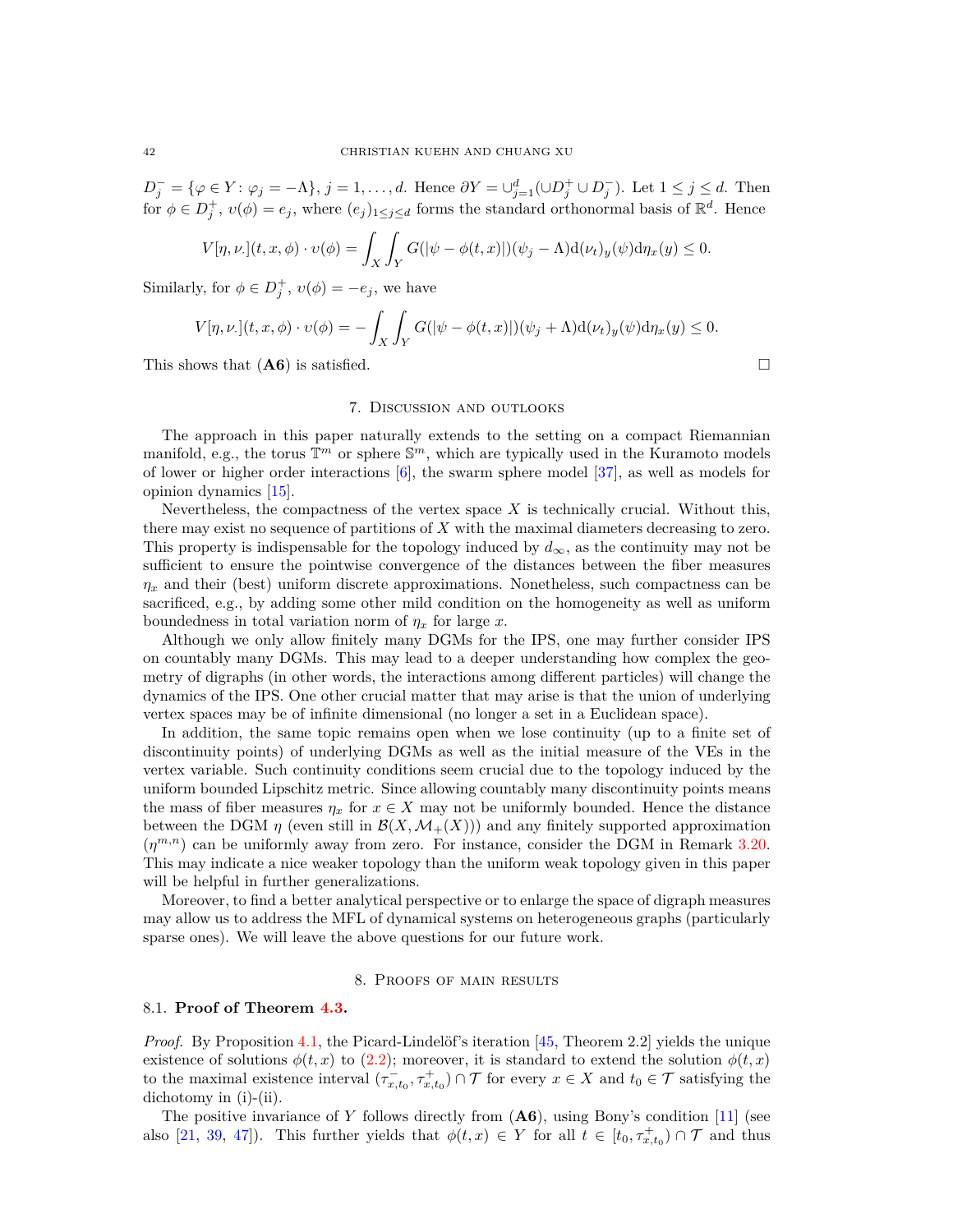$D_j^- = \{\varphi \in Y : \varphi_j = -\Lambda\}$, $j = 1, \ldots, d$. Hence $\partial Y = \cup_{j=1}^d (\cup D_j^+ \cup D_j^-)$. Let $1 \le j \le d$. Then for $\phi \in D_j^+$, $\upsilon(\phi) = e_j$, where $(e_j)_{1 \le j \le d}$ forms the standard orthonormal basis of $\mathbb{R}^d$. Hence

$$V[\eta, \nu_\cdot](t, x, \phi) \cdot \upsilon(\phi) = \int_X \int_Y G(|\psi - \phi(t, x)|)(\psi_j - \Lambda) \mathrm{d}(\nu_t)_y(\psi) \mathrm{d}\eta_x(y) \le 0.$$

Similarly, for $\phi \in D_j^+$, $\upsilon(\phi) = -e_j$, we have

$$V[\eta, \nu_\cdot](t, x, \phi) \cdot \upsilon(\phi) = -\int_X \int_Y G(|\psi - \phi(t, x)|)(\psi_j + \Lambda) \mathrm{d}(\nu_t)_y(\psi) \mathrm{d}\eta_x(y) \le 0.$$

This shows that (**A6**) is satisfied. □

## 7. Discussion and outlooks

The approach in this paper naturally extends to the setting on a compact Riemannian manifold, e.g., the torus $\mathbb{T}^m$ or sphere $\mathbb{S}^m$, which are typically used in the Kuramoto models of lower or higher order interactions [6], the swarm sphere model [37], as well as models for opinion dynamics [15].

Nevertheless, the compactness of the vertex space $X$ is technically crucial. Without this, there may exist no sequence of partitions of $X$ with the maximal diameters decreasing to zero. This property is indispensable for the topology induced by $d_\infty$, as the continuity may not be sufficient to ensure the pointwise convergence of the distances between the fiber measures $\eta_x$ and their (best) uniform discrete approximations. Nonetheless, such compactness can be sacrificed, e.g., by adding some other mild condition on the homogeneity as well as uniform boundedness in total variation norm of $\eta_x$ for large $x$.

Although we only allow finitely many DGMs for the IPS, one may further consider IPS on countably many DGMs. This may lead to a deeper understanding how complex the geometry of digraphs (in other words, the interactions among different particles) will change the dynamics of the IPS. One other crucial matter that may arise is that the union of underlying vertex spaces may be of infinite dimensional (no longer a set in a Euclidean space).

In addition, the same topic remains open when we lose continuity (up to a finite set of discontinuity points) of underlying DGMs as well as the initial measure of the VEs in the vertex variable. Such continuity conditions seem crucial due to the topology induced by the uniform bounded Lipschitz metric. Since allowing countably many discontinuity points means the mass of fiber measures $\eta_x$ for $x \in X$ may not be uniformly bounded. Hence the distance between the DGM $\eta$ (even still in $\mathcal{B}(X, \mathcal{M}_+(X))$) and any finitely supported approximation $(\eta^{m,n})$ can be uniformly away from zero. For instance, consider the DGM in Remark 3.20. This may indicate a nice weaker topology than the uniform weak topology given in this paper will be helpful in further generalizations.

Moreover, to find a better analytical perspective or to enlarge the space of digraph measures may allow us to address the MFL of dynamical systems on heterogeneous graphs (particularly sparse ones). We will leave the above questions for our future work.

## 8. Proofs of main results

### 8.1. Proof of Theorem 4.3.

*Proof.* By Proposition 4.1, the Picard-Lindelöf's iteration [45, Theorem 2.2] yields the unique existence of solutions $\phi(t, x)$ to (2.2); moreover, it is standard to extend the solution $\phi(t, x)$ to the maximal existence interval $(\tau_{x,t_0}^-, \tau_{x,t_0}^+) \cap \mathcal{T}$ for every $x \in X$ and $t_0 \in \mathcal{T}$ satisfying the dichotomy in (i)-(ii).

The positive invariance of $Y$ follows directly from (**A6**), using Bony's condition [11] (see also [21, 39, 47]). This further yields that $\phi(t, x) \in Y$ for all $t \in [t_0, \tau_{x,t_0}^+) \cap \mathcal{T}$ and thus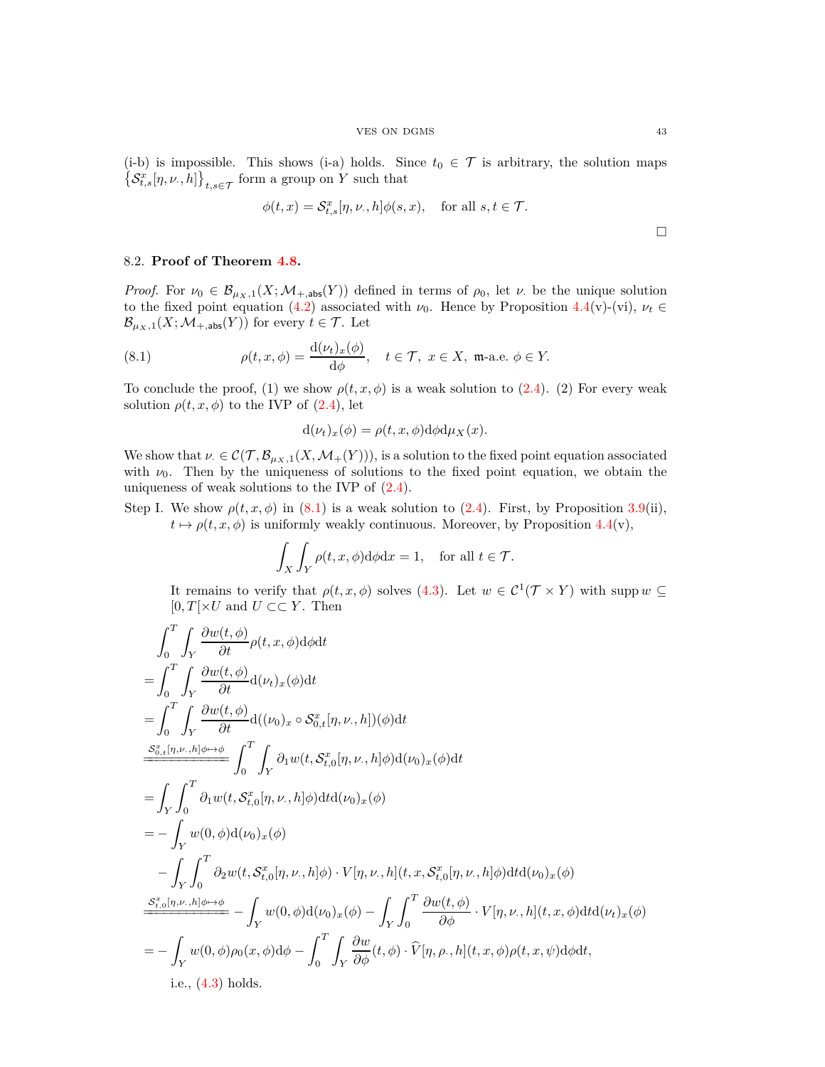(i-b) is impossible. This shows (i-a) holds. Since $t_0 \in \mathcal{T}$ is arbitrary, the solution maps $\left\{\mathcal{S}^x_{t,s}[\eta, \nu_\cdot, h]\right\}_{t,s\in\mathcal{T}}$ form a group on $Y$ such that

$$\phi(t, x) = \mathcal{S}^x_{t,s}[\eta, \nu_\cdot, h]\phi(s, x), \quad \text{for all } s, t \in \mathcal{T}.$$

□

### 8.2. **Proof of Theorem 4.8.**

*Proof.* For $\nu_0 \in \mathcal{B}_{\mu_X,1}(X; \mathcal{M}_{+,\mathsf{abs}}(Y))$ defined in terms of $\rho_0$, let $\nu_\cdot$ be the unique solution to the fixed point equation (4.2) associated with $\nu_0$. Hence by Proposition 4.4(v)-(vi), $\nu_t \in \mathcal{B}_{\mu_X,1}(X; \mathcal{M}_{+,\mathsf{abs}}(Y))$ for every $t \in \mathcal{T}$. Let

$$\rho(t, x, \phi) = \frac{\mathrm{d}(\nu_t)_x(\phi)}{\mathrm{d}\phi}, \quad t \in \mathcal{T},\ x \in X,\ \mathfrak{m}\text{-a.e. } \phi \in Y. \tag{8.1}$$

To conclude the proof, (1) we show $\rho(t, x, \phi)$ is a weak solution to (2.4). (2) For every weak solution $\rho(t, x, \phi)$ to the IVP of (2.4), let

$$\mathrm{d}(\nu_t)_x(\phi) = \rho(t, x, \phi)\mathrm{d}\phi\mathrm{d}\mu_X(x).$$

We show that $\nu_\cdot \in \mathcal{C}(\mathcal{T}, \mathcal{B}_{\mu_X,1}(X, \mathcal{M}_+(Y)))$, is a solution to the fixed point equation associated with $\nu_0$. Then by the uniqueness of solutions to the fixed point equation, we obtain the uniqueness of weak solutions to the IVP of (2.4).

Step I. We show $\rho(t, x, \phi)$ in (8.1) is a weak solution to (2.4). First, by Proposition 3.9(ii), $t \mapsto \rho(t, x, \phi)$ is uniformly weakly continuous. Moreover, by Proposition 4.4(v),

$$\int_X \int_Y \rho(t, x, \phi)\mathrm{d}\phi\mathrm{d}x = 1, \quad \text{for all } t \in \mathcal{T}.$$

It remains to verify that $\rho(t, x, \phi)$ solves (4.3). Let $w \in \mathcal{C}^1(\mathcal{T} \times Y)$ with $\operatorname{supp} w \subseteq [0, T[\times U$ and $U \subset\subset Y$. Then

$$\begin{aligned}
&\int_0^T \int_Y \frac{\partial w(t,\phi)}{\partial t}\rho(t, x, \phi)\mathrm{d}\phi\mathrm{d}t \\
=&\int_0^T \int_Y \frac{\partial w(t,\phi)}{\partial t}\mathrm{d}(\nu_t)_x(\phi)\mathrm{d}t \\
=&\int_0^T \int_Y \frac{\partial w(t,\phi)}{\partial t}\mathrm{d}((\nu_0)_x \circ \mathcal{S}^x_{0,t}[\eta, \nu_\cdot, h])(\phi)\mathrm{d}t \\
\overset{\mathcal{S}^x_{0,t}[\eta,\nu_\cdot,h]\phi\mapsto\phi}{=\!=\!=\!=\!=\!=}&\int_0^T \int_Y \partial_1 w(t, \mathcal{S}^x_{t,0}[\eta, \nu_\cdot, h]\phi)\mathrm{d}(\nu_0)_x(\phi)\mathrm{d}t \\
=&\int_Y \int_0^T \partial_1 w(t, \mathcal{S}^x_{t,0}[\eta, \nu_\cdot, h]\phi)\mathrm{d}t\mathrm{d}(\nu_0)_x(\phi) \\
=&-\int_Y w(0, \phi)\mathrm{d}(\nu_0)_x(\phi) \\
&- \int_Y \int_0^T \partial_2 w(t, \mathcal{S}^x_{t,0}[\eta, \nu_\cdot, h]\phi) \cdot V[\eta, \nu_\cdot, h](t, x, \mathcal{S}^x_{t,0}[\eta, \nu_\cdot, h]\phi)\mathrm{d}t\mathrm{d}(\nu_0)_x(\phi) \\
\overset{\mathcal{S}^x_{t,0}[\eta,\nu_\cdot,h]\phi\mapsto\phi}{=\!=\!=\!=\!=\!=}&-\int_Y w(0, \phi)\mathrm{d}(\nu_0)_x(\phi) - \int_Y \int_0^T \frac{\partial w(t,\phi)}{\partial\phi} \cdot V[\eta, \nu_\cdot, h](t, x, \phi)\mathrm{d}t\mathrm{d}(\nu_t)_x(\phi) \\
=&-\int_Y w(0, \phi)\rho_0(x, \phi)\mathrm{d}\phi - \int_0^T \int_Y \frac{\partial w}{\partial\phi}(t, \phi) \cdot \widehat{V}[\eta, \rho_\cdot, h](t, x, \phi)\rho(t, x, \psi)\mathrm{d}\phi\mathrm{d}t,
\end{aligned}$$

i.e., (4.3) holds.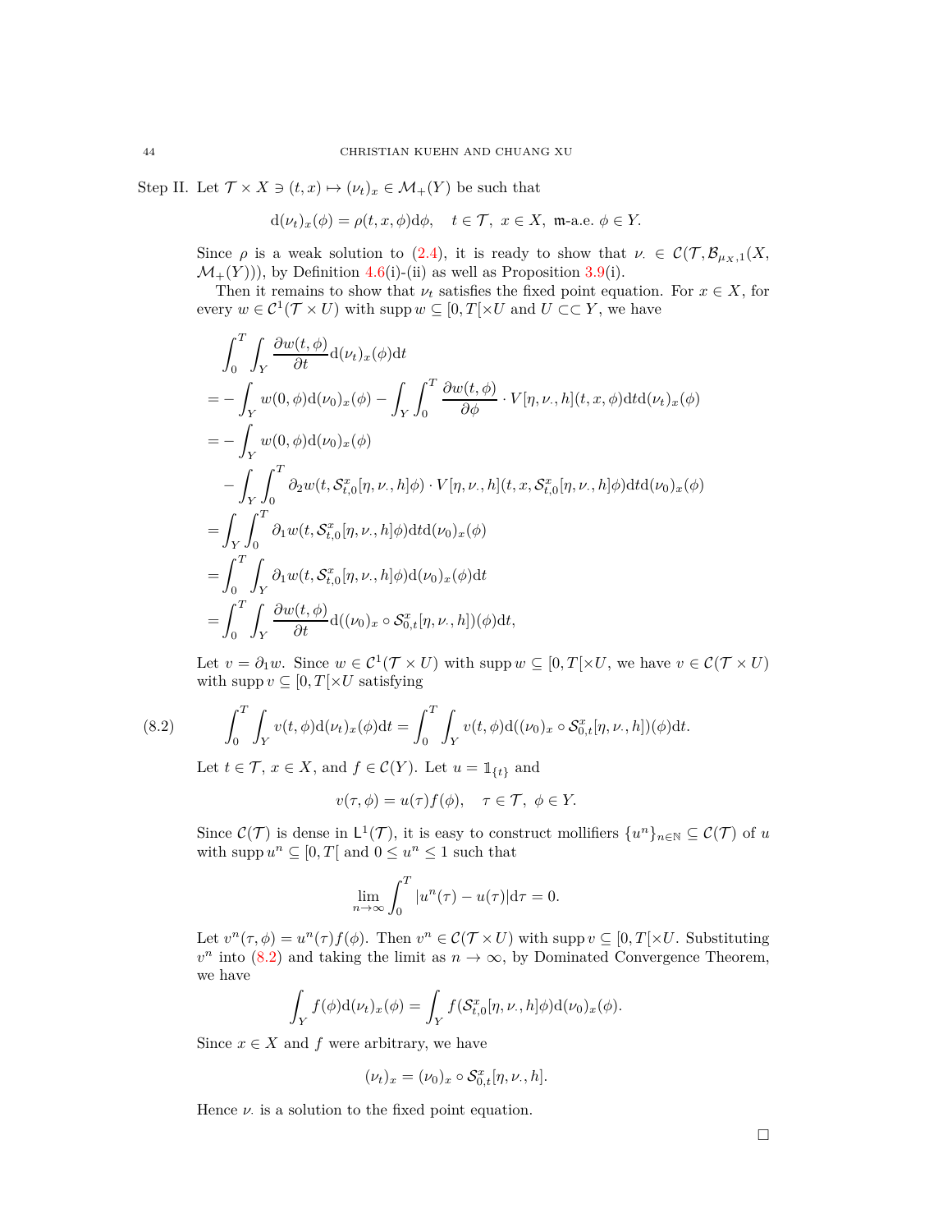Step II. Let $\mathcal{T} \times X \ni (t,x) \mapsto (\nu_t)_x \in \mathcal{M}_+(Y)$ be such that

$$\mathrm{d}(\nu_t)_x(\phi) = \rho(t,x,\phi)\mathrm{d}\phi, \quad t \in \mathcal{T},\ x \in X,\ \mathfrak{m}\text{-a.e. } \phi \in Y.$$

Since $\rho$ is a weak solution to (2.4), it is ready to show that $\nu_\cdot \in \mathcal{C}(\mathcal{T}, \mathcal{B}_{\mu_X,1}(X, \mathcal{M}_+(Y)))$, by Definition 4.6(i)-(ii) as well as Proposition 3.9(i).

Then it remains to show that $\nu_t$ satisfies the fixed point equation. For $x \in X$, for every $w \in \mathcal{C}^1(\mathcal{T} \times U)$ with $\operatorname{supp} w \subseteq [0,T[\times U$ and $U \subset\subset Y$, we have

$$\begin{aligned}
&\int_0^T \int_Y \frac{\partial w(t,\phi)}{\partial t} \mathrm{d}(\nu_t)_x(\phi)\mathrm{d}t \\
=& -\int_Y w(0,\phi)\mathrm{d}(\nu_0)_x(\phi) - \int_Y \int_0^T \frac{\partial w(t,\phi)}{\partial \phi} \cdot V[\eta,\nu_\cdot,h](t,x,\phi)\mathrm{d}t\mathrm{d}(\nu_t)_x(\phi) \\
=& -\int_Y w(0,\phi)\mathrm{d}(\nu_0)_x(\phi) \\
&-\int_Y \int_0^T \partial_2 w(t, \mathcal{S}^x_{t,0}[\eta,\nu_\cdot,h]\phi) \cdot V[\eta,\nu_\cdot,h](t,x,\mathcal{S}^x_{t,0}[\eta,\nu_\cdot,h]\phi)\mathrm{d}t\mathrm{d}(\nu_0)_x(\phi) \\
=& \int_Y \int_0^T \partial_1 w(t, \mathcal{S}^x_{t,0}[\eta,\nu_\cdot,h]\phi)\mathrm{d}t\mathrm{d}(\nu_0)_x(\phi) \\
=& \int_0^T \int_Y \partial_1 w(t, \mathcal{S}^x_{t,0}[\eta,\nu_\cdot,h]\phi)\mathrm{d}(\nu_0)_x(\phi)\mathrm{d}t \\
=& \int_0^T \int_Y \frac{\partial w(t,\phi)}{\partial t} \mathrm{d}((\nu_0)_x \circ \mathcal{S}^x_{0,t}[\eta,\nu_\cdot,h])(\phi)\mathrm{d}t,
\end{aligned}$$

Let $v = \partial_1 w$. Since $w \in \mathcal{C}^1(\mathcal{T} \times U)$ with $\operatorname{supp} w \subseteq [0,T[\times U$, we have $v \in \mathcal{C}(\mathcal{T} \times U)$ with $\operatorname{supp} v \subseteq [0,T[\times U$ satisfying

$$\int_0^T \int_Y v(t,\phi)\mathrm{d}(\nu_t)_x(\phi)\mathrm{d}t = \int_0^T \int_Y v(t,\phi)\mathrm{d}((\nu_0)_x \circ \mathcal{S}^x_{0,t}[\eta,\nu_\cdot,h])(\phi)\mathrm{d}t. \tag{8.2}$$

Let $t \in \mathcal{T}$, $x \in X$, and $f \in \mathcal{C}(Y)$. Let $u = \mathbb{1}_{\{t\}}$ and

$$v(\tau,\phi) = u(\tau)f(\phi), \quad \tau \in \mathcal{T},\ \phi \in Y.$$

Since $\mathcal{C}(\mathcal{T})$ is dense in $\mathsf{L}^1(\mathcal{T})$, it is easy to construct mollifiers $\{u^n\}_{n\in\mathbb{N}} \subseteq \mathcal{C}(\mathcal{T})$ of $u$ with $\operatorname{supp} u^n \subseteq [0,T[$ and $0 \le u^n \le 1$ such that

$$\lim_{n\to\infty} \int_0^T |u^n(\tau) - u(\tau)|\mathrm{d}\tau = 0.$$

Let $v^n(\tau,\phi) = u^n(\tau)f(\phi)$. Then $v^n \in \mathcal{C}(\mathcal{T} \times U)$ with $\operatorname{supp} v \subseteq [0,T[\times U$. Substituting $v^n$ into (8.2) and taking the limit as $n \to \infty$, by Dominated Convergence Theorem, we have

$$\int_Y f(\phi)\mathrm{d}(\nu_t)_x(\phi) = \int_Y f(\mathcal{S}^x_{t,0}[\eta,\nu_\cdot,h]\phi)\mathrm{d}(\nu_0)_x(\phi).$$

Since $x \in X$ and $f$ were arbitrary, we have

$$(\nu_t)_x = (\nu_0)_x \circ \mathcal{S}^x_{0,t}[\eta,\nu_\cdot,h].$$

Hence $\nu_\cdot$ is a solution to the fixed point equation.

□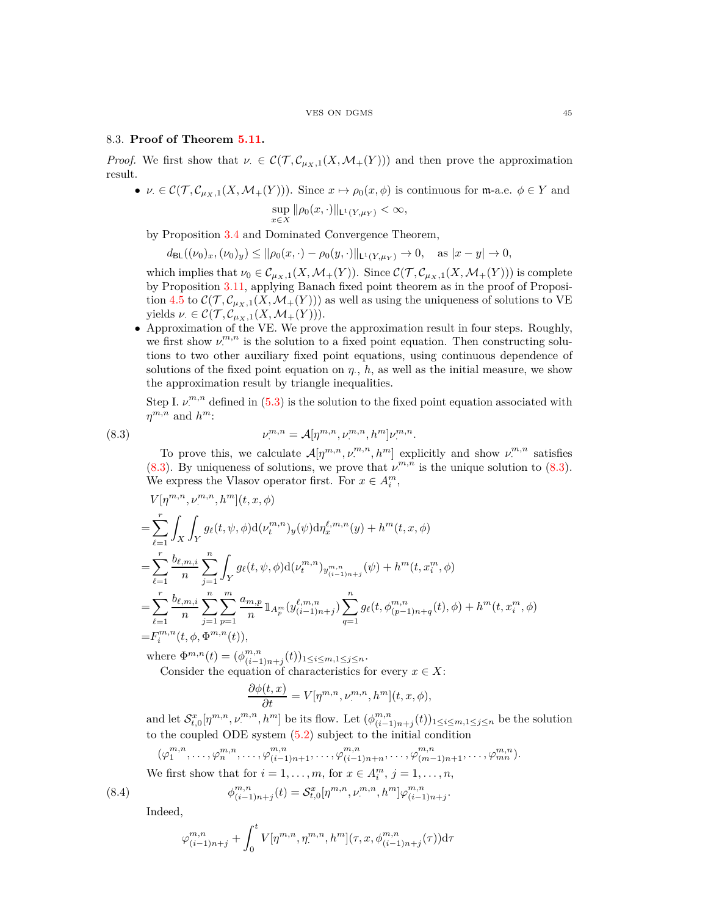8.3. **Proof of Theorem 5.11.**

*Proof.* We first show that $\nu_\cdot \in \mathcal{C}(\mathcal{T}, \mathcal{C}_{\mu_X,1}(X, \mathcal{M}_+(Y)))$ and then prove the approximation result.

- $\nu_\cdot \in \mathcal{C}(\mathcal{T}, \mathcal{C}_{\mu_X,1}(X, \mathcal{M}_+(Y)))$. Since $x \mapsto \rho_0(x, \phi)$ is continuous for $\mathfrak{m}$-a.e. $\phi \in Y$ and
$$\sup_{x\in X} \|\rho_0(x,\cdot)\|_{\mathsf{L}^1(Y,\mu_Y)} < \infty,$$
by Proposition 3.4 and Dominated Convergence Theorem,
$$d_{\mathsf{BL}}((\nu_0)_x, (\nu_0)_y) \le \|\rho_0(x,\cdot) - \rho_0(y,\cdot)\|_{\mathsf{L}^1(Y,\mu_Y)} \to 0, \quad \text{as } |x-y| \to 0,$$
which implies that $\nu_0 \in \mathcal{C}_{\mu_X,1}(X, \mathcal{M}_+(Y))$. Since $\mathcal{C}(\mathcal{T}, \mathcal{C}_{\mu_X,1}(X, \mathcal{M}_+(Y)))$ is complete by Proposition 3.11, applying Banach fixed point theorem as in the proof of Proposition 4.5 to $\mathcal{C}(\mathcal{T}, \mathcal{C}_{\mu_X,1}(X, \mathcal{M}_+(Y)))$ as well as using the uniqueness of solutions to VE yields $\nu_\cdot \in \mathcal{C}(\mathcal{T}, \mathcal{C}_{\mu_X,1}(X, \mathcal{M}_+(Y)))$.
- Approximation of the VE. We prove the approximation result in four steps. Roughly, we first show $\nu_\cdot^{m,n}$ is the solution to a fixed point equation. Then constructing solutions to two other auxiliary fixed point equations, using continuous dependence of solutions of the fixed point equation on $\eta_\cdot$, $h$, as well as the initial measure, we show the approximation result by triangle inequalities.

  Step I. $\nu_\cdot^{m,n}$ defined in (5.3) is the solution to the fixed point equation associated with $\eta^{m,n}$ and $h^m$:
$$\nu_\cdot^{m,n} = \mathcal{A}[\eta^{m,n}, \nu_\cdot^{m,n}, h^m]\nu_\cdot^{m,n}. \tag{8.3}$$
  To prove this, we calculate $\mathcal{A}[\eta^{m,n}, \nu_\cdot^{m,n}, h^m]$ explicitly and show $\nu_\cdot^{m,n}$ satisfies (8.3). By uniqueness of solutions, we prove that $\nu_\cdot^{m,n}$ is the unique solution to (8.3). We express the Vlasov operator first. For $x \in A_i^m$,
$$\begin{aligned}
&V[\eta^{m,n}, \nu_\cdot^{m,n}, h^m](t,x,\phi)\\
=&\sum_{\ell=1}^r \int_X \int_Y g_\ell(t,\psi,\phi)\mathrm{d}(\nu_t^{m,n})_y(\psi)\mathrm{d}\eta_x^{\ell,m,n}(y) + h^m(t,x,\phi)\\
=&\sum_{\ell=1}^r \frac{b_{\ell,m,i}}{n}\sum_{j=1}^n \int_Y g_\ell(t,\psi,\phi)\mathrm{d}(\nu_t^{m,n})_{y_{(i-1)n+j}^{m,n}}(\psi) + h^m(t,x_i^m,\phi)\\
=&\sum_{\ell=1}^r \frac{b_{\ell,m,i}}{n}\sum_{j=1}^n \sum_{p=1}^m \frac{a_{m,p}}{n}\mathbb{1}_{A_p^m}(y_{(i-1)n+j}^{\ell,m,n})\sum_{q=1}^n g_\ell(t,\phi_{(p-1)n+q}^{m,n}(t),\phi) + h^m(t,x_i^m,\phi)\\
=&F_i^{m,n}(t,\phi,\Phi^{m,n}(t)),
\end{aligned}$$
  where $\Phi^{m,n}(t) = (\phi_{(i-1)n+j}^{m,n}(t))_{1\le i\le m, 1\le j\le n}$.

  Consider the equation of characteristics for every $x \in X$:
$$\frac{\partial \phi(t,x)}{\partial t} = V[\eta^{m,n}, \nu_\cdot^{m,n}, h^m](t,x,\phi),$$
  and let $\mathcal{S}_{t,0}^x[\eta^{m,n}, \nu_\cdot^{m,n}, h^m]$ be its flow. Let $(\phi_{(i-1)n+j}^{m,n}(t))_{1\le i\le m, 1\le j\le n}$ be the solution to the coupled ODE system (5.2) subject to the initial condition
$$(\varphi_1^{m,n}, \ldots, \varphi_n^{m,n}, \ldots, \varphi_{(i-1)n+1}^{m,n}, \ldots, \varphi_{(i-1)n+n}^{m,n}, \ldots, \varphi_{(m-1)n+1}^{m,n}, \ldots, \varphi_{mn}^{m,n}).$$
  We first show that for $i = 1, \ldots, m$, for $x \in A_i^m$, $j = 1, \ldots, n$,
$$\phi_{(i-1)n+j}^{m,n}(t) = \mathcal{S}_{t,0}^x[\eta^{m,n}, \nu_\cdot^{m,n}, h^m]\varphi_{(i-1)n+j}^{m,n}. \tag{8.4}$$
  Indeed,
$$\varphi_{(i-1)n+j}^{m,n} + \int_0^t V[\eta^{m,n}, \eta_\cdot^{m,n}, h^m](\tau, x, \phi_{(i-1)n+j}^{m,n}(\tau))\mathrm{d}\tau$$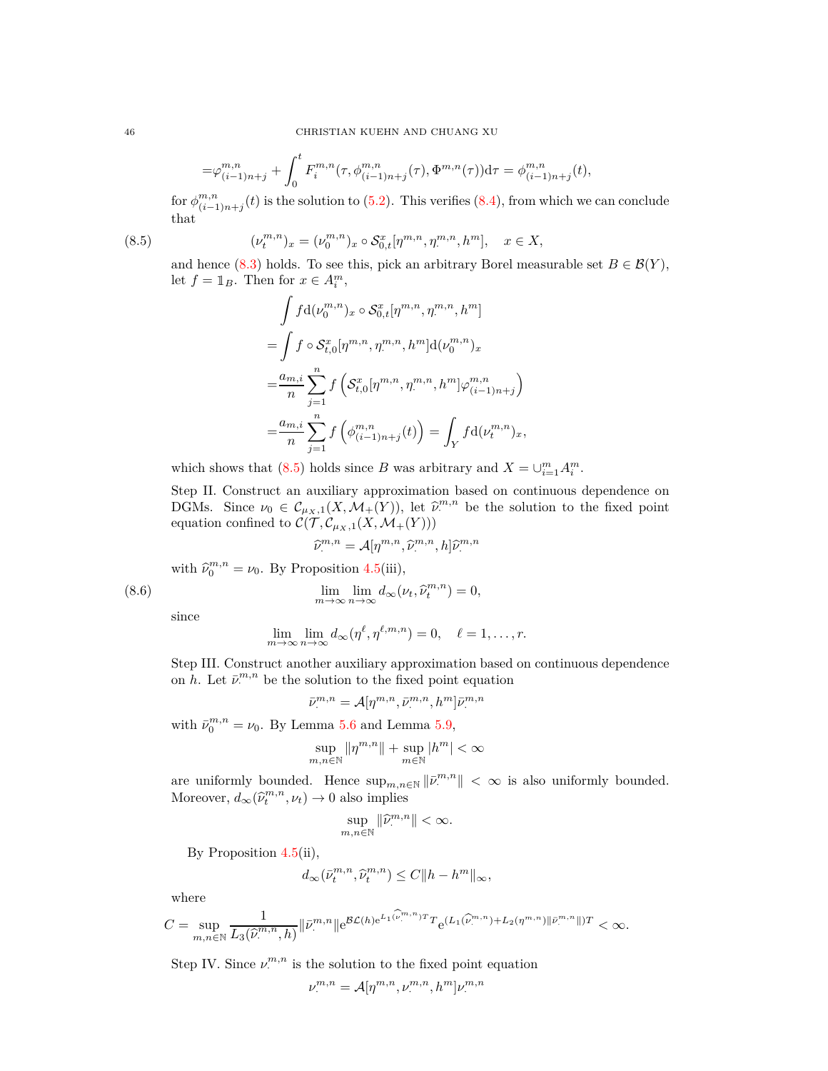$$=\varphi^{m,n}_{(i-1)n+j}+\int_0^t F^{m,n}_i(\tau,\phi^{m,n}_{(i-1)n+j}(\tau),\Phi^{m,n}(\tau))\mathrm{d}\tau=\phi^{m,n}_{(i-1)n+j}(t),$$

for $\phi^{m,n}_{(i-1)n+j}(t)$ is the solution to (5.2). This verifies (8.4), from which we can conclude that

$$(\nu^{m,n}_t)_x=(\nu^{m,n}_0)_x\circ\mathcal{S}^x_{0,t}[\eta^{m,n},\eta^{m,n}_\cdot,h^m],\quad x\in X, \tag{8.5}$$

and hence (8.3) holds. To see this, pick an arbitrary Borel measurable set $B\in\mathcal{B}(Y)$, let $f=\mathbb{1}_B$. Then for $x\in A^m_i$,

$$\begin{aligned}
&\int f\mathrm{d}(\nu^{m,n}_0)_x\circ\mathcal{S}^x_{0,t}[\eta^{m,n},\eta^{m,n}_\cdot,h^m]\\
=&\int f\circ\mathcal{S}^x_{t,0}[\eta^{m,n},\eta^{m,n}_\cdot,h^m]\mathrm{d}(\nu^{m,n}_0)_x\\
=&\frac{a_{m,i}}{n}\sum_{j=1}^n f\left(\mathcal{S}^x_{t,0}[\eta^{m,n},\eta^{m,n}_\cdot,h^m]\varphi^{m,n}_{(i-1)n+j}\right)\\
=&\frac{a_{m,i}}{n}\sum_{j=1}^n f\left(\phi^{m,n}_{(i-1)n+j}(t)\right)=\int_Y f\mathrm{d}(\nu^{m,n}_t)_x,
\end{aligned}$$

which shows that (8.5) holds since $B$ was arbitrary and $X=\cup_{i=1}^m A^m_i$.

Step II. Construct an auxiliary approximation based on continuous dependence on DGMs. Since $\nu_0\in\mathcal{C}_{\mu_X,1}(X,\mathcal{M}_+(Y))$, let $\widehat{\nu}^{m,n}_\cdot$ be the solution to the fixed point equation confined to $\mathcal{C}(\mathcal{T},\mathcal{C}_{\mu_X,1}(X,\mathcal{M}_+(Y)))$

$$\widehat{\nu}^{m,n}_\cdot=\mathcal{A}[\eta^{m,n},\widehat{\nu}^{m,n}_\cdot,h]\widehat{\nu}^{m,n}_\cdot$$

with $\widehat{\nu}^{m,n}_0=\nu_0$. By Proposition 4.5(iii),

$$\lim_{m\to\infty}\lim_{n\to\infty}d_\infty(\nu_t,\widehat{\nu}^{m,n}_t)=0, \tag{8.6}$$

since

$$\lim_{m\to\infty}\lim_{n\to\infty}d_\infty(\eta^\ell,\eta^{\ell,m,n})=0,\quad \ell=1,\ldots,r.$$

Step III. Construct another auxiliary approximation based on continuous dependence on $h$. Let $\bar{\nu}^{m,n}_\cdot$ be the solution to the fixed point equation

$$\bar{\nu}^{m,n}_\cdot=\mathcal{A}[\eta^{m,n},\bar{\nu}^{m,n}_\cdot,h^m]\bar{\nu}^{m,n}_\cdot$$

with $\bar{\nu}^{m,n}_0=\nu_0$. By Lemma 5.6 and Lemma 5.9,

$$\sup_{m,n\in\mathbb{N}}\|\eta^{m,n}\|+\sup_{m\in\mathbb{N}}|h^m|<\infty$$

are uniformly bounded. Hence $\sup_{m,n\in\mathbb{N}}\|\bar{\nu}^{m,n}_\cdot\|<\infty$ is also uniformly bounded. Moreover, $d_\infty(\widehat{\nu}^{m,n}_t,\nu_t)\to 0$ also implies

$$\sup_{m,n\in\mathbb{N}}\|\widehat{\nu}^{m,n}_\cdot\|<\infty.$$

By Proposition 4.5(ii),

$$d_\infty(\bar{\nu}^{m,n}_t,\widehat{\nu}^{m,n}_t)\le C\|h-h^m\|_\infty,$$

where

$$C=\sup_{m,n\in\mathbb{N}}\frac{1}{L_3(\widehat{\nu}^{m,n}_\cdot,h)}\|\bar{\nu}^{m,n}_\cdot\|\mathrm{e}^{\mathcal{BL}(h)\mathrm{e}^{L_1(\widehat{\nu}^{m,n}_\cdot)T}T}\mathrm{e}^{(L_1(\widehat{\nu}^{m,n}_\cdot)+L_2(\eta^{m,n})\|\bar{\nu}^{m,n}_\cdot\|)T}<\infty.$$

Step IV. Since $\nu^{m,n}_\cdot$ is the solution to the fixed point equation

$$\nu^{m,n}_\cdot=\mathcal{A}[\eta^{m,n},\nu^{m,n}_\cdot,h^m]\nu^{m,n}_\cdot$$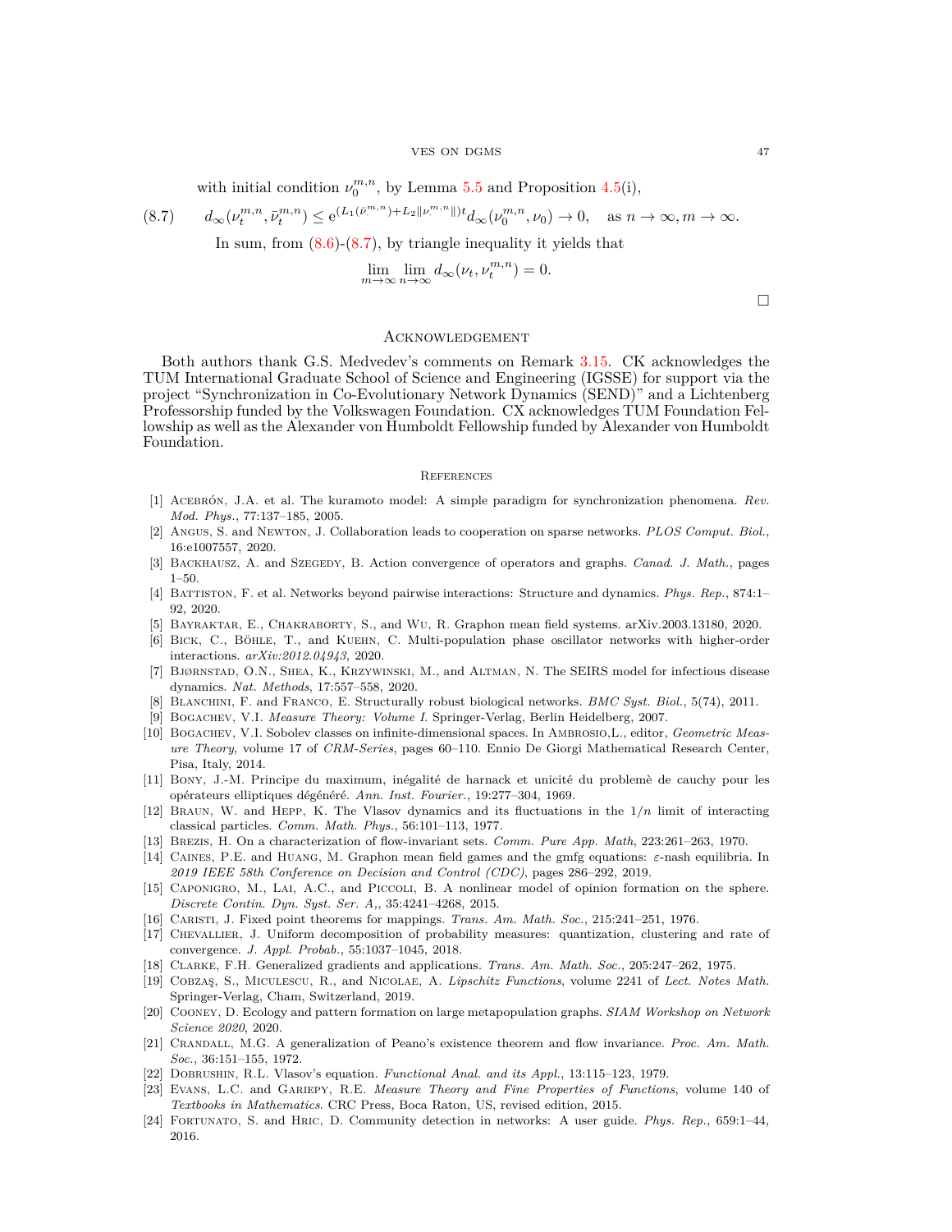with initial condition $\nu_0^{m,n}$, by Lemma 5.5 and Proposition 4.5(i),

$$d_\infty(\nu_t^{m,n}, \bar{\nu}_t^{m,n}) \le \mathrm{e}^{(L_1(\bar{\nu}^{m,n}) + L_2\|\nu^{m,n}_{\cdot}\|)t} d_\infty(\nu_0^{m,n}, \nu_0) \to 0, \quad \text{as } n \to \infty, m \to \infty. \tag{8.7}$$

In sum, from (8.6)-(8.7), by triangle inequality it yields that

$$\lim_{m\to\infty} \lim_{n\to\infty} d_\infty(\nu_t, \nu_t^{m,n}) = 0.$$

□

## Acknowledgement

Both authors thank G.S. Medvedev's comments on Remark 3.15. CK acknowledges the TUM International Graduate School of Science and Engineering (IGSSE) for support via the project "Synchronization in Co-Evolutionary Network Dynamics (SEND)" and a Lichtenberg Professorship funded by the Volkswagen Foundation. CX acknowledges TUM Foundation Fellowship as well as the Alexander von Humboldt Fellowship funded by Alexander von Humboldt Foundation.

## References

[1] Acebrón, J.A. et al. The kuramoto model: A simple paradigm for synchronization phenomena. *Rev. Mod. Phys.*, 77:137–185, 2005.

[2] Angus, S. and Newton, J. Collaboration leads to cooperation on sparse networks. *PLOS Comput. Biol.*, 16:e1007557, 2020.

[3] Backhausz, A. and Szegedy, B. Action convergence of operators and graphs. *Canad. J. Math.*, pages 1–50.

[4] Battiston, F. et al. Networks beyond pairwise interactions: Structure and dynamics. *Phys. Rep.*, 874:1–92, 2020.

[5] Bayraktar, E., Chakraborty, S., and Wu, R. Graphon mean field systems. arXiv.2003.13180, 2020.

[6] Bick, C., Böhle, T., and Kuehn, C. Multi-population phase oscillator networks with higher-order interactions. *arXiv:2012.04943*, 2020.

[7] Bjørnstad, O.N., Shea, K., Krzywinski, M., and Altman, N. The SEIRS model for infectious disease dynamics. *Nat. Methods*, 17:557–558, 2020.

[8] Blanchini, F. and Franco, E. Structurally robust biological networks. *BMC Syst. Biol.*, 5(74), 2011.

[9] Bogachev, V.I. *Measure Theory: Volume I*. Springer-Verlag, Berlin Heidelberg, 2007.

[10] Bogachev, V.I. Sobolev classes on infinite-dimensional spaces. In Ambrosio,L., editor, *Geometric Measure Theory*, volume 17 of *CRM-Series*, pages 60–110. Ennio De Giorgi Mathematical Research Center, Pisa, Italy, 2014.

[11] Bony, J.-M. Principe du maximum, inégalité de harnack et unicité du problemè de cauchy pour les opérateurs elliptiques dégénéré. *Ann. Inst. Fourier.*, 19:277–304, 1969.

[12] Braun, W. and Hepp, K. The Vlasov dynamics and its fluctuations in the $1/n$ limit of interacting classical particles. *Comm. Math. Phys.*, 56:101–113, 1977.

[13] Brezis, H. On a characterization of flow-invariant sets. *Comm. Pure App. Math*, 223:261–263, 1970.

[14] Caines, P.E. and Huang, M. Graphon mean field games and the gmfg equations: $\varepsilon$-nash equilibria. In *2019 IEEE 58th Conference on Decision and Control (CDC)*, pages 286–292, 2019.

[15] Caponigro, M., Lai, A.C., and Piccoli, B. A nonlinear model of opinion formation on the sphere. *Discrete Contin. Dyn. Syst. Ser. A,*, 35:4241–4268, 2015.

[16] Caristi, J. Fixed point theorems for mappings. *Trans. Am. Math. Soc.*, 215:241–251, 1976.

[17] Chevallier, J. Uniform decomposition of probability measures: quantization, clustering and rate of convergence. *J. Appl. Probab.*, 55:1037–1045, 2018.

[18] Clarke, F.H. Generalized gradients and applications. *Trans. Am. Math. Soc.*, 205:247–262, 1975.

[19] Cobzaş, S., Miculescu, R., and Nicolae, A. *Lipschitz Functions*, volume 2241 of *Lect. Notes Math.* Springer-Verlag, Cham, Switzerland, 2019.

[20] Cooney, D. Ecology and pattern formation on large metapopulation graphs. *SIAM Workshop on Network Science 2020*, 2020.

[21] Crandall, M.G. A generalization of Peano's existence theorem and flow invariance. *Proc. Am. Math. Soc.*, 36:151–155, 1972.

[22] Dobrushin, R.L. Vlasov's equation. *Functional Anal. and its Appl.*, 13:115–123, 1979.

[23] Evans, L.C. and Gariepy, R.E. *Measure Theory and Fine Properties of Functions*, volume 140 of *Textbooks in Mathematics*. CRC Press, Boca Raton, US, revised edition, 2015.

[24] Fortunato, S. and Hric, D. Community detection in networks: A user guide. *Phys. Rep.*, 659:1–44, 2016.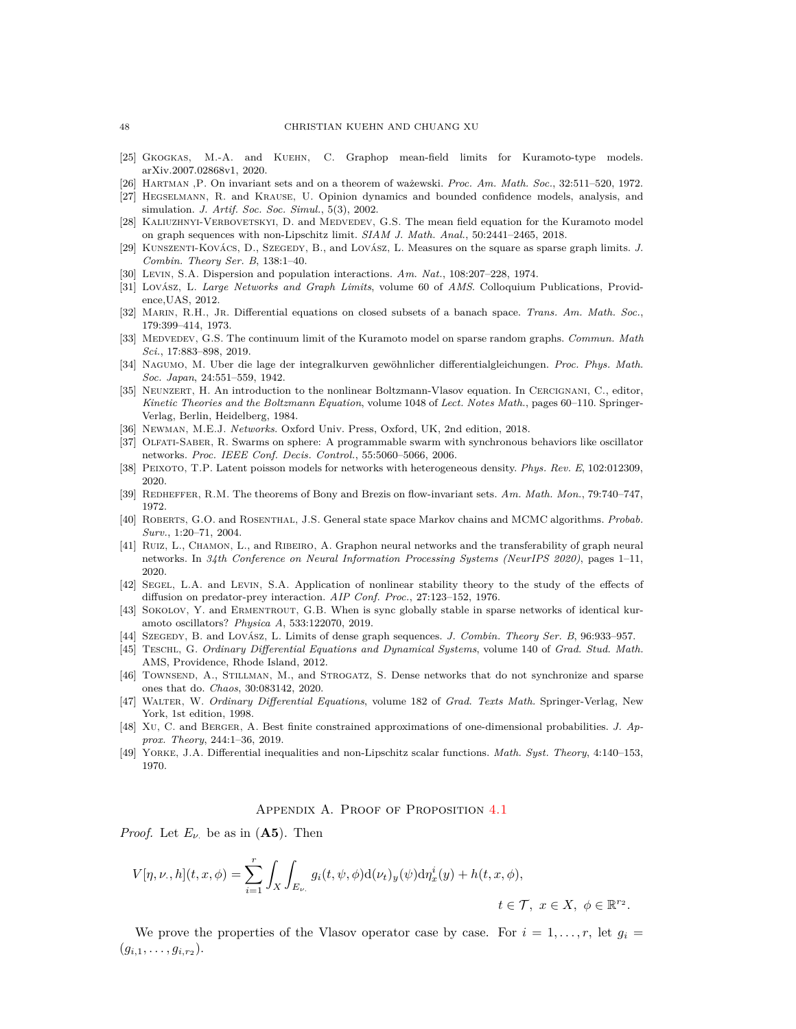[25] Gkogkas, M.-A. and Kuehn, C. Graphop mean-field limits for Kuramoto-type models. arXiv.2007.02868v1, 2020.

[26] Hartman ,P. On invariant sets and on a theorem of ważewski. *Proc. Am. Math. Soc.*, 32:511–520, 1972.

[27] Hegselmann, R. and Krause, U. Opinion dynamics and bounded confidence models, analysis, and simulation. *J. Artif. Soc. Soc. Simul.*, 5(3), 2002.

[28] Kaliuzhnyi-Verbovetskyi, D. and Medvedev, G.S. The mean field equation for the Kuramoto model on graph sequences with non-Lipschitz limit. *SIAM J. Math. Anal.*, 50:2441–2465, 2018.

[29] Kunszenti-Kovács, D., Szegedy, B., and Lovász, L. Measures on the square as sparse graph limits. *J. Combin. Theory Ser. B*, 138:1–40.

[30] Levin, S.A. Dispersion and population interactions. *Am. Nat.*, 108:207–228, 1974.

[31] Lovász, L. *Large Networks and Graph Limits*, volume 60 of *AMS*. Colloquium Publications, Providence,UAS, 2012.

[32] Marin, R.H., Jr. Differential equations on closed subsets of a banach space. *Trans. Am. Math. Soc.*, 179:399–414, 1973.

[33] Medvedev, G.S. The continuum limit of the Kuramoto model on sparse random graphs. *Commun. Math Sci.*, 17:883–898, 2019.

[34] Nagumo, M. Uber die lage der integralkurven gewöhnlicher differentialgleichungen. *Proc. Phys. Math. Soc. Japan*, 24:551–559, 1942.

[35] Neunzert, H. An introduction to the nonlinear Boltzmann-Vlasov equation. In Cercignani, C., editor, *Kinetic Theories and the Boltzmann Equation*, volume 1048 of *Lect. Notes Math.*, pages 60–110. Springer-Verlag, Berlin, Heidelberg, 1984.

[36] Newman, M.E.J. *Networks*. Oxford Univ. Press, Oxford, UK, 2nd edition, 2018.

[37] Olfati-Saber, R. Swarms on sphere: A programmable swarm with synchronous behaviors like oscillator networks. *Proc. IEEE Conf. Decis. Control.*, 55:5060–5066, 2006.

[38] Peixoto, T.P. Latent poisson models for networks with heterogeneous density. *Phys. Rev. E*, 102:012309, 2020.

[39] Redheffer, R.M. The theorems of Bony and Brezis on flow-invariant sets. *Am. Math. Mon.*, 79:740–747, 1972.

[40] Roberts, G.O. and Rosenthal, J.S. General state space Markov chains and MCMC algorithms. *Probab. Surv.*, 1:20–71, 2004.

[41] Ruiz, L., Chamon, L., and Ribeiro, A. Graphon neural networks and the transferability of graph neural networks. In *34th Conference on Neural Information Processing Systems (NeurIPS 2020)*, pages 1–11, 2020.

[42] Segel, L.A. and Levin, S.A. Application of nonlinear stability theory to the study of the effects of diffusion on predator-prey interaction. *AIP Conf. Proc.*, 27:123–152, 1976.

[43] Sokolov, Y. and Ermentrout, G.B. When is sync globally stable in sparse networks of identical kuramoto oscillators? *Physica A*, 533:122070, 2019.

[44] Szegedy, B. and Lovász, L. Limits of dense graph sequences. *J. Combin. Theory Ser. B*, 96:933–957.

[45] Teschl, G. *Ordinary Differential Equations and Dynamical Systems*, volume 140 of *Grad. Stud. Math.* AMS, Providence, Rhode Island, 2012.

[46] Townsend, A., Stillman, M., and Strogatz, S. Dense networks that do not synchronize and sparse ones that do. *Chaos*, 30:083142, 2020.

[47] Walter, W. *Ordinary Differential Equations*, volume 182 of *Grad. Texts Math.* Springer-Verlag, New York, 1st edition, 1998.

[48] Xu, C. and Berger, A. Best finite constrained approximations of one-dimensional probabilities. *J. Approx. Theory*, 244:1–36, 2019.

[49] Yorke, J.A. Differential inequalities and non-Lipschitz scalar functions. *Math. Syst. Theory*, 4:140–153, 1970.

## Appendix A. Proof of Proposition 4.1

*Proof.* Let $E_{\nu_\cdot}$ be as in (**A5**). Then

$$V[\eta,\nu_\cdot,h](t,x,\phi)=\sum_{i=1}^r\int_X\int_{E_{\nu_\cdot}} g_i(t,\psi,\phi)\mathrm{d}(\nu_t)_y(\psi)\mathrm{d}\eta_x^i(y)+h(t,x,\phi),$$
$$t\in\mathcal{T},\ x\in X,\ \phi\in\mathbb{R}^{r_2}.$$

We prove the properties of the Vlasov operator case by case. For $i=1,\ldots,r$, let $g_i=(g_{i,1},\ldots,g_{i,r_2})$.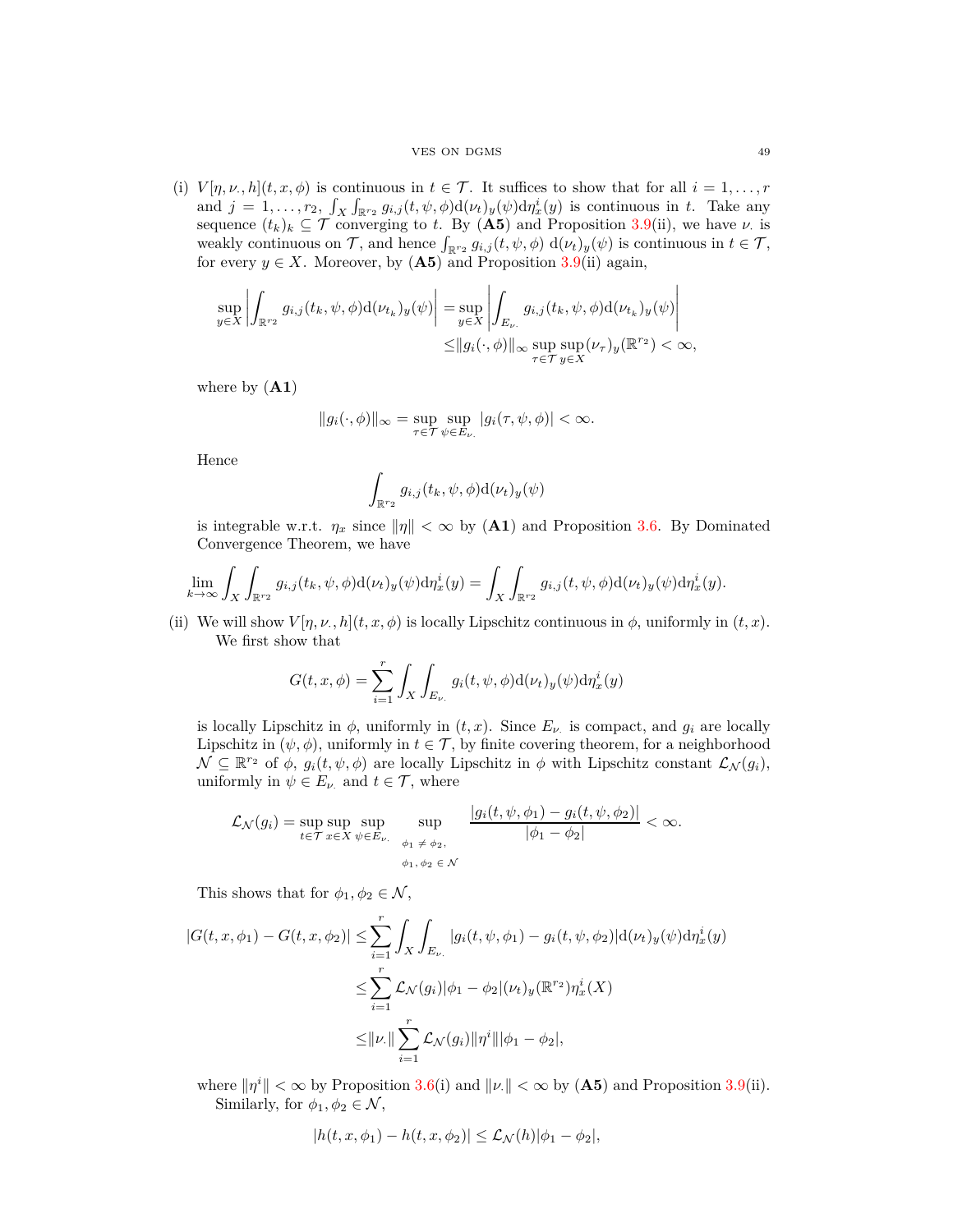(i) $V[\eta,\nu_\cdot,h](t,x,\phi)$ is continuous in $t\in\mathcal{T}$. It suffices to show that for all $i=1,\ldots,r$ and $j=1,\ldots,r_2$, $\int_X\int_{\mathbb{R}^{r_2}} g_{i,j}(t,\psi,\phi)\mathrm{d}(\nu_t)_y(\psi)\mathrm{d}\eta_x^i(y)$ is continuous in $t$. Take any sequence $(t_k)_k\subseteq\mathcal{T}$ converging to $t$. By (**A5**) and Proposition 3.9(ii), we have $\nu_\cdot$ is weakly continuous on $\mathcal{T}$, and hence $\int_{\mathbb{R}^{r_2}} g_{i,j}(t,\psi,\phi)\ \mathrm{d}(\nu_t)_y(\psi)$ is continuous in $t\in\mathcal{T}$, for every $y\in X$. Moreover, by (**A5**) and Proposition 3.9(ii) again,

$$
\begin{aligned}
\sup_{y\in X}\left|\int_{\mathbb{R}^{r_2}} g_{i,j}(t_k,\psi,\phi)\mathrm{d}(\nu_{t_k})_y(\psi)\right| =& \sup_{y\in X}\left|\int_{E_{\nu_\cdot}} g_{i,j}(t_k,\psi,\phi)\mathrm{d}(\nu_{t_k})_y(\psi)\right|\\
\le&\|g_i(\cdot,\phi)\|_\infty \sup_{\tau\in\mathcal{T}}\sup_{y\in X}(\nu_\tau)_y(\mathbb{R}^{r_2})<\infty,
\end{aligned}
$$

where by (**A1**)

$$
\|g_i(\cdot,\phi)\|_\infty=\sup_{\tau\in\mathcal{T}}\sup_{\psi\in E_{\nu_\cdot}}|g_i(\tau,\psi,\phi)|<\infty.
$$

Hence

$$
\int_{\mathbb{R}^{r_2}} g_{i,j}(t_k,\psi,\phi)\mathrm{d}(\nu_t)_y(\psi)
$$

is integrable w.r.t. $\eta_x$ since $\|\eta\|<\infty$ by (**A1**) and Proposition 3.6. By Dominated Convergence Theorem, we have

$$
\lim_{k\to\infty}\int_X\int_{\mathbb{R}^{r_2}} g_{i,j}(t_k,\psi,\phi)\mathrm{d}(\nu_t)_y(\psi)\mathrm{d}\eta_x^i(y)=\int_X\int_{\mathbb{R}^{r_2}} g_{i,j}(t,\psi,\phi)\mathrm{d}(\nu_t)_y(\psi)\mathrm{d}\eta_x^i(y).
$$

(ii) We will show $V[\eta,\nu_\cdot,h](t,x,\phi)$ is locally Lipschitz continuous in $\phi$, uniformly in $(t,x)$.
We first show that

$$
G(t,x,\phi)=\sum_{i=1}^r\int_X\int_{E_{\nu_\cdot}} g_i(t,\psi,\phi)\mathrm{d}(\nu_t)_y(\psi)\mathrm{d}\eta_x^i(y)
$$

is locally Lipschitz in $\phi$, uniformly in $(t,x)$. Since $E_{\nu_\cdot}$ is compact, and $g_i$ are locally Lipschitz in $(\psi,\phi)$, uniformly in $t\in\mathcal{T}$, by finite covering theorem, for a neighborhood $\mathcal{N}\subseteq\mathbb{R}^{r_2}$ of $\phi$, $g_i(t,\psi,\phi)$ are locally Lipschitz in $\phi$ with Lipschitz constant $\mathcal{L}_{\mathcal{N}}(g_i)$, uniformly in $\psi\in E_{\nu_\cdot}$ and $t\in\mathcal{T}$, where

$$
\mathcal{L}_{\mathcal{N}}(g_i)=\sup_{t\in\mathcal{T}}\sup_{x\in X}\sup_{\psi\in E_{\nu_\cdot}}\sup_{\substack{\phi_1\,\neq\,\phi_2,\\ \phi_1,\,\phi_2\,\in\,\mathcal{N}}}\frac{|g_i(t,\psi,\phi_1)-g_i(t,\psi,\phi_2)|}{|\phi_1-\phi_2|}<\infty.
$$

This shows that for $\phi_1,\phi_2\in\mathcal{N}$,

$$
\begin{aligned}
|G(t,x,\phi_1)-G(t,x,\phi_2)|\le&\sum_{i=1}^r\int_X\int_{E_{\nu_\cdot}}|g_i(t,\psi,\phi_1)-g_i(t,\psi,\phi_2)|\mathrm{d}(\nu_t)_y(\psi)\mathrm{d}\eta_x^i(y)\\
\le&\sum_{i=1}^r\mathcal{L}_{\mathcal{N}}(g_i)|\phi_1-\phi_2|(\nu_t)_y(\mathbb{R}^{r_2})\eta_x^i(X)\\
\le&\|\nu_\cdot\|\sum_{i=1}^r\mathcal{L}_{\mathcal{N}}(g_i)\|\eta^i\||\phi_1-\phi_2|,
\end{aligned}
$$

where $\|\eta^i\|<\infty$ by Proposition 3.6(i) and $\|\nu_\cdot\|<\infty$ by (**A5**) and Proposition 3.9(ii).
Similarly, for $\phi_1,\phi_2\in\mathcal{N}$,

$$
|h(t,x,\phi_1)-h(t,x,\phi_2)|\le\mathcal{L}_{\mathcal{N}}(h)|\phi_1-\phi_2|,
$$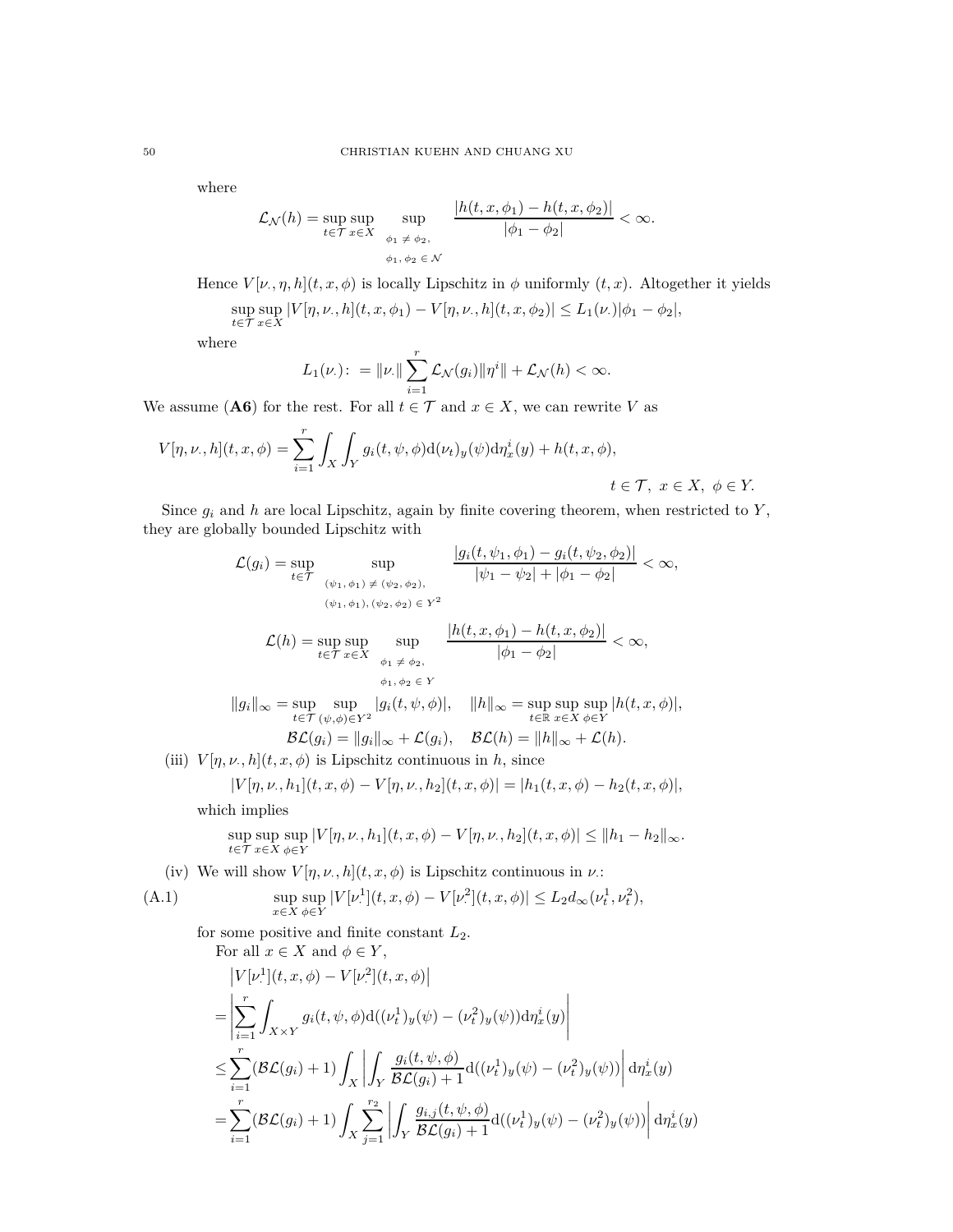where

$$\mathcal{L}_{\mathcal{N}}(h) = \sup_{t\in\mathcal{T}} \sup_{x\in X} \sup_{\substack{\phi_1 \neq \phi_2, \\ \phi_1, \phi_2 \in \mathcal{N}}} \frac{|h(t,x,\phi_1) - h(t,x,\phi_2)|}{|\phi_1 - \phi_2|} < \infty.$$

Hence $V[\nu_\cdot, \eta, h](t,x,\phi)$ is locally Lipschitz in $\phi$ uniformly $(t,x)$. Altogether it yields

$$\sup_{t\in\mathcal{T}} \sup_{x\in X} |V[\eta,\nu_\cdot,h](t,x,\phi_1) - V[\eta,\nu_\cdot,h](t,x,\phi_2)| \le L_1(\nu_\cdot)|\phi_1 - \phi_2|,$$

where

$$L_1(\nu_\cdot) \colon = \|\nu_\cdot\| \sum_{i=1}^{r} \mathcal{L}_{\mathcal{N}}(g_i)\|\eta^i\| + \mathcal{L}_{\mathcal{N}}(h) < \infty.$$

We assume (**A6**) for the rest. For all $t \in \mathcal{T}$ and $x \in X$, we can rewrite $V$ as

$$V[\eta,\nu_\cdot,h](t,x,\phi) = \sum_{i=1}^{r} \int_X \int_Y g_i(t,\psi,\phi)\mathrm{d}(\nu_t)_y(\psi)\mathrm{d}\eta_x^i(y) + h(t,x,\phi), \qquad t \in \mathcal{T},\ x \in X,\ \phi \in Y.$$

Since $g_i$ and $h$ are local Lipschitz, again by finite covering theorem, when restricted to $Y$, they are globally bounded Lipschitz with

$$\mathcal{L}(g_i) = \sup_{t\in\mathcal{T}} \sup_{\substack{(\psi_1,\phi_1)\neq(\psi_2,\phi_2), \\ (\psi_1,\phi_1),(\psi_2,\phi_2)\in Y^2}} \frac{|g_i(t,\psi_1,\phi_1) - g_i(t,\psi_2,\phi_2)|}{|\psi_1 - \psi_2| + |\phi_1 - \phi_2|} < \infty,$$

$$\mathcal{L}(h) = \sup_{t\in\mathcal{T}} \sup_{x\in X} \sup_{\substack{\phi_1 \neq \phi_2, \\ \phi_1, \phi_2 \in Y}} \frac{|h(t,x,\phi_1) - h(t,x,\phi_2)|}{|\phi_1 - \phi_2|} < \infty,$$

$$\|g_i\|_\infty = \sup_{t\in\mathcal{T}} \sup_{(\psi,\phi)\in Y^2} |g_i(t,\psi,\phi)|, \quad \|h\|_\infty = \sup_{t\in\mathbb{R}} \sup_{x\in X} \sup_{\phi\in Y} |h(t,x,\phi)|,$$

$$\mathcal{BL}(g_i) = \|g_i\|_\infty + \mathcal{L}(g_i), \quad \mathcal{BL}(h) = \|h\|_\infty + \mathcal{L}(h).$$

(iii) $V[\eta,\nu_\cdot,h](t,x,\phi)$ is Lipschitz continuous in $h$, since

$$|V[\eta,\nu_\cdot,h_1](t,x,\phi) - V[\eta,\nu_\cdot,h_2](t,x,\phi)| = |h_1(t,x,\phi) - h_2(t,x,\phi)|,$$

which implies

$$\sup_{t\in\mathcal{T}} \sup_{x\in X} \sup_{\phi\in Y} |V[\eta,\nu_\cdot,h_1](t,x,\phi) - V[\eta,\nu_\cdot,h_2](t,x,\phi)| \le \|h_1 - h_2\|_\infty.$$

(iv) We will show $V[\eta,\nu_\cdot,h](t,x,\phi)$ is Lipschitz continuous in $\nu_\cdot$:

$$\sup_{x\in X} \sup_{\phi\in Y} |V[\nu_\cdot^1](t,x,\phi) - V[\nu_\cdot^2](t,x,\phi)| \le L_2 d_\infty(\nu_t^1, \nu_t^2), \tag{A.1}$$

for some positive and finite constant $L_2$.

For all $x \in X$ and $\phi \in Y$,

$$\begin{aligned}
&\left|V[\nu_\cdot^1](t,x,\phi) - V[\nu_\cdot^2](t,x,\phi)\right| \\
=&\left|\sum_{i=1}^{r} \int_{X\times Y} g_i(t,\psi,\phi)\mathrm{d}((\nu_t^1)_y(\psi) - (\nu_t^2)_y(\psi))\mathrm{d}\eta_x^i(y)\right| \\
\le&\sum_{i=1}^{r} (\mathcal{BL}(g_i)+1) \int_X \left|\int_Y \frac{g_i(t,\psi,\phi)}{\mathcal{BL}(g_i)+1}\mathrm{d}((\nu_t^1)_y(\psi) - (\nu_t^2)_y(\psi))\right| \mathrm{d}\eta_x^i(y) \\
=&\sum_{i=1}^{r} (\mathcal{BL}(g_i)+1) \int_X \sum_{j=1}^{r_2} \left|\int_Y \frac{g_{i,j}(t,\psi,\phi)}{\mathcal{BL}(g_i)+1}\mathrm{d}((\nu_t^1)_y(\psi) - (\nu_t^2)_y(\psi))\right| \mathrm{d}\eta_x^i(y)
\end{aligned}$$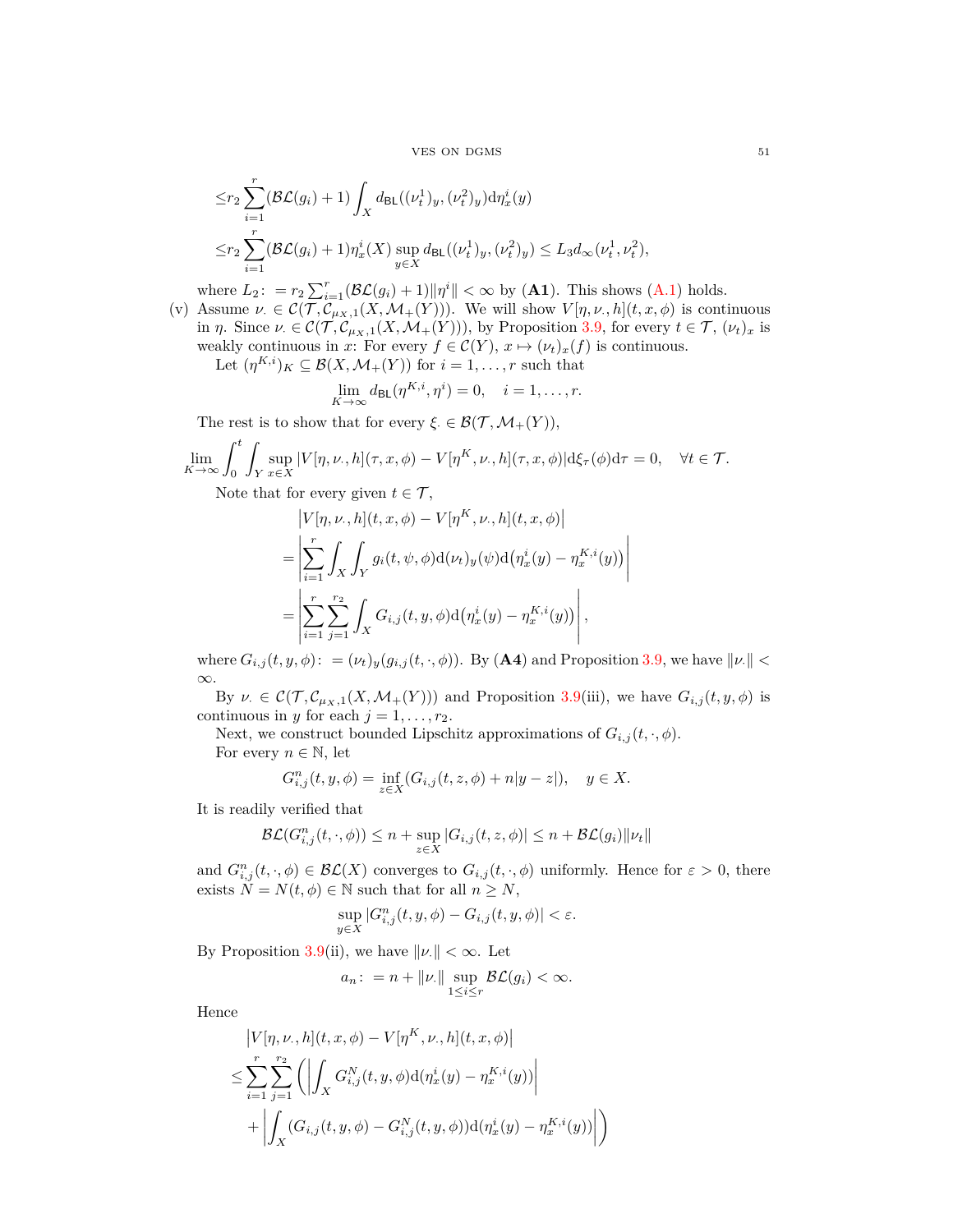$$\leq r_2 \sum_{i=1}^{r} (\mathcal{BL}(g_i)+1) \int_X d_{\mathsf{BL}}((\nu_t^1)_y, (\nu_t^2)_y) \mathrm{d}\eta_x^i(y)$$

$$\leq r_2 \sum_{i=1}^{r} (\mathcal{BL}(g_i)+1) \eta_x^i(X) \sup_{y\in X} d_{\mathsf{BL}}((\nu_t^1)_y, (\nu_t^2)_y) \leq L_3 d_\infty(\nu_t^1, \nu_t^2),$$

where $L_2 \colon = r_2 \sum_{i=1}^{r} (\mathcal{BL}(g_i)+1)\|\eta^i\| < \infty$ by (**A1**). This shows (A.1) holds.

(v) Assume $\nu_\cdot \in \mathcal{C}(\mathcal{T}, \mathcal{C}_{\mu_X,1}(X, \mathcal{M}_+(Y)))$. We will show $V[\eta, \nu_\cdot, h](t, x, \phi)$ is continuous in $\eta$. Since $\nu_\cdot \in \mathcal{C}(\mathcal{T}, \mathcal{C}_{\mu_X,1}(X, \mathcal{M}_+(Y)))$, by Proposition 3.9, for every $t \in \mathcal{T}$, $(\nu_t)_x$ is weakly continuous in $x$: For every $f \in \mathcal{C}(Y)$, $x \mapsto (\nu_t)_x(f)$ is continuous.

Let $(\eta^{K,i})_K \subseteq \mathcal{B}(X, \mathcal{M}_+(Y))$ for $i = 1, \ldots, r$ such that

$$\lim_{K\to\infty} d_{\mathsf{BL}}(\eta^{K,i}, \eta^i) = 0, \quad i = 1, \ldots, r.$$

The rest is to show that for every $\xi_\cdot \in \mathcal{B}(\mathcal{T}, \mathcal{M}_+(Y))$,

$$\lim_{K\to\infty} \int_0^t \int_Y \sup_{x\in X} |V[\eta, \nu_\cdot, h](\tau, x, \phi) - V[\eta^K, \nu_\cdot, h](\tau, x, \phi)| \mathrm{d}\xi_\tau(\phi) \mathrm{d}\tau = 0, \quad \forall t \in \mathcal{T}.$$

Note that for every given $t \in \mathcal{T}$,

$$\begin{aligned}
&\left|V[\eta, \nu_\cdot, h](t, x, \phi) - V[\eta^K, \nu_\cdot, h](t, x, \phi)\right| \\
=&\left|\sum_{i=1}^{r} \int_X \int_Y g_i(t, \psi, \phi) \mathrm{d}(\nu_t)_y(\psi) \mathrm{d}\big(\eta_x^i(y) - \eta_x^{K,i}(y)\big)\right| \\
=&\left|\sum_{i=1}^{r} \sum_{j=1}^{r_2} \int_X G_{i,j}(t, y, \phi) \mathrm{d}\big(\eta_x^i(y) - \eta_x^{K,i}(y)\big)\right|,
\end{aligned}$$

where $G_{i,j}(t, y, \phi) \colon = (\nu_t)_y(g_{i,j}(t, \cdot, \phi))$. By (**A4**) and Proposition 3.9, we have $\|\nu_\cdot\| < \infty$.

By $\nu_\cdot \in \mathcal{C}(\mathcal{T}, \mathcal{C}_{\mu_X,1}(X, \mathcal{M}_+(Y)))$ and Proposition 3.9(iii), we have $G_{i,j}(t, y, \phi)$ is continuous in $y$ for each $j = 1, \ldots, r_2$.

Next, we construct bounded Lipschitz approximations of $G_{i,j}(t, \cdot, \phi)$.

For every $n \in \mathbb{N}$, let

$$G_{i,j}^n(t, y, \phi) = \inf_{z\in X} (G_{i,j}(t, z, \phi) + n|y - z|), \quad y \in X.$$

It is readily verified that

$$\mathcal{BL}(G_{i,j}^n(t, \cdot, \phi)) \leq n + \sup_{z\in X} |G_{i,j}(t, z, \phi)| \leq n + \mathcal{BL}(g_i)\|\nu_t\|$$

and $G_{i,j}^n(t, \cdot, \phi) \in \mathcal{BL}(X)$ converges to $G_{i,j}(t, \cdot, \phi)$ uniformly. Hence for $\varepsilon > 0$, there exists $N = N(t, \phi) \in \mathbb{N}$ such that for all $n \geq N$,

$$\sup_{y\in X} |G_{i,j}^n(t, y, \phi) - G_{i,j}(t, y, \phi)| < \varepsilon.$$

By Proposition 3.9(ii), we have $\|\nu_\cdot\| < \infty$. Let

$$a_n \colon = n + \|\nu_\cdot\| \sup_{1\leq i\leq r} \mathcal{BL}(g_i) < \infty.$$

Hence

$$\begin{aligned}
&\left|V[\eta, \nu_\cdot, h](t, x, \phi) - V[\eta^K, \nu_\cdot, h](t, x, \phi)\right| \\
\leq &\sum_{i=1}^{r} \sum_{j=1}^{r_2} \Bigg(\left|\int_X G_{i,j}^N(t, y, \phi) \mathrm{d}(\eta_x^i(y) - \eta_x^{K,i}(y))\right| \\
&+ \left|\int_X (G_{i,j}(t, y, \phi) - G_{i,j}^N(t, y, \phi)) \mathrm{d}(\eta_x^i(y) - \eta_x^{K,i}(y))\right|\Bigg)
\end{aligned}$$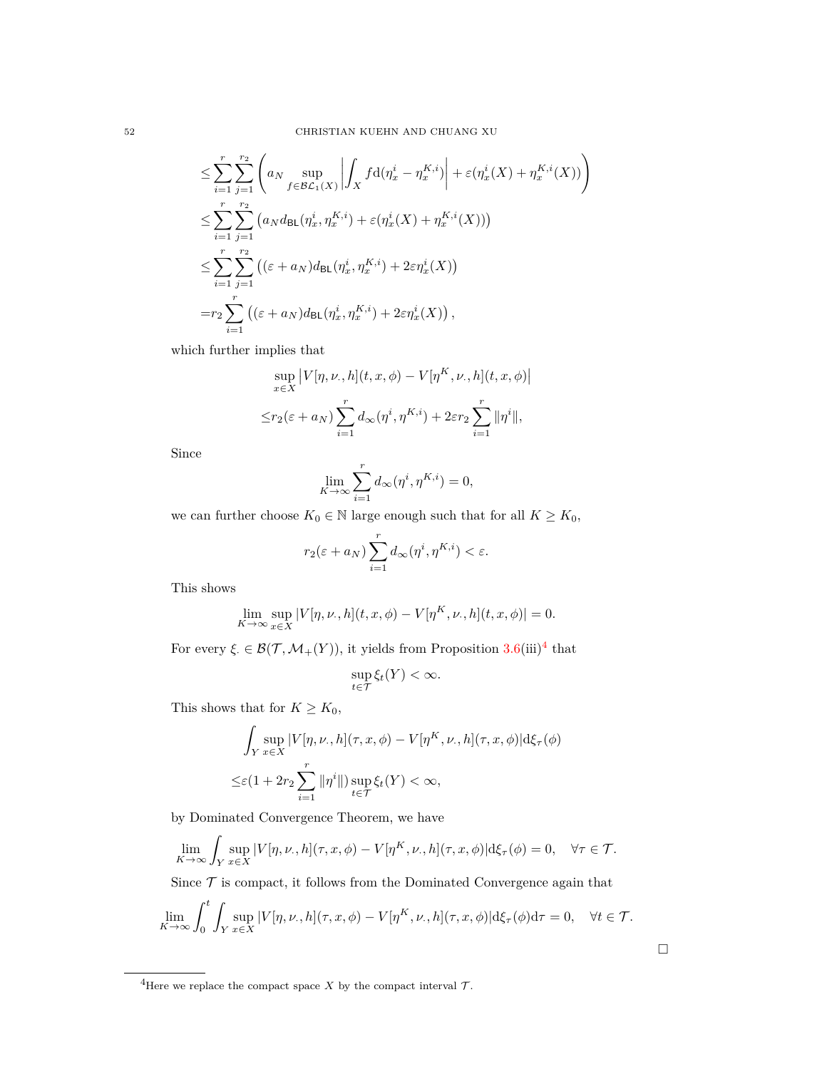$$
\begin{aligned}
&\le \sum_{i=1}^{r}\sum_{j=1}^{r_2}\left(a_N \sup_{f\in\mathcal{BL}_1(X)}\left|\int_X f\mathrm{d}(\eta_x^i-\eta_x^{K,i})\right| + \varepsilon(\eta_x^i(X)+\eta_x^{K,i}(X))\right)\\
&\le \sum_{i=1}^{r}\sum_{j=1}^{r_2}\left(a_N d_{\mathsf{BL}}(\eta_x^i,\eta_x^{K,i}) + \varepsilon(\eta_x^i(X)+\eta_x^{K,i}(X))\right)\\
&\le \sum_{i=1}^{r}\sum_{j=1}^{r_2}\left((\varepsilon+a_N) d_{\mathsf{BL}}(\eta_x^i,\eta_x^{K,i}) + 2\varepsilon\eta_x^i(X)\right)\\
&= r_2\sum_{i=1}^{r}\left((\varepsilon+a_N) d_{\mathsf{BL}}(\eta_x^i,\eta_x^{K,i}) + 2\varepsilon\eta_x^i(X)\right),
\end{aligned}
$$

which further implies that

$$
\begin{aligned}
&\sup_{x\in X}\left|V[\eta,\nu_\cdot,h](t,x,\phi)-V[\eta^K,\nu_\cdot,h](t,x,\phi)\right|\\
\le& r_2(\varepsilon+a_N)\sum_{i=1}^{r} d_\infty(\eta^i,\eta^{K,i}) + 2\varepsilon r_2\sum_{i=1}^{r}\|\eta^i\|,
\end{aligned}
$$

Since

$$
\lim_{K\to\infty}\sum_{i=1}^{r} d_\infty(\eta^i,\eta^{K,i})=0,
$$

we can further choose $K_0\in\mathbb{N}$ large enough such that for all $K\ge K_0$,

$$
r_2(\varepsilon+a_N)\sum_{i=1}^{r} d_\infty(\eta^i,\eta^{K,i})<\varepsilon.
$$

This shows

$$
\lim_{K\to\infty}\sup_{x\in X}|V[\eta,\nu_\cdot,h](t,x,\phi)-V[\eta^K,\nu_\cdot,h](t,x,\phi)|=0.
$$

For every $\xi_\cdot\in\mathcal{B}(\mathcal{T},\mathcal{M}_+(Y))$, it yields from Proposition 3.6(iii)[4] that

$$
\sup_{t\in\mathcal{T}}\xi_t(Y)<\infty.
$$

This shows that for $K\ge K_0$,

$$
\begin{aligned}
&\int_Y \sup_{x\in X}|V[\eta,\nu_\cdot,h](\tau,x,\phi)-V[\eta^K,\nu_\cdot,h](\tau,x,\phi)|\mathrm{d}\xi_\tau(\phi)\\
\le& \varepsilon(1+2r_2\sum_{i=1}^{r}\|\eta^i\|)\sup_{t\in\mathcal{T}}\xi_t(Y)<\infty,
\end{aligned}
$$

by Dominated Convergence Theorem, we have

$$
\lim_{K\to\infty}\int_Y \sup_{x\in X}|V[\eta,\nu_\cdot,h](\tau,x,\phi)-V[\eta^K,\nu_\cdot,h](\tau,x,\phi)|\mathrm{d}\xi_\tau(\phi)=0,\quad \forall\tau\in\mathcal{T}.
$$

Since $\mathcal{T}$ is compact, it follows from the Dominated Convergence again that

$$
\lim_{K\to\infty}\int_0^t\int_Y \sup_{x\in X}|V[\eta,\nu_\cdot,h](\tau,x,\phi)-V[\eta^K,\nu_\cdot,h](\tau,x,\phi)|\mathrm{d}\xi_\tau(\phi)\mathrm{d}\tau=0,\quad \forall t\in\mathcal{T}.
$$

$\square$

[4] Here we replace the compact space $X$ by the compact interval $\mathcal{T}$.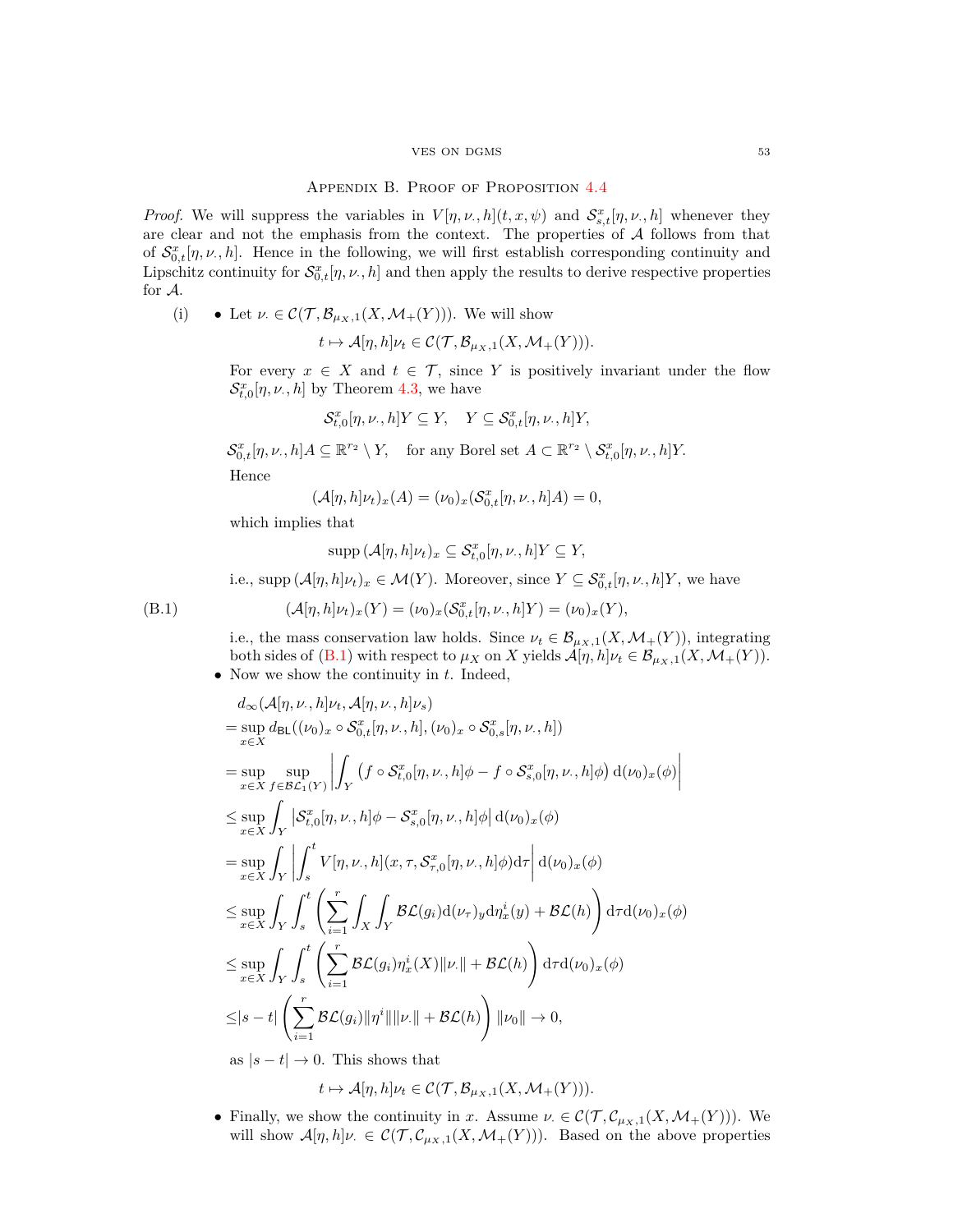## Appendix B. Proof of Proposition 4.4

*Proof.* We will suppress the variables in $V[\eta, \nu_\cdot, h](t, x, \psi)$ and $\mathcal{S}^x_{s,t}[\eta, \nu_\cdot, h]$ whenever they are clear and not the emphasis from the context. The properties of $\mathcal{A}$ follows from that of $\mathcal{S}^x_{0,t}[\eta, \nu_\cdot, h]$. Hence in the following, we will first establish corresponding continuity and Lipschitz continuity for $\mathcal{S}^x_{0,t}[\eta, \nu_\cdot, h]$ and then apply the results to derive respective properties for $\mathcal{A}$.

(i)
- Let $\nu_\cdot \in \mathcal{C}(\mathcal{T}, \mathcal{B}_{\mu_X,1}(X, \mathcal{M}_+(Y)))$. We will show

$$t \mapsto \mathcal{A}[\eta, h]\nu_t \in \mathcal{C}(\mathcal{T}, \mathcal{B}_{\mu_X,1}(X, \mathcal{M}_+(Y))).$$

  For every $x \in X$ and $t \in \mathcal{T}$, since $Y$ is positively invariant under the flow $\mathcal{S}^x_{t,0}[\eta, \nu_\cdot, h]$ by Theorem 4.3, we have

$$\mathcal{S}^x_{t,0}[\eta, \nu_\cdot, h]Y \subseteq Y, \quad Y \subseteq \mathcal{S}^x_{0,t}[\eta, \nu_\cdot, h]Y,$$

$$\mathcal{S}^x_{0,t}[\eta, \nu_\cdot, h]A \subseteq \mathbb{R}^{r_2} \setminus Y, \quad \text{for any Borel set } A \subset \mathbb{R}^{r_2} \setminus \mathcal{S}^x_{t,0}[\eta, \nu_\cdot, h]Y.$$

  Hence

$$(\mathcal{A}[\eta, h]\nu_t)_x(A) = (\nu_0)_x(\mathcal{S}^x_{0,t}[\eta, \nu_\cdot, h]A) = 0,$$

  which implies that

$$\mathrm{supp}\,(\mathcal{A}[\eta, h]\nu_t)_x \subseteq \mathcal{S}^x_{t,0}[\eta, \nu_\cdot, h]Y \subseteq Y,$$

  i.e., $\mathrm{supp}\,(\mathcal{A}[\eta, h]\nu_t)_x \in \mathcal{M}(Y)$. Moreover, since $Y \subseteq \mathcal{S}^x_{0,t}[\eta, \nu_\cdot, h]Y$, we have

$$(\mathcal{A}[\eta, h]\nu_t)_x(Y) = (\nu_0)_x(\mathcal{S}^x_{0,t}[\eta, \nu_\cdot, h]Y) = (\nu_0)_x(Y), \tag{B.1}$$

  i.e., the mass conservation law holds. Since $\nu_t \in \mathcal{B}_{\mu_X,1}(X, \mathcal{M}_+(Y))$, integrating both sides of (B.1) with respect to $\mu_X$ on $X$ yields $\mathcal{A}[\eta, h]\nu_t \in \mathcal{B}_{\mu_X,1}(X, \mathcal{M}_+(Y))$.
- Now we show the continuity in $t$. Indeed,

$$\begin{aligned}
&d_\infty(\mathcal{A}[\eta, \nu_\cdot, h]\nu_t, \mathcal{A}[\eta, \nu_\cdot, h]\nu_s)\\
=&\sup_{x\in X} d_{\mathsf{BL}}((\nu_0)_x \circ \mathcal{S}^x_{0,t}[\eta, \nu_\cdot, h], (\nu_0)_x \circ \mathcal{S}^x_{0,s}[\eta, \nu_\cdot, h])\\
=&\sup_{x\in X}\sup_{f\in\mathcal{BL}_1(Y)} \left|\int_Y \left(f\circ \mathcal{S}^x_{t,0}[\eta, \nu_\cdot, h]\phi - f\circ \mathcal{S}^x_{s,0}[\eta, \nu_\cdot, h]\phi\right) \mathrm{d}(\nu_0)_x(\phi)\right|\\
\le&\sup_{x\in X}\int_Y \left|\mathcal{S}^x_{t,0}[\eta, \nu_\cdot, h]\phi - \mathcal{S}^x_{s,0}[\eta, \nu_\cdot, h]\phi\right| \mathrm{d}(\nu_0)_x(\phi)\\
=&\sup_{x\in X}\int_Y \left|\int_s^t V[\eta, \nu_\cdot, h](x, \tau, \mathcal{S}^x_{\tau,0}[\eta, \nu_\cdot, h]\phi)\mathrm{d}\tau\right| \mathrm{d}(\nu_0)_x(\phi)\\
\le&\sup_{x\in X}\int_Y\int_s^t \left(\sum_{i=1}^r \int_X\int_Y \mathcal{BL}(g_i)\mathrm{d}(\nu_\tau)_y \mathrm{d}\eta^i_x(y) + \mathcal{BL}(h)\right)\mathrm{d}\tau \mathrm{d}(\nu_0)_x(\phi)\\
\le&\sup_{x\in X}\int_Y\int_s^t \left(\sum_{i=1}^r \mathcal{BL}(g_i)\eta^i_x(X)\|\nu_\cdot\| + \mathcal{BL}(h)\right)\mathrm{d}\tau \mathrm{d}(\nu_0)_x(\phi)\\
\le&|s-t|\left(\sum_{i=1}^r \mathcal{BL}(g_i)\|\eta^i\|\|\nu_\cdot\| + \mathcal{BL}(h)\right)\|\nu_0\| \to 0,
\end{aligned}$$

  as $|s - t| \to 0$. This shows that

$$t \mapsto \mathcal{A}[\eta, h]\nu_t \in \mathcal{C}(\mathcal{T}, \mathcal{B}_{\mu_X,1}(X, \mathcal{M}_+(Y))).$$

- Finally, we show the continuity in $x$. Assume $\nu_\cdot \in \mathcal{C}(\mathcal{T}, \mathcal{C}_{\mu_X,1}(X, \mathcal{M}_+(Y)))$. We will show $\mathcal{A}[\eta, h]\nu_\cdot \in \mathcal{C}(\mathcal{T}, \mathcal{C}_{\mu_X,1}(X, \mathcal{M}_+(Y)))$. Based on the above properties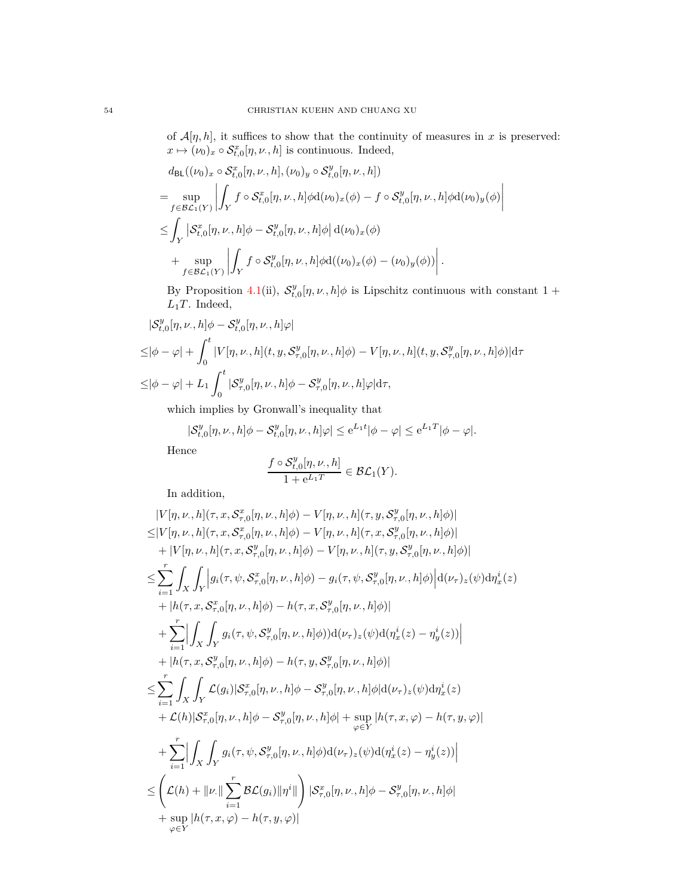of $\mathcal{A}[\eta, h]$, it suffices to show that the continuity of measures in $x$ is preserved: $x \mapsto (\nu_0)_x \circ \mathcal{S}^x_{t,0}[\eta, \nu_\cdot, h]$ is continuous. Indeed,

$$
\begin{aligned}
& d_{\mathsf{BL}}((\nu_0)_x \circ \mathcal{S}^x_{t,0}[\eta, \nu_\cdot, h], (\nu_0)_y \circ \mathcal{S}^y_{t,0}[\eta, \nu_\cdot, h]) \\
=& \sup_{f \in \mathcal{BL}_1(Y)} \left| \int_Y f \circ \mathcal{S}^x_{t,0}[\eta, \nu_\cdot, h]\phi \mathrm{d}(\nu_0)_x(\phi) - f \circ \mathcal{S}^y_{t,0}[\eta, \nu_\cdot, h]\phi \mathrm{d}(\nu_0)_y(\phi) \right| \\
\le & \int_Y \left| \mathcal{S}^x_{t,0}[\eta, \nu_\cdot, h]\phi - \mathcal{S}^y_{t,0}[\eta, \nu_\cdot, h]\phi \right| \mathrm{d}(\nu_0)_x(\phi) \\
& + \sup_{f \in \mathcal{BL}_1(Y)} \left| \int_Y f \circ \mathcal{S}^y_{t,0}[\eta, \nu_\cdot, h]\phi \mathrm{d}((\nu_0)_x(\phi) - (\nu_0)_y(\phi)) \right|.
\end{aligned}
$$

By Proposition 4.1(ii), $\mathcal{S}^y_{t,0}[\eta, \nu_\cdot, h]\phi$ is Lipschitz continuous with constant $1 + L_1 T$. Indeed,

$$
\begin{aligned}
& |\mathcal{S}^y_{t,0}[\eta, \nu_\cdot, h]\phi - \mathcal{S}^y_{t,0}[\eta, \nu_\cdot, h]\varphi| \\
\le & |\phi - \varphi| + \int_0^t |V[\eta, \nu_\cdot, h](t, y, \mathcal{S}^y_{\tau,0}[\eta, \nu_\cdot, h]\phi) - V[\eta, \nu_\cdot, h](t, y, \mathcal{S}^y_{\tau,0}[\eta, \nu_\cdot, h]\phi)| \mathrm{d}\tau \\
\le & |\phi - \varphi| + L_1 \int_0^t |\mathcal{S}^y_{\tau,0}[\eta, \nu_\cdot, h]\phi - \mathcal{S}^y_{\tau,0}[\eta, \nu_\cdot, h]\varphi| \mathrm{d}\tau,
\end{aligned}
$$

which implies by Gronwall's inequality that

$$
|\mathcal{S}^y_{t,0}[\eta, \nu_\cdot, h]\phi - \mathcal{S}^y_{t,0}[\eta, \nu_\cdot, h]\varphi| \le \mathrm{e}^{L_1 t}|\phi - \varphi| \le \mathrm{e}^{L_1 T}|\phi - \varphi|.
$$

Hence

$$
\frac{f \circ \mathcal{S}^y_{t,0}[\eta, \nu_\cdot, h]}{1 + \mathrm{e}^{L_1 T}} \in \mathcal{BL}_1(Y).
$$

In addition,

$$
\begin{aligned}
& |V[\eta, \nu_\cdot, h](\tau, x, \mathcal{S}^x_{\tau,0}[\eta, \nu_\cdot, h]\phi) - V[\eta, \nu_\cdot, h](\tau, y, \mathcal{S}^y_{\tau,0}[\eta, \nu_\cdot, h]\phi)| \\
\le & |V[\eta, \nu_\cdot, h](\tau, x, \mathcal{S}^x_{\tau,0}[\eta, \nu_\cdot, h]\phi) - V[\eta, \nu_\cdot, h](\tau, x, \mathcal{S}^y_{\tau,0}[\eta, \nu_\cdot, h]\phi)| \\
& + |V[\eta, \nu_\cdot, h](\tau, x, \mathcal{S}^y_{\tau,0}[\eta, \nu_\cdot, h]\phi) - V[\eta, \nu_\cdot, h](\tau, y, \mathcal{S}^y_{\tau,0}[\eta, \nu_\cdot, h]\phi)| \\
\le & \sum_{i=1}^r \int_X \int_Y \Big| g_i(\tau, \psi, \mathcal{S}^x_{\tau,0}[\eta, \nu_\cdot, h]\phi) - g_i(\tau, \psi, \mathcal{S}^y_{\tau,0}[\eta, \nu_\cdot, h]\phi) \Big| \mathrm{d}(\nu_\tau)_z(\psi) \mathrm{d}\eta^i_x(z) \\
& + |h(\tau, x, \mathcal{S}^x_{\tau,0}[\eta, \nu_\cdot, h]\phi) - h(\tau, x, \mathcal{S}^y_{\tau,0}[\eta, \nu_\cdot, h]\phi)| \\
& + \sum_{i=1}^r \Big| \int_X \int_Y g_i(\tau, \psi, \mathcal{S}^y_{\tau,0}[\eta, \nu_\cdot, h]\phi)) \mathrm{d}(\nu_\tau)_z(\psi) \mathrm{d}(\eta^i_x(z) - \eta^i_y(z)) \Big| \\
& + |h(\tau, x, \mathcal{S}^y_{\tau,0}[\eta, \nu_\cdot, h]\phi) - h(\tau, y, \mathcal{S}^y_{\tau,0}[\eta, \nu_\cdot, h]\phi)| \\
\le & \sum_{i=1}^r \int_X \int_Y \mathcal{L}(g_i) |\mathcal{S}^x_{\tau,0}[\eta, \nu_\cdot, h]\phi - \mathcal{S}^y_{\tau,0}[\eta, \nu_\cdot, h]\phi| \mathrm{d}(\nu_\tau)_z(\psi) \mathrm{d}\eta^i_x(z) \\
& + \mathcal{L}(h) |\mathcal{S}^x_{\tau,0}[\eta, \nu_\cdot, h]\phi - \mathcal{S}^y_{\tau,0}[\eta, \nu_\cdot, h]\phi| + \sup_{\varphi \in Y} |h(\tau, x, \varphi) - h(\tau, y, \varphi)| \\
& + \sum_{i=1}^r \Big| \int_X \int_Y g_i(\tau, \psi, \mathcal{S}^y_{\tau,0}[\eta, \nu_\cdot, h]\phi) \mathrm{d}(\nu_\tau)_z(\psi) \mathrm{d}(\eta^i_x(z) - \eta^i_y(z)) \Big| \\
\le & \left( \mathcal{L}(h) + \|\nu_\cdot\| \sum_{i=1}^r \mathcal{BL}(g_i) \|\eta^i\| \right) |\mathcal{S}^x_{\tau,0}[\eta, \nu_\cdot, h]\phi - \mathcal{S}^y_{\tau,0}[\eta, \nu_\cdot, h]\phi| \\
& + \sup_{\varphi \in Y} |h(\tau, x, \varphi) - h(\tau, y, \varphi)|
\end{aligned}
$$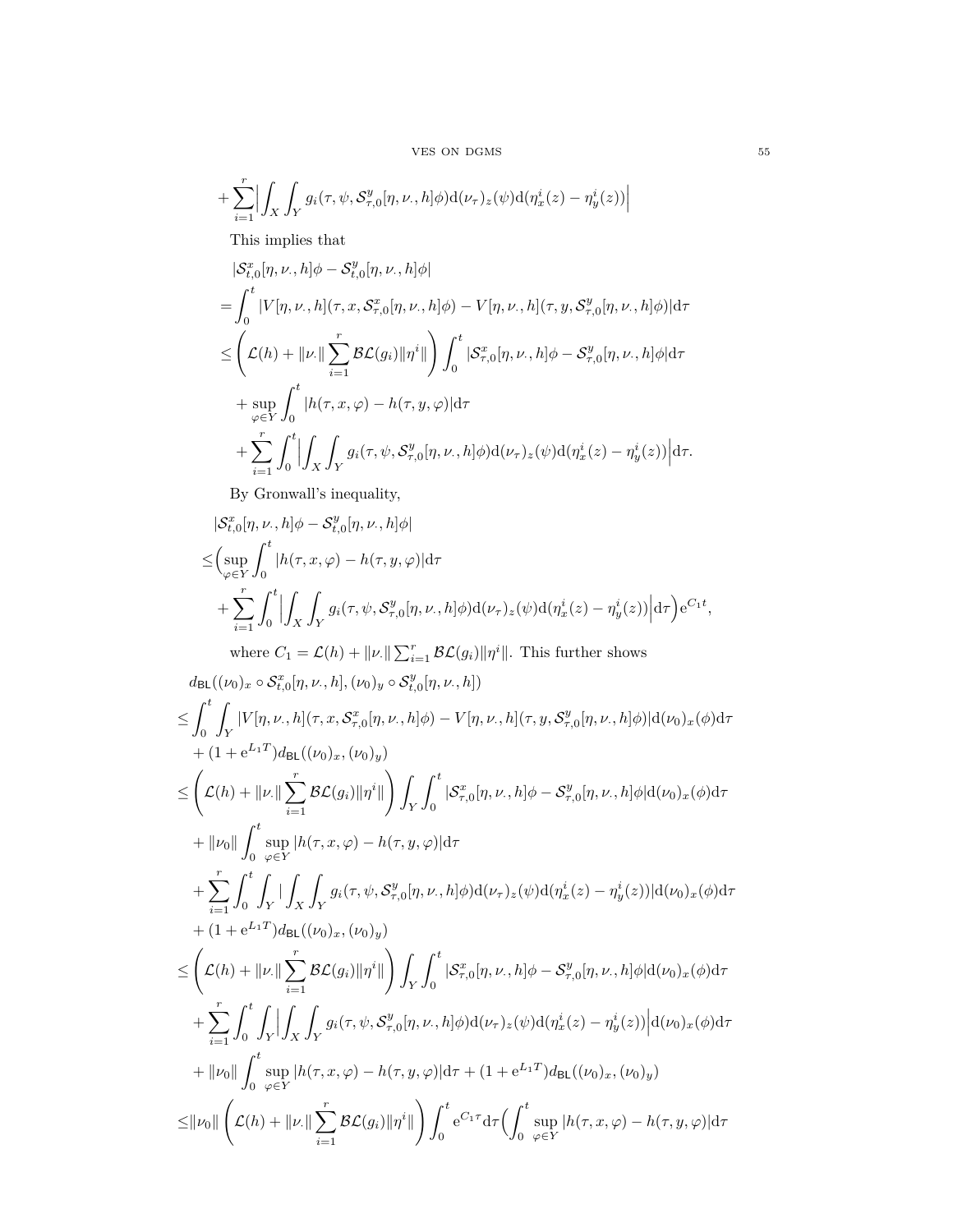$$+\sum_{i=1}^{r}\Big|\int_X\int_Y g_i(\tau,\psi,\mathcal{S}^y_{\tau,0}[\eta,\nu_\cdot,h]\phi)\mathrm{d}(\nu_\tau)_z(\psi)\mathrm{d}(\eta^i_x(z)-\eta^i_y(z))\Big|$$

This implies that

$$\begin{aligned}
&|\mathcal{S}^x_{t,0}[\eta,\nu_\cdot,h]\phi-\mathcal{S}^y_{t,0}[\eta,\nu_\cdot,h]\phi|\\
=&\int_0^t|V[\eta,\nu_\cdot,h](\tau,x,\mathcal{S}^x_{\tau,0}[\eta,\nu_\cdot,h]\phi)-V[\eta,\nu_\cdot,h](\tau,y,\mathcal{S}^y_{\tau,0}[\eta,\nu_\cdot,h]\phi)|\mathrm{d}\tau\\
\le&\left(\mathcal{L}(h)+\|\nu_\cdot\|\sum_{i=1}^{r}\mathcal{BL}(g_i)\|\eta^i\|\right)\int_0^t|\mathcal{S}^x_{\tau,0}[\eta,\nu_\cdot,h]\phi-\mathcal{S}^y_{\tau,0}[\eta,\nu_\cdot,h]\phi|\mathrm{d}\tau\\
&+\sup_{\varphi\in Y}\int_0^t|h(\tau,x,\varphi)-h(\tau,y,\varphi)|\mathrm{d}\tau\\
&+\sum_{i=1}^{r}\int_0^t\Big|\int_X\int_Y g_i(\tau,\psi,\mathcal{S}^y_{\tau,0}[\eta,\nu_\cdot,h]\phi)\mathrm{d}(\nu_\tau)_z(\psi)\mathrm{d}(\eta^i_x(z)-\eta^i_y(z))\Big|\mathrm{d}\tau.
\end{aligned}$$

By Gronwall's inequality,

$$\begin{aligned}
&|\mathcal{S}^x_{t,0}[\eta,\nu_\cdot,h]\phi-\mathcal{S}^y_{t,0}[\eta,\nu_\cdot,h]\phi|\\
\le&\Big(\sup_{\varphi\in Y}\int_0^t|h(\tau,x,\varphi)-h(\tau,y,\varphi)|\mathrm{d}\tau\\
&+\sum_{i=1}^{r}\int_0^t\Big|\int_X\int_Y g_i(\tau,\psi,\mathcal{S}^y_{\tau,0}[\eta,\nu_\cdot,h]\phi)\mathrm{d}(\nu_\tau)_z(\psi)\mathrm{d}(\eta^i_x(z)-\eta^i_y(z))\Big|\mathrm{d}\tau\Big)\mathrm{e}^{C_1t},
\end{aligned}$$

where $C_1=\mathcal{L}(h)+\|\nu_\cdot\|\sum_{i=1}^{r}\mathcal{BL}(g_i)\|\eta^i\|$. This further shows

$$\begin{aligned}
&d_{\mathsf{BL}}((\nu_0)_x\circ\mathcal{S}^x_{t,0}[\eta,\nu_\cdot,h],(\nu_0)_y\circ\mathcal{S}^y_{t,0}[\eta,\nu_\cdot,h])\\
\le&\int_0^t\int_Y|V[\eta,\nu_\cdot,h](\tau,x,\mathcal{S}^x_{\tau,0}[\eta,\nu_\cdot,h]\phi)-V[\eta,\nu_\cdot,h](\tau,y,\mathcal{S}^y_{\tau,0}[\eta,\nu_\cdot,h]\phi)|\mathrm{d}(\nu_0)_x(\phi)\mathrm{d}\tau\\
&+(1+\mathrm{e}^{L_1T})d_{\mathsf{BL}}((\nu_0)_x,(\nu_0)_y)\\
\le&\left(\mathcal{L}(h)+\|\nu_\cdot\|\sum_{i=1}^{r}\mathcal{BL}(g_i)\|\eta^i\|\right)\int_Y\int_0^t|\mathcal{S}^x_{\tau,0}[\eta,\nu_\cdot,h]\phi-\mathcal{S}^y_{\tau,0}[\eta,\nu_\cdot,h]\phi|\mathrm{d}(\nu_0)_x(\phi)\mathrm{d}\tau\\
&+\|\nu_0\|\int_0^t\sup_{\varphi\in Y}|h(\tau,x,\varphi)-h(\tau,y,\varphi)|\mathrm{d}\tau\\
&+\sum_{i=1}^{r}\int_0^t\int_Y|\int_X\int_Y g_i(\tau,\psi,\mathcal{S}^y_{\tau,0}[\eta,\nu_\cdot,h]\phi)\mathrm{d}(\nu_\tau)_z(\psi)\mathrm{d}(\eta^i_x(z)-\eta^i_y(z))|\mathrm{d}(\nu_0)_x(\phi)\mathrm{d}\tau\\
&+(1+\mathrm{e}^{L_1T})d_{\mathsf{BL}}((\nu_0)_x,(\nu_0)_y)\\
\le&\left(\mathcal{L}(h)+\|\nu_\cdot\|\sum_{i=1}^{r}\mathcal{BL}(g_i)\|\eta^i\|\right)\int_Y\int_0^t|\mathcal{S}^x_{\tau,0}[\eta,\nu_\cdot,h]\phi-\mathcal{S}^y_{\tau,0}[\eta,\nu_\cdot,h]\phi|\mathrm{d}(\nu_0)_x(\phi)\mathrm{d}\tau\\
&+\sum_{i=1}^{r}\int_0^t\int_Y\Big|\int_X\int_Y g_i(\tau,\psi,\mathcal{S}^y_{\tau,0}[\eta,\nu_\cdot,h]\phi)\mathrm{d}(\nu_\tau)_z(\psi)\mathrm{d}(\eta^i_x(z)-\eta^i_y(z))\Big|\mathrm{d}(\nu_0)_x(\phi)\mathrm{d}\tau\\
&+\|\nu_0\|\int_0^t\sup_{\varphi\in Y}|h(\tau,x,\varphi)-h(\tau,y,\varphi)|\mathrm{d}\tau+(1+\mathrm{e}^{L_1T})d_{\mathsf{BL}}((\nu_0)_x,(\nu_0)_y)\\
\le&\|\nu_0\|\left(\mathcal{L}(h)+\|\nu_\cdot\|\sum_{i=1}^{r}\mathcal{BL}(g_i)\|\eta^i\|\right)\int_0^t\mathrm{e}^{C_1\tau}\mathrm{d}\tau\Big(\int_0^t\sup_{\varphi\in Y}|h(\tau,x,\varphi)-h(\tau,y,\varphi)|\mathrm{d}\tau
\end{aligned}$$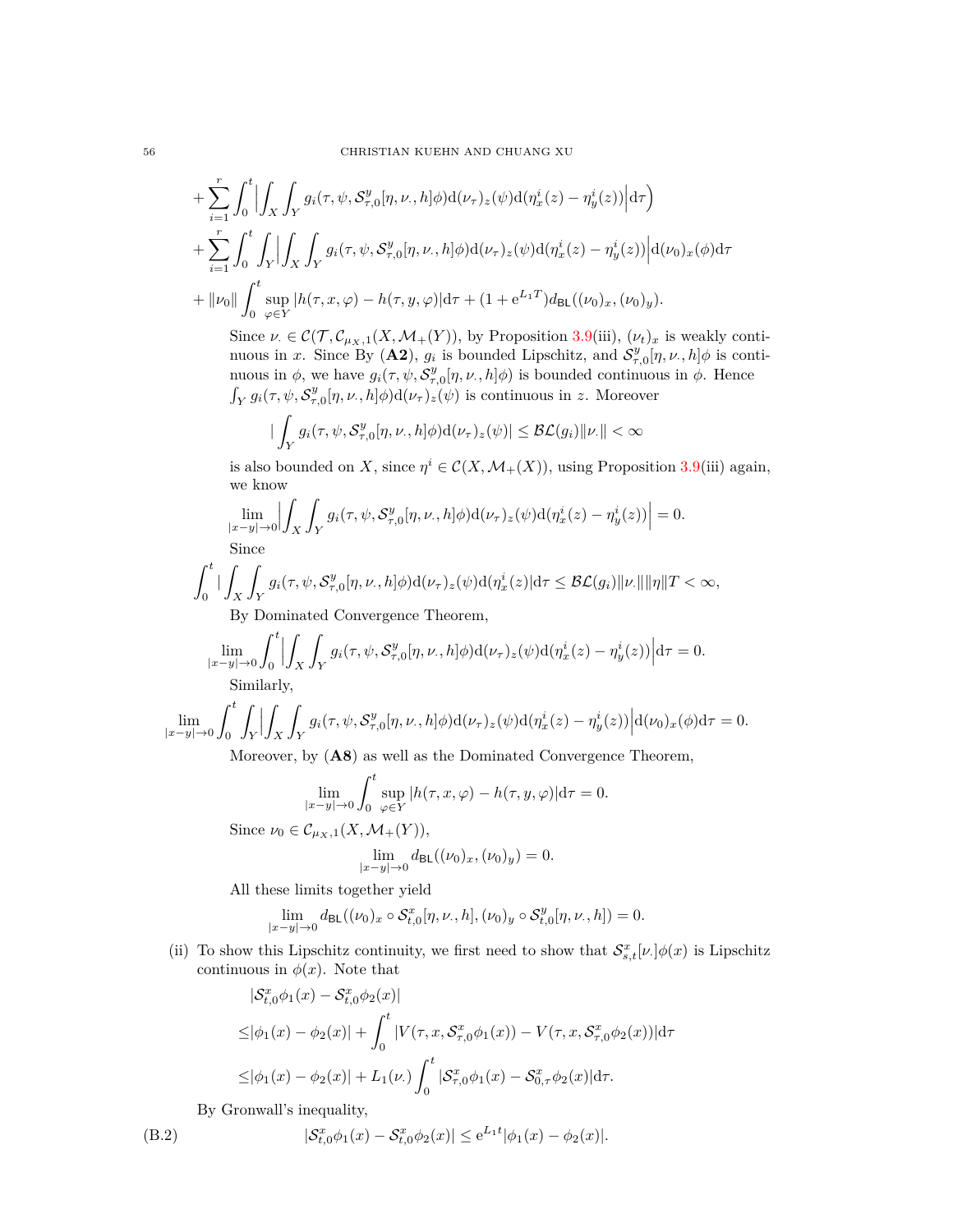$$+\sum_{i=1}^{r}\int_0^t\Big|\int_X\int_Y g_i(\tau,\psi,\mathcal{S}^y_{\tau,0}[\eta,\nu_\cdot,h]\phi)\mathrm{d}(\nu_\tau)_z(\psi)\mathrm{d}(\eta^i_x(z)-\eta^i_y(z))\Big|\mathrm{d}\tau\Big)$$

$$+\sum_{i=1}^{r}\int_0^t\int_Y\Big|\int_X\int_Y g_i(\tau,\psi,\mathcal{S}^y_{\tau,0}[\eta,\nu_\cdot,h]\phi)\mathrm{d}(\nu_\tau)_z(\psi)\mathrm{d}(\eta^i_x(z)-\eta^i_y(z))\Big|\mathrm{d}(\nu_0)_x(\phi)\mathrm{d}\tau$$

$$+\|\nu_0\|\int_0^t\sup_{\varphi\in Y}|h(\tau,x,\varphi)-h(\tau,y,\varphi)|\mathrm{d}\tau+(1+\mathrm{e}^{L_1T})d_{\mathsf{BL}}((\nu_0)_x,(\nu_0)_y).$$

Since $\nu_\cdot\in\mathcal{C}(\mathcal{T},\mathcal{C}_{\mu_X,1}(X,\mathcal{M}_+(Y))$, by Proposition 3.9(iii), $(\nu_t)_x$ is weakly continuous in $x$. Since By (**A2**), $g_i$ is bounded Lipschitz, and $\mathcal{S}^y_{\tau,0}[\eta,\nu_\cdot,h]\phi$ is continuous in $\phi$, we have $g_i(\tau,\psi,\mathcal{S}^y_{\tau,0}[\eta,\nu_\cdot,h]\phi)$ is bounded continuous in $\phi$. Hence $\int_Y g_i(\tau,\psi,\mathcal{S}^y_{\tau,0}[\eta,\nu_\cdot,h]\phi)\mathrm{d}(\nu_\tau)_z(\psi)$ is continuous in $z$. Moreover

$$|\int_Y g_i(\tau,\psi,\mathcal{S}^y_{\tau,0}[\eta,\nu_\cdot,h]\phi)\mathrm{d}(\nu_\tau)_z(\psi)|\le\mathcal{BL}(g_i)\|\nu_\cdot\|<\infty$$

is also bounded on $X$, since $\eta^i\in\mathcal{C}(X,\mathcal{M}_+(X))$, using Proposition 3.9(iii) again, we know

$$\lim_{|x-y|\to0}\Big|\int_X\int_Y g_i(\tau,\psi,\mathcal{S}^y_{\tau,0}[\eta,\nu_\cdot,h]\phi)\mathrm{d}(\nu_\tau)_z(\psi)\mathrm{d}(\eta^i_x(z)-\eta^i_y(z))\Big|=0.$$

Since

$$\int_0^t|\int_X\int_Y g_i(\tau,\psi,\mathcal{S}^y_{\tau,0}[\eta,\nu_\cdot,h]\phi)\mathrm{d}(\nu_\tau)_z(\psi)\mathrm{d}(\eta^i_x(z)|\mathrm{d}\tau\le\mathcal{BL}(g_i)\|\nu_\cdot\|\|\eta\|T<\infty,$$

By Dominated Convergence Theorem,

$$\lim_{|x-y|\to0}\int_0^t\Big|\int_X\int_Y g_i(\tau,\psi,\mathcal{S}^y_{\tau,0}[\eta,\nu_\cdot,h]\phi)\mathrm{d}(\nu_\tau)_z(\psi)\mathrm{d}(\eta^i_x(z)-\eta^i_y(z))\Big|\mathrm{d}\tau=0.$$

Similarly,

$$\lim_{|x-y|\to0}\int_0^t\int_Y\Big|\int_X\int_Y g_i(\tau,\psi,\mathcal{S}^y_{\tau,0}[\eta,\nu_\cdot,h]\phi)\mathrm{d}(\nu_\tau)_z(\psi)\mathrm{d}(\eta^i_x(z)-\eta^i_y(z))\Big|\mathrm{d}(\nu_0)_x(\phi)\mathrm{d}\tau=0.$$

Moreover, by (**A8**) as well as the Dominated Convergence Theorem,

$$\lim_{|x-y|\to0}\int_0^t\sup_{\varphi\in Y}|h(\tau,x,\varphi)-h(\tau,y,\varphi)|\mathrm{d}\tau=0.$$

Since $\nu_0\in\mathcal{C}_{\mu_X,1}(X,\mathcal{M}_+(Y))$,

$$\lim_{|x-y|\to0}d_{\mathsf{BL}}((\nu_0)_x,(\nu_0)_y)=0.$$

All these limits together yield

$$\lim_{|x-y|\to0}d_{\mathsf{BL}}((\nu_0)_x\circ\mathcal{S}^x_{t,0}[\eta,\nu_\cdot,h],(\nu_0)_y\circ\mathcal{S}^y_{t,0}[\eta,\nu_\cdot,h])=0.$$

(ii) To show this Lipschitz continuity, we first need to show that $\mathcal{S}^x_{s,t}[\nu_\cdot]\phi(x)$ is Lipschitz continuous in $\phi(x)$. Note that

$$\begin{aligned}&|\mathcal{S}^x_{t,0}\phi_1(x)-\mathcal{S}^x_{t,0}\phi_2(x)|\\ \le&|\phi_1(x)-\phi_2(x)|+\int_0^t|V(\tau,x,\mathcal{S}^x_{\tau,0}\phi_1(x))-V(\tau,x,\mathcal{S}^x_{\tau,0}\phi_2(x))|\mathrm{d}\tau\\ \le&|\phi_1(x)-\phi_2(x)|+L_1(\nu_\cdot)\int_0^t|\mathcal{S}^x_{\tau,0}\phi_1(x)-\mathcal{S}^x_{0,\tau}\phi_2(x)|\mathrm{d}\tau.\end{aligned}$$

By Gronwall's inequality,

$$|\mathcal{S}^x_{t,0}\phi_1(x)-\mathcal{S}^x_{t,0}\phi_2(x)|\le\mathrm{e}^{L_1t}|\phi_1(x)-\phi_2(x)|. \tag{B.2}$$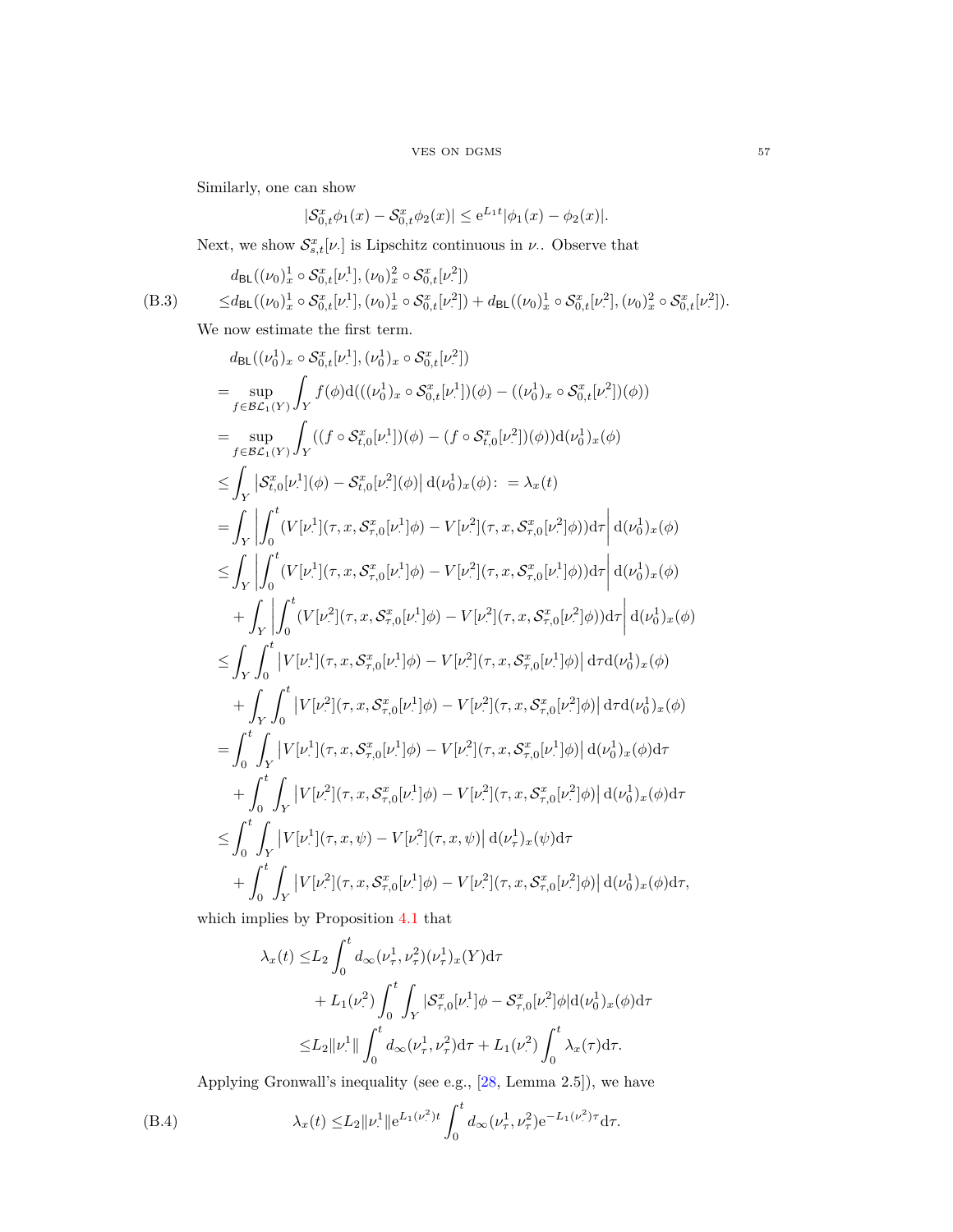Similarly, one can show

$$|\mathcal{S}^x_{0,t}\phi_1(x)-\mathcal{S}^x_{0,t}\phi_2(x)|\le \mathrm{e}^{L_1 t}|\phi_1(x)-\phi_2(x)|.$$

Next, we show $\mathcal{S}^x_{s,t}[\nu_\cdot]$ is Lipschitz continuous in $\nu_\cdot$. Observe that

$$
\begin{aligned}
&d_{\mathsf{BL}}((\nu_0)^1_x\circ\mathcal{S}^x_{0,t}[\nu^1_\cdot],(\nu_0)^2_x\circ\mathcal{S}^x_{0,t}[\nu^2_\cdot])\\
\le& d_{\mathsf{BL}}((\nu_0)^1_x\circ\mathcal{S}^x_{0,t}[\nu^1_\cdot],(\nu_0)^1_x\circ\mathcal{S}^x_{0,t}[\nu^2_\cdot])+d_{\mathsf{BL}}((\nu_0)^1_x\circ\mathcal{S}^x_{0,t}[\nu^2_\cdot],(\nu_0)^2_x\circ\mathcal{S}^x_{0,t}[\nu^2_\cdot]).
\end{aligned}
\tag{B.3}
$$

We now estimate the first term.

$$
\begin{aligned}
&d_{\mathsf{BL}}((\nu^1_0)_x\circ\mathcal{S}^x_{0,t}[\nu^1_\cdot],(\nu^1_0)_x\circ\mathcal{S}^x_{0,t}[\nu^2_\cdot])\\
=&\sup_{f\in\mathcal{BL}_1(Y)}\int_Y f(\phi)\mathrm{d}(((\nu^1_0)_x\circ\mathcal{S}^x_{0,t}[\nu^1_\cdot])(\phi)-((\nu^1_0)_x\circ\mathcal{S}^x_{0,t}[\nu^2_\cdot])(\phi))\\
=&\sup_{f\in\mathcal{BL}_1(Y)}\int_Y ((f\circ\mathcal{S}^x_{t,0}[\nu^1_\cdot])(\phi)-(f\circ\mathcal{S}^x_{t,0}[\nu^2_\cdot])(\phi))\mathrm{d}(\nu^1_0)_x(\phi)\\
\le&\int_Y\left|\mathcal{S}^x_{t,0}[\nu^1_\cdot](\phi)-\mathcal{S}^x_{t,0}[\nu^2_\cdot](\phi)\right|\mathrm{d}(\nu^1_0)_x(\phi):=\lambda_x(t)\\
=&\int_Y\left|\int_0^t(V[\nu^1_\cdot](\tau,x,\mathcal{S}^x_{\tau,0}[\nu^1_\cdot]\phi)-V[\nu^2_\cdot](\tau,x,\mathcal{S}^x_{\tau,0}[\nu^2_\cdot]\phi))\mathrm{d}\tau\right|\mathrm{d}(\nu^1_0)_x(\phi)\\
\le&\int_Y\left|\int_0^t(V[\nu^1_\cdot](\tau,x,\mathcal{S}^x_{\tau,0}[\nu^1_\cdot]\phi)-V[\nu^2_\cdot](\tau,x,\mathcal{S}^x_{\tau,0}[\nu^1_\cdot]\phi))\mathrm{d}\tau\right|\mathrm{d}(\nu^1_0)_x(\phi)\\
&+\int_Y\left|\int_0^t(V[\nu^2_\cdot](\tau,x,\mathcal{S}^x_{\tau,0}[\nu^1_\cdot]\phi)-V[\nu^2_\cdot](\tau,x,\mathcal{S}^x_{\tau,0}[\nu^2_\cdot]\phi))\mathrm{d}\tau\right|\mathrm{d}(\nu^1_0)_x(\phi)\\
\le&\int_Y\int_0^t\left|V[\nu^1_\cdot](\tau,x,\mathcal{S}^x_{\tau,0}[\nu^1_\cdot]\phi)-V[\nu^2_\cdot](\tau,x,\mathcal{S}^x_{\tau,0}[\nu^1_\cdot]\phi)\right|\mathrm{d}\tau\mathrm{d}(\nu^1_0)_x(\phi)\\
&+\int_Y\int_0^t\left|V[\nu^2_\cdot](\tau,x,\mathcal{S}^x_{\tau,0}[\nu^1_\cdot]\phi)-V[\nu^2_\cdot](\tau,x,\mathcal{S}^x_{\tau,0}[\nu^2_\cdot]\phi)\right|\mathrm{d}\tau\mathrm{d}(\nu^1_0)_x(\phi)\\
=&\int_0^t\int_Y\left|V[\nu^1_\cdot](\tau,x,\mathcal{S}^x_{\tau,0}[\nu^1_\cdot]\phi)-V[\nu^2_\cdot](\tau,x,\mathcal{S}^x_{\tau,0}[\nu^1_\cdot]\phi)\right|\mathrm{d}(\nu^1_0)_x(\phi)\mathrm{d}\tau\\
&+\int_0^t\int_Y\left|V[\nu^2_\cdot](\tau,x,\mathcal{S}^x_{\tau,0}[\nu^1_\cdot]\phi)-V[\nu^2_\cdot](\tau,x,\mathcal{S}^x_{\tau,0}[\nu^2_\cdot]\phi)\right|\mathrm{d}(\nu^1_0)_x(\phi)\mathrm{d}\tau\\
\le&\int_0^t\int_Y\left|V[\nu^1_\cdot](\tau,x,\psi)-V[\nu^2_\cdot](\tau,x,\psi)\right|\mathrm{d}(\nu^1_\tau)_x(\psi)\mathrm{d}\tau\\
&+\int_0^t\int_Y\left|V[\nu^2_\cdot](\tau,x,\mathcal{S}^x_{\tau,0}[\nu^1_\cdot]\phi)-V[\nu^2_\cdot](\tau,x,\mathcal{S}^x_{\tau,0}[\nu^2_\cdot]\phi)\right|\mathrm{d}(\nu^1_0)_x(\phi)\mathrm{d}\tau,
\end{aligned}
$$

which implies by Proposition 4.1 that

$$
\begin{aligned}
\lambda_x(t)\le&L_2\int_0^t d_\infty(\nu^1_\tau,\nu^2_\tau)(\nu^1_\tau)_x(Y)\mathrm{d}\tau\\
&+L_1(\nu^2_\cdot)\int_0^t\int_Y|\mathcal{S}^x_{\tau,0}[\nu^1_\cdot]\phi-\mathcal{S}^x_{\tau,0}[\nu^2_\cdot]\phi|\mathrm{d}(\nu^1_0)_x(\phi)\mathrm{d}\tau\\
\le&L_2\|\nu^1_\cdot\|\int_0^t d_\infty(\nu^1_\tau,\nu^2_\tau)\mathrm{d}\tau+L_1(\nu^2_\cdot)\int_0^t\lambda_x(\tau)\mathrm{d}\tau.
\end{aligned}
$$

Applying Gronwall's inequality (see e.g., [28, Lemma 2.5]), we have

$$
\lambda_x(t)\le L_2\|\nu^1_\cdot\|\mathrm{e}^{L_1(\nu^2_\cdot)t}\int_0^t d_\infty(\nu^1_\tau,\nu^2_\tau)\mathrm{e}^{-L_1(\nu^2_\cdot)\tau}\mathrm{d}\tau.
\tag{B.4}
$$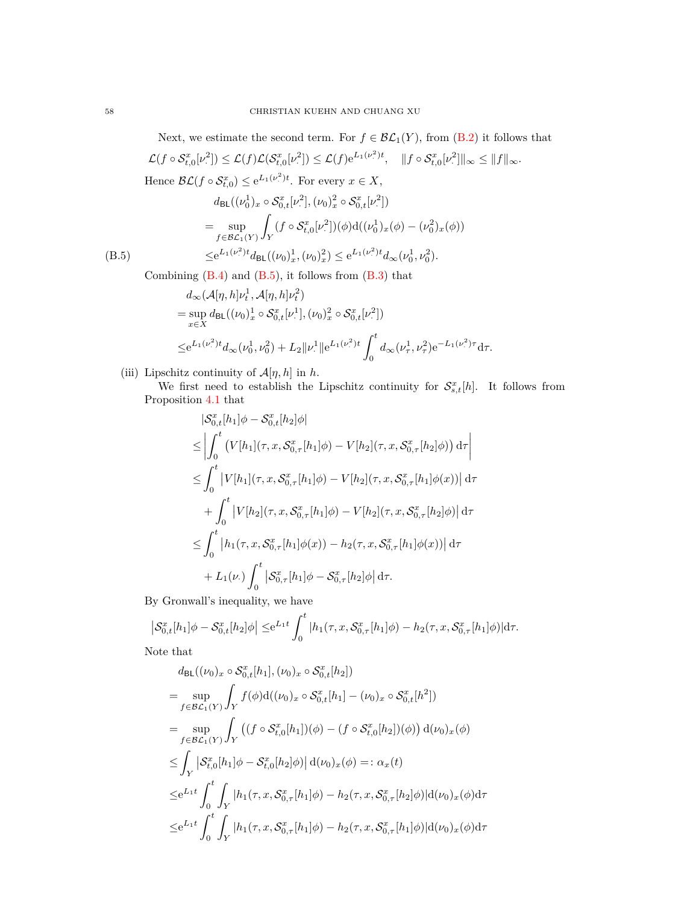Next, we estimate the second term. For $f \in \mathcal{BL}_1(Y)$, from (B.2) it follows that

$$\mathcal{L}(f \circ \mathcal{S}^x_{t,0}[\nu^2_\cdot]) \le \mathcal{L}(f)\mathcal{L}(\mathcal{S}^x_{t,0}[\nu^2_\cdot]) \le \mathcal{L}(f)\mathrm{e}^{L_1(\nu^2_\cdot)t}, \quad \|f \circ \mathcal{S}^x_{t,0}[\nu^2_\cdot]\|_\infty \le \|f\|_\infty.$$

Hence $\mathcal{BL}(f \circ \mathcal{S}^x_{t,0}) \le \mathrm{e}^{L_1(\nu^2_\cdot)t}$. For every $x \in X$,

$$\begin{aligned}
&d_{\mathsf{BL}}((\nu^1_0)_x \circ \mathcal{S}^x_{0,t}[\nu^2_\cdot], (\nu_0)^2_x \circ \mathcal{S}^x_{0,t}[\nu^2_\cdot]) \\
=&\sup_{f \in \mathcal{BL}_1(Y)} \int_Y (f \circ \mathcal{S}^x_{t,0}[\nu^2_\cdot])(\phi)\mathrm{d}((\nu^1_0)_x(\phi) - (\nu^2_0)_x(\phi)) \\
\le&\mathrm{e}^{L_1(\nu^2_\cdot)t} d_{\mathsf{BL}}((\nu_0)^1_x, (\nu_0)^2_x) \le \mathrm{e}^{L_1(\nu^2_\cdot)t} d_\infty(\nu^1_0, \nu^2_0).
\end{aligned} \tag{B.5}$$

Combining (B.4) and (B.5), it follows from (B.3) that

$$\begin{aligned}
&d_\infty(\mathcal{A}[\eta, h]\nu^1_t, \mathcal{A}[\eta, h]\nu^2_t) \\
=&\sup_{x \in X} d_{\mathsf{BL}}((\nu_0)^1_x \circ \mathcal{S}^x_{0,t}[\nu^1_\cdot], (\nu_0)^2_x \circ \mathcal{S}^x_{0,t}[\nu^2_\cdot]) \\
\le&\mathrm{e}^{L_1(\nu^2_\cdot)t} d_\infty(\nu^1_0, \nu^2_0) + L_2\|\nu^1_\cdot\|\mathrm{e}^{L_1(\nu^2_\cdot)t} \int_0^t d_\infty(\nu^1_\tau, \nu^2_\tau)\mathrm{e}^{-L_1(\nu^2_\cdot)\tau}\mathrm{d}\tau.
\end{aligned}$$

(iii) Lipschitz continuity of $\mathcal{A}[\eta, h]$ in $h$.

We first need to establish the Lipschitz continuity for $\mathcal{S}^x_{s,t}[h]$. It follows from Proposition 4.1 that

$$\begin{aligned}
&|\mathcal{S}^x_{0,t}[h_1]\phi - \mathcal{S}^x_{0,t}[h_2]\phi| \\
\le&\left|\int_0^t \left(V[h_1](\tau, x, \mathcal{S}^x_{0,\tau}[h_1]\phi) - V[h_2](\tau, x, \mathcal{S}^x_{0,\tau}[h_2]\phi)\right)\mathrm{d}\tau\right| \\
\le&\int_0^t \left|V[h_1](\tau, x, \mathcal{S}^x_{0,\tau}[h_1]\phi) - V[h_2](\tau, x, \mathcal{S}^x_{0,\tau}[h_1]\phi(x))\right|\mathrm{d}\tau \\
&+ \int_0^t \left|V[h_2](\tau, x, \mathcal{S}^x_{0,\tau}[h_1]\phi) - V[h_2](\tau, x, \mathcal{S}^x_{0,\tau}[h_2]\phi)\right|\mathrm{d}\tau \\
\le&\int_0^t \left|h_1(\tau, x, \mathcal{S}^x_{0,\tau}[h_1]\phi(x)) - h_2(\tau, x, \mathcal{S}^x_{0,\tau}[h_1]\phi(x))\right|\mathrm{d}\tau \\
&+ L_1(\nu_\cdot)\int_0^t \left|\mathcal{S}^x_{0,\tau}[h_1]\phi - \mathcal{S}^x_{0,\tau}[h_2]\phi\right|\mathrm{d}\tau.
\end{aligned}$$

By Gronwall's inequality, we have

$$\left|\mathcal{S}^x_{0,t}[h_1]\phi - \mathcal{S}^x_{0,t}[h_2]\phi\right| \le \mathrm{e}^{L_1 t}\int_0^t |h_1(\tau, x, \mathcal{S}^x_{0,\tau}[h_1]\phi) - h_2(\tau, x, \mathcal{S}^x_{0,\tau}[h_1]\phi)|\mathrm{d}\tau.$$

Note that

$$\begin{aligned}
&d_{\mathsf{BL}}((\nu_0)_x \circ \mathcal{S}^x_{0,t}[h_1], (\nu_0)_x \circ \mathcal{S}^x_{0,t}[h_2]) \\
=&\sup_{f \in \mathcal{BL}_1(Y)} \int_Y f(\phi)\mathrm{d}((\nu_0)_x \circ \mathcal{S}^x_{0,t}[h_1] - (\nu_0)_x \circ \mathcal{S}^x_{0,t}[h^2]) \\
=&\sup_{f \in \mathcal{BL}_1(Y)} \int_Y \left((f \circ \mathcal{S}^x_{t,0}[h_1])(\phi) - (f \circ \mathcal{S}^x_{t,0}[h_2])(\phi)\right)\mathrm{d}(\nu_0)_x(\phi) \\
\le&\int_Y \left|\mathcal{S}^x_{t,0}[h_1]\phi - \mathcal{S}^x_{t,0}[h_2]\phi\right|\mathrm{d}(\nu_0)_x(\phi) =: \alpha_x(t) \\
\le&\mathrm{e}^{L_1 t}\int_0^t \int_Y |h_1(\tau, x, \mathcal{S}^x_{0,\tau}[h_1]\phi) - h_2(\tau, x, \mathcal{S}^x_{0,\tau}[h_2]\phi)|\mathrm{d}(\nu_0)_x(\phi)\mathrm{d}\tau \\
\le&\mathrm{e}^{L_1 t}\int_0^t \int_Y |h_1(\tau, x, \mathcal{S}^x_{0,\tau}[h_1]\phi) - h_2(\tau, x, \mathcal{S}^x_{0,\tau}[h_1]\phi)|\mathrm{d}(\nu_0)_x(\phi)\mathrm{d}\tau
\end{aligned}$$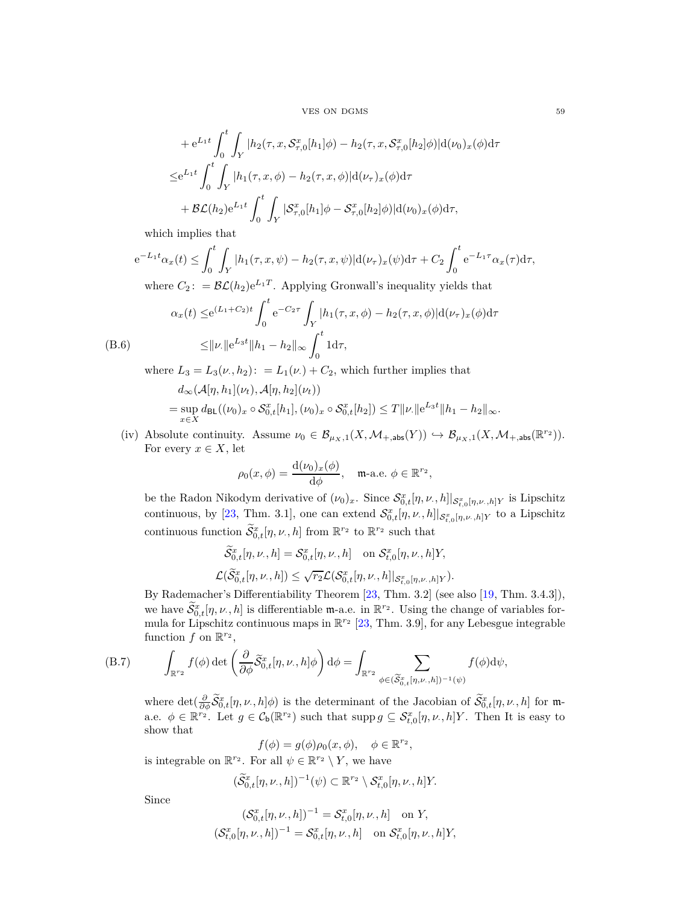$$
\begin{aligned}
&+\mathrm{e}^{L_1 t}\int_0^t\int_Y |h_2(\tau,x,\mathcal{S}^x_{\tau,0}[h_1]\phi)-h_2(\tau,x,\mathcal{S}^x_{\tau,0}[h_2]\phi)|\mathrm{d}(\nu_0)_x(\phi)\mathrm{d}\tau\\
\le&\mathrm{e}^{L_1 t}\int_0^t\int_Y |h_1(\tau,x,\phi)-h_2(\tau,x,\phi)|\mathrm{d}(\nu_\tau)_x(\phi)\mathrm{d}\tau\\
&+\mathcal{BL}(h_2)\mathrm{e}^{L_1 t}\int_0^t\int_Y |\mathcal{S}^x_{\tau,0}[h_1]\phi-\mathcal{S}^x_{\tau,0}[h_2]\phi)|\mathrm{d}(\nu_0)_x(\phi)\mathrm{d}\tau,
\end{aligned}
$$

which implies that

$$
\mathrm{e}^{-L_1 t}\alpha_x(t)\le\int_0^t\int_Y |h_1(\tau,x,\psi)-h_2(\tau,x,\psi)|\mathrm{d}(\nu_\tau)_x(\psi)\mathrm{d}\tau+C_2\int_0^t\mathrm{e}^{-L_1\tau}\alpha_x(\tau)\mathrm{d}\tau,
$$

where $C_2\colon=\mathcal{BL}(h_2)\mathrm{e}^{L_1 T}$. Applying Gronwall's inequality yields that

$$
\begin{aligned}
\alpha_x(t)\le&\mathrm{e}^{(L_1+C_2)t}\int_0^t\mathrm{e}^{-C_2\tau}\int_Y |h_1(\tau,x,\phi)-h_2(\tau,x,\phi)|\mathrm{d}(\nu_\tau)_x(\phi)\mathrm{d}\tau\\
\le&\|\nu_\cdot\|\mathrm{e}^{L_3 t}\|h_1-h_2\|_\infty\int_0^t 1\mathrm{d}\tau,
\end{aligned}
\tag{B.6}
$$

where $L_3=L_3(\nu_\cdot,h_2)\colon=L_1(\nu_\cdot)+C_2$, which further implies that

$$
\begin{aligned}
&d_\infty(\mathcal{A}[\eta,h_1](\nu_t),\mathcal{A}[\eta,h_2](\nu_t))\\
=&\sup_{x\in X}d_{\mathsf{BL}}((\nu_0)_x\circ\mathcal{S}^x_{0,t}[h_1],(\nu_0)_x\circ\mathcal{S}^x_{0,t}[h_2])\le T\|\nu_\cdot\|\mathrm{e}^{L_3 t}\|h_1-h_2\|_\infty.
\end{aligned}
$$

(iv) Absolute continuity. Assume $\nu_0\in\mathcal{B}_{\mu_X,1}(X,\mathcal{M}_{+,\mathsf{abs}}(Y))\hookrightarrow\mathcal{B}_{\mu_X,1}(X,\mathcal{M}_{+,\mathsf{abs}}(\mathbb{R}^{r_2}))$. For every $x\in X$, let

$$
\rho_0(x,\phi)=\frac{\mathrm{d}(\nu_0)_x(\phi)}{\mathrm{d}\phi},\quad \mathfrak{m}\text{-a.e. }\phi\in\mathbb{R}^{r_2},
$$

be the Radon Nikodym derivative of $(\nu_0)_x$. Since $\mathcal{S}^x_{0,t}[\eta,\nu_\cdot,h]|_{\mathcal{S}^x_{t,0}[\eta,\nu_\cdot,h]Y}$ is Lipschitz continuous, by [23, Thm. 3.1], one can extend $\mathcal{S}^x_{0,t}[\eta,\nu_\cdot,h]|_{\mathcal{S}^x_{t,0}[\eta,\nu_\cdot,h]Y}$ to a Lipschitz continuous function $\widetilde{\mathcal{S}}^x_{0,t}[\eta,\nu_\cdot,h]$ from $\mathbb{R}^{r_2}$ to $\mathbb{R}^{r_2}$ such that

$$
\begin{aligned}
&\widetilde{\mathcal{S}}^x_{0,t}[\eta,\nu_\cdot,h]=\mathcal{S}^x_{0,t}[\eta,\nu_\cdot,h]\quad\text{on }\mathcal{S}^x_{t,0}[\eta,\nu_\cdot,h]Y,\\
&\mathcal{L}(\widetilde{\mathcal{S}}^x_{0,t}[\eta,\nu_\cdot,h])\le\sqrt{r_2}\mathcal{L}(\mathcal{S}^x_{0,t}[\eta,\nu_\cdot,h]|_{\mathcal{S}^x_{t,0}[\eta,\nu_\cdot,h]Y}).
\end{aligned}
$$

By Rademacher's Differentiability Theorem [23, Thm. 3.2] (see also [19, Thm. 3.4.3]), we have $\widetilde{\mathcal{S}}^x_{0,t}[\eta,\nu_\cdot,h]$ is differentiable $\mathfrak{m}$-a.e. in $\mathbb{R}^{r_2}$. Using the change of variables formula for Lipschitz continuous maps in $\mathbb{R}^{r_2}$ [23, Thm. 3.9], for any Lebesgue integrable function $f$ on $\mathbb{R}^{r_2}$,

$$
\int_{\mathbb{R}^{r_2}}f(\phi)\det\left(\frac{\partial}{\partial\phi}\widetilde{\mathcal{S}}^x_{0,t}[\eta,\nu_\cdot,h]\phi\right)\mathrm{d}\phi=\int_{\mathbb{R}^{r_2}}\sum_{\phi\in(\widetilde{\mathcal{S}}^x_{0,t}[\eta,\nu_\cdot,h])^{-1}(\psi)}f(\phi)\mathrm{d}\psi,
\tag{B.7}
$$

where $\det(\frac{\partial}{\partial\phi}\widetilde{\mathcal{S}}^x_{0,t}[\eta,\nu_\cdot,h]\phi)$ is the determinant of the Jacobian of $\widetilde{\mathcal{S}}^x_{0,t}[\eta,\nu_\cdot,h]$ for $\mathfrak{m}$-a.e. $\phi\in\mathbb{R}^{r_2}$. Let $g\in\mathcal{C}_{\mathsf{b}}(\mathbb{R}^{r_2})$ such that $\operatorname{supp}g\subseteq\mathcal{S}^x_{t,0}[\eta,\nu_\cdot,h]Y$. Then It is easy to show that

$$
f(\phi)=g(\phi)\rho_0(x,\phi),\quad\phi\in\mathbb{R}^{r_2},
$$

is integrable on $\mathbb{R}^{r_2}$. For all $\psi\in\mathbb{R}^{r_2}\setminus Y$, we have

$$
(\widetilde{\mathcal{S}}^x_{0,t}[\eta,\nu_\cdot,h])^{-1}(\psi)\subset\mathbb{R}^{r_2}\setminus\mathcal{S}^x_{t,0}[\eta,\nu_\cdot,h]Y.
$$

Since

$$
\begin{aligned}
&(\mathcal{S}^x_{0,t}[\eta,\nu_\cdot,h])^{-1}=\mathcal{S}^x_{t,0}[\eta,\nu_\cdot,h]\quad\text{on }Y,\\
&(\mathcal{S}^x_{t,0}[\eta,\nu_\cdot,h])^{-1}=\mathcal{S}^x_{0,t}[\eta,\nu_\cdot,h]\quad\text{on }\mathcal{S}^x_{t,0}[\eta,\nu_\cdot,h]Y,
\end{aligned}
$$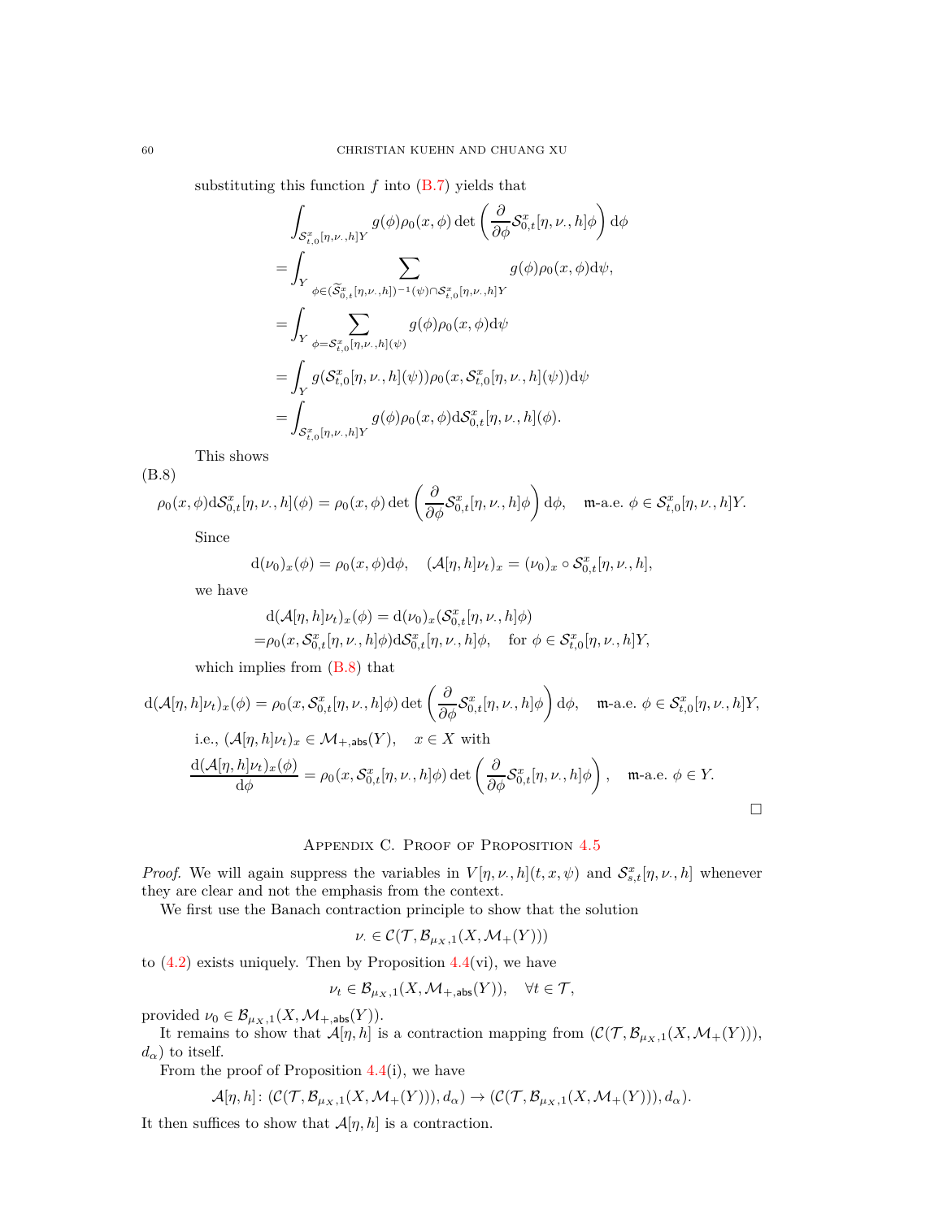substituting this function $f$ into (B.7) yields that

$$
\begin{aligned}
&\int_{\mathcal{S}^x_{t,0}[\eta,\nu_\cdot,h]Y} g(\phi)\rho_0(x,\phi)\det\left(\frac{\partial}{\partial\phi}\mathcal{S}^x_{0,t}[\eta,\nu_\cdot,h]\phi\right)\mathrm{d}\phi\\
=&\int_Y \sum_{\phi\in(\widetilde{\mathcal{S}}^x_{0,t}[\eta,\nu_\cdot,h])^{-1}(\psi)\cap\mathcal{S}^x_{t,0}[\eta,\nu_\cdot,h]Y} g(\phi)\rho_0(x,\phi)\mathrm{d}\psi,\\
=&\int_Y \sum_{\phi=\mathcal{S}^x_{t,0}[\eta,\nu_\cdot,h](\psi)} g(\phi)\rho_0(x,\phi)\mathrm{d}\psi\\
=&\int_Y g(\mathcal{S}^x_{t,0}[\eta,\nu_\cdot,h](\psi))\rho_0(x,\mathcal{S}^x_{t,0}[\eta,\nu_\cdot,h](\psi))\mathrm{d}\psi\\
=&\int_{\mathcal{S}^x_{t,0}[\eta,\nu_\cdot,h]Y} g(\phi)\rho_0(x,\phi)\mathrm{d}\mathcal{S}^x_{0,t}[\eta,\nu_\cdot,h](\phi).
\end{aligned}
$$

This shows

(B.8)
$$
\rho_0(x,\phi)\mathrm{d}\mathcal{S}^x_{0,t}[\eta,\nu_\cdot,h](\phi)=\rho_0(x,\phi)\det\left(\frac{\partial}{\partial\phi}\mathcal{S}^x_{0,t}[\eta,\nu_\cdot,h]\phi\right)\mathrm{d}\phi,\quad \mathfrak{m}\text{-a.e. }\phi\in\mathcal{S}^x_{t,0}[\eta,\nu_\cdot,h]Y.
$$

Since

$$
\mathrm{d}(\nu_0)_x(\phi)=\rho_0(x,\phi)\mathrm{d}\phi,\quad (\mathcal{A}[\eta,h]\nu_t)_x=(\nu_0)_x\circ\mathcal{S}^x_{0,t}[\eta,\nu_\cdot,h],
$$

we have

$$
\begin{aligned}
&\mathrm{d}(\mathcal{A}[\eta,h]\nu_t)_x(\phi)=\mathrm{d}(\nu_0)_x(\mathcal{S}^x_{0,t}[\eta,\nu_\cdot,h]\phi)\\
=&\rho_0(x,\mathcal{S}^x_{0,t}[\eta,\nu_\cdot,h]\phi)\mathrm{d}\mathcal{S}^x_{0,t}[\eta,\nu_\cdot,h]\phi,\quad \text{for }\phi\in\mathcal{S}^x_{t,0}[\eta,\nu_\cdot,h]Y,
\end{aligned}
$$

which implies from (B.8) that

$$
\mathrm{d}(\mathcal{A}[\eta,h]\nu_t)_x(\phi)=\rho_0(x,\mathcal{S}^x_{0,t}[\eta,\nu_\cdot,h]\phi)\det\left(\frac{\partial}{\partial\phi}\mathcal{S}^x_{0,t}[\eta,\nu_\cdot,h]\phi\right)\mathrm{d}\phi,\quad \mathfrak{m}\text{-a.e. }\phi\in\mathcal{S}^x_{t,0}[\eta,\nu_\cdot,h]Y,
$$

i.e., $(\mathcal{A}[\eta,h]\nu_t)_x\in\mathcal{M}_{+,\mathsf{abs}}(Y)$, $\quad x\in X$ with

$$
\frac{\mathrm{d}(\mathcal{A}[\eta,h]\nu_t)_x(\phi)}{\mathrm{d}\phi}=\rho_0(x,\mathcal{S}^x_{0,t}[\eta,\nu_\cdot,h]\phi)\det\left(\frac{\partial}{\partial\phi}\mathcal{S}^x_{0,t}[\eta,\nu_\cdot,h]\phi\right),\quad \mathfrak{m}\text{-a.e. }\phi\in Y.
$$

$\square$

## Appendix C. Proof of Proposition 4.5

*Proof.* We will again suppress the variables in $V[\eta,\nu_\cdot,h](t,x,\psi)$ and $\mathcal{S}^x_{s,t}[\eta,\nu_\cdot,h]$ whenever they are clear and not the emphasis from the context.

We first use the Banach contraction principle to show that the solution

$$
\nu_\cdot\in\mathcal{C}(\mathcal{T},\mathcal{B}_{\mu_X,1}(X,\mathcal{M}_+(Y)))
$$

to (4.2) exists uniquely. Then by Proposition 4.4(vi), we have

$$
\nu_t\in\mathcal{B}_{\mu_X,1}(X,\mathcal{M}_{+,\mathsf{abs}}(Y)),\quad \forall t\in\mathcal{T},
$$

provided $\nu_0\in\mathcal{B}_{\mu_X,1}(X,\mathcal{M}_{+,\mathsf{abs}}(Y))$.

It remains to show that $\mathcal{A}[\eta,h]$ is a contraction mapping from $(\mathcal{C}(\mathcal{T},\mathcal{B}_{\mu_X,1}(X,\mathcal{M}_+(Y))),$ $d_\alpha)$ to itself.

From the proof of Proposition 4.4(i), we have

$$
\mathcal{A}[\eta,h]\colon(\mathcal{C}(\mathcal{T},\mathcal{B}_{\mu_X,1}(X,\mathcal{M}_+(Y))),d_\alpha)\to(\mathcal{C}(\mathcal{T},\mathcal{B}_{\mu_X,1}(X,\mathcal{M}_+(Y))),d_\alpha).
$$

It then suffices to show that $\mathcal{A}[\eta,h]$ is a contraction.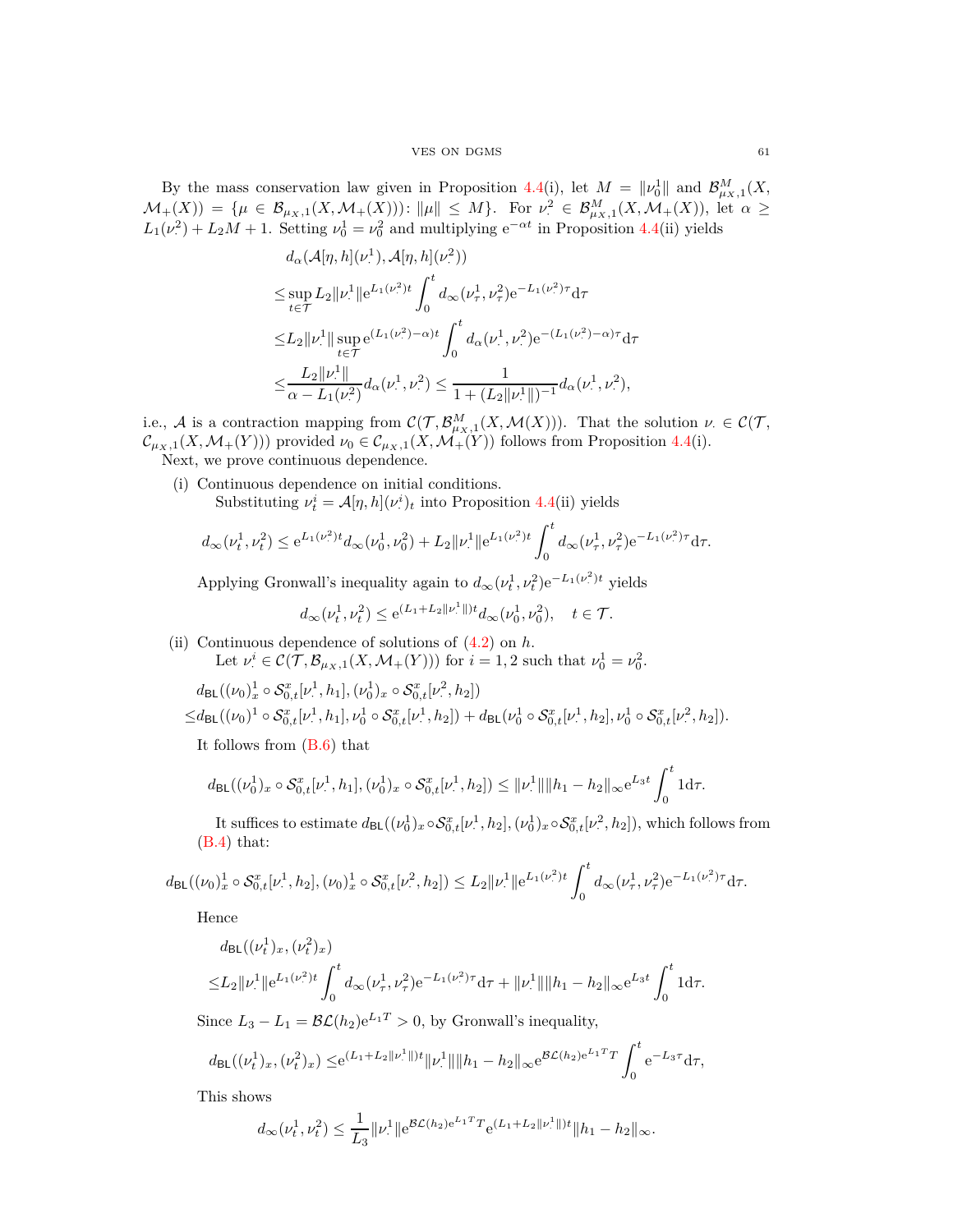By the mass conservation law given in Proposition 4.4(i), let $M = \|\nu_0^1\|$ and $\mathcal{B}^M_{\mu_X,1}(X, \mathcal{M}_+(X)) = \{\mu \in \mathcal{B}_{\mu_X,1}(X, \mathcal{M}_+(X))) \colon \|\mu\| \le M\}$. For $\nu^2_\cdot \in \mathcal{B}^M_{\mu_X,1}(X, \mathcal{M}_+(X))$, let $\alpha \ge L_1(\nu^2_\cdot) + L_2 M + 1$. Setting $\nu_0^1 = \nu_0^2$ and multiplying $\mathrm{e}^{-\alpha t}$ in Proposition 4.4(ii) yields

$$
\begin{aligned}
&d_\alpha(\mathcal{A}[\eta, h](\nu^1_\cdot), \mathcal{A}[\eta, h](\nu^2_\cdot))\\
\le& \sup_{t\in\mathcal{T}} L_2 \|\nu^1_\cdot\| \mathrm{e}^{L_1(\nu^2_\cdot)t} \int_0^t d_\infty(\nu^1_\tau, \nu^2_\tau) \mathrm{e}^{-L_1(\nu^2_\cdot)\tau} \mathrm{d}\tau\\
\le& L_2 \|\nu^1_\cdot\| \sup_{t\in\mathcal{T}} \mathrm{e}^{(L_1(\nu^2_\cdot)-\alpha)t} \int_0^t d_\alpha(\nu^1_\cdot, \nu^2_\cdot) \mathrm{e}^{-(L_1(\nu^2_\cdot)-\alpha)\tau} \mathrm{d}\tau\\
\le& \frac{L_2\|\nu^1_\cdot\|}{\alpha - L_1(\nu^2_\cdot)} d_\alpha(\nu^1_\cdot, \nu^2_\cdot) \le \frac{1}{1 + (L_2\|\nu^1_\cdot\|)^{-1}} d_\alpha(\nu^1_\cdot, \nu^2_\cdot),
\end{aligned}
$$

i.e., $\mathcal{A}$ is a contraction mapping from $\mathcal{C}(\mathcal{T}, \mathcal{B}^M_{\mu_X,1}(X, \mathcal{M}(X)))$. That the solution $\nu_\cdot \in \mathcal{C}(\mathcal{T}, \mathcal{C}_{\mu_X,1}(X, \mathcal{M}_+(Y)))$ provided $\nu_0 \in \mathcal{C}_{\mu_X,1}(X, \mathcal{M}_+(Y))$ follows from Proposition 4.4(i).

Next, we prove continuous dependence.

(i) Continuous dependence on initial conditions.

Substituting $\nu^i_t = \mathcal{A}[\eta, h](\nu^i_\cdot)_t$ into Proposition 4.4(ii) yields

$$
d_\infty(\nu^1_t, \nu^2_t) \le \mathrm{e}^{L_1(\nu^2_\cdot)t} d_\infty(\nu^1_0, \nu^2_0) + L_2 \|\nu^1_\cdot\| \mathrm{e}^{L_1(\nu^2_\cdot)t} \int_0^t d_\infty(\nu^1_\tau, \nu^2_\tau) \mathrm{e}^{-L_1(\nu^2_\cdot)\tau} \mathrm{d}\tau.
$$

Applying Gronwall's inequality again to $d_\infty(\nu^1_t, \nu^2_t)\mathrm{e}^{-L_1(\nu^2_\cdot)t}$ yields

$$
d_\infty(\nu^1_t, \nu^2_t) \le \mathrm{e}^{(L_1 + L_2\|\nu^1_\cdot\|)t} d_\infty(\nu^1_0, \nu^2_0), \quad t \in \mathcal{T}.
$$

(ii) Continuous dependence of solutions of (4.2) on $h$.

Let $\nu^i_\cdot \in \mathcal{C}(\mathcal{T}, \mathcal{B}_{\mu_X,1}(X, \mathcal{M}_+(Y)))$ for $i = 1, 2$ such that $\nu^1_0 = \nu^2_0$.

$$
\begin{aligned}
&d_{\mathsf{BL}}((\nu_0)^1_x \circ \mathcal{S}^x_{0,t}[\nu^1_\cdot, h_1], (\nu_0)^1_x \circ \mathcal{S}^x_{0,t}[\nu^2_\cdot, h_2])\\
\le& d_{\mathsf{BL}}((\nu_0)^1 \circ \mathcal{S}^x_{0,t}[\nu^1_\cdot, h_1], \nu^1_0 \circ \mathcal{S}^x_{0,t}[\nu^1_\cdot, h_2]) + d_{\mathsf{BL}}(\nu^1_0 \circ \mathcal{S}^x_{0,t}[\nu^1_\cdot, h_2], \nu^1_0 \circ \mathcal{S}^x_{0,t}[\nu^2_\cdot, h_2]).
\end{aligned}
$$

It follows from (B.6) that

$$
d_{\mathsf{BL}}((\nu^1_0)_x \circ \mathcal{S}^x_{0,t}[\nu^1_\cdot, h_1], (\nu^1_0)_x \circ \mathcal{S}^x_{0,t}[\nu^1_\cdot, h_2]) \le \|\nu^1_\cdot\| \|h_1 - h_2\|_\infty \mathrm{e}^{L_3 t} \int_0^t 1 \mathrm{d}\tau.
$$

It suffices to estimate $d_{\mathsf{BL}}((\nu^1_0)_x \circ \mathcal{S}^x_{0,t}[\nu^1_\cdot, h_2], (\nu^1_0)_x \circ \mathcal{S}^x_{0,t}[\nu^2_\cdot, h_2])$, which follows from (B.4) that:

$$
d_{\mathsf{BL}}((\nu_0)^1_x \circ \mathcal{S}^x_{0,t}[\nu^1_\cdot, h_2], (\nu_0)^1_x \circ \mathcal{S}^x_{0,t}[\nu^2_\cdot, h_2]) \le L_2 \|\nu^1_\cdot\| \mathrm{e}^{L_1(\nu^2_\cdot)t} \int_0^t d_\infty(\nu^1_\tau, \nu^2_\tau) \mathrm{e}^{-L_1(\nu^2_\cdot)\tau} \mathrm{d}\tau.
$$

Hence

$$
\begin{aligned}
&d_{\mathsf{BL}}((\nu^1_t)_x, (\nu^2_t)_x)\\
\le& L_2 \|\nu^1_\cdot\| \mathrm{e}^{L_1(\nu^2_\cdot)t} \int_0^t d_\infty(\nu^1_\tau, \nu^2_\tau) \mathrm{e}^{-L_1(\nu^2_\cdot)\tau} \mathrm{d}\tau + \|\nu^1_\cdot\| \|h_1 - h_2\|_\infty \mathrm{e}^{L_3 t} \int_0^t 1 \mathrm{d}\tau.
\end{aligned}
$$

Since $L_3 - L_1 = \mathcal{BL}(h_2)\mathrm{e}^{L_1 T} > 0$, by Gronwall's inequality,

$$
d_{\mathsf{BL}}((\nu^1_t)_x, (\nu^2_t)_x) \le \mathrm{e}^{(L_1 + L_2\|\nu^1_\cdot\|)t} \|\nu^1_\cdot\| \|h_1 - h_2\|_\infty \mathrm{e}^{\mathcal{BL}(h_2)\mathrm{e}^{L_1 T} T} \int_0^t \mathrm{e}^{-L_3 \tau} \mathrm{d}\tau,
$$

This shows

$$
d_\infty(\nu^1_t, \nu^2_t) \le \frac{1}{L_3} \|\nu^1_\cdot\| \mathrm{e}^{\mathcal{BL}(h_2)\mathrm{e}^{L_1 T} T} \mathrm{e}^{(L_1 + L_2\|\nu^1_\cdot\|)t} \|h_1 - h_2\|_\infty.
$$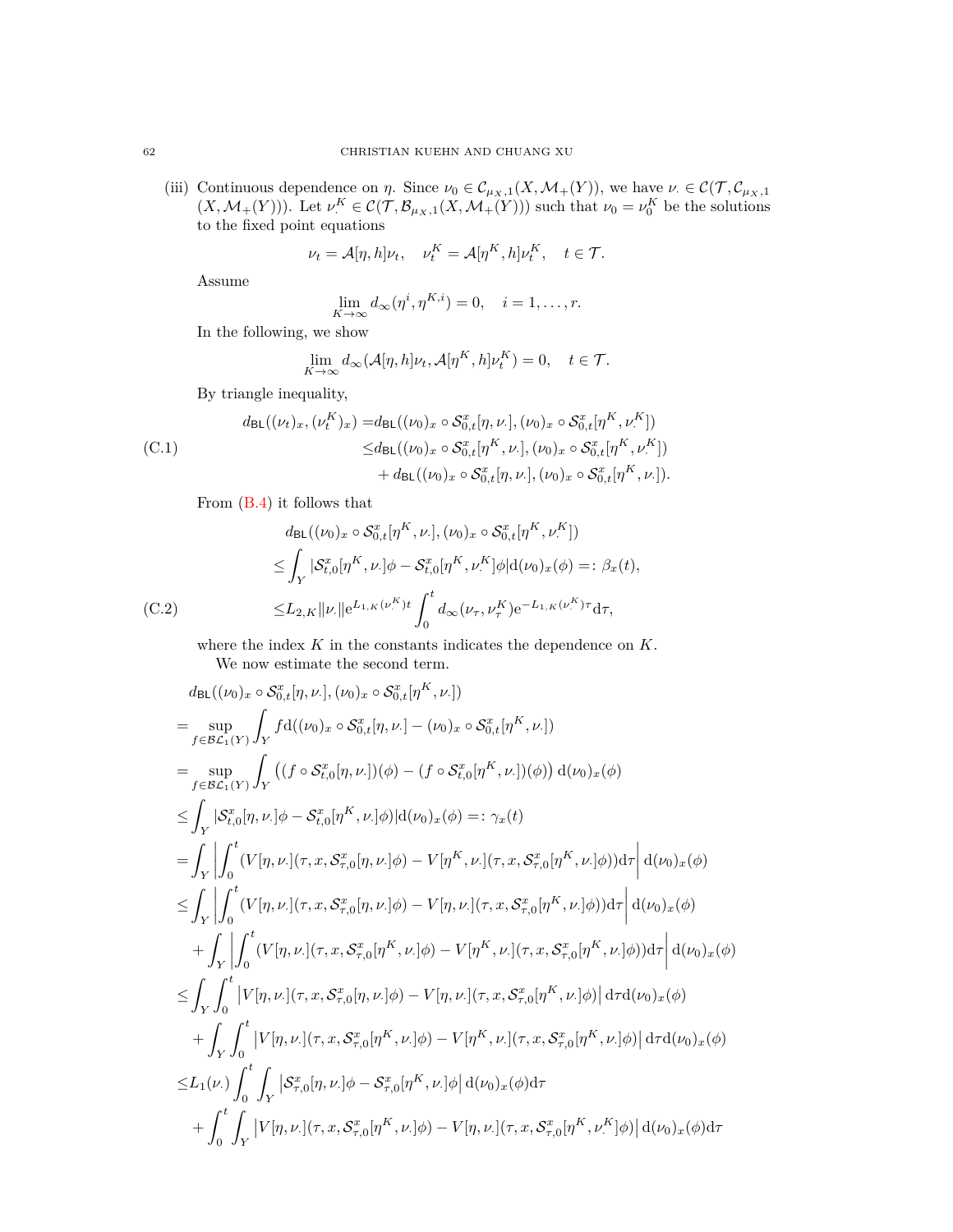(iii) Continuous dependence on $\eta$. Since $\nu_0 \in \mathcal{C}_{\mu_X,1}(X, \mathcal{M}_+(Y))$, we have $\nu_\cdot \in \mathcal{C}(\mathcal{T}, \mathcal{C}_{\mu_X,1}(X, \mathcal{M}_+(Y)))$. Let $\nu_\cdot^K \in \mathcal{C}(\mathcal{T}, \mathcal{B}_{\mu_X,1}(X, \mathcal{M}_+(Y)))$ such that $\nu_0 = \nu_0^K$ be the solutions to the fixed point equations

$$\nu_t = \mathcal{A}[\eta, h]\nu_t, \quad \nu_t^K = \mathcal{A}[\eta^K, h]\nu_t^K, \quad t \in \mathcal{T}.$$

Assume

$$\lim_{K\to\infty} d_\infty(\eta^i, \eta^{K,i}) = 0, \quad i = 1, \dots, r.$$

In the following, we show

$$\lim_{K\to\infty} d_\infty(\mathcal{A}[\eta, h]\nu_t, \mathcal{A}[\eta^K, h]\nu_t^K) = 0, \quad t \in \mathcal{T}.$$

By triangle inequality,

$$\begin{aligned}
d_{\mathsf{BL}}((\nu_t)_x, (\nu_t^K)_x) =& d_{\mathsf{BL}}((\nu_0)_x \circ \mathcal{S}_{0,t}^x[\eta, \nu_\cdot], (\nu_0)_x \circ \mathcal{S}_{0,t}^x[\eta^K, \nu_\cdot^K]) \\
\leq& d_{\mathsf{BL}}((\nu_0)_x \circ \mathcal{S}_{0,t}^x[\eta^K, \nu_\cdot], (\nu_0)_x \circ \mathcal{S}_{0,t}^x[\eta^K, \nu_\cdot^K]) \\
&+ d_{\mathsf{BL}}((\nu_0)_x \circ \mathcal{S}_{0,t}^x[\eta, \nu_\cdot], (\nu_0)_x \circ \mathcal{S}_{0,t}^x[\eta^K, \nu_\cdot]).
\end{aligned} \tag{C.1}$$

From (B.4) it follows that

$$\begin{aligned}
& d_{\mathsf{BL}}((\nu_0)_x \circ \mathcal{S}_{0,t}^x[\eta^K, \nu_\cdot], (\nu_0)_x \circ \mathcal{S}_{0,t}^x[\eta^K, \nu_\cdot^K]) \\
\leq& \int_Y |\mathcal{S}_{t,0}^x[\eta^K, \nu_\cdot]\phi - \mathcal{S}_{t,0}^x[\eta^K, \nu_\cdot^K]\phi| \mathrm{d}(\nu_0)_x(\phi) =: \beta_x(t), \\
\leq& L_{2,K} \|\nu_\cdot\| \mathrm{e}^{L_{1,K}(\nu_\cdot^K)t} \int_0^t d_\infty(\nu_\tau, \nu_\tau^K) \mathrm{e}^{-L_{1,K}(\nu_\cdot^K)\tau} \mathrm{d}\tau,
\end{aligned} \tag{C.2}$$

where the index $K$ in the constants indicates the dependence on $K$.

We now estimate the second term.

$$\begin{aligned}
& d_{\mathsf{BL}}((\nu_0)_x \circ \mathcal{S}_{0,t}^x[\eta, \nu_\cdot], (\nu_0)_x \circ \mathcal{S}_{0,t}^x[\eta^K, \nu_\cdot]) \\
=& \sup_{f \in \mathcal{BL}_1(Y)} \int_Y f \mathrm{d}((\nu_0)_x \circ \mathcal{S}_{0,t}^x[\eta, \nu_\cdot] - (\nu_0)_x \circ \mathcal{S}_{0,t}^x[\eta^K, \nu_\cdot]) \\
=& \sup_{f \in \mathcal{BL}_1(Y)} \int_Y \left( (f \circ \mathcal{S}_{t,0}^x[\eta, \nu_\cdot])(\phi) - (f \circ \mathcal{S}_{t,0}^x[\eta^K, \nu_\cdot])(\phi) \right) \mathrm{d}(\nu_0)_x(\phi) \\
\leq& \int_Y |\mathcal{S}_{t,0}^x[\eta, \nu_\cdot]\phi - \mathcal{S}_{t,0}^x[\eta^K, \nu_\cdot]\phi| \mathrm{d}(\nu_0)_x(\phi) =: \gamma_x(t) \\
=& \int_Y \left| \int_0^t (V[\eta, \nu_\cdot](\tau, x, \mathcal{S}_{\tau,0}^x[\eta, \nu_\cdot]\phi) - V[\eta^K, \nu_\cdot](\tau, x, \mathcal{S}_{\tau,0}^x[\eta^K, \nu_\cdot]\phi)) \mathrm{d}\tau \right| \mathrm{d}(\nu_0)_x(\phi) \\
\leq& \int_Y \left| \int_0^t (V[\eta, \nu_\cdot](\tau, x, \mathcal{S}_{\tau,0}^x[\eta, \nu_\cdot]\phi) - V[\eta, \nu_\cdot](\tau, x, \mathcal{S}_{\tau,0}^x[\eta^K, \nu_\cdot]\phi)) \mathrm{d}\tau \right| \mathrm{d}(\nu_0)_x(\phi) \\
&+ \int_Y \left| \int_0^t (V[\eta, \nu_\cdot](\tau, x, \mathcal{S}_{\tau,0}^x[\eta^K, \nu_\cdot]\phi) - V[\eta^K, \nu_\cdot](\tau, x, \mathcal{S}_{\tau,0}^x[\eta^K, \nu_\cdot]\phi)) \mathrm{d}\tau \right| \mathrm{d}(\nu_0)_x(\phi) \\
\leq& \int_Y \int_0^t \left| V[\eta, \nu_\cdot](\tau, x, \mathcal{S}_{\tau,0}^x[\eta, \nu_\cdot]\phi) - V[\eta, \nu_\cdot](\tau, x, \mathcal{S}_{\tau,0}^x[\eta^K, \nu_\cdot]\phi) \right| \mathrm{d}\tau \mathrm{d}(\nu_0)_x(\phi) \\
&+ \int_Y \int_0^t \left| V[\eta, \nu_\cdot](\tau, x, \mathcal{S}_{\tau,0}^x[\eta^K, \nu_\cdot]\phi) - V[\eta^K, \nu_\cdot](\tau, x, \mathcal{S}_{\tau,0}^x[\eta^K, \nu_\cdot]\phi) \right| \mathrm{d}\tau \mathrm{d}(\nu_0)_x(\phi) \\
\leq& L_1(\nu_\cdot) \int_0^t \int_Y \left| \mathcal{S}_{\tau,0}^x[\eta, \nu_\cdot]\phi - \mathcal{S}_{\tau,0}^x[\eta^K, \nu_\cdot]\phi \right| \mathrm{d}(\nu_0)_x(\phi) \mathrm{d}\tau \\
&+ \int_0^t \int_Y \left| V[\eta, \nu_\cdot](\tau, x, \mathcal{S}_{\tau,0}^x[\eta^K, \nu_\cdot]\phi) - V[\eta, \nu_\cdot](\tau, x, \mathcal{S}_{\tau,0}^x[\eta^K, \nu_\cdot^K]\phi) \right| \mathrm{d}(\nu_0)_x(\phi) \mathrm{d}\tau
\end{aligned}$$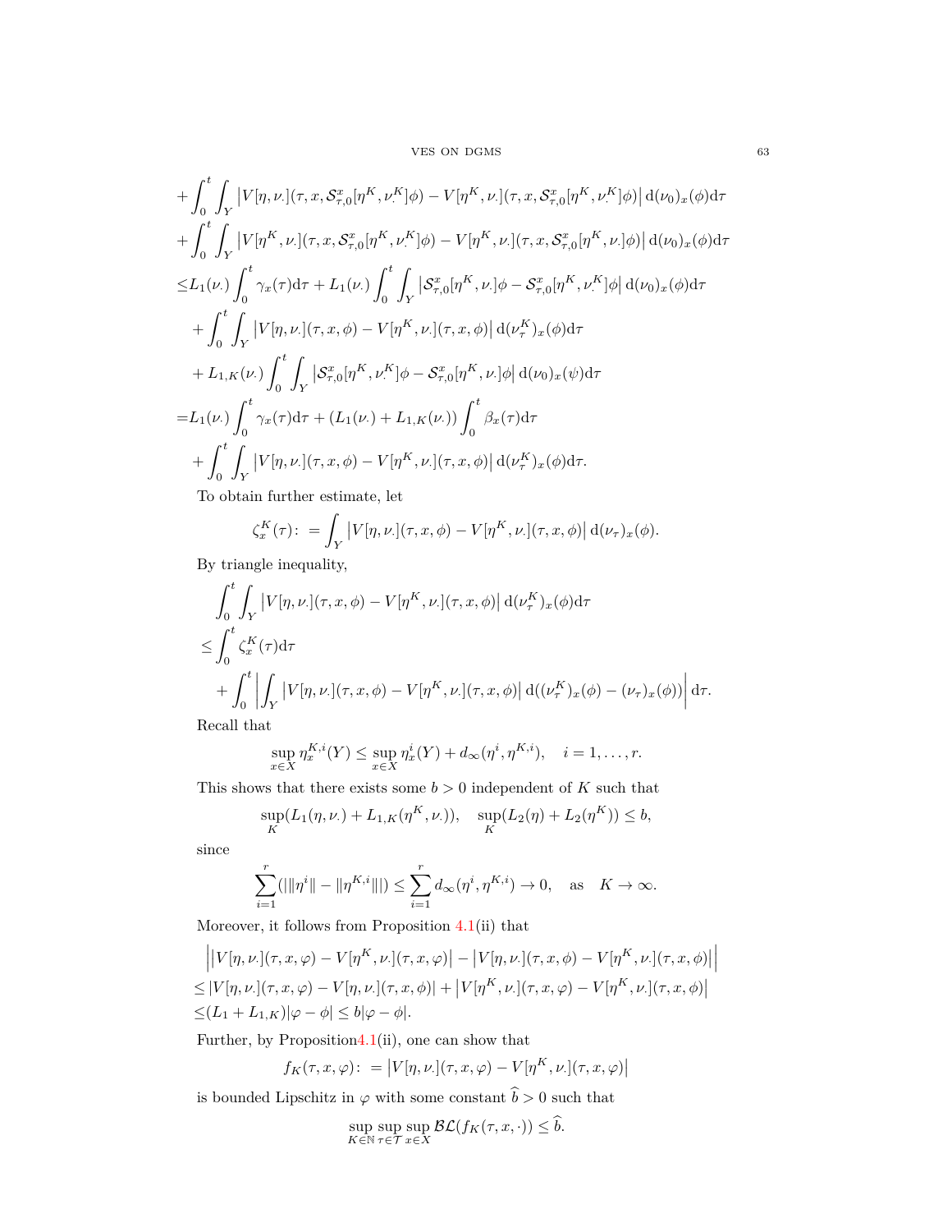$$
\begin{aligned}
&+\int_0^t \int_Y \left|V[\eta,\nu_\cdot](\tau,x,\mathcal{S}^x_{\tau,0}[\eta^K,\nu^K_\cdot]\phi)-V[\eta^K,\nu_\cdot](\tau,x,\mathcal{S}^x_{\tau,0}[\eta^K,\nu^K_\cdot]\phi)\right| \mathrm{d}(\nu_0)_x(\phi)\mathrm{d}\tau\\
&+\int_0^t \int_Y \left|V[\eta^K,\nu_\cdot](\tau,x,\mathcal{S}^x_{\tau,0}[\eta^K,\nu^K_\cdot]\phi)-V[\eta^K,\nu_\cdot](\tau,x,\mathcal{S}^x_{\tau,0}[\eta^K,\nu_\cdot]\phi)\right| \mathrm{d}(\nu_0)_x(\phi)\mathrm{d}\tau\\
\le& L_1(\nu_\cdot)\int_0^t \gamma_x(\tau)\mathrm{d}\tau + L_1(\nu_\cdot)\int_0^t\int_Y \left|\mathcal{S}^x_{\tau,0}[\eta^K,\nu_\cdot]\phi-\mathcal{S}^x_{\tau,0}[\eta^K,\nu^K_\cdot]\phi\right|\mathrm{d}(\nu_0)_x(\phi)\mathrm{d}\tau\\
&+\int_0^t\int_Y \left|V[\eta,\nu_\cdot](\tau,x,\phi)-V[\eta^K,\nu_\cdot](\tau,x,\phi)\right|\mathrm{d}(\nu^K_\tau)_x(\phi)\mathrm{d}\tau\\
&+L_{1,K}(\nu_\cdot)\int_0^t\int_Y \left|\mathcal{S}^x_{\tau,0}[\eta^K,\nu^K_\cdot]\phi-\mathcal{S}^x_{\tau,0}[\eta^K,\nu_\cdot]\phi\right|\mathrm{d}(\nu_0)_x(\psi)\mathrm{d}\tau\\
=& L_1(\nu_\cdot)\int_0^t \gamma_x(\tau)\mathrm{d}\tau + (L_1(\nu_\cdot)+L_{1,K}(\nu_\cdot))\int_0^t \beta_x(\tau)\mathrm{d}\tau\\
&+\int_0^t\int_Y \left|V[\eta,\nu_\cdot](\tau,x,\phi)-V[\eta^K,\nu_\cdot](\tau,x,\phi)\right|\mathrm{d}(\nu^K_\tau)_x(\phi)\mathrm{d}\tau.
\end{aligned}
$$

To obtain further estimate, let

$$
\zeta^K_x(\tau):=\int_Y \left|V[\eta,\nu_\cdot](\tau,x,\phi)-V[\eta^K,\nu_\cdot](\tau,x,\phi)\right|\mathrm{d}(\nu_\tau)_x(\phi).
$$

By triangle inequality,

$$
\begin{aligned}
&\int_0^t\int_Y \left|V[\eta,\nu_\cdot](\tau,x,\phi)-V[\eta^K,\nu_\cdot](\tau,x,\phi)\right|\mathrm{d}(\nu^K_\tau)_x(\phi)\mathrm{d}\tau\\
\le&\int_0^t \zeta^K_x(\tau)\mathrm{d}\tau\\
&+\int_0^t\left|\int_Y \left|V[\eta,\nu_\cdot](\tau,x,\phi)-V[\eta^K,\nu_\cdot](\tau,x,\phi)\right|\mathrm{d}((\nu^K_\tau)_x(\phi)-(\nu_\tau)_x(\phi))\right|\mathrm{d}\tau.
\end{aligned}
$$

Recall that

$$
\sup_{x\in X}\eta^{K,i}_x(Y)\le \sup_{x\in X}\eta^i_x(Y)+d_\infty(\eta^i,\eta^{K,i}),\quad i=1,\ldots,r.
$$

This shows that there exists some $b>0$ independent of $K$ such that

$$
\sup_K(L_1(\eta,\nu_\cdot)+L_{1,K}(\eta^K,\nu_\cdot)),\quad \sup_K(L_2(\eta)+L_2(\eta^K))\le b,
$$

since

$$
\sum_{i=1}^r(|\|\eta^i\|-\|\eta^{K,i}\||)\le\sum_{i=1}^r d_\infty(\eta^i,\eta^{K,i})\to 0,\quad \text{as}\quad K\to\infty.
$$

Moreover, it follows from Proposition 4.1(ii) that

$$
\begin{aligned}
&\left|\left|V[\eta,\nu_\cdot](\tau,x,\varphi)-V[\eta^K,\nu_\cdot](\tau,x,\varphi)\right|-\left|V[\eta,\nu_\cdot](\tau,x,\phi)-V[\eta^K,\nu_\cdot](\tau,x,\phi)\right|\right|\\
\le&|V[\eta,\nu_\cdot](\tau,x,\varphi)-V[\eta,\nu_\cdot](\tau,x,\phi)|+\left|V[\eta^K,\nu_\cdot](\tau,x,\varphi)-V[\eta^K,\nu_\cdot](\tau,x,\phi)\right|\\
\le&(L_1+L_{1,K})|\varphi-\phi|\le b|\varphi-\phi|.
\end{aligned}
$$

Further, by Proposition 4.1(ii), one can show that

$$
f_K(\tau,x,\varphi):=\left|V[\eta,\nu_\cdot](\tau,x,\varphi)-V[\eta^K,\nu_\cdot](\tau,x,\varphi)\right|
$$

is bounded Lipschitz in $\varphi$ with some constant $\widehat{b}>0$ such that

$$
\sup_{K\in\mathbb{N}}\sup_{\tau\in\mathcal{T}}\sup_{x\in X}\mathcal{BL}(f_K(\tau,x,\cdot))\le\widehat{b}.
$$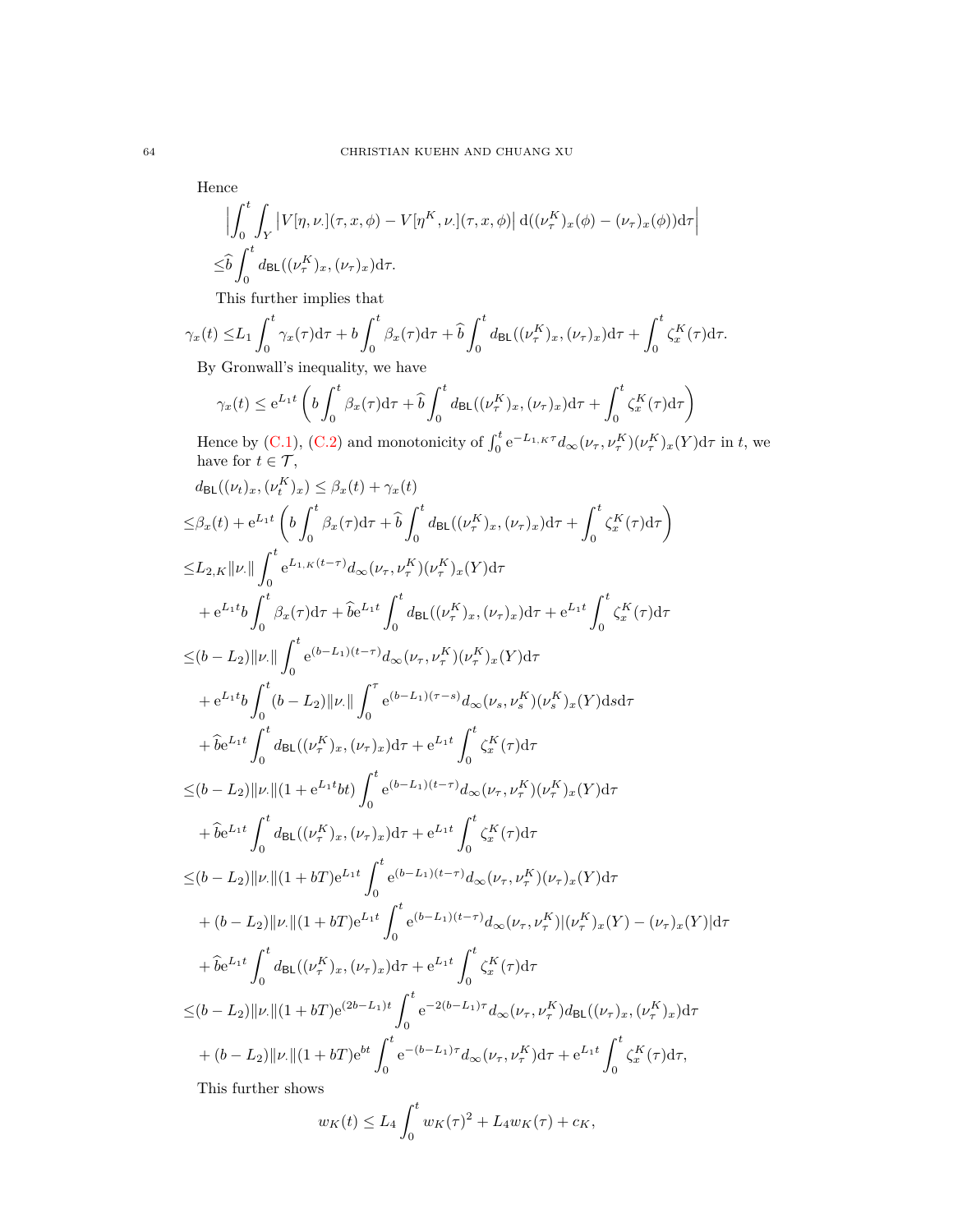Hence

$$\Big|\int_0^t \int_Y \big|V[\eta,\nu_\cdot](\tau,x,\phi) - V[\eta^K,\nu_\cdot](\tau,x,\phi)\big|\,\mathrm{d}((\nu_\tau^K)_x(\phi) - (\nu_\tau)_x(\phi))\mathrm{d}\tau\Big|$$
$$\leq \widehat{b}\int_0^t d_{\mathsf{BL}}((\nu_\tau^K)_x, (\nu_\tau)_x)\mathrm{d}\tau.$$

This further implies that

$$\gamma_x(t) \leq L_1\int_0^t \gamma_x(\tau)\mathrm{d}\tau + b\int_0^t \beta_x(\tau)\mathrm{d}\tau + \widehat{b}\int_0^t d_{\mathsf{BL}}((\nu_\tau^K)_x, (\nu_\tau)_x)\mathrm{d}\tau + \int_0^t \zeta_x^K(\tau)\mathrm{d}\tau.$$

By Gronwall's inequality, we have

$$\gamma_x(t) \leq \mathrm{e}^{L_1 t}\left(b\int_0^t \beta_x(\tau)\mathrm{d}\tau + \widehat{b}\int_0^t d_{\mathsf{BL}}((\nu_\tau^K)_x, (\nu_\tau)_x)\mathrm{d}\tau + \int_0^t \zeta_x^K(\tau)\mathrm{d}\tau\right)$$

Hence by (C.1), (C.2) and monotonicity of $\int_0^t \mathrm{e}^{-L_{1,K}\tau} d_\infty(\nu_\tau,\nu_\tau^K)(\nu_\tau^K)_x(Y)\mathrm{d}\tau$ in $t$, we have for $t\in\mathcal{T}$,

$$\begin{aligned}
&d_{\mathsf{BL}}((\nu_t)_x,(\nu_t^K)_x) \leq \beta_x(t) + \gamma_x(t)\\
\leq&\beta_x(t) + \mathrm{e}^{L_1 t}\left(b\int_0^t \beta_x(\tau)\mathrm{d}\tau + \widehat{b}\int_0^t d_{\mathsf{BL}}((\nu_\tau^K)_x,(\nu_\tau)_x)\mathrm{d}\tau + \int_0^t \zeta_x^K(\tau)\mathrm{d}\tau\right)\\
\leq&L_{2,K}\|\nu_\cdot\|\int_0^t \mathrm{e}^{L_{1,K}(t-\tau)} d_\infty(\nu_\tau,\nu_\tau^K)(\nu_\tau^K)_x(Y)\mathrm{d}\tau\\
&+\mathrm{e}^{L_1 t} b\int_0^t \beta_x(\tau)\mathrm{d}\tau + \widehat{b}\mathrm{e}^{L_1 t}\int_0^t d_{\mathsf{BL}}((\nu_\tau^K)_x,(\nu_\tau)_x)\mathrm{d}\tau + \mathrm{e}^{L_1 t}\int_0^t \zeta_x^K(\tau)\mathrm{d}\tau\\
\leq&(b-L_2)\|\nu_\cdot\|\int_0^t \mathrm{e}^{(b-L_1)(t-\tau)} d_\infty(\nu_\tau,\nu_\tau^K)(\nu_\tau^K)_x(Y)\mathrm{d}\tau\\
&+\mathrm{e}^{L_1 t} b\int_0^t (b-L_2)\|\nu_\cdot\|\int_0^\tau \mathrm{e}^{(b-L_1)(\tau-s)} d_\infty(\nu_s,\nu_s^K)(\nu_s^K)_x(Y)\mathrm{d}s\mathrm{d}\tau\\
&+\widehat{b}\mathrm{e}^{L_1 t}\int_0^t d_{\mathsf{BL}}((\nu_\tau^K)_x,(\nu_\tau)_x)\mathrm{d}\tau + \mathrm{e}^{L_1 t}\int_0^t \zeta_x^K(\tau)\mathrm{d}\tau\\
\leq&(b-L_2)\|\nu_\cdot\|(1+\mathrm{e}^{L_1 t}bt)\int_0^t \mathrm{e}^{(b-L_1)(t-\tau)} d_\infty(\nu_\tau,\nu_\tau^K)(\nu_\tau^K)_x(Y)\mathrm{d}\tau\\
&+\widehat{b}\mathrm{e}^{L_1 t}\int_0^t d_{\mathsf{BL}}((\nu_\tau^K)_x,(\nu_\tau)_x)\mathrm{d}\tau + \mathrm{e}^{L_1 t}\int_0^t \zeta_x^K(\tau)\mathrm{d}\tau\\
\leq&(b-L_2)\|\nu_\cdot\|(1+bT)\mathrm{e}^{L_1 t}\int_0^t \mathrm{e}^{(b-L_1)(t-\tau)} d_\infty(\nu_\tau,\nu_\tau^K)(\nu_\tau)_x(Y)\mathrm{d}\tau\\
&+(b-L_2)\|\nu_\cdot\|(1+bT)\mathrm{e}^{L_1 t}\int_0^t \mathrm{e}^{(b-L_1)(t-\tau)} d_\infty(\nu_\tau,\nu_\tau^K)|(\nu_\tau^K)_x(Y)-(\nu_\tau)_x(Y)|\mathrm{d}\tau\\
&+\widehat{b}\mathrm{e}^{L_1 t}\int_0^t d_{\mathsf{BL}}((\nu_\tau^K)_x,(\nu_\tau)_x)\mathrm{d}\tau + \mathrm{e}^{L_1 t}\int_0^t \zeta_x^K(\tau)\mathrm{d}\tau\\
\leq&(b-L_2)\|\nu_\cdot\|(1+bT)\mathrm{e}^{(2b-L_1)t}\int_0^t \mathrm{e}^{-2(b-L_1)\tau} d_\infty(\nu_\tau,\nu_\tau^K) d_{\mathsf{BL}}((\nu_\tau)_x,(\nu_\tau^K)_x)\mathrm{d}\tau\\
&+(b-L_2)\|\nu_\cdot\|(1+bT)\mathrm{e}^{bt}\int_0^t \mathrm{e}^{-(b-L_1)\tau} d_\infty(\nu_\tau,\nu_\tau^K)\mathrm{d}\tau + \mathrm{e}^{L_1 t}\int_0^t \zeta_x^K(\tau)\mathrm{d}\tau,
\end{aligned}$$

This further shows

$$w_K(t) \leq L_4\int_0^t w_K(\tau)^2 + L_4 w_K(\tau) + c_K,$$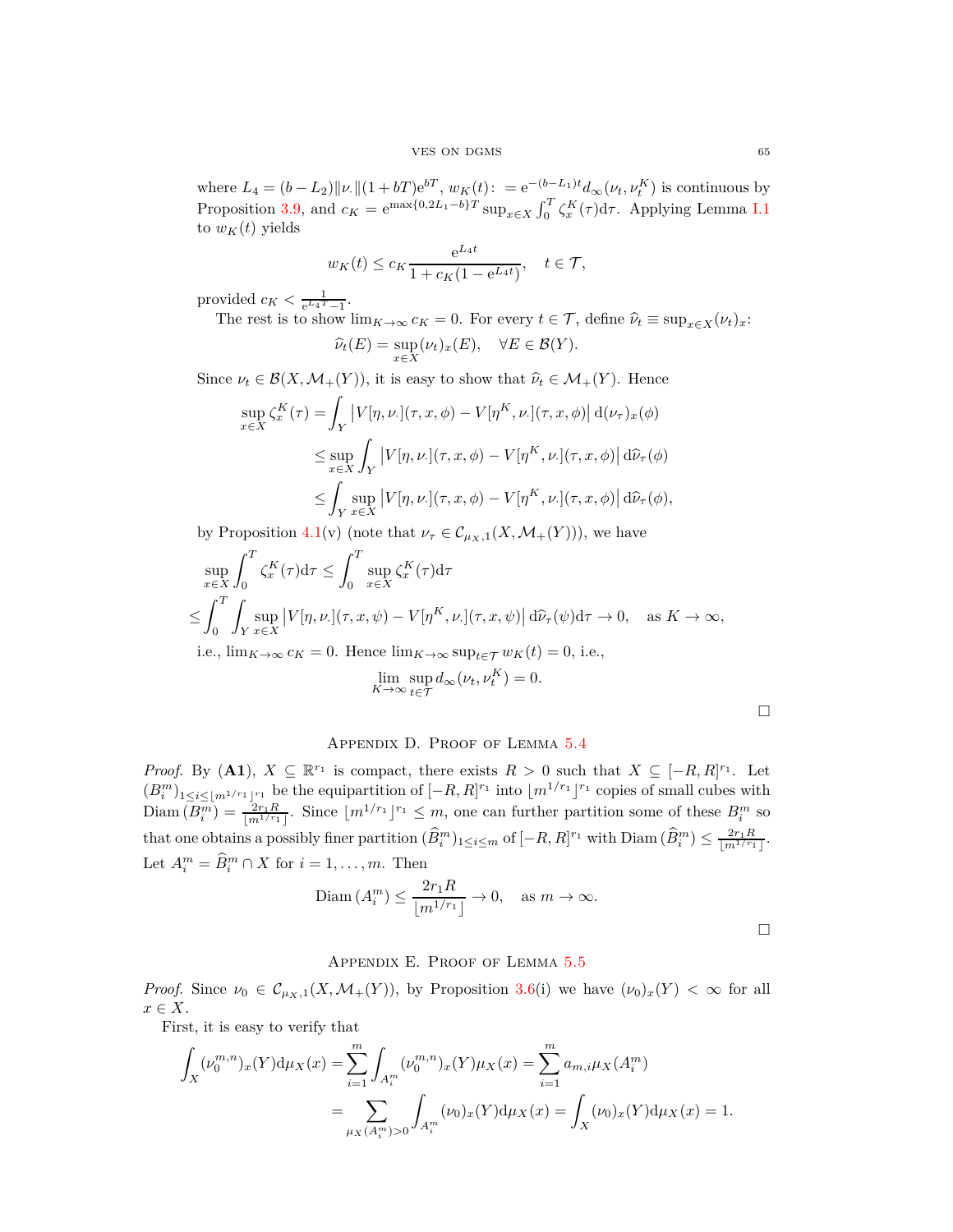where $L_4 = (b - L_2)\|\nu_\cdot\|(1 + bT)\mathrm{e}^{bT}$, $w_K(t) := \mathrm{e}^{-(b-L_1)t} d_\infty(\nu_t, \nu_t^K)$ is continuous by Proposition 3.9, and $c_K = \mathrm{e}^{\max\{0, 2L_1 - b\}T} \sup_{x \in X} \int_0^T \zeta_x^K(\tau)\mathrm{d}\tau$. Applying Lemma I.1 to $w_K(t)$ yields

$$w_K(t) \le c_K \frac{\mathrm{e}^{L_4 t}}{1 + c_K(1 - \mathrm{e}^{L_4 t})}, \quad t \in \mathcal{T},$$

provided $c_K < \frac{1}{\mathrm{e}^{L_4 T} - 1}$.

The rest is to show $\lim_{K \to \infty} c_K = 0$. For every $t \in \mathcal{T}$, define $\widehat{\nu}_t \equiv \sup_{x \in X}(\nu_t)_x$:

$$\widehat{\nu}_t(E) = \sup_{x \in X} (\nu_t)_x(E), \quad \forall E \in \mathcal{B}(Y).$$

Since $\nu_t \in \mathcal{B}(X, \mathcal{M}_+(Y))$, it is easy to show that $\widehat{\nu}_t \in \mathcal{M}_+(Y)$. Hence

$$\begin{aligned}
\sup_{x \in X} \zeta_x^K(\tau) &= \int_Y \left| V[\eta, \nu_\cdot](\tau, x, \phi) - V[\eta^K, \nu_\cdot](\tau, x, \phi) \right| \mathrm{d}(\nu_\tau)_x(\phi) \\
&\le \sup_{x \in X} \int_Y \left| V[\eta, \nu_\cdot](\tau, x, \phi) - V[\eta^K, \nu_\cdot](\tau, x, \phi) \right| \mathrm{d}\widehat{\nu}_\tau(\phi) \\
&\le \int_Y \sup_{x \in X} \left| V[\eta, \nu_\cdot](\tau, x, \phi) - V[\eta^K, \nu_\cdot](\tau, x, \phi) \right| \mathrm{d}\widehat{\nu}_\tau(\phi),
\end{aligned}$$

by Proposition 4.1(v) (note that $\nu_\tau \in \mathcal{C}_{\mu_X,1}(X, \mathcal{M}_+(Y))$), we have

$$\begin{aligned}
&\sup_{x \in X} \int_0^T \zeta_x^K(\tau)\mathrm{d}\tau \le \int_0^T \sup_{x \in X} \zeta_x^K(\tau)\mathrm{d}\tau \\
\le &\int_0^T \int_Y \sup_{x \in X} \left| V[\eta, \nu_\cdot](\tau, x, \psi) - V[\eta^K, \nu_\cdot](\tau, x, \psi) \right| \mathrm{d}\widehat{\nu}_\tau(\psi)\mathrm{d}\tau \to 0, \quad \text{as } K \to \infty,
\end{aligned}$$

i.e., $\lim_{K \to \infty} c_K = 0$. Hence $\lim_{K \to \infty} \sup_{t \in \mathcal{T}} w_K(t) = 0$, i.e.,

$$\lim_{K \to \infty} \sup_{t \in \mathcal{T}} d_\infty(\nu_t, \nu_t^K) = 0.$$

□

## Appendix D. Proof of Lemma 5.4

*Proof.* By (**A1**), $X \subseteq \mathbb{R}^{r_1}$ is compact, there exists $R > 0$ such that $X \subseteq [-R, R]^{r_1}$. Let $(B_i^m)_{1 \le i \le \lfloor m^{1/r_1} \rfloor^{r_1}}$ be the equipartition of $[-R, R]^{r_1}$ into $\lfloor m^{1/r_1} \rfloor^{r_1}$ copies of small cubes with $\mathrm{Diam}\,(B_i^m) = \frac{2r_1 R}{\lfloor m^{1/r_1} \rfloor}$. Since $\lfloor m^{1/r_1} \rfloor^{r_1} \le m$, one can further partition some of these $B_i^m$ so that one obtains a possibly finer partition $(\widehat{B}_i^m)_{1 \le i \le m}$ of $[-R, R]^{r_1}$ with $\mathrm{Diam}\,(\widehat{B}_i^m) \le \frac{2r_1 R}{\lfloor m^{1/r_1} \rfloor}$. Let $A_i^m = \widehat{B}_i^m \cap X$ for $i = 1, \ldots, m$. Then

$$\mathrm{Diam}\,(A_i^m) \le \frac{2r_1 R}{\lfloor m^{1/r_1} \rfloor} \to 0, \quad \text{as } m \to \infty.$$

□

## Appendix E. Proof of Lemma 5.5

*Proof.* Since $\nu_0 \in \mathcal{C}_{\mu_X,1}(X, \mathcal{M}_+(Y))$, by Proposition 3.6(i) we have $(\nu_0)_x(Y) < \infty$ for all $x \in X$.

First, it is easy to verify that

$$\begin{aligned}
\int_X (\nu_0^{m,n})_x(Y)\mathrm{d}\mu_X(x) &= \sum_{i=1}^m \int_{A_i^m} (\nu_0^{m,n})_x(Y)\mu_X(x) = \sum_{i=1}^m a_{m,i}\mu_X(A_i^m) \\
&= \sum_{\mu_X(A_i^m) > 0} \int_{A_i^m} (\nu_0)_x(Y)\mathrm{d}\mu_X(x) = \int_X (\nu_0)_x(Y)\mathrm{d}\mu_X(x) = 1.
\end{aligned}$$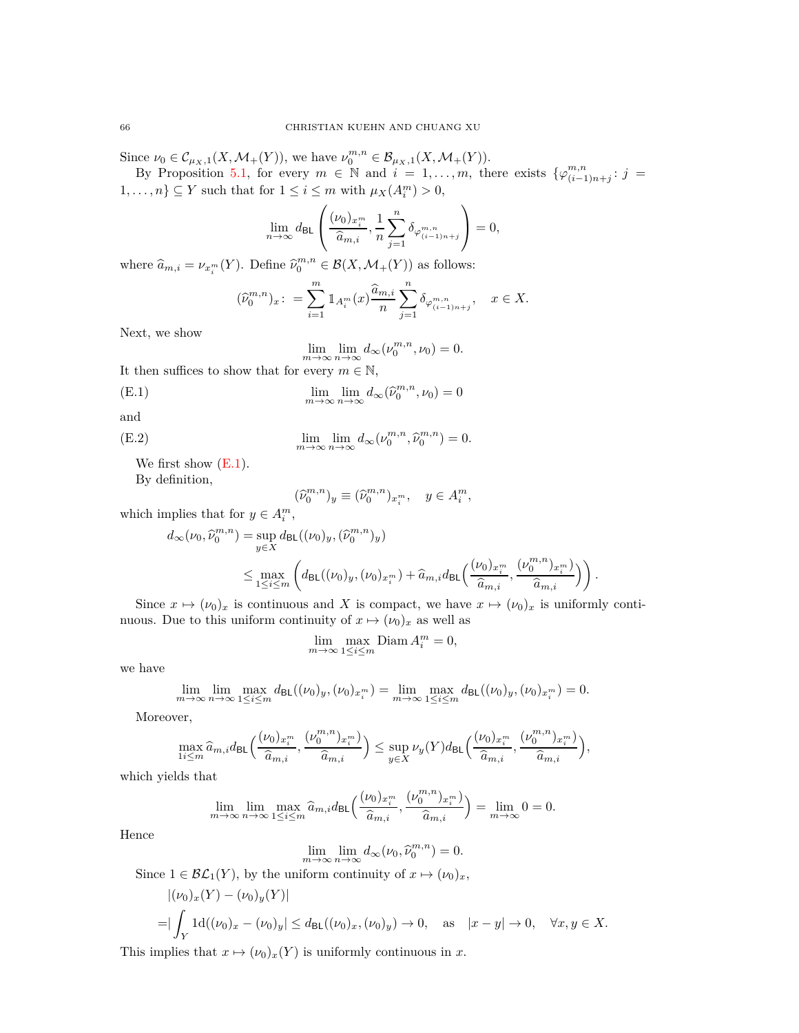Since $\nu_0 \in \mathcal{C}_{\mu_X,1}(X, \mathcal{M}_+(Y))$, we have $\nu_0^{m,n} \in \mathcal{B}_{\mu_X,1}(X, \mathcal{M}_+(Y))$.

By Proposition 5.1, for every $m \in \mathbb{N}$ and $i = 1, \ldots, m$, there exists $\{\varphi^{m,n}_{(i-1)n+j} \colon j = 1, \ldots, n\} \subseteq Y$ such that for $1 \leq i \leq m$ with $\mu_X(A_i^m) > 0$,

$$\lim_{n\to\infty} d_{\mathsf{BL}}\left(\frac{(\nu_0)_{x_i^m}}{\widehat{a}_{m,i}}, \frac{1}{n}\sum_{j=1}^n \delta_{\varphi^{m,n}_{(i-1)n+j}}\right) = 0,$$

where $\widehat{a}_{m,i} = \nu_{x_i^m}(Y)$. Define $\widehat{\nu}_0^{m,n} \in \mathcal{B}(X, \mathcal{M}_+(Y))$ as follows:

$$(\widehat{\nu}_0^{m,n})_x \colon = \sum_{i=1}^m \mathbb{1}_{A_i^m}(x)\frac{\widehat{a}_{m,i}}{n}\sum_{j=1}^n \delta_{\varphi^{m,n}_{(i-1)n+j}}, \quad x \in X.$$

Next, we show

$$\lim_{m\to\infty}\lim_{n\to\infty} d_\infty(\nu_0^{m,n}, \nu_0) = 0.$$

It then suffices to show that for every $m \in \mathbb{N}$,

$$\lim_{m\to\infty}\lim_{n\to\infty} d_\infty(\widehat{\nu}_0^{m,n}, \nu_0) = 0 \tag{E.1}$$

and

$$\lim_{m\to\infty}\lim_{n\to\infty} d_\infty(\nu_0^{m,n}, \widehat{\nu}_0^{m,n}) = 0. \tag{E.2}$$

We first show (E.1).

By definition,

$$(\widehat{\nu}_0^{m,n})_y \equiv (\widehat{\nu}_0^{m,n})_{x_i^m}, \quad y \in A_i^m,$$

which implies that for $y \in A_i^m$,

$$\begin{aligned}
d_\infty(\nu_0, \widehat{\nu}_0^{m,n}) &= \sup_{y\in X} d_{\mathsf{BL}}((\nu_0)_y, (\widehat{\nu}_0^{m,n})_y)\\
&\leq \max_{1\leq i\leq m}\left(d_{\mathsf{BL}}((\nu_0)_y, (\nu_0)_{x_i^m}) + \widehat{a}_{m,i} d_{\mathsf{BL}}\Big(\frac{(\nu_0)_{x_i^m}}{\widehat{a}_{m,i}}, \frac{(\nu_0^{m,n})_{x_i^m})}{\widehat{a}_{m,i}}\Big)\right).
\end{aligned}$$

Since $x \mapsto (\nu_0)_x$ is continuous and $X$ is compact, we have $x \mapsto (\nu_0)_x$ is uniformly continuous. Due to this uniform continuity of $x \mapsto (\nu_0)_x$ as well as

$$\lim_{m\to\infty}\max_{1\leq i\leq m} \operatorname{Diam} A_i^m = 0,$$

we have

$$\lim_{m\to\infty}\lim_{n\to\infty}\max_{1\leq i\leq m} d_{\mathsf{BL}}((\nu_0)_y, (\nu_0)_{x_i^m}) = \lim_{m\to\infty}\max_{1\leq i\leq m} d_{\mathsf{BL}}((\nu_0)_y, (\nu_0)_{x_i^m}) = 0.$$

Moreover,

$$\max_{1i\leq m} \widehat{a}_{m,i} d_{\mathsf{BL}}\Big(\frac{(\nu_0)_{x_i^m}}{\widehat{a}_{m,i}}, \frac{(\nu_0^{m,n})_{x_i^m})}{\widehat{a}_{m,i}}\Big) \leq \sup_{y\in X}\nu_y(Y) d_{\mathsf{BL}}\Big(\frac{(\nu_0)_{x_i^m}}{\widehat{a}_{m,i}}, \frac{(\nu_0^{m,n})_{x_i^m})}{\widehat{a}_{m,i}}\Big),$$

which yields that

$$\lim_{m\to\infty}\lim_{n\to\infty}\max_{1\leq i\leq m} \widehat{a}_{m,i} d_{\mathsf{BL}}\Big(\frac{(\nu_0)_{x_i^m}}{\widehat{a}_{m,i}}, \frac{(\nu_0^{m,n})_{x_i^m})}{\widehat{a}_{m,i}}\Big) = \lim_{m\to\infty} 0 = 0.$$

Hence

$$\lim_{m\to\infty}\lim_{n\to\infty} d_\infty(\nu_0, \widehat{\nu}_0^{m,n}) = 0.$$

Since $1 \in \mathcal{BL}_1(Y)$, by the uniform continuity of $x \mapsto (\nu_0)_x$,

$$\begin{aligned}
&|(\nu_0)_x(Y) - (\nu_0)_y(Y)|\\
=&\Big|\int_Y 1\mathrm{d}((\nu_0)_x - (\nu_0)_y\Big| \leq d_{\mathsf{BL}}((\nu_0)_x, (\nu_0)_y) \to 0, \quad \text{as} \quad |x-y| \to 0, \quad \forall x, y \in X.
\end{aligned}$$

This implies that $x \mapsto (\nu_0)_x(Y)$ is uniformly continuous in $x$.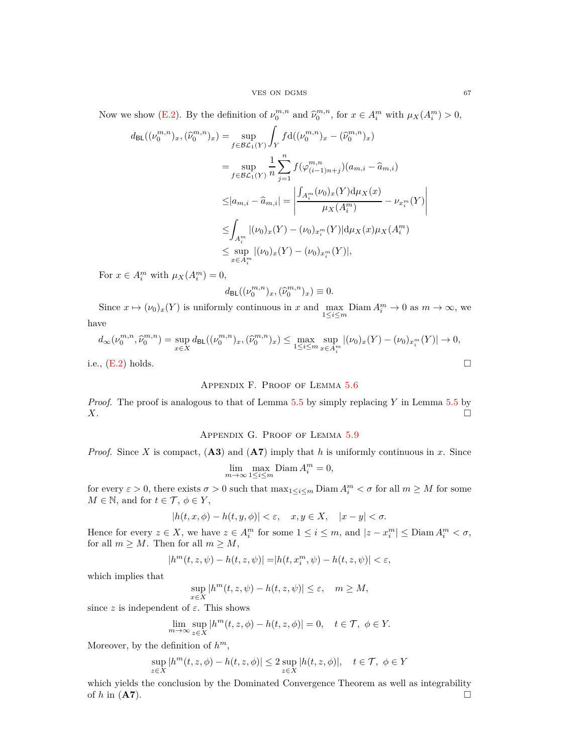Now we show (E.2). By the definition of $\nu_0^{m,n}$ and $\widehat{\nu}_0^{m,n}$, for $x \in A_i^m$ with $\mu_X(A_i^m) > 0$,

$$
\begin{aligned}
d_{\mathsf{BL}}((\nu_0^{m,n})_x, (\widehat{\nu}_0^{m,n})_x) =& \sup_{f \in \mathcal{BL}_1(Y)} \int_Y f \mathrm{d}((\nu_0^{m,n})_x - (\widehat{\nu}_0^{m,n})_x) \\
=& \sup_{f \in \mathcal{BL}_1(Y)} \frac{1}{n} \sum_{j=1}^n f(\varphi_{(i-1)n+j}^{m,n})(a_{m,i} - \widehat{a}_{m,i}) \\
\leq& |a_{m,i} - \widehat{a}_{m,i}| = \left| \frac{\int_{A_i^m} (\nu_0)_x(Y) \mathrm{d}\mu_X(x)}{\mu_X(A_i^m)} - \nu_{x_i^m}(Y) \right| \\
\leq& \int_{A_i^m} |(\nu_0)_x(Y) - (\nu_0)_{x_i^m}(Y)| \mathrm{d}\mu_X(x) \mu_X(A_i^m) \\
\leq& \sup_{x \in A_i^m} |(\nu_0)_x(Y) - (\nu_0)_{x_i^m}(Y)|,
\end{aligned}
$$

For $x \in A_i^m$ with $\mu_X(A_i^m) = 0$,

$$
d_{\mathsf{BL}}((\nu_0^{m,n})_x, (\widehat{\nu}_0^{m,n})_x) \equiv 0.
$$

Since $x \mapsto (\nu_0)_x(Y)$ is uniformly continuous in $x$ and $\max_{1 \leq i \leq m} \operatorname{Diam} A_i^m \to 0$ as $m \to \infty$, we have

$$
d_\infty(\nu_0^{m,n}, \widehat{\nu}_0^{m,n}) = \sup_{x \in X} d_{\mathsf{BL}}((\nu_0^{m,n})_x, (\widehat{\nu}_0^{m,n})_x) \leq \max_{1 \leq i \leq m} \sup_{x \in A_i^m} |(\nu_0)_x(Y) - (\nu_0)_{x_i^m}(Y)| \to 0,
$$

i.e., (E.2) holds. □

## Appendix F. Proof of Lemma 5.6

*Proof.* The proof is analogous to that of Lemma 5.5 by simply replacing $Y$ in Lemma 5.5 by $X$. □

## Appendix G. Proof of Lemma 5.9

*Proof.* Since $X$ is compact, (**A3**) and (**A7**) imply that $h$ is uniformly continuous in $x$. Since

$$
\lim_{m \to \infty} \max_{1 \leq i \leq m} \operatorname{Diam} A_i^m = 0,
$$

for every $\varepsilon > 0$, there exists $\sigma > 0$ such that $\max_{1 \leq i \leq m} \operatorname{Diam} A_i^m < \sigma$ for all $m \geq M$ for some $M \in \mathbb{N}$, and for $t \in \mathcal{T}$, $\phi \in Y$,

$$
|h(t, x, \phi) - h(t, y, \phi)| < \varepsilon, \quad x, y \in X, \quad |x - y| < \sigma.
$$

Hence for every $z \in X$, we have $z \in A_i^m$ for some $1 \leq i \leq m$, and $|z - x_i^m| \leq \operatorname{Diam} A_i^m < \sigma$, for all $m \geq M$. Then for all $m \geq M$,

$$
|h^m(t, z, \psi) - h(t, z, \psi)| = |h(t, x_i^m, \psi) - h(t, z, \psi)| < \varepsilon,
$$

which implies that

$$
\sup_{x \in X} |h^m(t, z, \psi) - h(t, z, \psi)| \leq \varepsilon, \quad m \geq M,
$$

since $z$ is independent of $\varepsilon$. This shows

$$
\lim_{m \to \infty} \sup_{z \in X} |h^m(t, z, \phi) - h(t, z, \phi)| = 0, \quad t \in \mathcal{T}, \ \phi \in Y.
$$

Moreover, by the definition of $h^m$,

$$
\sup_{z \in X} |h^m(t, z, \phi) - h(t, z, \phi)| \leq 2 \sup_{z \in X} |h(t, z, \phi)|, \quad t \in \mathcal{T}, \ \phi \in Y
$$

which yields the conclusion by the Dominated Convergence Theorem as well as integrability of $h$ in (**A7**). □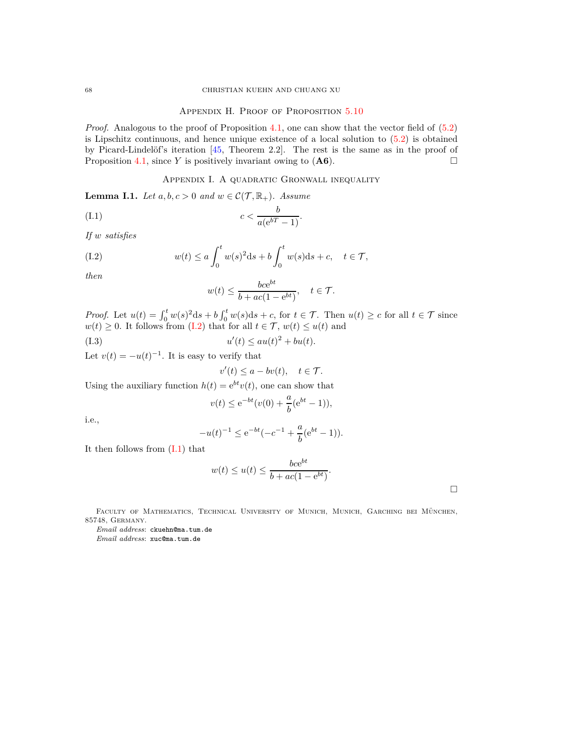## Appendix H. Proof of Proposition 5.10

*Proof.* Analogous to the proof of Proposition 4.1, one can show that the vector field of (5.2) is Lipschitz continuous, and hence unique existence of a local solution to (5.2) is obtained by Picard-Lindelöf's iteration [45, Theorem 2.2]. The rest is the same as in the proof of Proposition 4.1, since $Y$ is positively invariant owing to (**A6**). □

## Appendix I. A quadratic Gronwall inequality

**Lemma I.1.** *Let $a, b, c > 0$ and $w \in \mathcal{C}(\mathcal{T}, \mathbb{R}_+)$. Assume*

$$c < \frac{b}{a(\mathrm{e}^{bT} - 1)}. \tag{I.1}$$

*If $w$ satisfies*

$$w(t) \le a \int_0^t w(s)^2 \mathrm{d}s + b \int_0^t w(s) \mathrm{d}s + c, \quad t \in \mathcal{T}, \tag{I.2}$$

*then*

$$w(t) \le \frac{bc\mathrm{e}^{bt}}{b + ac(1 - \mathrm{e}^{bt})}, \quad t \in \mathcal{T}.$$

*Proof.* Let $u(t) = \int_0^t w(s)^2 \mathrm{d}s + b \int_0^t w(s)\mathrm{d}s + c$, for $t \in \mathcal{T}$. Then $u(t) \ge c$ for all $t \in \mathcal{T}$ since $w(t) \ge 0$. It follows from (I.2) that for all $t \in \mathcal{T}$, $w(t) \le u(t)$ and

$$u'(t) \le au(t)^2 + bu(t). \tag{I.3}$$

Let $v(t) = -u(t)^{-1}$. It is easy to verify that

$$v'(t) \le a - bv(t), \quad t \in \mathcal{T}.$$

Using the auxiliary function $h(t) = \mathrm{e}^{bt} v(t)$, one can show that

$$v(t) \le \mathrm{e}^{-bt}(v(0) + \frac{a}{b}(\mathrm{e}^{bt} - 1)),$$

i.e.,

$$-u(t)^{-1} \le \mathrm{e}^{-bt}(-c^{-1} + \frac{a}{b}(\mathrm{e}^{bt} - 1)).$$

It then follows from (I.1) that

$$w(t) \le u(t) \le \frac{bc\mathrm{e}^{bt}}{b + ac(1 - \mathrm{e}^{bt})}.$$

□

Faculty of Mathematics, Technical University of Munich, Munich, Garching bei München, 85748, Germany.

*Email address*: ckuehn@ma.tum.de

*Email address*: xuc@ma.tum.de